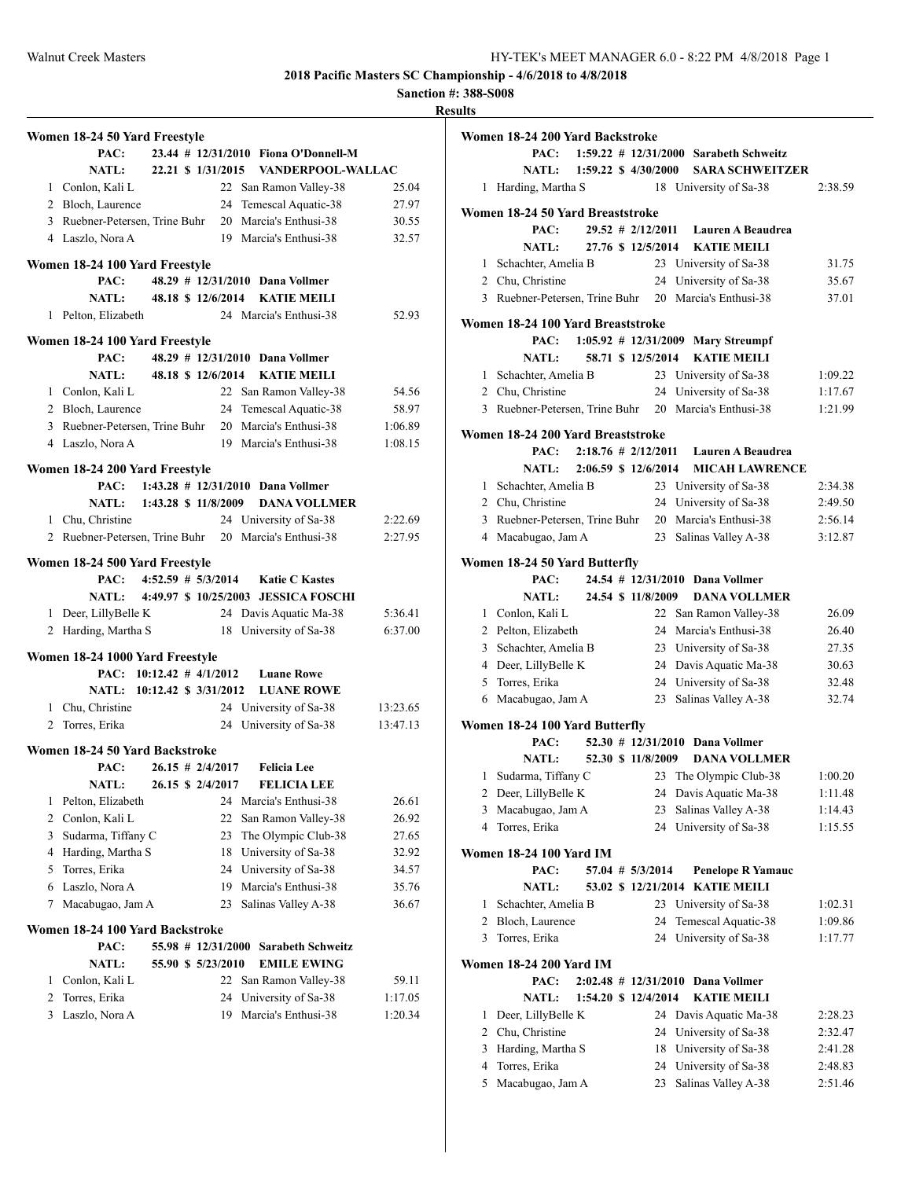## 2018 Pacific Masters SC Championship - 4/6/2018 to 4/8/2018

**Sanction #: 388-S008**

**Results**

### Women 18-24 50 Yard Freestyle

PAC: 23.44 # 12/31/2010 Fiona O'Donnell-M
NATL: 22.21 $ 1/31/2015 VANDERPOOL-WALLAC

| | Name | Age | Team | Time |
|---|---|---|---|---|
| 1 | Conlon, Kali L | 22 | San Ramon Valley-38 | 25.04 |
| 2 | Bloch, Laurence | 24 | Temescal Aquatic-38 | 27.97 |
| 3 | Ruebner-Petersen, Trine Buhr | 20 | Marcia's Enthusi-38 | 30.55 |
| 4 | Laszlo, Nora A | 19 | Marcia's Enthusi-38 | 32.57 |

### Women 18-24 100 Yard Freestyle

PAC: 48.29 # 12/31/2010 Dana Vollmer
NATL: 48.18 $ 12/6/2014 KATIE MEILI

| | Name | Age | Team | Time |
|---|---|---|---|---|
| 1 | Pelton, Elizabeth | 24 | Marcia's Enthusi-38 | 52.93 |

### Women 18-24 100 Yard Freestyle

PAC: 48.29 # 12/31/2010 Dana Vollmer
NATL: 48.18 $ 12/6/2014 KATIE MEILI

| | Name | Age | Team | Time |
|---|---|---|---|---|
| 1 | Conlon, Kali L | 22 | San Ramon Valley-38 | 54.56 |
| 2 | Bloch, Laurence | 24 | Temescal Aquatic-38 | 58.97 |
| 3 | Ruebner-Petersen, Trine Buhr | 20 | Marcia's Enthusi-38 | 1:06.89 |
| 4 | Laszlo, Nora A | 19 | Marcia's Enthusi-38 | 1:08.15 |

### Women 18-24 200 Yard Freestyle

PAC: 1:43.28 # 12/31/2010 Dana Vollmer
NATL: 1:43.28 $ 11/8/2009 DANA VOLLMER

| | Name | Age | Team | Time |
|---|---|---|---|---|
| 1 | Chu, Christine | 24 | University of Sa-38 | 2:22.69 |
| 2 | Ruebner-Petersen, Trine Buhr | 20 | Marcia's Enthusi-38 | 2:27.95 |

### Women 18-24 500 Yard Freestyle

PAC: 4:52.59 # 5/3/2014 Katie C Kastes
NATL: 4:49.97 $ 10/25/2003 JESSICA FOSCHI

| | Name | Age | Team | Time |
|---|---|---|---|---|
| 1 | Deer, LillyBelle K | 24 | Davis Aquatic Ma-38 | 5:36.41 |
| 2 | Harding, Martha S | 18 | University of Sa-38 | 6:37.00 |

### Women 18-24 1000 Yard Freestyle

PAC: 10:12.42 # 4/1/2012 Luane Rowe
NATL: 10:12.42 $ 3/31/2012 LUANE ROWE

| | Name | Age | Team | Time |
|---|---|---|---|---|
| 1 | Chu, Christine | 24 | University of Sa-38 | 13:23.65 |
| 2 | Torres, Erika | 24 | University of Sa-38 | 13:47.13 |

### Women 18-24 50 Yard Backstroke

PAC: 26.15 # 2/4/2017 Felicia Lee
NATL: 26.15 $ 2/4/2017 FELICIA LEE

| | Name | Age | Team | Time |
|---|---|---|---|---|
| 1 | Pelton, Elizabeth | 24 | Marcia's Enthusi-38 | 26.61 |
| 2 | Conlon, Kali L | 22 | San Ramon Valley-38 | 26.92 |
| 3 | Sudarma, Tiffany C | 23 | The Olympic Club-38 | 27.65 |
| 4 | Harding, Martha S | 18 | University of Sa-38 | 32.92 |
| 5 | Torres, Erika | 24 | University of Sa-38 | 34.57 |
| 6 | Laszlo, Nora A | 19 | Marcia's Enthusi-38 | 35.76 |
| 7 | Macabugao, Jam A | 23 | Salinas Valley A-38 | 36.67 |

### Women 18-24 100 Yard Backstroke

PAC: 55.98 # 12/31/2000 Sarabeth Schweitz
NATL: 55.90 $ 5/23/2010 EMILE EWING

| | Name | Age | Team | Time |
|---|---|---|---|---|
| 1 | Conlon, Kali L | 22 | San Ramon Valley-38 | 59.11 |
| 2 | Torres, Erika | 24 | University of Sa-38 | 1:17.05 |
| 3 | Laszlo, Nora A | 19 | Marcia's Enthusi-38 | 1:20.34 |

### Women 18-24 200 Yard Backstroke

PAC: 1:59.22 # 12/31/2000 Sarabeth Schweitz
NATL: 1:59.22 $ 4/30/2000 SARA SCHWEITZER

| | Name | Age | Team | Time |
|---|---|---|---|---|
| 1 | Harding, Martha S | 18 | University of Sa-38 | 2:38.59 |

### Women 18-24 50 Yard Breaststroke

PAC: 29.52 # 2/12/2011 Lauren A Beaudrea
NATL: 27.76 $ 12/5/2014 KATIE MEILI

| | Name | Age | Team | Time |
|---|---|---|---|---|
| 1 | Schachter, Amelia B | 23 | University of Sa-38 | 31.75 |
| 2 | Chu, Christine | 24 | University of Sa-38 | 35.67 |
| 3 | Ruebner-Petersen, Trine Buhr | 20 | Marcia's Enthusi-38 | 37.01 |

### Women 18-24 100 Yard Breaststroke

PAC: 1:05.92 # 12/31/2009 Mary Streumpf
NATL: 58.71 $ 12/5/2014 KATIE MEILI

| | Name | Age | Team | Time |
|---|---|---|---|---|
| 1 | Schachter, Amelia B | 23 | University of Sa-38 | 1:09.22 |
| 2 | Chu, Christine | 24 | University of Sa-38 | 1:17.67 |
| 3 | Ruebner-Petersen, Trine Buhr | 20 | Marcia's Enthusi-38 | 1:21.99 |

### Women 18-24 200 Yard Breaststroke

PAC: 2:18.76 # 2/12/2011 Lauren A Beaudrea
NATL: 2:06.59 $ 12/6/2014 MICAH LAWRENCE

| | Name | Age | Team | Time |
|---|---|---|---|---|
| 1 | Schachter, Amelia B | 23 | University of Sa-38 | 2:34.38 |
| 2 | Chu, Christine | 24 | University of Sa-38 | 2:49.50 |
| 3 | Ruebner-Petersen, Trine Buhr | 20 | Marcia's Enthusi-38 | 2:56.14 |
| 4 | Macabugao, Jam A | 23 | Salinas Valley A-38 | 3:12.87 |

### Women 18-24 50 Yard Butterfly

PAC: 24.54 # 12/31/2010 Dana Vollmer
NATL: 24.54 $ 11/8/2009 DANA VOLLMER

| | Name | Age | Team | Time |
|---|---|---|---|---|
| 1 | Conlon, Kali L | 22 | San Ramon Valley-38 | 26.09 |
| 2 | Pelton, Elizabeth | 24 | Marcia's Enthusi-38 | 26.40 |
| 3 | Schachter, Amelia B | 23 | University of Sa-38 | 27.35 |
| 4 | Deer, LillyBelle K | 24 | Davis Aquatic Ma-38 | 30.63 |
| 5 | Torres, Erika | 24 | University of Sa-38 | 32.48 |
| 6 | Macabugao, Jam A | 23 | Salinas Valley A-38 | 32.74 |

### Women 18-24 100 Yard Butterfly

PAC: 52.30 # 12/31/2010 Dana Vollmer
NATL: 52.30 $ 11/8/2009 DANA VOLLMER

| | Name | Age | Team | Time |
|---|---|---|---|---|
| 1 | Sudarma, Tiffany C | 23 | The Olympic Club-38 | 1:00.20 |
| 2 | Deer, LillyBelle K | 24 | Davis Aquatic Ma-38 | 1:11.48 |
| 3 | Macabugao, Jam A | 23 | Salinas Valley A-38 | 1:14.43 |
| 4 | Torres, Erika | 24 | University of Sa-38 | 1:15.55 |

### Women 18-24 100 Yard IM

PAC: 57.04 # 5/3/2014 Penelope R Yamauc
NATL: 53.02 $ 12/21/2014 KATIE MEILI

| | Name | Age | Team | Time |
|---|---|---|---|---|
| 1 | Schachter, Amelia B | 23 | University of Sa-38 | 1:02.31 |
| 2 | Bloch, Laurence | 24 | Temescal Aquatic-38 | 1:09.86 |
| 3 | Torres, Erika | 24 | University of Sa-38 | 1:17.77 |

### Women 18-24 200 Yard IM

PAC: 2:02.48 # 12/31/2010 Dana Vollmer
NATL: 1:54.20 $ 12/4/2014 KATIE MEILI

| | Name | Age | Team | Time |
|---|---|---|---|---|
| 1 | Deer, LillyBelle K | 24 | Davis Aquatic Ma-38 | 2:28.23 |
| 2 | Chu, Christine | 24 | University of Sa-38 | 2:32.47 |
| 3 | Harding, Martha S | 18 | University of Sa-38 | 2:41.28 |
| 4 | Torres, Erika | 24 | University of Sa-38 | 2:48.83 |
| 5 | Macabugao, Jam A | 23 | Salinas Valley A-38 | 2:51.46 |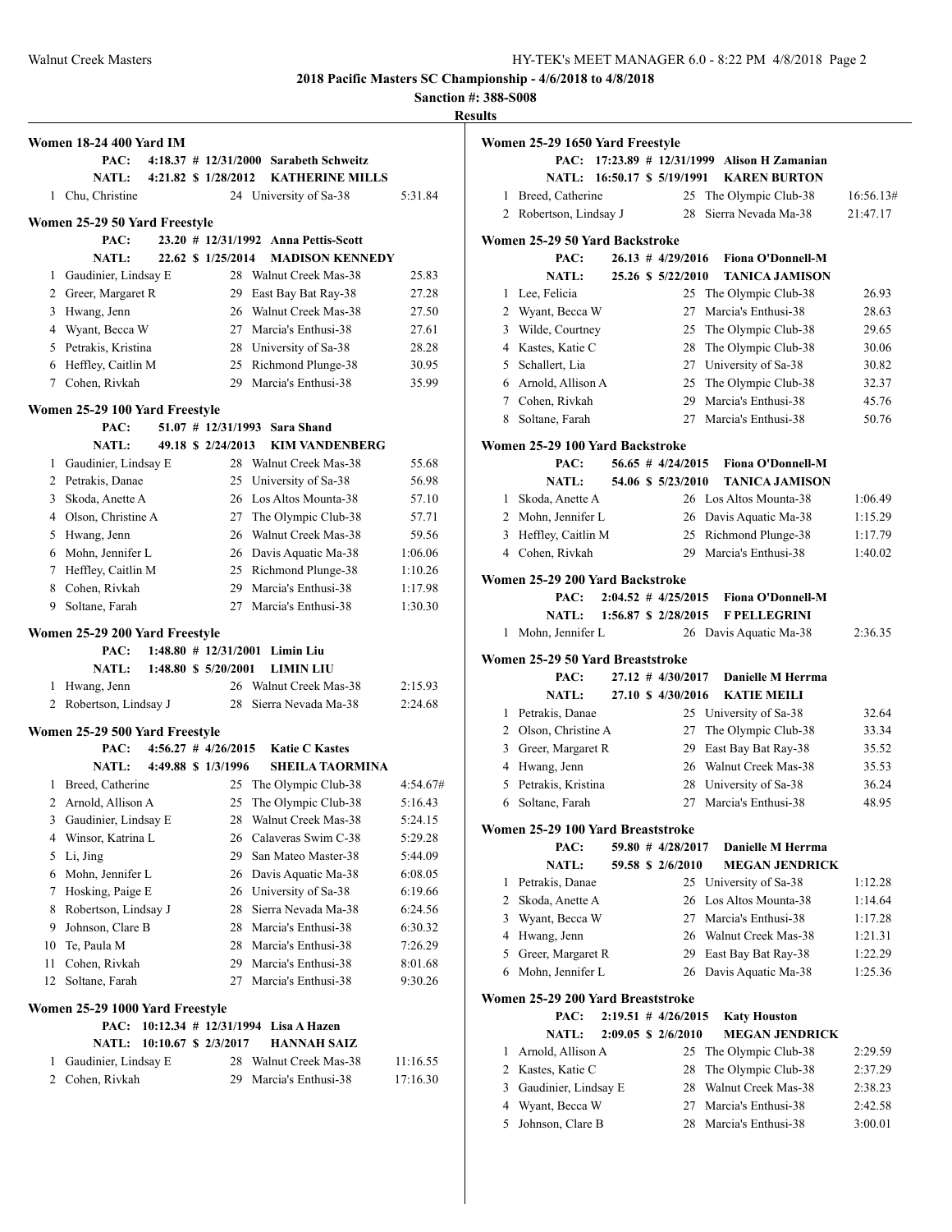**2018 Pacific Masters SC Championship - 4/6/2018 to 4/8/2018**

**Sanction #: 388-S008**

**Results**

### Women 18-24 400 Yard IM

PAC: 4:18.37 # 12/31/2000 Sarabeth Schweitz
NATL: 4:21.82 $ 1/28/2012 KATHERINE MILLS

| Place | Name | Age | Team | Time |
|---|---|---|---|---|
| 1 | Chu, Christine | 24 | University of Sa-38 | 5:31.84 |

### Women 25-29 50 Yard Freestyle

PAC: 23.20 # 12/31/1992 Anna Pettis-Scott
NATL: 22.62 $ 1/25/2014 MADISON KENNEDY

| Place | Name | Age | Team | Time |
|---|---|---|---|---|
| 1 | Gaudinier, Lindsay E | 28 | Walnut Creek Mas-38 | 25.83 |
| 2 | Greer, Margaret R | 29 | East Bay Bat Ray-38 | 27.28 |
| 3 | Hwang, Jenn | 26 | Walnut Creek Mas-38 | 27.50 |
| 4 | Wyant, Becca W | 27 | Marcia's Enthusi-38 | 27.61 |
| 5 | Petrakis, Kristina | 28 | University of Sa-38 | 28.28 |
| 6 | Heffley, Caitlin M | 25 | Richmond Plunge-38 | 30.95 |
| 7 | Cohen, Rivkah | 29 | Marcia's Enthusi-38 | 35.99 |

### Women 25-29 100 Yard Freestyle

PAC: 51.07 # 12/31/1993 Sara Shand
NATL: 49.18 $ 2/24/2013 KIM VANDENBERG

| Place | Name | Age | Team | Time |
|---|---|---|---|---|
| 1 | Gaudinier, Lindsay E | 28 | Walnut Creek Mas-38 | 55.68 |
| 2 | Petrakis, Danae | 25 | University of Sa-38 | 56.98 |
| 3 | Skoda, Anette A | 26 | Los Altos Mounta-38 | 57.10 |
| 4 | Olson, Christine A | 27 | The Olympic Club-38 | 57.71 |
| 5 | Hwang, Jenn | 26 | Walnut Creek Mas-38 | 59.56 |
| 6 | Mohn, Jennifer L | 26 | Davis Aquatic Ma-38 | 1:06.06 |
| 7 | Heffley, Caitlin M | 25 | Richmond Plunge-38 | 1:10.26 |
| 8 | Cohen, Rivkah | 29 | Marcia's Enthusi-38 | 1:17.98 |
| 9 | Soltane, Farah | 27 | Marcia's Enthusi-38 | 1:30.30 |

### Women 25-29 200 Yard Freestyle

PAC: 1:48.80 # 12/31/2001 Limin Liu
NATL: 1:48.80 $ 5/20/2001 LIMIN LIU

| Place | Name | Age | Team | Time |
|---|---|---|---|---|
| 1 | Hwang, Jenn | 26 | Walnut Creek Mas-38 | 2:15.93 |
| 2 | Robertson, Lindsay J | 28 | Sierra Nevada Ma-38 | 2:24.68 |

### Women 25-29 500 Yard Freestyle

PAC: 4:56.27 # 4/26/2015 Katie C Kastes
NATL: 4:49.88 $ 1/3/1996 SHEILA TAORMINA

| Place | Name | Age | Team | Time |
|---|---|---|---|---|
| 1 | Breed, Catherine | 25 | The Olympic Club-38 | 4:54.67# |
| 2 | Arnold, Allison A | 25 | The Olympic Club-38 | 5:16.43 |
| 3 | Gaudinier, Lindsay E | 28 | Walnut Creek Mas-38 | 5:24.15 |
| 4 | Winsor, Katrina L | 26 | Calaveras Swim C-38 | 5:29.28 |
| 5 | Li, Jing | 29 | San Mateo Master-38 | 5:44.09 |
| 6 | Mohn, Jennifer L | 26 | Davis Aquatic Ma-38 | 6:08.05 |
| 7 | Hosking, Paige E | 26 | University of Sa-38 | 6:19.66 |
| 8 | Robertson, Lindsay J | 28 | Sierra Nevada Ma-38 | 6:24.56 |
| 9 | Johnson, Clare B | 28 | Marcia's Enthusi-38 | 6:30.32 |
| 10 | Te, Paula M | 28 | Marcia's Enthusi-38 | 7:26.29 |
| 11 | Cohen, Rivkah | 29 | Marcia's Enthusi-38 | 8:01.68 |
| 12 | Soltane, Farah | 27 | Marcia's Enthusi-38 | 9:30.26 |

### Women 25-29 1000 Yard Freestyle

PAC: 10:12.34 # 12/31/1994 Lisa A Hazen
NATL: 10:10.67 $ 2/3/2017 HANNAH SAIZ

| Place | Name | Age | Team | Time |
|---|---|---|---|---|
| 1 | Gaudinier, Lindsay E | 28 | Walnut Creek Mas-38 | 11:16.55 |
| 2 | Cohen, Rivkah | 29 | Marcia's Enthusi-38 | 17:16.30 |

### Women 25-29 1650 Yard Freestyle

PAC: 17:23.89 # 12/31/1999 Alison H Zamanian
NATL: 16:50.17 $ 5/19/1991 KAREN BURTON

| Place | Name | Age | Team | Time |
|---|---|---|---|---|
| 1 | Breed, Catherine | 25 | The Olympic Club-38 | 16:56.13# |
| 2 | Robertson, Lindsay J | 28 | Sierra Nevada Ma-38 | 21:47.17 |

### Women 25-29 50 Yard Backstroke

PAC: 26.13 # 4/29/2016 Fiona O'Donnell-M
NATL: 25.26 $ 5/22/2010 TANICA JAMISON

| Place | Name | Age | Team | Time |
|---|---|---|---|---|
| 1 | Lee, Felicia | 25 | The Olympic Club-38 | 26.93 |
| 2 | Wyant, Becca W | 27 | Marcia's Enthusi-38 | 28.63 |
| 3 | Wilde, Courtney | 25 | The Olympic Club-38 | 29.65 |
| 4 | Kastes, Katie C | 28 | The Olympic Club-38 | 30.06 |
| 5 | Schallert, Lia | 27 | University of Sa-38 | 30.82 |
| 6 | Arnold, Allison A | 25 | The Olympic Club-38 | 32.37 |
| 7 | Cohen, Rivkah | 29 | Marcia's Enthusi-38 | 45.76 |
| 8 | Soltane, Farah | 27 | Marcia's Enthusi-38 | 50.76 |

### Women 25-29 100 Yard Backstroke

PAC: 56.65 # 4/24/2015 Fiona O'Donnell-M
NATL: 54.06 $ 5/23/2010 TANICA JAMISON

| Place | Name | Age | Team | Time |
|---|---|---|---|---|
| 1 | Skoda, Anette A | 26 | Los Altos Mounta-38 | 1:06.49 |
| 2 | Mohn, Jennifer L | 26 | Davis Aquatic Ma-38 | 1:15.29 |
| 3 | Heffley, Caitlin M | 25 | Richmond Plunge-38 | 1:17.79 |
| 4 | Cohen, Rivkah | 29 | Marcia's Enthusi-38 | 1:40.02 |

### Women 25-29 200 Yard Backstroke

PAC: 2:04.52 # 4/25/2015 Fiona O'Donnell-M
NATL: 1:56.87 $ 2/28/2015 F PELLEGRINI

| Place | Name | Age | Team | Time |
|---|---|---|---|---|
| 1 | Mohn, Jennifer L | 26 | Davis Aquatic Ma-38 | 2:36.35 |

### Women 25-29 50 Yard Breaststroke

PAC: 27.12 # 4/30/2017 Danielle M Herrma
NATL: 27.10 $ 4/30/2016 KATIE MEILI

| Place | Name | Age | Team | Time |
|---|---|---|---|---|
| 1 | Petrakis, Danae | 25 | University of Sa-38 | 32.64 |
| 2 | Olson, Christine A | 27 | The Olympic Club-38 | 33.34 |
| 3 | Greer, Margaret R | 29 | East Bay Bat Ray-38 | 35.52 |
| 4 | Hwang, Jenn | 26 | Walnut Creek Mas-38 | 35.53 |
| 5 | Petrakis, Kristina | 28 | University of Sa-38 | 36.24 |
| 6 | Soltane, Farah | 27 | Marcia's Enthusi-38 | 48.95 |

### Women 25-29 100 Yard Breaststroke

PAC: 59.80 # 4/28/2017 Danielle M Herrma
NATL: 59.58 $ 2/6/2010 MEGAN JENDRICK

| Place | Name | Age | Team | Time |
|---|---|---|---|---|
| 1 | Petrakis, Danae | 25 | University of Sa-38 | 1:12.28 |
| 2 | Skoda, Anette A | 26 | Los Altos Mounta-38 | 1:14.64 |
| 3 | Wyant, Becca W | 27 | Marcia's Enthusi-38 | 1:17.28 |
| 4 | Hwang, Jenn | 26 | Walnut Creek Mas-38 | 1:21.31 |
| 5 | Greer, Margaret R | 29 | East Bay Bat Ray-38 | 1:22.29 |
| 6 | Mohn, Jennifer L | 26 | Davis Aquatic Ma-38 | 1:25.36 |

### Women 25-29 200 Yard Breaststroke

PAC: 2:19.51 # 4/26/2015 Katy Houston
NATL: 2:09.05 $ 2/6/2010 MEGAN JENDRICK

| Place | Name | Age | Team | Time |
|---|---|---|---|---|
| 1 | Arnold, Allison A | 25 | The Olympic Club-38 | 2:29.59 |
| 2 | Kastes, Katie C | 28 | The Olympic Club-38 | 2:37.29 |
| 3 | Gaudinier, Lindsay E | 28 | Walnut Creek Mas-38 | 2:38.23 |
| 4 | Wyant, Becca W | 27 | Marcia's Enthusi-38 | 2:42.58 |
| 5 | Johnson, Clare B | 28 | Marcia's Enthusi-38 | 3:00.01 |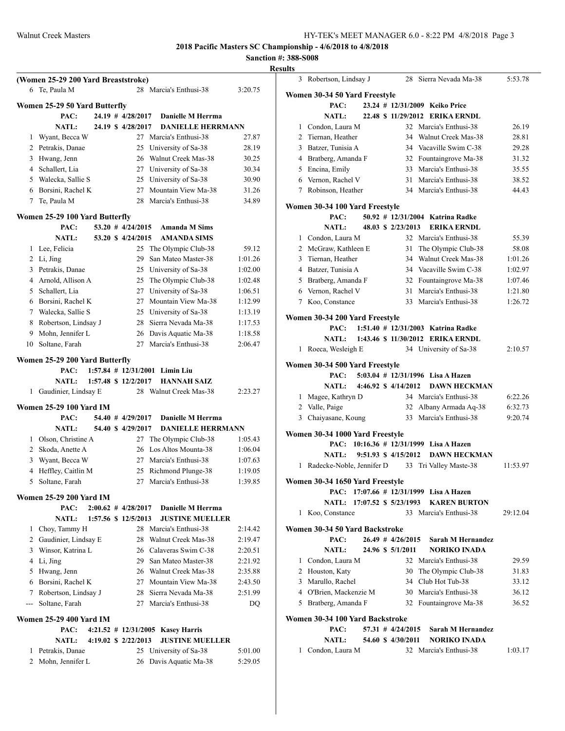## 2018 Pacific Masters SC Championship - 4/6/2018 to 4/8/2018

**Sanction #: 388-S008**

**Results**

### (Women 25-29 200 Yard Breaststroke)

| Place | Name | Age | Team | Time |
|---|---|---|---|---|
| 6 | Te, Paula M | 28 | Marcia's Enthusi-38 | 3:20.75 |

### Women 25-29 50 Yard Butterfly

PAC: 24.19 # 4/28/2017 Danielle M Herrma
NATL: 24.19 $ 4/28/2017 DANIELLE HERRMANN

| Place | Name | Age | Team | Time |
|---|---|---|---|---|
| 1 | Wyant, Becca W | 27 | Marcia's Enthusi-38 | 27.87 |
| 2 | Petrakis, Danae | 25 | University of Sa-38 | 28.19 |
| 3 | Hwang, Jenn | 26 | Walnut Creek Mas-38 | 30.25 |
| 4 | Schallert, Lia | 27 | University of Sa-38 | 30.34 |
| 5 | Walecka, Sallie S | 25 | University of Sa-38 | 30.90 |
| 6 | Borsini, Rachel K | 27 | Mountain View Ma-38 | 31.26 |
| 7 | Te, Paula M | 28 | Marcia's Enthusi-38 | 34.89 |

### Women 25-29 100 Yard Butterfly

PAC: 53.20 # 4/24/2015 Amanda M Sims
NATL: 53.20 $ 4/24/2015 AMANDA SIMS

| Place | Name | Age | Team | Time |
|---|---|---|---|---|
| 1 | Lee, Felicia | 25 | The Olympic Club-38 | 59.12 |
| 2 | Li, Jing | 29 | San Mateo Master-38 | 1:01.26 |
| 3 | Petrakis, Danae | 25 | University of Sa-38 | 1:02.00 |
| 4 | Arnold, Allison A | 25 | The Olympic Club-38 | 1:02.48 |
| 5 | Schallert, Lia | 27 | University of Sa-38 | 1:06.51 |
| 6 | Borsini, Rachel K | 27 | Mountain View Ma-38 | 1:12.99 |
| 7 | Walecka, Sallie S | 25 | University of Sa-38 | 1:13.19 |
| 8 | Robertson, Lindsay J | 28 | Sierra Nevada Ma-38 | 1:17.53 |
| 9 | Mohn, Jennifer L | 26 | Davis Aquatic Ma-38 | 1:18.58 |
| 10 | Soltane, Farah | 27 | Marcia's Enthusi-38 | 2:06.47 |

### Women 25-29 200 Yard Butterfly

PAC: 1:57.84 # 12/31/2001 Limin Liu
NATL: 1:57.48 $ 12/2/2017 HANNAH SAIZ

| Place | Name | Age | Team | Time |
|---|---|---|---|---|
| 1 | Gaudinier, Lindsay E | 28 | Walnut Creek Mas-38 | 2:23.27 |

### Women 25-29 100 Yard IM

PAC: 54.40 # 4/29/2017 Danielle M Herrma
NATL: 54.40 $ 4/29/2017 DANIELLE HERRMANN

| Place | Name | Age | Team | Time |
|---|---|---|---|---|
| 1 | Olson, Christine A | 27 | The Olympic Club-38 | 1:05.43 |
| 2 | Skoda, Anette A | 26 | Los Altos Mounta-38 | 1:06.04 |
| 3 | Wyant, Becca W | 27 | Marcia's Enthusi-38 | 1:07.63 |
| 4 | Heffley, Caitlin M | 25 | Richmond Plunge-38 | 1:19.05 |
| 5 | Soltane, Farah | 27 | Marcia's Enthusi-38 | 1:39.85 |

### Women 25-29 200 Yard IM

PAC: 2:00.62 # 4/28/2017 Danielle M Herrma
NATL: 1:57.56 $ 12/5/2013 JUSTINE MUELLER

| Place | Name | Age | Team | Time |
|---|---|---|---|---|
| 1 | Choy, Tammy H | 28 | Marcia's Enthusi-38 | 2:14.42 |
| 2 | Gaudinier, Lindsay E | 28 | Walnut Creek Mas-38 | 2:19.47 |
| 3 | Winsor, Katrina L | 26 | Calaveras Swim C-38 | 2:20.51 |
| 4 | Li, Jing | 29 | San Mateo Master-38 | 2:21.92 |
| 5 | Hwang, Jenn | 26 | Walnut Creek Mas-38 | 2:35.88 |
| 6 | Borsini, Rachel K | 27 | Mountain View Ma-38 | 2:43.50 |
| 7 | Robertson, Lindsay J | 28 | Sierra Nevada Ma-38 | 2:51.99 |
| --- | Soltane, Farah | 27 | Marcia's Enthusi-38 | DQ |

### Women 25-29 400 Yard IM

PAC: 4:21.52 # 12/31/2005 Kasey Harris
NATL: 4:19.02 $ 2/22/2013 JUSTINE MUELLER

| Place | Name | Age | Team | Time |
|---|---|---|---|---|
| 1 | Petrakis, Danae | 25 | University of Sa-38 | 5:01.00 |
| 2 | Mohn, Jennifer L | 26 | Davis Aquatic Ma-38 | 5:29.05 |
| 3 | Robertson, Lindsay J | 28 | Sierra Nevada Ma-38 | 5:53.78 |

### Women 30-34 50 Yard Freestyle

PAC: 23.24 # 12/31/2009 Keiko Price
NATL: 22.48 $ 11/29/2012 ERIKA ERNDL

| Place | Name | Age | Team | Time |
|---|---|---|---|---|
| 1 | Condon, Laura M | 32 | Marcia's Enthusi-38 | 26.19 |
| 2 | Tiernan, Heather | 34 | Walnut Creek Mas-38 | 28.81 |
| 3 | Batzer, Tunisia A | 34 | Vacaville Swim C-38 | 29.28 |
| 4 | Bratberg, Amanda F | 32 | Fountaingrove Ma-38 | 31.32 |
| 5 | Encina, Emily | 33 | Marcia's Enthusi-38 | 35.55 |
| 6 | Vernon, Rachel V | 31 | Marcia's Enthusi-38 | 38.52 |
| 7 | Robinson, Heather | 34 | Marcia's Enthusi-38 | 44.43 |

### Women 30-34 100 Yard Freestyle

PAC: 50.92 # 12/31/2004 Katrina Radke
NATL: 48.03 $ 2/23/2013 ERIKA ERNDL

| Place | Name | Age | Team | Time |
|---|---|---|---|---|
| 1 | Condon, Laura M | 32 | Marcia's Enthusi-38 | 55.39 |
| 2 | McGraw, Kathleen E | 31 | The Olympic Club-38 | 58.08 |
| 3 | Tiernan, Heather | 34 | Walnut Creek Mas-38 | 1:01.26 |
| 4 | Batzer, Tunisia A | 34 | Vacaville Swim C-38 | 1:02.97 |
| 5 | Bratberg, Amanda F | 32 | Fountaingrove Ma-38 | 1:07.46 |
| 6 | Vernon, Rachel V | 31 | Marcia's Enthusi-38 | 1:21.80 |
| 7 | Koo, Constance | 33 | Marcia's Enthusi-38 | 1:26.72 |

### Women 30-34 200 Yard Freestyle

PAC: 1:51.40 # 12/31/2003 Katrina Radke
NATL: 1:43.46 $ 11/30/2012 ERIKA ERNDL

| Place | Name | Age | Team | Time |
|---|---|---|---|---|
| 1 | Roeca, Wesleigh E | 34 | University of Sa-38 | 2:10.57 |

### Women 30-34 500 Yard Freestyle

PAC: 5:03.04 # 12/31/1996 Lisa A Hazen
NATL: 4:46.92 $ 4/14/2012 DAWN HECKMAN

| Place | Name | Age | Team | Time |
|---|---|---|---|---|
| 1 | Magee, Kathryn D | 34 | Marcia's Enthusi-38 | 6:22.26 |
| 2 | Valle, Paige | 32 | Albany Armada Aq-38 | 6:32.73 |
| 3 | Chaiyasane, Koung | 33 | Marcia's Enthusi-38 | 9:20.74 |

### Women 30-34 1000 Yard Freestyle

PAC: 10:16.36 # 12/31/1999 Lisa A Hazen
NATL: 9:51.93 $ 4/15/2012 DAWN HECKMAN

| Place | Name | Age | Team | Time |
|---|---|---|---|---|
| 1 | Radecke-Noble, Jennifer D | 33 | Tri Valley Maste-38 | 11:53.97 |

### Women 30-34 1650 Yard Freestyle

PAC: 17:07.66 # 12/31/1999 Lisa A Hazen
NATL: 17:07.52 $ 5/23/1993 KAREN BURTON

| Place | Name | Age | Team | Time |
|---|---|---|---|---|
| 1 | Koo, Constance | 33 | Marcia's Enthusi-38 | 29:12.04 |

### Women 30-34 50 Yard Backstroke

PAC: 26.49 # 4/26/2015 Sarah M Hernandez
NATL: 24.96 $ 5/1/2011 NORIKO INADA

| Place | Name | Age | Team | Time |
|---|---|---|---|---|
| 1 | Condon, Laura M | 32 | Marcia's Enthusi-38 | 29.59 |
| 2 | Houston, Katy | 30 | The Olympic Club-38 | 31.83 |
| 3 | Marullo, Rachel | 34 | Club Hot Tub-38 | 33.12 |
| 4 | O'Brien, Mackenzie M | 30 | Marcia's Enthusi-38 | 36.12 |
| 5 | Bratberg, Amanda F | 32 | Fountaingrove Ma-38 | 36.52 |

### Women 30-34 100 Yard Backstroke

PAC: 57.31 # 4/24/2015 Sarah M Hernandez
NATL: 54.60 $ 4/30/2011 NORIKO INADA

| Place | Name | Age | Team | Time |
|---|---|---|---|---|
| 1 | Condon, Laura M | 32 | Marcia's Enthusi-38 | 1:03.17 |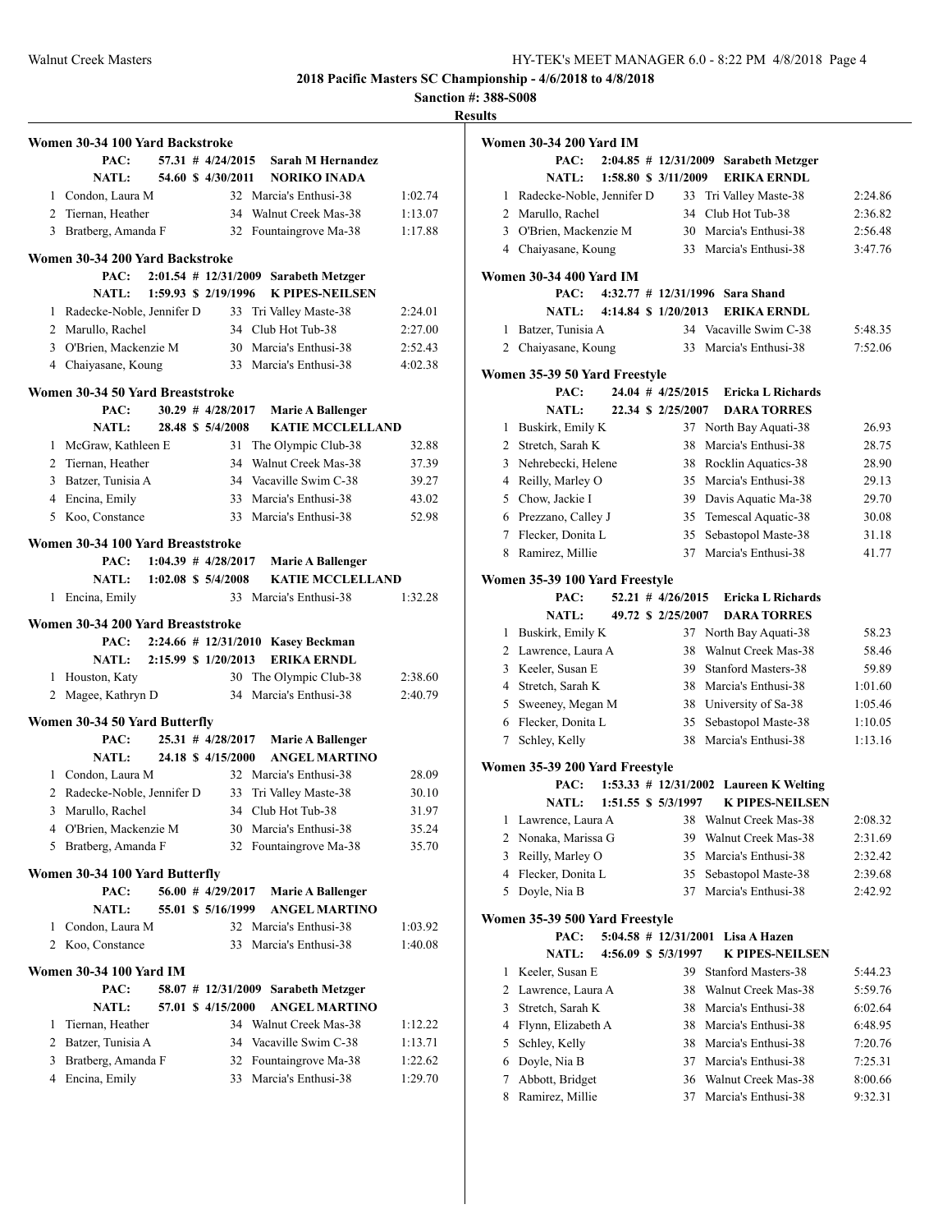# 2018 Pacific Masters SC Championship - 4/6/2018 to 4/8/2018

**Sanction #: 388-S008**

**Results**

### Women 30-34 100 Yard Backstroke

PAC: 57.31 # 4/24/2015 Sarah M Hernandez
NATL: 54.60 $ 4/30/2011 NORIKO INADA

| Place | Name | Age | Team | Time |
|---|---|---|---|---|
| 1 | Condon, Laura M | 32 | Marcia's Enthusi-38 | 1:02.74 |
| 2 | Tiernan, Heather | 34 | Walnut Creek Mas-38 | 1:13.07 |
| 3 | Bratberg, Amanda F | 32 | Fountaingrove Ma-38 | 1:17.88 |

### Women 30-34 200 Yard Backstroke

PAC: 2:01.54 # 12/31/2009 Sarabeth Metzger
NATL: 1:59.93 $ 2/19/1996 K PIPES-NEILSEN

| Place | Name | Age | Team | Time |
|---|---|---|---|---|
| 1 | Radecke-Noble, Jennifer D | 33 | Tri Valley Maste-38 | 2:24.01 |
| 2 | Marullo, Rachel | 34 | Club Hot Tub-38 | 2:27.00 |
| 3 | O'Brien, Mackenzie M | 30 | Marcia's Enthusi-38 | 2:52.43 |
| 4 | Chaiyasane, Koung | 33 | Marcia's Enthusi-38 | 4:02.38 |

### Women 30-34 50 Yard Breaststroke

PAC: 30.29 # 4/28/2017 Marie A Ballenger
NATL: 28.48 $ 5/4/2008 KATIE MCCLELLAND

| Place | Name | Age | Team | Time |
|---|---|---|---|---|
| 1 | McGraw, Kathleen E | 31 | The Olympic Club-38 | 32.88 |
| 2 | Tiernan, Heather | 34 | Walnut Creek Mas-38 | 37.39 |
| 3 | Batzer, Tunisia A | 34 | Vacaville Swim C-38 | 39.27 |
| 4 | Encina, Emily | 33 | Marcia's Enthusi-38 | 43.02 |
| 5 | Koo, Constance | 33 | Marcia's Enthusi-38 | 52.98 |

### Women 30-34 100 Yard Breaststroke

PAC: 1:04.39 # 4/28/2017 Marie A Ballenger
NATL: 1:02.08 $ 5/4/2008 KATIE MCCLELLAND

| Place | Name | Age | Team | Time |
|---|---|---|---|---|
| 1 | Encina, Emily | 33 | Marcia's Enthusi-38 | 1:32.28 |

### Women 30-34 200 Yard Breaststroke

PAC: 2:24.66 # 12/31/2010 Kasey Beckman
NATL: 2:15.99 $ 1/20/2013 ERIKA ERNDL

| Place | Name | Age | Team | Time |
|---|---|---|---|---|
| 1 | Houston, Katy | 30 | The Olympic Club-38 | 2:38.60 |
| 2 | Magee, Kathryn D | 34 | Marcia's Enthusi-38 | 2:40.79 |

### Women 30-34 50 Yard Butterfly

PAC: 25.31 # 4/28/2017 Marie A Ballenger
NATL: 24.18 $ 4/15/2000 ANGEL MARTINO

| Place | Name | Age | Team | Time |
|---|---|---|---|---|
| 1 | Condon, Laura M | 32 | Marcia's Enthusi-38 | 28.09 |
| 2 | Radecke-Noble, Jennifer D | 33 | Tri Valley Maste-38 | 30.10 |
| 3 | Marullo, Rachel | 34 | Club Hot Tub-38 | 31.97 |
| 4 | O'Brien, Mackenzie M | 30 | Marcia's Enthusi-38 | 35.24 |
| 5 | Bratberg, Amanda F | 32 | Fountaingrove Ma-38 | 35.70 |

### Women 30-34 100 Yard Butterfly

PAC: 56.00 # 4/29/2017 Marie A Ballenger
NATL: 55.01 $ 5/16/1999 ANGEL MARTINO

| Place | Name | Age | Team | Time |
|---|---|---|---|---|
| 1 | Condon, Laura M | 32 | Marcia's Enthusi-38 | 1:03.92 |
| 2 | Koo, Constance | 33 | Marcia's Enthusi-38 | 1:40.08 |

### Women 30-34 100 Yard IM

PAC: 58.07 # 12/31/2009 Sarabeth Metzger
NATL: 57.01 $ 4/15/2000 ANGEL MARTINO

| Place | Name | Age | Team | Time |
|---|---|---|---|---|
| 1 | Tiernan, Heather | 34 | Walnut Creek Mas-38 | 1:12.22 |
| 2 | Batzer, Tunisia A | 34 | Vacaville Swim C-38 | 1:13.71 |
| 3 | Bratberg, Amanda F | 32 | Fountaingrove Ma-38 | 1:22.62 |
| 4 | Encina, Emily | 33 | Marcia's Enthusi-38 | 1:29.70 |

### Women 30-34 200 Yard IM

PAC: 2:04.85 # 12/31/2009 Sarabeth Metzger
NATL: 1:58.80 $ 3/11/2009 ERIKA ERNDL

| Place | Name | Age | Team | Time |
|---|---|---|---|---|
| 1 | Radecke-Noble, Jennifer D | 33 | Tri Valley Maste-38 | 2:24.86 |
| 2 | Marullo, Rachel | 34 | Club Hot Tub-38 | 2:36.82 |
| 3 | O'Brien, Mackenzie M | 30 | Marcia's Enthusi-38 | 2:56.48 |
| 4 | Chaiyasane, Koung | 33 | Marcia's Enthusi-38 | 3:47.76 |

### Women 30-34 400 Yard IM

PAC: 4:32.77 # 12/31/1996 Sara Shand
NATL: 4:14.84 $ 1/20/2013 ERIKA ERNDL

| Place | Name | Age | Team | Time |
|---|---|---|---|---|
| 1 | Batzer, Tunisia A | 34 | Vacaville Swim C-38 | 5:48.35 |
| 2 | Chaiyasane, Koung | 33 | Marcia's Enthusi-38 | 7:52.06 |

### Women 35-39 50 Yard Freestyle

PAC: 24.04 # 4/25/2015 Ericka L Richards
NATL: 22.34 $ 2/25/2007 DARA TORRES

| Place | Name | Age | Team | Time |
|---|---|---|---|---|
| 1 | Buskirk, Emily K | 37 | North Bay Aquati-38 | 26.93 |
| 2 | Stretch, Sarah K | 38 | Marcia's Enthusi-38 | 28.75 |
| 3 | Nehrebecki, Helene | 38 | Rocklin Aquatics-38 | 28.90 |
| 4 | Reilly, Marley O | 35 | Marcia's Enthusi-38 | 29.13 |
| 5 | Chow, Jackie I | 39 | Davis Aquatic Ma-38 | 29.70 |
| 6 | Prezzano, Calley J | 35 | Temescal Aquatic-38 | 30.08 |
| 7 | Flecker, Donita L | 35 | Sebastopol Maste-38 | 31.18 |
| 8 | Ramirez, Millie | 37 | Marcia's Enthusi-38 | 41.77 |

### Women 35-39 100 Yard Freestyle

PAC: 52.21 # 4/26/2015 Ericka L Richards
NATL: 49.72 $ 2/25/2007 DARA TORRES

| Place | Name | Age | Team | Time |
|---|---|---|---|---|
| 1 | Buskirk, Emily K | 37 | North Bay Aquati-38 | 58.23 |
| 2 | Lawrence, Laura A | 38 | Walnut Creek Mas-38 | 58.46 |
| 3 | Keeler, Susan E | 39 | Stanford Masters-38 | 59.89 |
| 4 | Stretch, Sarah K | 38 | Marcia's Enthusi-38 | 1:01.60 |
| 5 | Sweeney, Megan M | 38 | University of Sa-38 | 1:05.46 |
| 6 | Flecker, Donita L | 35 | Sebastopol Maste-38 | 1:10.05 |
| 7 | Schley, Kelly | 38 | Marcia's Enthusi-38 | 1:13.16 |

### Women 35-39 200 Yard Freestyle

PAC: 1:53.33 # 12/31/2002 Laureen K Welting
NATL: 1:51.55 $ 5/3/1997 K PIPES-NEILSEN

| Place | Name | Age | Team | Time |
|---|---|---|---|---|
| 1 | Lawrence, Laura A | 38 | Walnut Creek Mas-38 | 2:08.32 |
| 2 | Nonaka, Marissa G | 39 | Walnut Creek Mas-38 | 2:31.69 |
| 3 | Reilly, Marley O | 35 | Marcia's Enthusi-38 | 2:32.42 |
| 4 | Flecker, Donita L | 35 | Sebastopol Maste-38 | 2:39.68 |
| 5 | Doyle, Nia B | 37 | Marcia's Enthusi-38 | 2:42.92 |

### Women 35-39 500 Yard Freestyle

PAC: 5:04.58 # 12/31/2001 Lisa A Hazen
NATL: 4:56.09 $ 5/3/1997 K PIPES-NEILSEN

| Place | Name | Age | Team | Time |
|---|---|---|---|---|
| 1 | Keeler, Susan E | 39 | Stanford Masters-38 | 5:44.23 |
| 2 | Lawrence, Laura A | 38 | Walnut Creek Mas-38 | 5:59.76 |
| 3 | Stretch, Sarah K | 38 | Marcia's Enthusi-38 | 6:02.64 |
| 4 | Flynn, Elizabeth A | 38 | Marcia's Enthusi-38 | 6:48.95 |
| 5 | Schley, Kelly | 38 | Marcia's Enthusi-38 | 7:20.76 |
| 6 | Doyle, Nia B | 37 | Marcia's Enthusi-38 | 7:25.31 |
| 7 | Abbott, Bridget | 36 | Walnut Creek Mas-38 | 8:00.66 |
| 8 | Ramirez, Millie | 37 | Marcia's Enthusi-38 | 9:32.31 |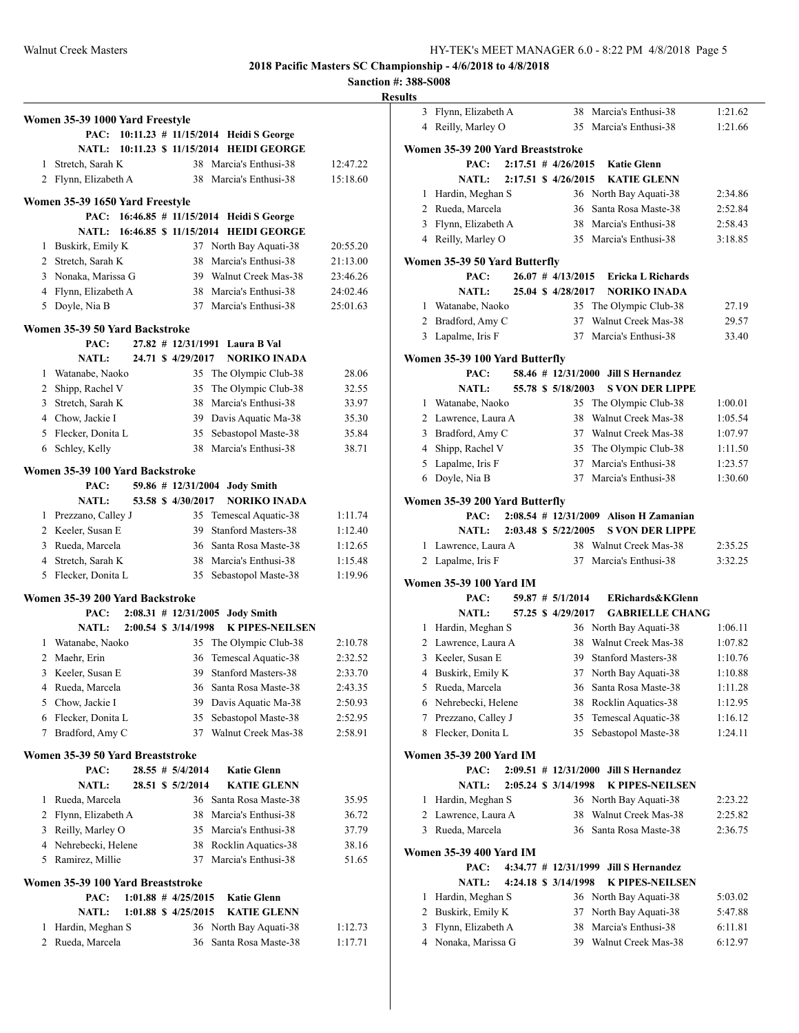**2018 Pacific Masters SC Championship - 4/6/2018 to 4/8/2018**

**Sanction #: 388-S008**

**Results**

### Women 35-39 1000 Yard Freestyle

PAC: 10:11.23 # 11/15/2014 Heidi S George
NATL: 10:11.23 $ 11/15/2014 HEIDI GEORGE

| Place | Name | Age | Team | Time |
|---|---|---|---|---|
| 1 | Stretch, Sarah K | 38 | Marcia's Enthusi-38 | 12:47.22 |
| 2 | Flynn, Elizabeth A | 38 | Marcia's Enthusi-38 | 15:18.60 |

### Women 35-39 1650 Yard Freestyle

PAC: 16:46.85 # 11/15/2014 Heidi S George
NATL: 16:46.85 $ 11/15/2014 HEIDI GEORGE

| Place | Name | Age | Team | Time |
|---|---|---|---|---|
| 1 | Buskirk, Emily K | 37 | North Bay Aquati-38 | 20:55.20 |
| 2 | Stretch, Sarah K | 38 | Marcia's Enthusi-38 | 21:13.00 |
| 3 | Nonaka, Marissa G | 39 | Walnut Creek Mas-38 | 23:46.26 |
| 4 | Flynn, Elizabeth A | 38 | Marcia's Enthusi-38 | 24:02.46 |
| 5 | Doyle, Nia B | 37 | Marcia's Enthusi-38 | 25:01.63 |

### Women 35-39 50 Yard Backstroke

PAC: 27.82 # 12/31/1991 Laura B Val
NATL: 24.71 $ 4/29/2017 NORIKO INADA

| Place | Name | Age | Team | Time |
|---|---|---|---|---|
| 1 | Watanabe, Naoko | 35 | The Olympic Club-38 | 28.06 |
| 2 | Shipp, Rachel V | 35 | The Olympic Club-38 | 32.55 |
| 3 | Stretch, Sarah K | 38 | Marcia's Enthusi-38 | 33.97 |
| 4 | Chow, Jackie I | 39 | Davis Aquatic Ma-38 | 35.30 |
| 5 | Flecker, Donita L | 35 | Sebastopol Maste-38 | 35.84 |
| 6 | Schley, Kelly | 38 | Marcia's Enthusi-38 | 38.71 |

### Women 35-39 100 Yard Backstroke

PAC: 59.86 # 12/31/2004 Jody Smith
NATL: 53.58 $ 4/30/2017 NORIKO INADA

| Place | Name | Age | Team | Time |
|---|---|---|---|---|
| 1 | Prezzano, Calley J | 35 | Temescal Aquatic-38 | 1:11.74 |
| 2 | Keeler, Susan E | 39 | Stanford Masters-38 | 1:12.40 |
| 3 | Rueda, Marcela | 36 | Santa Rosa Maste-38 | 1:12.65 |
| 4 | Stretch, Sarah K | 38 | Marcia's Enthusi-38 | 1:15.48 |
| 5 | Flecker, Donita L | 35 | Sebastopol Maste-38 | 1:19.96 |

### Women 35-39 200 Yard Backstroke

PAC: 2:08.31 # 12/31/2005 Jody Smith
NATL: 2:00.54 $ 3/14/1998 K PIPES-NEILSEN

| Place | Name | Age | Team | Time |
|---|---|---|---|---|
| 1 | Watanabe, Naoko | 35 | The Olympic Club-38 | 2:10.78 |
| 2 | Maehr, Erin | 36 | Temescal Aquatic-38 | 2:32.52 |
| 3 | Keeler, Susan E | 39 | Stanford Masters-38 | 2:33.70 |
| 4 | Rueda, Marcela | 36 | Santa Rosa Maste-38 | 2:43.35 |
| 5 | Chow, Jackie I | 39 | Davis Aquatic Ma-38 | 2:50.93 |
| 6 | Flecker, Donita L | 35 | Sebastopol Maste-38 | 2:52.95 |
| 7 | Bradford, Amy C | 37 | Walnut Creek Mas-38 | 2:58.91 |

### Women 35-39 50 Yard Breaststroke

PAC: 28.55 # 5/4/2014 Katie Glenn
NATL: 28.51 $ 5/2/2014 KATIE GLENN

| Place | Name | Age | Team | Time |
|---|---|---|---|---|
| 1 | Rueda, Marcela | 36 | Santa Rosa Maste-38 | 35.95 |
| 2 | Flynn, Elizabeth A | 38 | Marcia's Enthusi-38 | 36.72 |
| 3 | Reilly, Marley O | 35 | Marcia's Enthusi-38 | 37.79 |
| 4 | Nehrebecki, Helene | 38 | Rocklin Aquatics-38 | 38.16 |
| 5 | Ramirez, Millie | 37 | Marcia's Enthusi-38 | 51.65 |

### Women 35-39 100 Yard Breaststroke

PAC: 1:01.88 # 4/25/2015 Katie Glenn
NATL: 1:01.88 $ 4/25/2015 KATIE GLENN

| Place | Name | Age | Team | Time |
|---|---|---|---|---|
| 1 | Hardin, Meghan S | 36 | North Bay Aquati-38 | 1:12.73 |
| 2 | Rueda, Marcela | 36 | Santa Rosa Maste-38 | 1:17.71 |
| 3 | Flynn, Elizabeth A | 38 | Marcia's Enthusi-38 | 1:21.62 |
| 4 | Reilly, Marley O | 35 | Marcia's Enthusi-38 | 1:21.66 |

### Women 35-39 200 Yard Breaststroke

PAC: 2:17.51 # 4/26/2015 Katie Glenn
NATL: 2:17.51 $ 4/26/2015 KATIE GLENN

| Place | Name | Age | Team | Time |
|---|---|---|---|---|
| 1 | Hardin, Meghan S | 36 | North Bay Aquati-38 | 2:34.86 |
| 2 | Rueda, Marcela | 36 | Santa Rosa Maste-38 | 2:52.84 |
| 3 | Flynn, Elizabeth A | 38 | Marcia's Enthusi-38 | 2:58.43 |
| 4 | Reilly, Marley O | 35 | Marcia's Enthusi-38 | 3:18.85 |

### Women 35-39 50 Yard Butterfly

PAC: 26.07 # 4/13/2015 Ericka L Richards
NATL: 25.04 $ 4/28/2017 NORIKO INADA

| Place | Name | Age | Team | Time |
|---|---|---|---|---|
| 1 | Watanabe, Naoko | 35 | The Olympic Club-38 | 27.19 |
| 2 | Bradford, Amy C | 37 | Walnut Creek Mas-38 | 29.57 |
| 3 | Lapalme, Iris F | 37 | Marcia's Enthusi-38 | 33.40 |

### Women 35-39 100 Yard Butterfly

PAC: 58.46 # 12/31/2000 Jill S Hernandez
NATL: 55.78 $ 5/18/2003 S VON DER LIPPE

| Place | Name | Age | Team | Time |
|---|---|---|---|---|
| 1 | Watanabe, Naoko | 35 | The Olympic Club-38 | 1:00.01 |
| 2 | Lawrence, Laura A | 38 | Walnut Creek Mas-38 | 1:05.54 |
| 3 | Bradford, Amy C | 37 | Walnut Creek Mas-38 | 1:07.97 |
| 4 | Shipp, Rachel V | 35 | The Olympic Club-38 | 1:11.50 |
| 5 | Lapalme, Iris F | 37 | Marcia's Enthusi-38 | 1:23.57 |
| 6 | Doyle, Nia B | 37 | Marcia's Enthusi-38 | 1:30.60 |

### Women 35-39 200 Yard Butterfly

PAC: 2:08.54 # 12/31/2009 Alison H Zamanian
NATL: 2:03.48 $ 5/22/2005 S VON DER LIPPE

| Place | Name | Age | Team | Time |
|---|---|---|---|---|
| 1 | Lawrence, Laura A | 38 | Walnut Creek Mas-38 | 2:35.25 |
| 2 | Lapalme, Iris F | 37 | Marcia's Enthusi-38 | 3:32.25 |

### Women 35-39 100 Yard IM

PAC: 59.87 # 5/1/2014 ERichards&KGlenn
NATL: 57.25 $ 4/29/2017 GABRIELLE CHANG

| Place | Name | Age | Team | Time |
|---|---|---|---|---|
| 1 | Hardin, Meghan S | 36 | North Bay Aquati-38 | 1:06.11 |
| 2 | Lawrence, Laura A | 38 | Walnut Creek Mas-38 | 1:07.82 |
| 3 | Keeler, Susan E | 39 | Stanford Masters-38 | 1:10.76 |
| 4 | Buskirk, Emily K | 37 | North Bay Aquati-38 | 1:10.88 |
| 5 | Rueda, Marcela | 36 | Santa Rosa Maste-38 | 1:11.28 |
| 6 | Nehrebecki, Helene | 38 | Rocklin Aquatics-38 | 1:12.95 |
| 7 | Prezzano, Calley J | 35 | Temescal Aquatic-38 | 1:16.12 |
| 8 | Flecker, Donita L | 35 | Sebastopol Maste-38 | 1:24.11 |

### Women 35-39 200 Yard IM

PAC: 2:09.51 # 12/31/2000 Jill S Hernandez
NATL: 2:05.24 $ 3/14/1998 K PIPES-NEILSEN

| Place | Name | Age | Team | Time |
|---|---|---|---|---|
| 1 | Hardin, Meghan S | 36 | North Bay Aquati-38 | 2:23.22 |
| 2 | Lawrence, Laura A | 38 | Walnut Creek Mas-38 | 2:25.82 |
| 3 | Rueda, Marcela | 36 | Santa Rosa Maste-38 | 2:36.75 |

### Women 35-39 400 Yard IM

PAC: 4:34.77 # 12/31/1999 Jill S Hernandez
NATL: 4:24.18 $ 3/14/1998 K PIPES-NEILSEN

| Place | Name | Age | Team | Time |
|---|---|---|---|---|
| 1 | Hardin, Meghan S | 36 | North Bay Aquati-38 | 5:03.02 |
| 2 | Buskirk, Emily K | 37 | North Bay Aquati-38 | 5:47.88 |
| 3 | Flynn, Elizabeth A | 38 | Marcia's Enthusi-38 | 6:11.81 |
| 4 | Nonaka, Marissa G | 39 | Walnut Creek Mas-38 | 6:12.97 |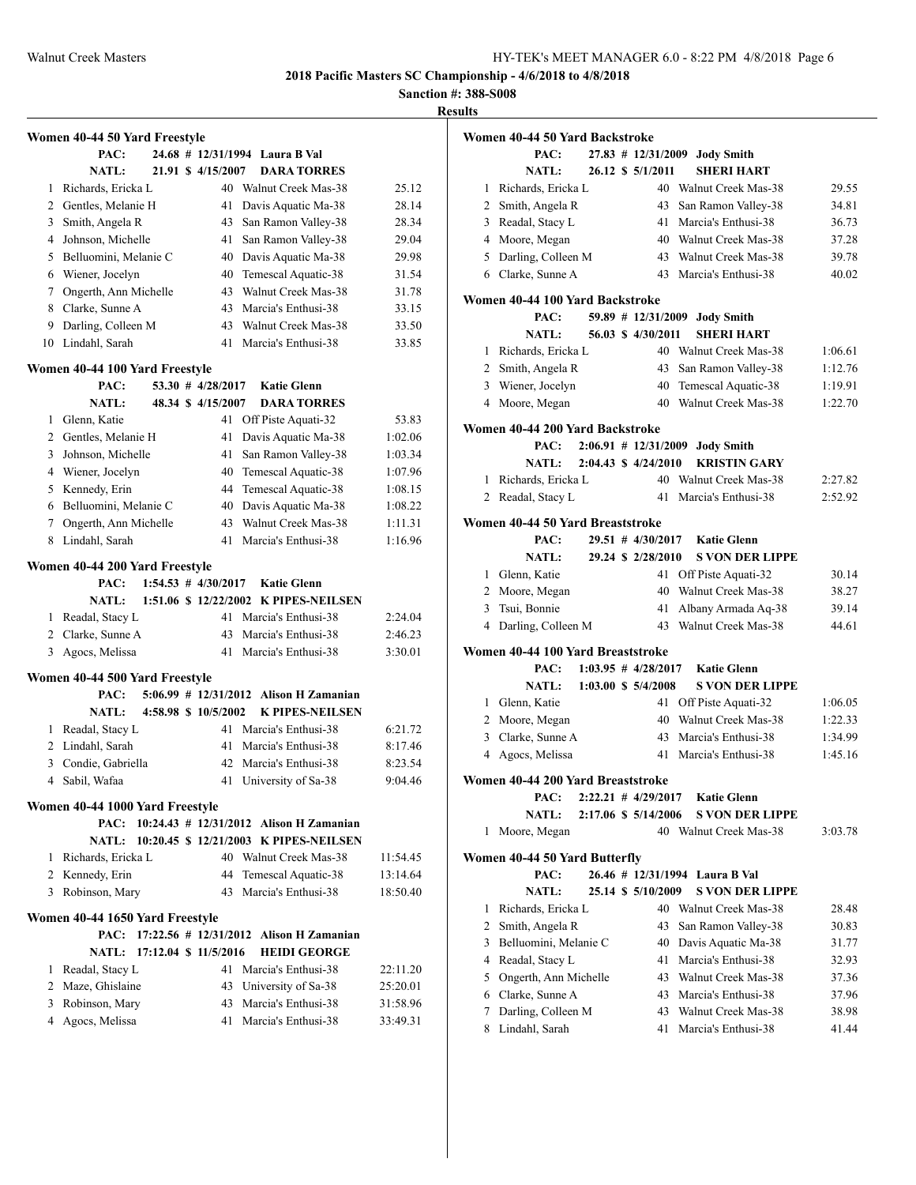**2018 Pacific Masters SC Championship - 4/6/2018 to 4/8/2018**

**Sanction #: 388-S008**

**Results**

### Women 40-44 50 Yard Freestyle

PAC: 24.68 # 12/31/1994 Laura B Val
NATL: 21.91 $ 4/15/2007 DARA TORRES

| | Name | Age | Team | Time |
|---|---|---|---|---|
| 1 | Richards, Ericka L | 40 | Walnut Creek Mas-38 | 25.12 |
| 2 | Gentles, Melanie H | 41 | Davis Aquatic Ma-38 | 28.14 |
| 3 | Smith, Angela R | 43 | San Ramon Valley-38 | 28.34 |
| 4 | Johnson, Michelle | 41 | San Ramon Valley-38 | 29.04 |
| 5 | Belluomini, Melanie C | 40 | Davis Aquatic Ma-38 | 29.98 |
| 6 | Wiener, Jocelyn | 40 | Temescal Aquatic-38 | 31.54 |
| 7 | Ongerth, Ann Michelle | 43 | Walnut Creek Mas-38 | 31.78 |
| 8 | Clarke, Sunne A | 43 | Marcia's Enthusi-38 | 33.15 |
| 9 | Darling, Colleen M | 43 | Walnut Creek Mas-38 | 33.50 |
| 10 | Lindahl, Sarah | 41 | Marcia's Enthusi-38 | 33.85 |

### Women 40-44 100 Yard Freestyle

PAC: 53.30 # 4/28/2017 Katie Glenn
NATL: 48.34 $ 4/15/2007 DARA TORRES

| | Name | Age | Team | Time |
|---|---|---|---|---|
| 1 | Glenn, Katie | 41 | Off Piste Aquati-32 | 53.83 |
| 2 | Gentles, Melanie H | 41 | Davis Aquatic Ma-38 | 1:02.06 |
| 3 | Johnson, Michelle | 41 | San Ramon Valley-38 | 1:03.34 |
| 4 | Wiener, Jocelyn | 40 | Temescal Aquatic-38 | 1:07.96 |
| 5 | Kennedy, Erin | 44 | Temescal Aquatic-38 | 1:08.15 |
| 6 | Belluomini, Melanie C | 40 | Davis Aquatic Ma-38 | 1:08.22 |
| 7 | Ongerth, Ann Michelle | 43 | Walnut Creek Mas-38 | 1:11.31 |
| 8 | Lindahl, Sarah | 41 | Marcia's Enthusi-38 | 1:16.96 |

### Women 40-44 200 Yard Freestyle

PAC: 1:54.53 # 4/30/2017 Katie Glenn
NATL: 1:51.06 $ 12/22/2002 K PIPES-NEILSEN

| | Name | Age | Team | Time |
|---|---|---|---|---|
| 1 | Readal, Stacy L | 41 | Marcia's Enthusi-38 | 2:24.04 |
| 2 | Clarke, Sunne A | 43 | Marcia's Enthusi-38 | 2:46.23 |
| 3 | Agocs, Melissa | 41 | Marcia's Enthusi-38 | 3:30.01 |

### Women 40-44 500 Yard Freestyle

PAC: 5:06.99 # 12/31/2012 Alison H Zamanian
NATL: 4:58.98 $ 10/5/2002 K PIPES-NEILSEN

| | Name | Age | Team | Time |
|---|---|---|---|---|
| 1 | Readal, Stacy L | 41 | Marcia's Enthusi-38 | 6:21.72 |
| 2 | Lindahl, Sarah | 41 | Marcia's Enthusi-38 | 8:17.46 |
| 3 | Condie, Gabriella | 42 | Marcia's Enthusi-38 | 8:23.54 |
| 4 | Sabil, Wafaa | 41 | University of Sa-38 | 9:04.46 |

### Women 40-44 1000 Yard Freestyle

PAC: 10:24.43 # 12/31/2012 Alison H Zamanian
NATL: 10:20.45 $ 12/21/2003 K PIPES-NEILSEN

| | Name | Age | Team | Time |
|---|---|---|---|---|
| 1 | Richards, Ericka L | 40 | Walnut Creek Mas-38 | 11:54.45 |
| 2 | Kennedy, Erin | 44 | Temescal Aquatic-38 | 13:14.64 |
| 3 | Robinson, Mary | 43 | Marcia's Enthusi-38 | 18:50.40 |

### Women 40-44 1650 Yard Freestyle

PAC: 17:22.56 # 12/31/2012 Alison H Zamanian
NATL: 17:12.04 $ 11/5/2016 HEIDI GEORGE

| | Name | Age | Team | Time |
|---|---|---|---|---|
| 1 | Readal, Stacy L | 41 | Marcia's Enthusi-38 | 22:11.20 |
| 2 | Maze, Ghislaine | 43 | University of Sa-38 | 25:20.01 |
| 3 | Robinson, Mary | 43 | Marcia's Enthusi-38 | 31:58.96 |
| 4 | Agocs, Melissa | 41 | Marcia's Enthusi-38 | 33:49.31 |

### Women 40-44 50 Yard Backstroke

PAC: 27.83 # 12/31/2009 Jody Smith
NATL: 26.12 $ 5/1/2011 SHERI HART

| | Name | Age | Team | Time |
|---|---|---|---|---|
| 1 | Richards, Ericka L | 40 | Walnut Creek Mas-38 | 29.55 |
| 2 | Smith, Angela R | 43 | San Ramon Valley-38 | 34.81 |
| 3 | Readal, Stacy L | 41 | Marcia's Enthusi-38 | 36.73 |
| 4 | Moore, Megan | 40 | Walnut Creek Mas-38 | 37.28 |
| 5 | Darling, Colleen M | 43 | Walnut Creek Mas-38 | 39.78 |
| 6 | Clarke, Sunne A | 43 | Marcia's Enthusi-38 | 40.02 |

### Women 40-44 100 Yard Backstroke

PAC: 59.89 # 12/31/2009 Jody Smith
NATL: 56.03 $ 4/30/2011 SHERI HART

| | Name | Age | Team | Time |
|---|---|---|---|---|
| 1 | Richards, Ericka L | 40 | Walnut Creek Mas-38 | 1:06.61 |
| 2 | Smith, Angela R | 43 | San Ramon Valley-38 | 1:12.76 |
| 3 | Wiener, Jocelyn | 40 | Temescal Aquatic-38 | 1:19.91 |
| 4 | Moore, Megan | 40 | Walnut Creek Mas-38 | 1:22.70 |

### Women 40-44 200 Yard Backstroke

PAC: 2:06.91 # 12/31/2009 Jody Smith
NATL: 2:04.43 $ 4/24/2010 KRISTIN GARY

| | Name | Age | Team | Time |
|---|---|---|---|---|
| 1 | Richards, Ericka L | 40 | Walnut Creek Mas-38 | 2:27.82 |
| 2 | Readal, Stacy L | 41 | Marcia's Enthusi-38 | 2:52.92 |

### Women 40-44 50 Yard Breaststroke

PAC: 29.51 # 4/30/2017 Katie Glenn
NATL: 29.24 $ 2/28/2010 S VON DER LIPPE

| | Name | Age | Team | Time |
|---|---|---|---|---|
| 1 | Glenn, Katie | 41 | Off Piste Aquati-32 | 30.14 |
| 2 | Moore, Megan | 40 | Walnut Creek Mas-38 | 38.27 |
| 3 | Tsui, Bonnie | 41 | Albany Armada Aq-38 | 39.14 |
| 4 | Darling, Colleen M | 43 | Walnut Creek Mas-38 | 44.61 |

### Women 40-44 100 Yard Breaststroke

PAC: 1:03.95 # 4/28/2017 Katie Glenn
NATL: 1:03.00 $ 5/4/2008 S VON DER LIPPE

| | Name | Age | Team | Time |
|---|---|---|---|---|
| 1 | Glenn, Katie | 41 | Off Piste Aquati-32 | 1:06.05 |
| 2 | Moore, Megan | 40 | Walnut Creek Mas-38 | 1:22.33 |
| 3 | Clarke, Sunne A | 43 | Marcia's Enthusi-38 | 1:34.99 |
| 4 | Agocs, Melissa | 41 | Marcia's Enthusi-38 | 1:45.16 |

### Women 40-44 200 Yard Breaststroke

PAC: 2:22.21 # 4/29/2017 Katie Glenn
NATL: 2:17.06 $ 5/14/2006 S VON DER LIPPE

| | Name | Age | Team | Time |
|---|---|---|---|---|
| 1 | Moore, Megan | 40 | Walnut Creek Mas-38 | 3:03.78 |

### Women 40-44 50 Yard Butterfly

PAC: 26.46 # 12/31/1994 Laura B Val
NATL: 25.14 $ 5/10/2009 S VON DER LIPPE

| | Name | Age | Team | Time |
|---|---|---|---|---|
| 1 | Richards, Ericka L | 40 | Walnut Creek Mas-38 | 28.48 |
| 2 | Smith, Angela R | 43 | San Ramon Valley-38 | 30.83 |
| 3 | Belluomini, Melanie C | 40 | Davis Aquatic Ma-38 | 31.77 |
| 4 | Readal, Stacy L | 41 | Marcia's Enthusi-38 | 32.93 |
| 5 | Ongerth, Ann Michelle | 43 | Walnut Creek Mas-38 | 37.36 |
| 6 | Clarke, Sunne A | 43 | Marcia's Enthusi-38 | 37.96 |
| 7 | Darling, Colleen M | 43 | Walnut Creek Mas-38 | 38.98 |
| 8 | Lindahl, Sarah | 41 | Marcia's Enthusi-38 | 41.44 |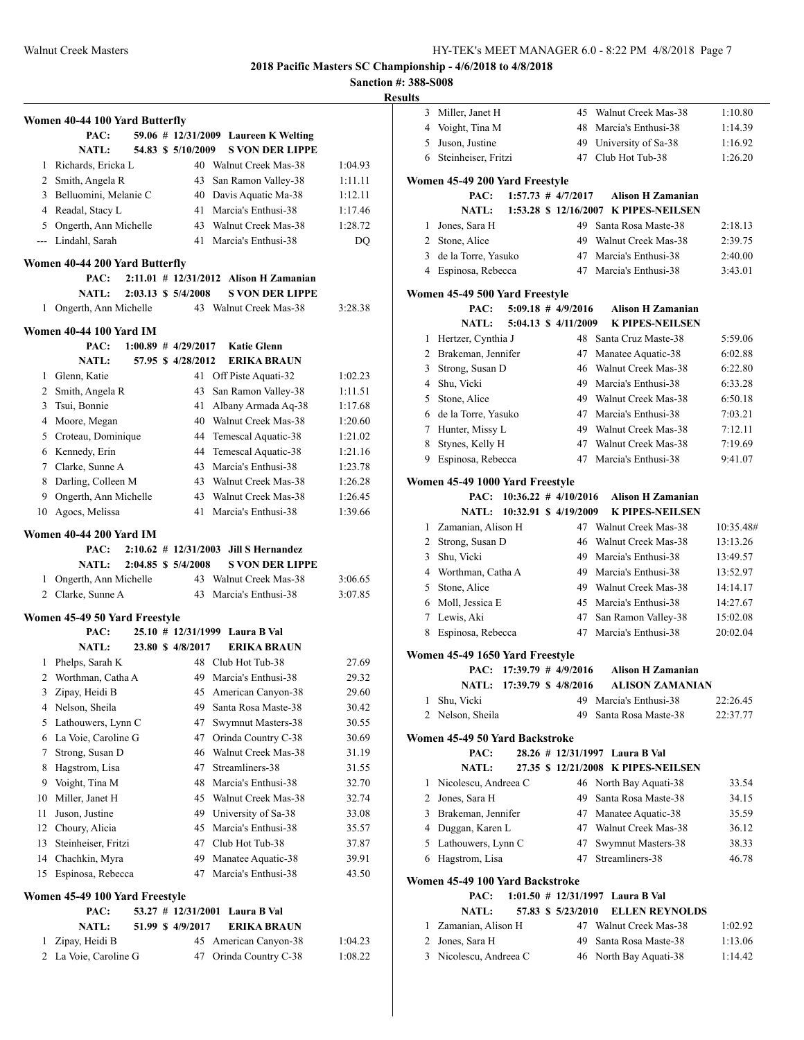**2018 Pacific Masters SC Championship - 4/6/2018 to 4/8/2018**

**Sanction #: 388-S008**

**Results**

### Women 40-44 100 Yard Butterfly

PAC: 59.06 # 12/31/2009 Laureen K Welting
NATL: 54.83 $ 5/10/2009 S VON DER LIPPE

| | Name | Age | Team | Time |
|---|---|---|---|---|
| 1 | Richards, Ericka L | 40 | Walnut Creek Mas-38 | 1:04.93 |
| 2 | Smith, Angela R | 43 | San Ramon Valley-38 | 1:11.11 |
| 3 | Belluomini, Melanie C | 40 | Davis Aquatic Ma-38 | 1:12.11 |
| 4 | Readal, Stacy L | 41 | Marcia's Enthusi-38 | 1:17.46 |
| 5 | Ongerth, Ann Michelle | 43 | Walnut Creek Mas-38 | 1:28.72 |
| --- | Lindahl, Sarah | 41 | Marcia's Enthusi-38 | DQ |

### Women 40-44 200 Yard Butterfly

PAC: 2:11.01 # 12/31/2012 Alison H Zamanian
NATL: 2:03.13 $ 5/4/2008 S VON DER LIPPE

| | Name | Age | Team | Time |
|---|---|---|---|---|
| 1 | Ongerth, Ann Michelle | 43 | Walnut Creek Mas-38 | 3:28.38 |

### Women 40-44 100 Yard IM

PAC: 1:00.89 # 4/29/2017 Katie Glenn
NATL: 57.95 $ 4/28/2012 ERIKA BRAUN

| | Name | Age | Team | Time |
|---|---|---|---|---|
| 1 | Glenn, Katie | 41 | Off Piste Aquati-32 | 1:02.23 |
| 2 | Smith, Angela R | 43 | San Ramon Valley-38 | 1:11.51 |
| 3 | Tsui, Bonnie | 41 | Albany Armada Aq-38 | 1:17.68 |
| 4 | Moore, Megan | 40 | Walnut Creek Mas-38 | 1:20.60 |
| 5 | Croteau, Dominique | 44 | Temescal Aquatic-38 | 1:21.02 |
| 6 | Kennedy, Erin | 44 | Temescal Aquatic-38 | 1:21.16 |
| 7 | Clarke, Sunne A | 43 | Marcia's Enthusi-38 | 1:23.78 |
| 8 | Darling, Colleen M | 43 | Walnut Creek Mas-38 | 1:26.28 |
| 9 | Ongerth, Ann Michelle | 43 | Walnut Creek Mas-38 | 1:26.45 |
| 10 | Agocs, Melissa | 41 | Marcia's Enthusi-38 | 1:39.66 |

### Women 40-44 200 Yard IM

PAC: 2:10.62 # 12/31/2003 Jill S Hernandez
NATL: 2:04.85 $ 5/4/2008 S VON DER LIPPE

| | Name | Age | Team | Time |
|---|---|---|---|---|
| 1 | Ongerth, Ann Michelle | 43 | Walnut Creek Mas-38 | 3:06.65 |
| 2 | Clarke, Sunne A | 43 | Marcia's Enthusi-38 | 3:07.85 |

### Women 45-49 50 Yard Freestyle

PAC: 25.10 # 12/31/1999 Laura B Val
NATL: 23.80 $ 4/8/2017 ERIKA BRAUN

| | Name | Age | Team | Time |
|---|---|---|---|---|
| 1 | Phelps, Sarah K | 48 | Club Hot Tub-38 | 27.69 |
| 2 | Worthman, Catha A | 49 | Marcia's Enthusi-38 | 29.32 |
| 3 | Zipay, Heidi B | 45 | American Canyon-38 | 29.60 |
| 4 | Nelson, Sheila | 49 | Santa Rosa Maste-38 | 30.42 |
| 5 | Lathouwers, Lynn C | 47 | Swymnut Masters-38 | 30.55 |
| 6 | La Voie, Caroline G | 47 | Orinda Country C-38 | 30.69 |
| 7 | Strong, Susan D | 46 | Walnut Creek Mas-38 | 31.19 |
| 8 | Hagstrom, Lisa | 47 | Streamliners-38 | 31.55 |
| 9 | Voight, Tina M | 48 | Marcia's Enthusi-38 | 32.70 |
| 10 | Miller, Janet H | 45 | Walnut Creek Mas-38 | 32.74 |
| 11 | Juson, Justine | 49 | University of Sa-38 | 33.08 |
| 12 | Choury, Alicia | 45 | Marcia's Enthusi-38 | 35.57 |
| 13 | Steinheiser, Fritzi | 47 | Club Hot Tub-38 | 37.87 |
| 14 | Chachkin, Myra | 49 | Manatee Aquatic-38 | 39.91 |
| 15 | Espinosa, Rebecca | 47 | Marcia's Enthusi-38 | 43.50 |

### Women 45-49 100 Yard Freestyle

PAC: 53.27 # 12/31/2001 Laura B Val
NATL: 51.99 $ 4/9/2017 ERIKA BRAUN

| | Name | Age | Team | Time |
|---|---|---|---|---|
| 1 | Zipay, Heidi B | 45 | American Canyon-38 | 1:04.23 |
| 2 | La Voie, Caroline G | 47 | Orinda Country C-38 | 1:08.22 |
| 3 | Miller, Janet H | 45 | Walnut Creek Mas-38 | 1:10.80 |
| 4 | Voight, Tina M | 48 | Marcia's Enthusi-38 | 1:14.39 |
| 5 | Juson, Justine | 49 | University of Sa-38 | 1:16.92 |
| 6 | Steinheiser, Fritzi | 47 | Club Hot Tub-38 | 1:26.20 |

### Women 45-49 200 Yard Freestyle

PAC: 1:57.73 # 4/7/2017 Alison H Zamanian
NATL: 1:53.28 $ 12/16/2007 K PIPES-NEILSEN

| | Name | Age | Team | Time |
|---|---|---|---|---|
| 1 | Jones, Sara H | 49 | Santa Rosa Maste-38 | 2:18.13 |
| 2 | Stone, Alice | 49 | Walnut Creek Mas-38 | 2:39.75 |
| 3 | de la Torre, Yasuko | 47 | Marcia's Enthusi-38 | 2:40.00 |
| 4 | Espinosa, Rebecca | 47 | Marcia's Enthusi-38 | 3:43.01 |

### Women 45-49 500 Yard Freestyle

PAC: 5:09.18 # 4/9/2016 Alison H Zamanian
NATL: 5:04.13 $ 4/11/2009 K PIPES-NEILSEN

| | Name | Age | Team | Time |
|---|---|---|---|---|
| 1 | Hertzer, Cynthia J | 48 | Santa Cruz Maste-38 | 5:59.06 |
| 2 | Brakeman, Jennifer | 47 | Manatee Aquatic-38 | 6:02.88 |
| 3 | Strong, Susan D | 46 | Walnut Creek Mas-38 | 6:22.80 |
| 4 | Shu, Vicki | 49 | Marcia's Enthusi-38 | 6:33.28 |
| 5 | Stone, Alice | 49 | Walnut Creek Mas-38 | 6:50.18 |
| 6 | de la Torre, Yasuko | 47 | Marcia's Enthusi-38 | 7:03.21 |
| 7 | Hunter, Missy L | 49 | Walnut Creek Mas-38 | 7:12.11 |
| 8 | Stynes, Kelly H | 47 | Walnut Creek Mas-38 | 7:19.69 |
| 9 | Espinosa, Rebecca | 47 | Marcia's Enthusi-38 | 9:41.07 |

### Women 45-49 1000 Yard Freestyle

PAC: 10:36.22 # 4/10/2016 Alison H Zamanian
NATL: 10:32.91 $ 4/19/2009 K PIPES-NEILSEN

| | Name | Age | Team | Time |
|---|---|---|---|---|
| 1 | Zamanian, Alison H | 47 | Walnut Creek Mas-38 | 10:35.48# |
| 2 | Strong, Susan D | 46 | Walnut Creek Mas-38 | 13:13.26 |
| 3 | Shu, Vicki | 49 | Marcia's Enthusi-38 | 13:49.57 |
| 4 | Worthman, Catha A | 49 | Marcia's Enthusi-38 | 13:52.97 |
| 5 | Stone, Alice | 49 | Walnut Creek Mas-38 | 14:14.17 |
| 6 | Moll, Jessica E | 45 | Marcia's Enthusi-38 | 14:27.67 |
| 7 | Lewis, Aki | 47 | San Ramon Valley-38 | 15:02.08 |
| 8 | Espinosa, Rebecca | 47 | Marcia's Enthusi-38 | 20:02.04 |

### Women 45-49 1650 Yard Freestyle

PAC: 17:39.79 # 4/9/2016 Alison H Zamanian
NATL: 17:39.79 $ 4/8/2016 ALISON ZAMANIAN

| | Name | Age | Team | Time |
|---|---|---|---|---|
| 1 | Shu, Vicki | 49 | Marcia's Enthusi-38 | 22:26.45 |
| 2 | Nelson, Sheila | 49 | Santa Rosa Maste-38 | 22:37.77 |

### Women 45-49 50 Yard Backstroke

PAC: 28.26 # 12/31/1997 Laura B Val
NATL: 27.35 $ 12/21/2008 K PIPES-NEILSEN

| | Name | Age | Team | Time |
|---|---|---|---|---|
| 1 | Nicolescu, Andreea C | 46 | North Bay Aquati-38 | 33.54 |
| 2 | Jones, Sara H | 49 | Santa Rosa Maste-38 | 34.15 |
| 3 | Brakeman, Jennifer | 47 | Manatee Aquatic-38 | 35.59 |
| 4 | Duggan, Karen L | 47 | Walnut Creek Mas-38 | 36.12 |
| 5 | Lathouwers, Lynn C | 47 | Swymnut Masters-38 | 38.33 |
| 6 | Hagstrom, Lisa | 47 | Streamliners-38 | 46.78 |

### Women 45-49 100 Yard Backstroke

PAC: 1:01.50 # 12/31/1997 Laura B Val
NATL: 57.83 $ 5/23/2010 ELLEN REYNOLDS

| | Name | Age | Team | Time |
|---|---|---|---|---|
| 1 | Zamanian, Alison H | 47 | Walnut Creek Mas-38 | 1:02.92 |
| 2 | Jones, Sara H | 49 | Santa Rosa Maste-38 | 1:13.06 |
| 3 | Nicolescu, Andreea C | 46 | North Bay Aquati-38 | 1:14.42 |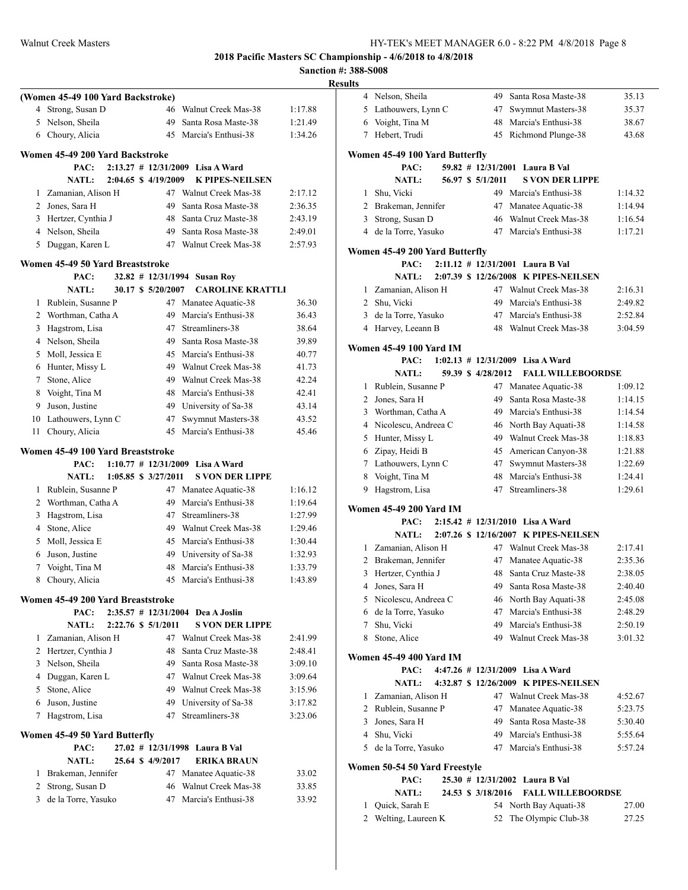## 2018 Pacific Masters SC Championship - 4/6/2018 to 4/8/2018

**Sanction #: 388-S008**

**Results**

### (Women 45-49 100 Yard Backstroke)

| | Name | Age | Team | Time |
|---|---|---|---|---|
| 4 | Strong, Susan D | 46 | Walnut Creek Mas-38 | 1:17.88 |
| 5 | Nelson, Sheila | 49 | Santa Rosa Maste-38 | 1:21.49 |
| 6 | Choury, Alicia | 45 | Marcia's Enthusi-38 | 1:34.26 |

### Women 45-49 200 Yard Backstroke

PAC: 2:13.27 # 12/31/2009 Lisa A Ward
NATL: 2:04.65 $ 4/19/2009 K PIPES-NEILSEN

| | Name | Age | Team | Time |
|---|---|---|---|---|
| 1 | Zamanian, Alison H | 47 | Walnut Creek Mas-38 | 2:17.12 |
| 2 | Jones, Sara H | 49 | Santa Rosa Maste-38 | 2:36.35 |
| 3 | Hertzer, Cynthia J | 48 | Santa Cruz Maste-38 | 2:43.19 |
| 4 | Nelson, Sheila | 49 | Santa Rosa Maste-38 | 2:49.01 |
| 5 | Duggan, Karen L | 47 | Walnut Creek Mas-38 | 2:57.93 |

### Women 45-49 50 Yard Breaststroke

PAC: 32.82 # 12/31/1994 Susan Roy
NATL: 30.17 $ 5/20/2007 CAROLINE KRATTLI

| | Name | Age | Team | Time |
|---|---|---|---|---|
| 1 | Rublein, Susanne P | 47 | Manatee Aquatic-38 | 36.30 |
| 2 | Worthman, Catha A | 49 | Marcia's Enthusi-38 | 36.43 |
| 3 | Hagstrom, Lisa | 47 | Streamliners-38 | 38.64 |
| 4 | Nelson, Sheila | 49 | Santa Rosa Maste-38 | 39.89 |
| 5 | Moll, Jessica E | 45 | Marcia's Enthusi-38 | 40.77 |
| 6 | Hunter, Missy L | 49 | Walnut Creek Mas-38 | 41.73 |
| 7 | Stone, Alice | 49 | Walnut Creek Mas-38 | 42.24 |
| 8 | Voight, Tina M | 48 | Marcia's Enthusi-38 | 42.41 |
| 9 | Juson, Justine | 49 | University of Sa-38 | 43.14 |
| 10 | Lathouwers, Lynn C | 47 | Swymnut Masters-38 | 43.52 |
| 11 | Choury, Alicia | 45 | Marcia's Enthusi-38 | 45.46 |

### Women 45-49 100 Yard Breaststroke

PAC: 1:10.77 # 12/31/2009 Lisa A Ward
NATL: 1:05.85 $ 3/27/2011 S VON DER LIPPE

| | Name | Age | Team | Time |
|---|---|---|---|---|
| 1 | Rublein, Susanne P | 47 | Manatee Aquatic-38 | 1:16.12 |
| 2 | Worthman, Catha A | 49 | Marcia's Enthusi-38 | 1:19.64 |
| 3 | Hagstrom, Lisa | 47 | Streamliners-38 | 1:27.99 |
| 4 | Stone, Alice | 49 | Walnut Creek Mas-38 | 1:29.46 |
| 5 | Moll, Jessica E | 45 | Marcia's Enthusi-38 | 1:30.44 |
| 6 | Juson, Justine | 49 | University of Sa-38 | 1:32.93 |
| 7 | Voight, Tina M | 48 | Marcia's Enthusi-38 | 1:33.79 |
| 8 | Choury, Alicia | 45 | Marcia's Enthusi-38 | 1:43.89 |

### Women 45-49 200 Yard Breaststroke

PAC: 2:35.57 # 12/31/2004 Dea A Joslin
NATL: 2:22.76 $ 5/1/2011 S VON DER LIPPE

| | Name | Age | Team | Time |
|---|---|---|---|---|
| 1 | Zamanian, Alison H | 47 | Walnut Creek Mas-38 | 2:41.99 |
| 2 | Hertzer, Cynthia J | 48 | Santa Cruz Maste-38 | 2:48.41 |
| 3 | Nelson, Sheila | 49 | Santa Rosa Maste-38 | 3:09.10 |
| 4 | Duggan, Karen L | 47 | Walnut Creek Mas-38 | 3:09.64 |
| 5 | Stone, Alice | 49 | Walnut Creek Mas-38 | 3:15.96 |
| 6 | Juson, Justine | 49 | University of Sa-38 | 3:17.82 |
| 7 | Hagstrom, Lisa | 47 | Streamliners-38 | 3:23.06 |

### Women 45-49 50 Yard Butterfly

PAC: 27.02 # 12/31/1998 Laura B Val
NATL: 25.64 $ 4/9/2017 ERIKA BRAUN

| | Name | Age | Team | Time |
|---|---|---|---|---|
| 1 | Brakeman, Jennifer | 47 | Manatee Aquatic-38 | 33.02 |
| 2 | Strong, Susan D | 46 | Walnut Creek Mas-38 | 33.85 |
| 3 | de la Torre, Yasuko | 47 | Marcia's Enthusi-38 | 33.92 |
| 4 | Nelson, Sheila | 49 | Santa Rosa Maste-38 | 35.13 |
| 5 | Lathouwers, Lynn C | 47 | Swymnut Masters-38 | 35.37 |
| 6 | Voight, Tina M | 48 | Marcia's Enthusi-38 | 38.67 |
| 7 | Hebert, Trudi | 45 | Richmond Plunge-38 | 43.68 |

### Women 45-49 100 Yard Butterfly

PAC: 59.82 # 12/31/2001 Laura B Val
NATL: 56.97 $ 5/1/2011 S VON DER LIPPE

| | Name | Age | Team | Time |
|---|---|---|---|---|
| 1 | Shu, Vicki | 49 | Marcia's Enthusi-38 | 1:14.32 |
| 2 | Brakeman, Jennifer | 47 | Manatee Aquatic-38 | 1:14.94 |
| 3 | Strong, Susan D | 46 | Walnut Creek Mas-38 | 1:16.54 |
| 4 | de la Torre, Yasuko | 47 | Marcia's Enthusi-38 | 1:17.21 |

### Women 45-49 200 Yard Butterfly

PAC: 2:11.12 # 12/31/2001 Laura B Val
NATL: 2:07.39 $ 12/26/2008 K PIPES-NEILSEN

| | Name | Age | Team | Time |
|---|---|---|---|---|
| 1 | Zamanian, Alison H | 47 | Walnut Creek Mas-38 | 2:16.31 |
| 2 | Shu, Vicki | 49 | Marcia's Enthusi-38 | 2:49.82 |
| 3 | de la Torre, Yasuko | 47 | Marcia's Enthusi-38 | 2:52.84 |
| 4 | Harvey, Leeann B | 48 | Walnut Creek Mas-38 | 3:04.59 |

### Women 45-49 100 Yard IM

PAC: 1:02.13 # 12/31/2009 Lisa A Ward
NATL: 59.39 $ 4/28/2012 FALL WILLEBOORDSE

| | Name | Age | Team | Time |
|---|---|---|---|---|
| 1 | Rublein, Susanne P | 47 | Manatee Aquatic-38 | 1:09.12 |
| 2 | Jones, Sara H | 49 | Santa Rosa Maste-38 | 1:14.15 |
| 3 | Worthman, Catha A | 49 | Marcia's Enthusi-38 | 1:14.54 |
| 4 | Nicolescu, Andreea C | 46 | North Bay Aquati-38 | 1:14.58 |
| 5 | Hunter, Missy L | 49 | Walnut Creek Mas-38 | 1:18.83 |
| 6 | Zipay, Heidi B | 45 | American Canyon-38 | 1:21.88 |
| 7 | Lathouwers, Lynn C | 47 | Swymnut Masters-38 | 1:22.69 |
| 8 | Voight, Tina M | 48 | Marcia's Enthusi-38 | 1:24.41 |
| 9 | Hagstrom, Lisa | 47 | Streamliners-38 | 1:29.61 |

### Women 45-49 200 Yard IM

PAC: 2:15.42 # 12/31/2010 Lisa A Ward
NATL: 2:07.26 $ 12/16/2007 K PIPES-NEILSEN

| | Name | Age | Team | Time |
|---|---|---|---|---|
| 1 | Zamanian, Alison H | 47 | Walnut Creek Mas-38 | 2:17.41 |
| 2 | Brakeman, Jennifer | 47 | Manatee Aquatic-38 | 2:35.36 |
| 3 | Hertzer, Cynthia J | 48 | Santa Cruz Maste-38 | 2:38.05 |
| 4 | Jones, Sara H | 49 | Santa Rosa Maste-38 | 2:40.40 |
| 5 | Nicolescu, Andreea C | 46 | North Bay Aquati-38 | 2:45.08 |
| 6 | de la Torre, Yasuko | 47 | Marcia's Enthusi-38 | 2:48.29 |
| 7 | Shu, Vicki | 49 | Marcia's Enthusi-38 | 2:50.19 |
| 8 | Stone, Alice | 49 | Walnut Creek Mas-38 | 3:01.32 |

### Women 45-49 400 Yard IM

PAC: 4:47.26 # 12/31/2009 Lisa A Ward
NATL: 4:32.87 $ 12/26/2009 K PIPES-NEILSEN

| | Name | Age | Team | Time |
|---|---|---|---|---|
| 1 | Zamanian, Alison H | 47 | Walnut Creek Mas-38 | 4:52.67 |
| 2 | Rublein, Susanne P | 47 | Manatee Aquatic-38 | 5:23.75 |
| 3 | Jones, Sara H | 49 | Santa Rosa Maste-38 | 5:30.40 |
| 4 | Shu, Vicki | 49 | Marcia's Enthusi-38 | 5:55.64 |
| 5 | de la Torre, Yasuko | 47 | Marcia's Enthusi-38 | 5:57.24 |

### Women 50-54 50 Yard Freestyle

PAC: 25.30 # 12/31/2002 Laura B Val
NATL: 24.53 $ 3/18/2016 FALL WILLEBOORDSE

| | Name | Age | Team | Time |
|---|---|---|---|---|
| 1 | Quick, Sarah E | 54 | North Bay Aquati-38 | 27.00 |
| 2 | Welting, Laureen K | 52 | The Olympic Club-38 | 27.25 |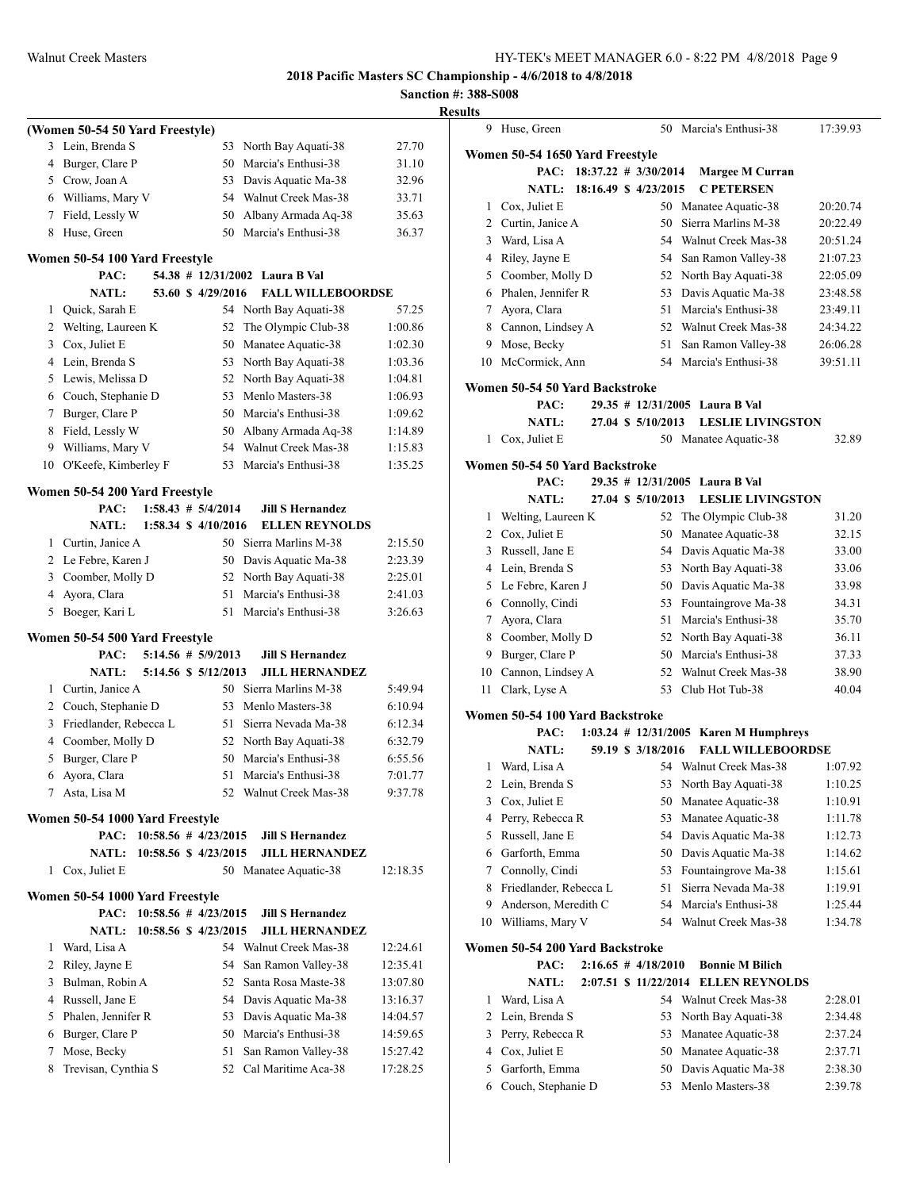**2018 Pacific Masters SC Championship - 4/6/2018 to 4/8/2018**

**Sanction #: 388-S008**

**Results**

### (Women 50-54 50 Yard Freestyle)

| Place | Name | Age | Team | Time |
|---|---|---|---|---|
| 3 | Lein, Brenda S | 53 | North Bay Aquati-38 | 27.70 |
| 4 | Burger, Clare P | 50 | Marcia's Enthusi-38 | 31.10 |
| 5 | Crow, Joan A | 53 | Davis Aquatic Ma-38 | 32.96 |
| 6 | Williams, Mary V | 54 | Walnut Creek Mas-38 | 33.71 |
| 7 | Field, Lessly W | 50 | Albany Armada Aq-38 | 35.63 |
| 8 | Huse, Green | 50 | Marcia's Enthusi-38 | 36.37 |

### Women 50-54 100 Yard Freestyle

PAC: 54.38 # 12/31/2002 Laura B Val

NATL: 53.60 $ 4/29/2016 FALL WILLEBOORDSE

| Place | Name | Age | Team | Time |
|---|---|---|---|---|
| 1 | Quick, Sarah E | 54 | North Bay Aquati-38 | 57.25 |
| 2 | Welting, Laureen K | 52 | The Olympic Club-38 | 1:00.86 |
| 3 | Cox, Juliet E | 50 | Manatee Aquatic-38 | 1:02.30 |
| 4 | Lein, Brenda S | 53 | North Bay Aquati-38 | 1:03.36 |
| 5 | Lewis, Melissa D | 52 | North Bay Aquati-38 | 1:04.81 |
| 6 | Couch, Stephanie D | 53 | Menlo Masters-38 | 1:06.93 |
| 7 | Burger, Clare P | 50 | Marcia's Enthusi-38 | 1:09.62 |
| 8 | Field, Lessly W | 50 | Albany Armada Aq-38 | 1:14.89 |
| 9 | Williams, Mary V | 54 | Walnut Creek Mas-38 | 1:15.83 |
| 10 | O'Keefe, Kimberley F | 53 | Marcia's Enthusi-38 | 1:35.25 |

### Women 50-54 200 Yard Freestyle

PAC: 1:58.43 # 5/4/2014 Jill S Hernandez

NATL: 1:58.34 $ 4/10/2016 ELLEN REYNOLDS

| Place | Name | Age | Team | Time |
|---|---|---|---|---|
| 1 | Curtin, Janice A | 50 | Sierra Marlins M-38 | 2:15.50 |
| 2 | Le Febre, Karen J | 50 | Davis Aquatic Ma-38 | 2:23.39 |
| 3 | Coomber, Molly D | 52 | North Bay Aquati-38 | 2:25.01 |
| 4 | Ayora, Clara | 51 | Marcia's Enthusi-38 | 2:41.03 |
| 5 | Boeger, Kari L | 51 | Marcia's Enthusi-38 | 3:26.63 |

### Women 50-54 500 Yard Freestyle

PAC: 5:14.56 # 5/9/2013 Jill S Hernandez

NATL: 5:14.56 $ 5/12/2013 JILL HERNANDEZ

| Place | Name | Age | Team | Time |
|---|---|---|---|---|
| 1 | Curtin, Janice A | 50 | Sierra Marlins M-38 | 5:49.94 |
| 2 | Couch, Stephanie D | 53 | Menlo Masters-38 | 6:10.94 |
| 3 | Friedlander, Rebecca L | 51 | Sierra Nevada Ma-38 | 6:12.34 |
| 4 | Coomber, Molly D | 52 | North Bay Aquati-38 | 6:32.79 |
| 5 | Burger, Clare P | 50 | Marcia's Enthusi-38 | 6:55.56 |
| 6 | Ayora, Clara | 51 | Marcia's Enthusi-38 | 7:01.77 |
| 7 | Asta, Lisa M | 52 | Walnut Creek Mas-38 | 9:37.78 |

### Women 50-54 1000 Yard Freestyle

PAC: 10:58.56 # 4/23/2015 Jill S Hernandez

NATL: 10:58.56 $ 4/23/2015 JILL HERNANDEZ

| Place | Name | Age | Team | Time |
|---|---|---|---|---|
| 1 | Cox, Juliet E | 50 | Manatee Aquatic-38 | 12:18.35 |

### Women 50-54 1000 Yard Freestyle

PAC: 10:58.56 # 4/23/2015 Jill S Hernandez

NATL: 10:58.56 $ 4/23/2015 JILL HERNANDEZ

| Place | Name | Age | Team | Time |
|---|---|---|---|---|
| 1 | Ward, Lisa A | 54 | Walnut Creek Mas-38 | 12:24.61 |
| 2 | Riley, Jayne E | 54 | San Ramon Valley-38 | 12:35.41 |
| 3 | Bulman, Robin A | 52 | Santa Rosa Maste-38 | 13:07.80 |
| 4 | Russell, Jane E | 54 | Davis Aquatic Ma-38 | 13:16.37 |
| 5 | Phalen, Jennifer R | 53 | Davis Aquatic Ma-38 | 14:04.57 |
| 6 | Burger, Clare P | 50 | Marcia's Enthusi-38 | 14:59.65 |
| 7 | Mose, Becky | 51 | San Ramon Valley-38 | 15:27.42 |
| 8 | Trevisan, Cynthia S | 52 | Cal Maritime Aca-38 | 17:28.25 |
| 9 | Huse, Green | 50 | Marcia's Enthusi-38 | 17:39.93 |

### Women 50-54 1650 Yard Freestyle

PAC: 18:37.22 # 3/30/2014 Margee M Curran

NATL: 18:16.49 $ 4/23/2015 C PETERSEN

| Place | Name | Age | Team | Time |
|---|---|---|---|---|
| 1 | Cox, Juliet E | 50 | Manatee Aquatic-38 | 20:20.74 |
| 2 | Curtin, Janice A | 50 | Sierra Marlins M-38 | 20:22.49 |
| 3 | Ward, Lisa A | 54 | Walnut Creek Mas-38 | 20:51.24 |
| 4 | Riley, Jayne E | 54 | San Ramon Valley-38 | 21:07.23 |
| 5 | Coomber, Molly D | 52 | North Bay Aquati-38 | 22:05.09 |
| 6 | Phalen, Jennifer R | 53 | Davis Aquatic Ma-38 | 23:48.58 |
| 7 | Ayora, Clara | 51 | Marcia's Enthusi-38 | 23:49.11 |
| 8 | Cannon, Lindsey A | 52 | Walnut Creek Mas-38 | 24:34.22 |
| 9 | Mose, Becky | 51 | San Ramon Valley-38 | 26:06.28 |
| 10 | McCormick, Ann | 54 | Marcia's Enthusi-38 | 39:51.11 |

### Women 50-54 50 Yard Backstroke

PAC: 29.35 # 12/31/2005 Laura B Val

NATL: 27.04 $ 5/10/2013 LESLIE LIVINGSTON

| Place | Name | Age | Team | Time |
|---|---|---|---|---|
| 1 | Cox, Juliet E | 50 | Manatee Aquatic-38 | 32.89 |

### Women 50-54 50 Yard Backstroke

PAC: 29.35 # 12/31/2005 Laura B Val

NATL: 27.04 $ 5/10/2013 LESLIE LIVINGSTON

| Place | Name | Age | Team | Time |
|---|---|---|---|---|
| 1 | Welting, Laureen K | 52 | The Olympic Club-38 | 31.20 |
| 2 | Cox, Juliet E | 50 | Manatee Aquatic-38 | 32.15 |
| 3 | Russell, Jane E | 54 | Davis Aquatic Ma-38 | 33.00 |
| 4 | Lein, Brenda S | 53 | North Bay Aquati-38 | 33.06 |
| 5 | Le Febre, Karen J | 50 | Davis Aquatic Ma-38 | 33.98 |
| 6 | Connolly, Cindi | 53 | Fountaingrove Ma-38 | 34.31 |
| 7 | Ayora, Clara | 51 | Marcia's Enthusi-38 | 35.70 |
| 8 | Coomber, Molly D | 52 | North Bay Aquati-38 | 36.11 |
| 9 | Burger, Clare P | 50 | Marcia's Enthusi-38 | 37.33 |
| 10 | Cannon, Lindsey A | 52 | Walnut Creek Mas-38 | 38.90 |
| 11 | Clark, Lyse A | 53 | Club Hot Tub-38 | 40.04 |

### Women 50-54 100 Yard Backstroke

PAC: 1:03.24 # 12/31/2005 Karen M Humphreys

NATL: 59.19 $ 3/18/2016 FALL WILLEBOORDSE

| Place | Name | Age | Team | Time |
|---|---|---|---|---|
| 1 | Ward, Lisa A | 54 | Walnut Creek Mas-38 | 1:07.92 |
| 2 | Lein, Brenda S | 53 | North Bay Aquati-38 | 1:10.25 |
| 3 | Cox, Juliet E | 50 | Manatee Aquatic-38 | 1:10.91 |
| 4 | Perry, Rebecca R | 53 | Manatee Aquatic-38 | 1:11.78 |
| 5 | Russell, Jane E | 54 | Davis Aquatic Ma-38 | 1:12.73 |
| 6 | Garforth, Emma | 50 | Davis Aquatic Ma-38 | 1:14.62 |
| 7 | Connolly, Cindi | 53 | Fountaingrove Ma-38 | 1:15.61 |
| 8 | Friedlander, Rebecca L | 51 | Sierra Nevada Ma-38 | 1:19.91 |
| 9 | Anderson, Meredith C | 54 | Marcia's Enthusi-38 | 1:25.44 |
| 10 | Williams, Mary V | 54 | Walnut Creek Mas-38 | 1:34.78 |

### Women 50-54 200 Yard Backstroke

PAC: 2:16.65 # 4/18/2010 Bonnie M Bilich

NATL: 2:07.51 $ 11/22/2014 ELLEN REYNOLDS

| Place | Name | Age | Team | Time |
|---|---|---|---|---|
| 1 | Ward, Lisa A | 54 | Walnut Creek Mas-38 | 2:28.01 |
| 2 | Lein, Brenda S | 53 | North Bay Aquati-38 | 2:34.48 |
| 3 | Perry, Rebecca R | 53 | Manatee Aquatic-38 | 2:37.24 |
| 4 | Cox, Juliet E | 50 | Manatee Aquatic-38 | 2:37.71 |
| 5 | Garforth, Emma | 50 | Davis Aquatic Ma-38 | 2:38.30 |
| 6 | Couch, Stephanie D | 53 | Menlo Masters-38 | 2:39.78 |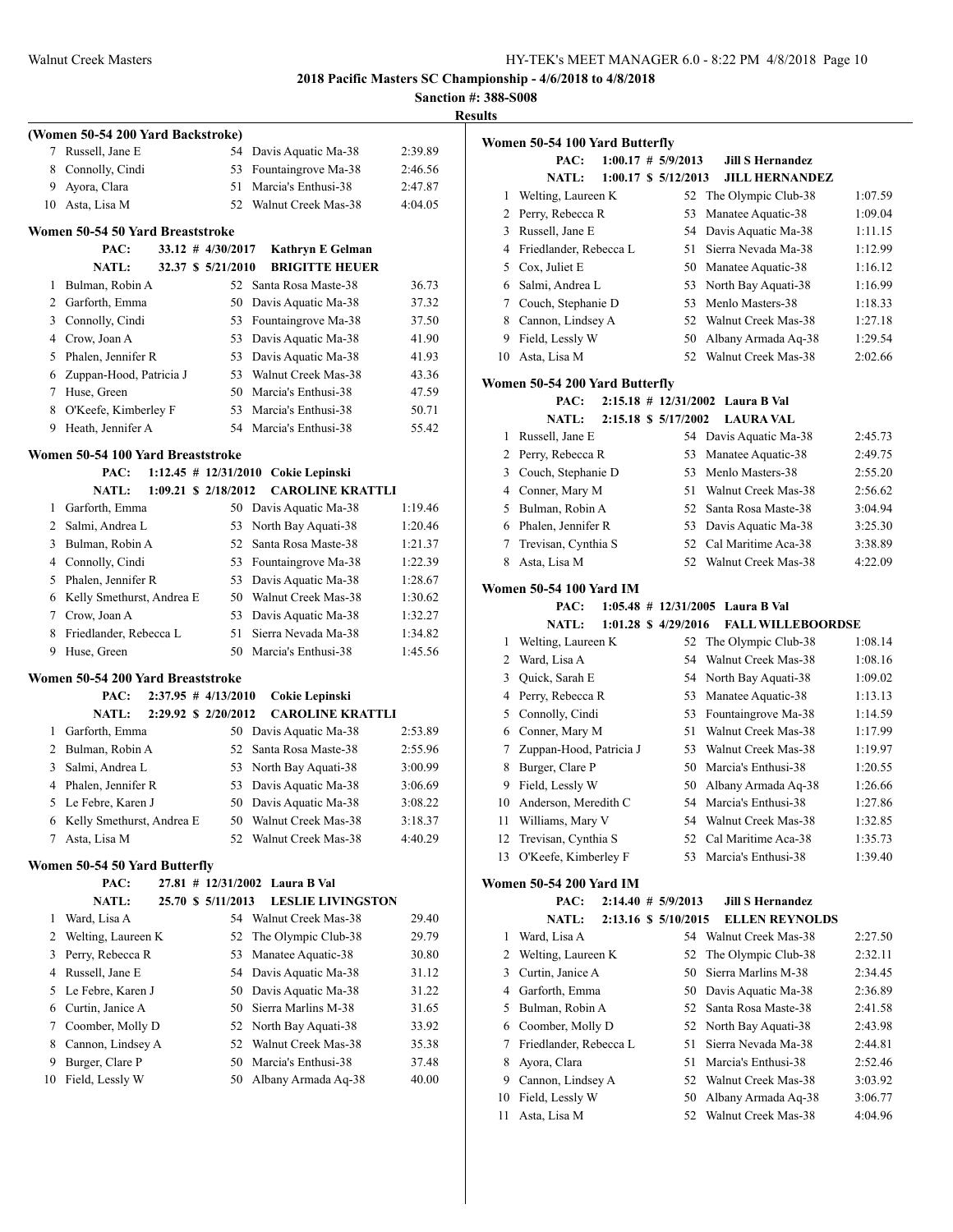**2018 Pacific Masters SC Championship - 4/6/2018 to 4/8/2018**

**Sanction #: 388-S008**

**Results**

### (Women 50-54 200 Yard Backstroke)

| Place | Name | Age | Team | Time |
|---|---|---|---|---|
| 7 | Russell, Jane E | 54 | Davis Aquatic Ma-38 | 2:39.89 |
| 8 | Connolly, Cindi | 53 | Fountaingrove Ma-38 | 2:46.56 |
| 9 | Ayora, Clara | 51 | Marcia's Enthusi-38 | 2:47.87 |
| 10 | Asta, Lisa M | 52 | Walnut Creek Mas-38 | 4:04.05 |

### Women 50-54 50 Yard Breaststroke

**PAC:** 33.12 # 4/30/2017 **Kathryn E Gelman**
**NATL:** 32.37 $ 5/21/2010 **BRIGITTE HEUER**

| Place | Name | Age | Team | Time |
|---|---|---|---|---|
| 1 | Bulman, Robin A | 52 | Santa Rosa Maste-38 | 36.73 |
| 2 | Garforth, Emma | 50 | Davis Aquatic Ma-38 | 37.32 |
| 3 | Connolly, Cindi | 53 | Fountaingrove Ma-38 | 37.50 |
| 4 | Crow, Joan A | 53 | Davis Aquatic Ma-38 | 41.90 |
| 5 | Phalen, Jennifer R | 53 | Davis Aquatic Ma-38 | 41.93 |
| 6 | Zuppan-Hood, Patricia J | 53 | Walnut Creek Mas-38 | 43.36 |
| 7 | Huse, Green | 50 | Marcia's Enthusi-38 | 47.59 |
| 8 | O'Keefe, Kimberley F | 53 | Marcia's Enthusi-38 | 50.71 |
| 9 | Heath, Jennifer A | 54 | Marcia's Enthusi-38 | 55.42 |

### Women 50-54 100 Yard Breaststroke

**PAC:** 1:12.45 # 12/31/2010 **Cokie Lepinski**
**NATL:** 1:09.21 $ 2/18/2012 **CAROLINE KRATTLI**

| Place | Name | Age | Team | Time |
|---|---|---|---|---|
| 1 | Garforth, Emma | 50 | Davis Aquatic Ma-38 | 1:19.46 |
| 2 | Salmi, Andrea L | 53 | North Bay Aquati-38 | 1:20.46 |
| 3 | Bulman, Robin A | 52 | Santa Rosa Maste-38 | 1:21.37 |
| 4 | Connolly, Cindi | 53 | Fountaingrove Ma-38 | 1:22.39 |
| 5 | Phalen, Jennifer R | 53 | Davis Aquatic Ma-38 | 1:28.67 |
| 6 | Kelly Smethurst, Andrea E | 50 | Walnut Creek Mas-38 | 1:30.62 |
| 7 | Crow, Joan A | 53 | Davis Aquatic Ma-38 | 1:32.27 |
| 8 | Friedlander, Rebecca L | 51 | Sierra Nevada Ma-38 | 1:34.82 |
| 9 | Huse, Green | 50 | Marcia's Enthusi-38 | 1:45.56 |

### Women 50-54 200 Yard Breaststroke

**PAC:** 2:37.95 # 4/13/2010 **Cokie Lepinski**
**NATL:** 2:29.92 $ 2/20/2012 **CAROLINE KRATTLI**

| Place | Name | Age | Team | Time |
|---|---|---|---|---|
| 1 | Garforth, Emma | 50 | Davis Aquatic Ma-38 | 2:53.89 |
| 2 | Bulman, Robin A | 52 | Santa Rosa Maste-38 | 2:55.96 |
| 3 | Salmi, Andrea L | 53 | North Bay Aquati-38 | 3:00.99 |
| 4 | Phalen, Jennifer R | 53 | Davis Aquatic Ma-38 | 3:06.69 |
| 5 | Le Febre, Karen J | 50 | Davis Aquatic Ma-38 | 3:08.22 |
| 6 | Kelly Smethurst, Andrea E | 50 | Walnut Creek Mas-38 | 3:18.37 |
| 7 | Asta, Lisa M | 52 | Walnut Creek Mas-38 | 4:40.29 |

### Women 50-54 50 Yard Butterfly

**PAC:** 27.81 # 12/31/2002 **Laura B Val**
**NATL:** 25.70 $ 5/11/2013 **LESLIE LIVINGSTON**

| Place | Name | Age | Team | Time |
|---|---|---|---|---|
| 1 | Ward, Lisa A | 54 | Walnut Creek Mas-38 | 29.40 |
| 2 | Welting, Laureen K | 52 | The Olympic Club-38 | 29.79 |
| 3 | Perry, Rebecca R | 53 | Manatee Aquatic-38 | 30.80 |
| 4 | Russell, Jane E | 54 | Davis Aquatic Ma-38 | 31.12 |
| 5 | Le Febre, Karen J | 50 | Davis Aquatic Ma-38 | 31.22 |
| 6 | Curtin, Janice A | 50 | Sierra Marlins M-38 | 31.65 |
| 7 | Coomber, Molly D | 52 | North Bay Aquati-38 | 33.92 |
| 8 | Cannon, Lindsey A | 52 | Walnut Creek Mas-38 | 35.38 |
| 9 | Burger, Clare P | 50 | Marcia's Enthusi-38 | 37.48 |
| 10 | Field, Lessly W | 50 | Albany Armada Aq-38 | 40.00 |

### Women 50-54 100 Yard Butterfly

**PAC:** 1:00.17 # 5/9/2013 **Jill S Hernandez**
**NATL:** 1:00.17 $ 5/12/2013 **JILL HERNANDEZ**

| Place | Name | Age | Team | Time |
|---|---|---|---|---|
| 1 | Welting, Laureen K | 52 | The Olympic Club-38 | 1:07.59 |
| 2 | Perry, Rebecca R | 53 | Manatee Aquatic-38 | 1:09.04 |
| 3 | Russell, Jane E | 54 | Davis Aquatic Ma-38 | 1:11.15 |
| 4 | Friedlander, Rebecca L | 51 | Sierra Nevada Ma-38 | 1:12.99 |
| 5 | Cox, Juliet E | 50 | Manatee Aquatic-38 | 1:16.12 |
| 6 | Salmi, Andrea L | 53 | North Bay Aquati-38 | 1:16.99 |
| 7 | Couch, Stephanie D | 53 | Menlo Masters-38 | 1:18.33 |
| 8 | Cannon, Lindsey A | 52 | Walnut Creek Mas-38 | 1:27.18 |
| 9 | Field, Lessly W | 50 | Albany Armada Aq-38 | 1:29.54 |
| 10 | Asta, Lisa M | 52 | Walnut Creek Mas-38 | 2:02.66 |

### Women 50-54 200 Yard Butterfly

**PAC:** 2:15.18 # 12/31/2002 **Laura B Val**
**NATL:** 2:15.18 $ 5/17/2002 **LAURA VAL**

| Place | Name | Age | Team | Time |
|---|---|---|---|---|
| 1 | Russell, Jane E | 54 | Davis Aquatic Ma-38 | 2:45.73 |
| 2 | Perry, Rebecca R | 53 | Manatee Aquatic-38 | 2:49.75 |
| 3 | Couch, Stephanie D | 53 | Menlo Masters-38 | 2:55.20 |
| 4 | Conner, Mary M | 51 | Walnut Creek Mas-38 | 2:56.62 |
| 5 | Bulman, Robin A | 52 | Santa Rosa Maste-38 | 3:04.94 |
| 6 | Phalen, Jennifer R | 53 | Davis Aquatic Ma-38 | 3:25.30 |
| 7 | Trevisan, Cynthia S | 52 | Cal Maritime Aca-38 | 3:38.89 |
| 8 | Asta, Lisa M | 52 | Walnut Creek Mas-38 | 4:22.09 |

### Women 50-54 100 Yard IM

**PAC:** 1:05.48 # 12/31/2005 **Laura B Val**
**NATL:** 1:01.28 $ 4/29/2016 **FALL WILLEBOORDSE**

| Place | Name | Age | Team | Time |
|---|---|---|---|---|
| 1 | Welting, Laureen K | 52 | The Olympic Club-38 | 1:08.14 |
| 2 | Ward, Lisa A | 54 | Walnut Creek Mas-38 | 1:08.16 |
| 3 | Quick, Sarah E | 54 | North Bay Aquati-38 | 1:09.02 |
| 4 | Perry, Rebecca R | 53 | Manatee Aquatic-38 | 1:13.13 |
| 5 | Connolly, Cindi | 53 | Fountaingrove Ma-38 | 1:14.59 |
| 6 | Conner, Mary M | 51 | Walnut Creek Mas-38 | 1:17.99 |
| 7 | Zuppan-Hood, Patricia J | 53 | Walnut Creek Mas-38 | 1:19.97 |
| 8 | Burger, Clare P | 50 | Marcia's Enthusi-38 | 1:20.55 |
| 9 | Field, Lessly W | 50 | Albany Armada Aq-38 | 1:26.66 |
| 10 | Anderson, Meredith C | 54 | Marcia's Enthusi-38 | 1:27.86 |
| 11 | Williams, Mary V | 54 | Walnut Creek Mas-38 | 1:32.85 |
| 12 | Trevisan, Cynthia S | 52 | Cal Maritime Aca-38 | 1:35.73 |
| 13 | O'Keefe, Kimberley F | 53 | Marcia's Enthusi-38 | 1:39.40 |

### Women 50-54 200 Yard IM

**PAC:** 2:14.40 # 5/9/2013 **Jill S Hernandez**
**NATL:** 2:13.16 $ 5/10/2015 **ELLEN REYNOLDS**

| Place | Name | Age | Team | Time |
|---|---|---|---|---|
| 1 | Ward, Lisa A | 54 | Walnut Creek Mas-38 | 2:27.50 |
| 2 | Welting, Laureen K | 52 | The Olympic Club-38 | 2:32.11 |
| 3 | Curtin, Janice A | 50 | Sierra Marlins M-38 | 2:34.45 |
| 4 | Garforth, Emma | 50 | Davis Aquatic Ma-38 | 2:36.89 |
| 5 | Bulman, Robin A | 52 | Santa Rosa Maste-38 | 2:41.58 |
| 6 | Coomber, Molly D | 52 | North Bay Aquati-38 | 2:43.98 |
| 7 | Friedlander, Rebecca L | 51 | Sierra Nevada Ma-38 | 2:44.81 |
| 8 | Ayora, Clara | 51 | Marcia's Enthusi-38 | 2:52.46 |
| 9 | Cannon, Lindsey A | 52 | Walnut Creek Mas-38 | 3:03.92 |
| 10 | Field, Lessly W | 50 | Albany Armada Aq-38 | 3:06.77 |
| 11 | Asta, Lisa M | 52 | Walnut Creek Mas-38 | 4:04.96 |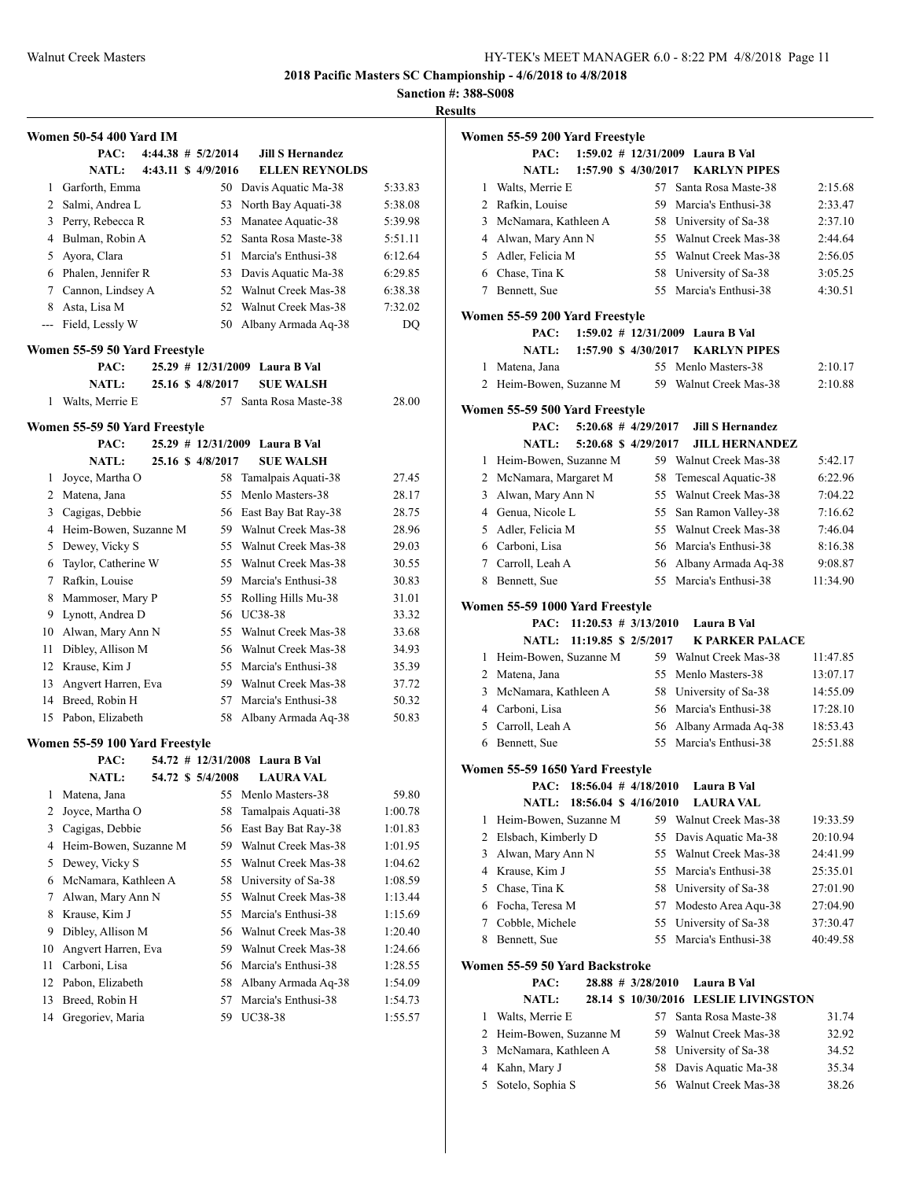**2018 Pacific Masters SC Championship - 4/6/2018 to 4/8/2018**

**Sanction #: 388-S008**

**Results**

### Women 50-54 400 Yard IM

PAC: 4:44.38 # 5/2/2014 Jill S Hernandez
NATL: 4:43.11 $ 4/9/2016 ELLEN REYNOLDS

| | Name | Age | Team | Time |
|---|---|---|---|---|
| 1 | Garforth, Emma | 50 | Davis Aquatic Ma-38 | 5:33.83 |
| 2 | Salmi, Andrea L | 53 | North Bay Aquati-38 | 5:38.08 |
| 3 | Perry, Rebecca R | 53 | Manatee Aquatic-38 | 5:39.98 |
| 4 | Bulman, Robin A | 52 | Santa Rosa Maste-38 | 5:51.11 |
| 5 | Ayora, Clara | 51 | Marcia's Enthusi-38 | 6:12.64 |
| 6 | Phalen, Jennifer R | 53 | Davis Aquatic Ma-38 | 6:29.85 |
| 7 | Cannon, Lindsey A | 52 | Walnut Creek Mas-38 | 6:38.38 |
| 8 | Asta, Lisa M | 52 | Walnut Creek Mas-38 | 7:32.02 |
| --- | Field, Lessly W | 50 | Albany Armada Aq-38 | DQ |

### Women 55-59 50 Yard Freestyle

PAC: 25.29 # 12/31/2009 Laura B Val
NATL: 25.16 $ 4/8/2017 SUE WALSH

| | Name | Age | Team | Time |
|---|---|---|---|---|
| 1 | Walts, Merrie E | 57 | Santa Rosa Maste-38 | 28.00 |

### Women 55-59 50 Yard Freestyle

PAC: 25.29 # 12/31/2009 Laura B Val
NATL: 25.16 $ 4/8/2017 SUE WALSH

| | Name | Age | Team | Time |
|---|---|---|---|---|
| 1 | Joyce, Martha O | 58 | Tamalpais Aquati-38 | 27.45 |
| 2 | Matena, Jana | 55 | Menlo Masters-38 | 28.17 |
| 3 | Cagigas, Debbie | 56 | East Bay Bat Ray-38 | 28.75 |
| 4 | Heim-Bowen, Suzanne M | 59 | Walnut Creek Mas-38 | 28.96 |
| 5 | Dewey, Vicky S | 55 | Walnut Creek Mas-38 | 29.03 |
| 6 | Taylor, Catherine W | 55 | Walnut Creek Mas-38 | 30.55 |
| 7 | Rafkin, Louise | 59 | Marcia's Enthusi-38 | 30.83 |
| 8 | Mammoser, Mary P | 55 | Rolling Hills Mu-38 | 31.01 |
| 9 | Lynott, Andrea D | 56 | UC38-38 | 33.32 |
| 10 | Alwan, Mary Ann N | 55 | Walnut Creek Mas-38 | 33.68 |
| 11 | Dibley, Allison M | 56 | Walnut Creek Mas-38 | 34.93 |
| 12 | Krause, Kim J | 55 | Marcia's Enthusi-38 | 35.39 |
| 13 | Angvert Harren, Eva | 59 | Walnut Creek Mas-38 | 37.72 |
| 14 | Breed, Robin H | 57 | Marcia's Enthusi-38 | 50.32 |
| 15 | Pabon, Elizabeth | 58 | Albany Armada Aq-38 | 50.83 |

### Women 55-59 100 Yard Freestyle

PAC: 54.72 # 12/31/2008 Laura B Val
NATL: 54.72 $ 5/4/2008 LAURA VAL

| | Name | Age | Team | Time |
|---|---|---|---|---|
| 1 | Matena, Jana | 55 | Menlo Masters-38 | 59.80 |
| 2 | Joyce, Martha O | 58 | Tamalpais Aquati-38 | 1:00.78 |
| 3 | Cagigas, Debbie | 56 | East Bay Bat Ray-38 | 1:01.83 |
| 4 | Heim-Bowen, Suzanne M | 59 | Walnut Creek Mas-38 | 1:01.95 |
| 5 | Dewey, Vicky S | 55 | Walnut Creek Mas-38 | 1:04.62 |
| 6 | McNamara, Kathleen A | 58 | University of Sa-38 | 1:08.59 |
| 7 | Alwan, Mary Ann N | 55 | Walnut Creek Mas-38 | 1:13.44 |
| 8 | Krause, Kim J | 55 | Marcia's Enthusi-38 | 1:15.69 |
| 9 | Dibley, Allison M | 56 | Walnut Creek Mas-38 | 1:20.40 |
| 10 | Angvert Harren, Eva | 59 | Walnut Creek Mas-38 | 1:24.66 |
| 11 | Carboni, Lisa | 56 | Marcia's Enthusi-38 | 1:28.55 |
| 12 | Pabon, Elizabeth | 58 | Albany Armada Aq-38 | 1:54.09 |
| 13 | Breed, Robin H | 57 | Marcia's Enthusi-38 | 1:54.73 |
| 14 | Gregoriev, Maria | 59 | UC38-38 | 1:55.57 |

### Women 55-59 200 Yard Freestyle

PAC: 1:59.02 # 12/31/2009 Laura B Val
NATL: 1:57.90 $ 4/30/2017 KARLYN PIPES

| | Name | Age | Team | Time |
|---|---|---|---|---|
| 1 | Walts, Merrie E | 57 | Santa Rosa Maste-38 | 2:15.68 |
| 2 | Rafkin, Louise | 59 | Marcia's Enthusi-38 | 2:33.47 |
| 3 | McNamara, Kathleen A | 58 | University of Sa-38 | 2:37.10 |
| 4 | Alwan, Mary Ann N | 55 | Walnut Creek Mas-38 | 2:44.64 |
| 5 | Adler, Felicia M | 55 | Walnut Creek Mas-38 | 2:56.05 |
| 6 | Chase, Tina K | 58 | University of Sa-38 | 3:05.25 |
| 7 | Bennett, Sue | 55 | Marcia's Enthusi-38 | 4:30.51 |

### Women 55-59 200 Yard Freestyle

PAC: 1:59.02 # 12/31/2009 Laura B Val
NATL: 1:57.90 $ 4/30/2017 KARLYN PIPES

| | Name | Age | Team | Time |
|---|---|---|---|---|
| 1 | Matena, Jana | 55 | Menlo Masters-38 | 2:10.17 |
| 2 | Heim-Bowen, Suzanne M | 59 | Walnut Creek Mas-38 | 2:10.88 |

### Women 55-59 500 Yard Freestyle

PAC: 5:20.68 # 4/29/2017 Jill S Hernandez
NATL: 5:20.68 $ 4/29/2017 JILL HERNANDEZ

| | Name | Age | Team | Time |
|---|---|---|---|---|
| 1 | Heim-Bowen, Suzanne M | 59 | Walnut Creek Mas-38 | 5:42.17 |
| 2 | McNamara, Margaret M | 58 | Temescal Aquatic-38 | 6:22.96 |
| 3 | Alwan, Mary Ann N | 55 | Walnut Creek Mas-38 | 7:04.22 |
| 4 | Genua, Nicole L | 55 | San Ramon Valley-38 | 7:16.62 |
| 5 | Adler, Felicia M | 55 | Walnut Creek Mas-38 | 7:46.04 |
| 6 | Carboni, Lisa | 56 | Marcia's Enthusi-38 | 8:16.38 |
| 7 | Carroll, Leah A | 56 | Albany Armada Aq-38 | 9:08.87 |
| 8 | Bennett, Sue | 55 | Marcia's Enthusi-38 | 11:34.90 |

### Women 55-59 1000 Yard Freestyle

PAC: 11:20.53 # 3/13/2010 Laura B Val
NATL: 11:19.85 $ 2/5/2017 K PARKER PALACE

| | Name | Age | Team | Time |
|---|---|---|---|---|
| 1 | Heim-Bowen, Suzanne M | 59 | Walnut Creek Mas-38 | 11:47.85 |
| 2 | Matena, Jana | 55 | Menlo Masters-38 | 13:07.17 |
| 3 | McNamara, Kathleen A | 58 | University of Sa-38 | 14:55.09 |
| 4 | Carboni, Lisa | 56 | Marcia's Enthusi-38 | 17:28.10 |
| 5 | Carroll, Leah A | 56 | Albany Armada Aq-38 | 18:53.43 |
| 6 | Bennett, Sue | 55 | Marcia's Enthusi-38 | 25:51.88 |

### Women 55-59 1650 Yard Freestyle

PAC: 18:56.04 # 4/18/2010 Laura B Val
NATL: 18:56.04 $ 4/16/2010 LAURA VAL

| | Name | Age | Team | Time |
|---|---|---|---|---|
| 1 | Heim-Bowen, Suzanne M | 59 | Walnut Creek Mas-38 | 19:33.59 |
| 2 | Elsbach, Kimberly D | 55 | Davis Aquatic Ma-38 | 20:10.94 |
| 3 | Alwan, Mary Ann N | 55 | Walnut Creek Mas-38 | 24:41.99 |
| 4 | Krause, Kim J | 55 | Marcia's Enthusi-38 | 25:35.01 |
| 5 | Chase, Tina K | 58 | University of Sa-38 | 27:01.90 |
| 6 | Focha, Teresa M | 57 | Modesto Area Aqu-38 | 27:04.90 |
| 7 | Cobble, Michele | 55 | University of Sa-38 | 37:30.47 |
| 8 | Bennett, Sue | 55 | Marcia's Enthusi-38 | 40:49.58 |

### Women 55-59 50 Yard Backstroke

PAC: 28.88 # 3/28/2010 Laura B Val
NATL: 28.14 $ 10/30/2016 LESLIE LIVINGSTON

| | Name | Age | Team | Time |
|---|---|---|---|---|
| 1 | Walts, Merrie E | 57 | Santa Rosa Maste-38 | 31.74 |
| 2 | Heim-Bowen, Suzanne M | 59 | Walnut Creek Mas-38 | 32.92 |
| 3 | McNamara, Kathleen A | 58 | University of Sa-38 | 34.52 |
| 4 | Kahn, Mary J | 58 | Davis Aquatic Ma-38 | 35.34 |
| 5 | Sotelo, Sophia S | 56 | Walnut Creek Mas-38 | 38.26 |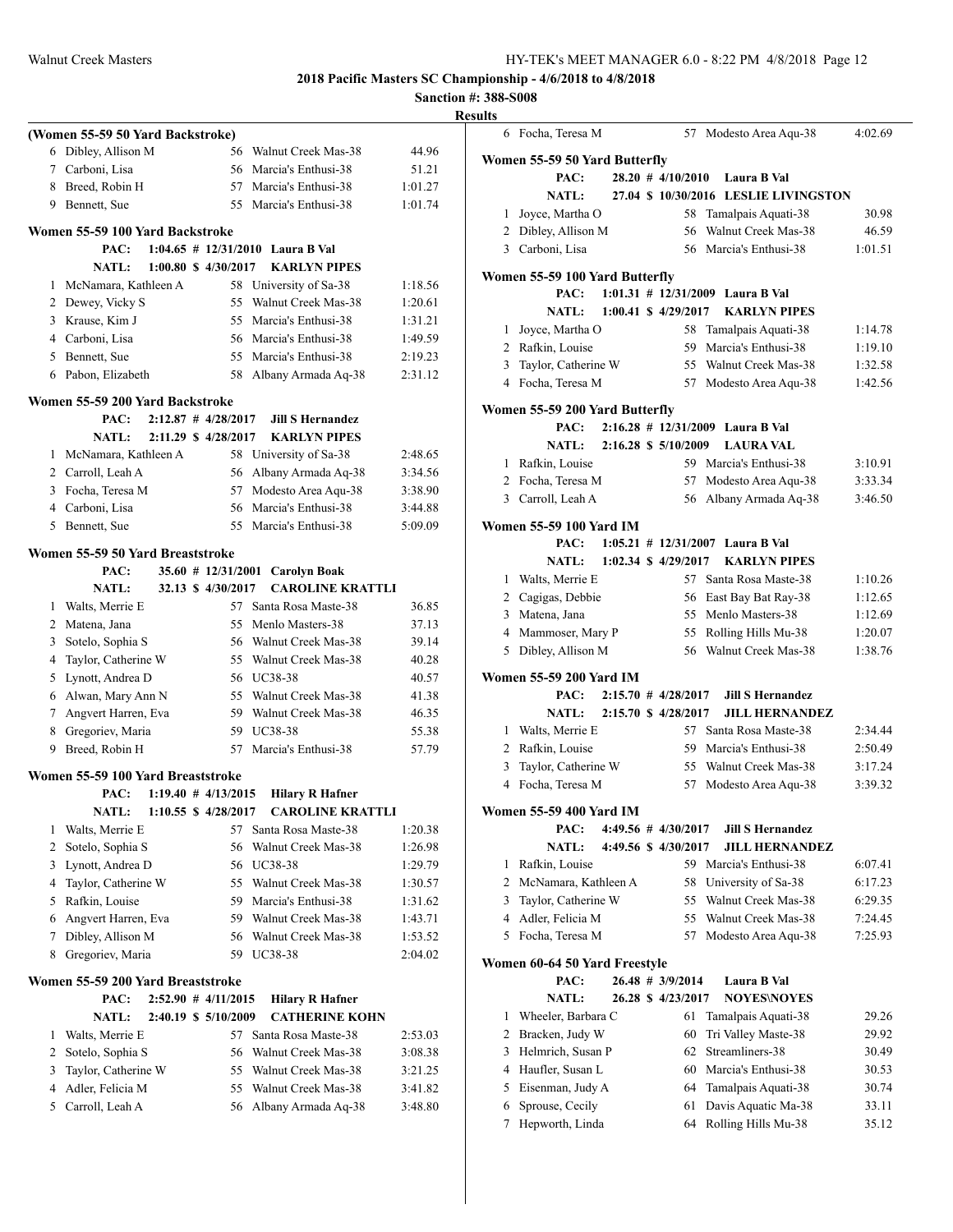**2018 Pacific Masters SC Championship - 4/6/2018 to 4/8/2018**

**Sanction #: 388-S008**

**Results**

### (Women 55-59 50 Yard Backstroke)

| Place | Name | Age | Team | Time |
|---|---|---|---|---|
| 6 | Dibley, Allison M | 56 | Walnut Creek Mas-38 | 44.96 |
| 7 | Carboni, Lisa | 56 | Marcia's Enthusi-38 | 51.21 |
| 8 | Breed, Robin H | 57 | Marcia's Enthusi-38 | 1:01.27 |
| 9 | Bennett, Sue | 55 | Marcia's Enthusi-38 | 1:01.74 |

### Women 55-59 100 Yard Backstroke

PAC: 1:04.65 # 12/31/2010 Laura B Val
NATL: 1:00.80 $ 4/30/2017 KARLYN PIPES

| Place | Name | Age | Team | Time |
|---|---|---|---|---|
| 1 | McNamara, Kathleen A | 58 | University of Sa-38 | 1:18.56 |
| 2 | Dewey, Vicky S | 55 | Walnut Creek Mas-38 | 1:20.61 |
| 3 | Krause, Kim J | 55 | Marcia's Enthusi-38 | 1:31.21 |
| 4 | Carboni, Lisa | 56 | Marcia's Enthusi-38 | 1:49.59 |
| 5 | Bennett, Sue | 55 | Marcia's Enthusi-38 | 2:19.23 |
| 6 | Pabon, Elizabeth | 58 | Albany Armada Aq-38 | 2:31.12 |

### Women 55-59 200 Yard Backstroke

PAC: 2:12.87 # 4/28/2017 Jill S Hernandez
NATL: 2:11.29 $ 4/28/2017 KARLYN PIPES

| Place | Name | Age | Team | Time |
|---|---|---|---|---|
| 1 | McNamara, Kathleen A | 58 | University of Sa-38 | 2:48.65 |
| 2 | Carroll, Leah A | 56 | Albany Armada Aq-38 | 3:34.56 |
| 3 | Focha, Teresa M | 57 | Modesto Area Aqu-38 | 3:38.90 |
| 4 | Carboni, Lisa | 56 | Marcia's Enthusi-38 | 3:44.88 |
| 5 | Bennett, Sue | 55 | Marcia's Enthusi-38 | 5:09.09 |

### Women 55-59 50 Yard Breaststroke

PAC: 35.60 # 12/31/2001 Carolyn Boak
NATL: 32.13 $ 4/30/2017 CAROLINE KRATTLI

| Place | Name | Age | Team | Time |
|---|---|---|---|---|
| 1 | Walts, Merrie E | 57 | Santa Rosa Maste-38 | 36.85 |
| 2 | Matena, Jana | 55 | Menlo Masters-38 | 37.13 |
| 3 | Sotelo, Sophia S | 56 | Walnut Creek Mas-38 | 39.14 |
| 4 | Taylor, Catherine W | 55 | Walnut Creek Mas-38 | 40.28 |
| 5 | Lynott, Andrea D | 56 | UC38-38 | 40.57 |
| 6 | Alwan, Mary Ann N | 55 | Walnut Creek Mas-38 | 41.38 |
| 7 | Angvert Harren, Eva | 59 | Walnut Creek Mas-38 | 46.35 |
| 8 | Gregoriev, Maria | 59 | UC38-38 | 55.38 |
| 9 | Breed, Robin H | 57 | Marcia's Enthusi-38 | 57.79 |

### Women 55-59 100 Yard Breaststroke

PAC: 1:19.40 # 4/13/2015 Hilary R Hafner
NATL: 1:10.55 $ 4/28/2017 CAROLINE KRATTLI

| Place | Name | Age | Team | Time |
|---|---|---|---|---|
| 1 | Walts, Merrie E | 57 | Santa Rosa Maste-38 | 1:20.38 |
| 2 | Sotelo, Sophia S | 56 | Walnut Creek Mas-38 | 1:26.98 |
| 3 | Lynott, Andrea D | 56 | UC38-38 | 1:29.79 |
| 4 | Taylor, Catherine W | 55 | Walnut Creek Mas-38 | 1:30.57 |
| 5 | Rafkin, Louise | 59 | Marcia's Enthusi-38 | 1:31.62 |
| 6 | Angvert Harren, Eva | 59 | Walnut Creek Mas-38 | 1:43.71 |
| 7 | Dibley, Allison M | 56 | Walnut Creek Mas-38 | 1:53.52 |
| 8 | Gregoriev, Maria | 59 | UC38-38 | 2:04.02 |

### Women 55-59 200 Yard Breaststroke

PAC: 2:52.90 # 4/11/2015 Hilary R Hafner
NATL: 2:40.19 $ 5/10/2009 CATHERINE KOHN

| Place | Name | Age | Team | Time |
|---|---|---|---|---|
| 1 | Walts, Merrie E | 57 | Santa Rosa Maste-38 | 2:53.03 |
| 2 | Sotelo, Sophia S | 56 | Walnut Creek Mas-38 | 3:08.38 |
| 3 | Taylor, Catherine W | 55 | Walnut Creek Mas-38 | 3:21.25 |
| 4 | Adler, Felicia M | 55 | Walnut Creek Mas-38 | 3:41.82 |
| 5 | Carroll, Leah A | 56 | Albany Armada Aq-38 | 3:48.80 |
| 6 | Focha, Teresa M | 57 | Modesto Area Aqu-38 | 4:02.69 |

### Women 55-59 50 Yard Butterfly

PAC: 28.20 # 4/10/2010 Laura B Val
NATL: 27.04 $ 10/30/2016 LESLIE LIVINGSTON

| Place | Name | Age | Team | Time |
|---|---|---|---|---|
| 1 | Joyce, Martha O | 58 | Tamalpais Aquati-38 | 30.98 |
| 2 | Dibley, Allison M | 56 | Walnut Creek Mas-38 | 46.59 |
| 3 | Carboni, Lisa | 56 | Marcia's Enthusi-38 | 1:01.51 |

### Women 55-59 100 Yard Butterfly

PAC: 1:01.31 # 12/31/2009 Laura B Val
NATL: 1:00.41 $ 4/29/2017 KARLYN PIPES

| Place | Name | Age | Team | Time |
|---|---|---|---|---|
| 1 | Joyce, Martha O | 58 | Tamalpais Aquati-38 | 1:14.78 |
| 2 | Rafkin, Louise | 59 | Marcia's Enthusi-38 | 1:19.10 |
| 3 | Taylor, Catherine W | 55 | Walnut Creek Mas-38 | 1:32.58 |
| 4 | Focha, Teresa M | 57 | Modesto Area Aqu-38 | 1:42.56 |

### Women 55-59 200 Yard Butterfly

PAC: 2:16.28 # 12/31/2009 Laura B Val
NATL: 2:16.28 $ 5/10/2009 LAURA VAL

| Place | Name | Age | Team | Time |
|---|---|---|---|---|
| 1 | Rafkin, Louise | 59 | Marcia's Enthusi-38 | 3:10.91 |
| 2 | Focha, Teresa M | 57 | Modesto Area Aqu-38 | 3:33.34 |
| 3 | Carroll, Leah A | 56 | Albany Armada Aq-38 | 3:46.50 |

### Women 55-59 100 Yard IM

PAC: 1:05.21 # 12/31/2007 Laura B Val
NATL: 1:02.34 $ 4/29/2017 KARLYN PIPES

| Place | Name | Age | Team | Time |
|---|---|---|---|---|
| 1 | Walts, Merrie E | 57 | Santa Rosa Maste-38 | 1:10.26 |
| 2 | Cagigas, Debbie | 56 | East Bay Bat Ray-38 | 1:12.65 |
| 3 | Matena, Jana | 55 | Menlo Masters-38 | 1:12.69 |
| 4 | Mammoser, Mary P | 55 | Rolling Hills Mu-38 | 1:20.07 |
| 5 | Dibley, Allison M | 56 | Walnut Creek Mas-38 | 1:38.76 |

### Women 55-59 200 Yard IM

PAC: 2:15.70 # 4/28/2017 Jill S Hernandez
NATL: 2:15.70 $ 4/28/2017 JILL HERNANDEZ

| Place | Name | Age | Team | Time |
|---|---|---|---|---|
| 1 | Walts, Merrie E | 57 | Santa Rosa Maste-38 | 2:34.44 |
| 2 | Rafkin, Louise | 59 | Marcia's Enthusi-38 | 2:50.49 |
| 3 | Taylor, Catherine W | 55 | Walnut Creek Mas-38 | 3:17.24 |
| 4 | Focha, Teresa M | 57 | Modesto Area Aqu-38 | 3:39.32 |

### Women 55-59 400 Yard IM

PAC: 4:49.56 # 4/30/2017 Jill S Hernandez
NATL: 4:49.56 $ 4/30/2017 JILL HERNANDEZ

| Place | Name | Age | Team | Time |
|---|---|---|---|---|
| 1 | Rafkin, Louise | 59 | Marcia's Enthusi-38 | 6:07.41 |
| 2 | McNamara, Kathleen A | 58 | University of Sa-38 | 6:17.23 |
| 3 | Taylor, Catherine W | 55 | Walnut Creek Mas-38 | 6:29.35 |
| 4 | Adler, Felicia M | 55 | Walnut Creek Mas-38 | 7:24.45 |
| 5 | Focha, Teresa M | 57 | Modesto Area Aqu-38 | 7:25.93 |

### Women 60-64 50 Yard Freestyle

PAC: 26.48 # 3/9/2014 Laura B Val
NATL: 26.28 $ 4/23/2017 NOYES\NOYES

| Place | Name | Age | Team | Time |
|---|---|---|---|---|
| 1 | Wheeler, Barbara C | 61 | Tamalpais Aquati-38 | 29.26 |
| 2 | Bracken, Judy W | 60 | Tri Valley Maste-38 | 29.92 |
| 3 | Helmrich, Susan P | 62 | Streamliners-38 | 30.49 |
| 4 | Haufler, Susan L | 60 | Marcia's Enthusi-38 | 30.53 |
| 5 | Eisenman, Judy A | 64 | Tamalpais Aquati-38 | 30.74 |
| 6 | Sprouse, Cecily | 61 | Davis Aquatic Ma-38 | 33.11 |
| 7 | Hepworth, Linda | 64 | Rolling Hills Mu-38 | 35.12 |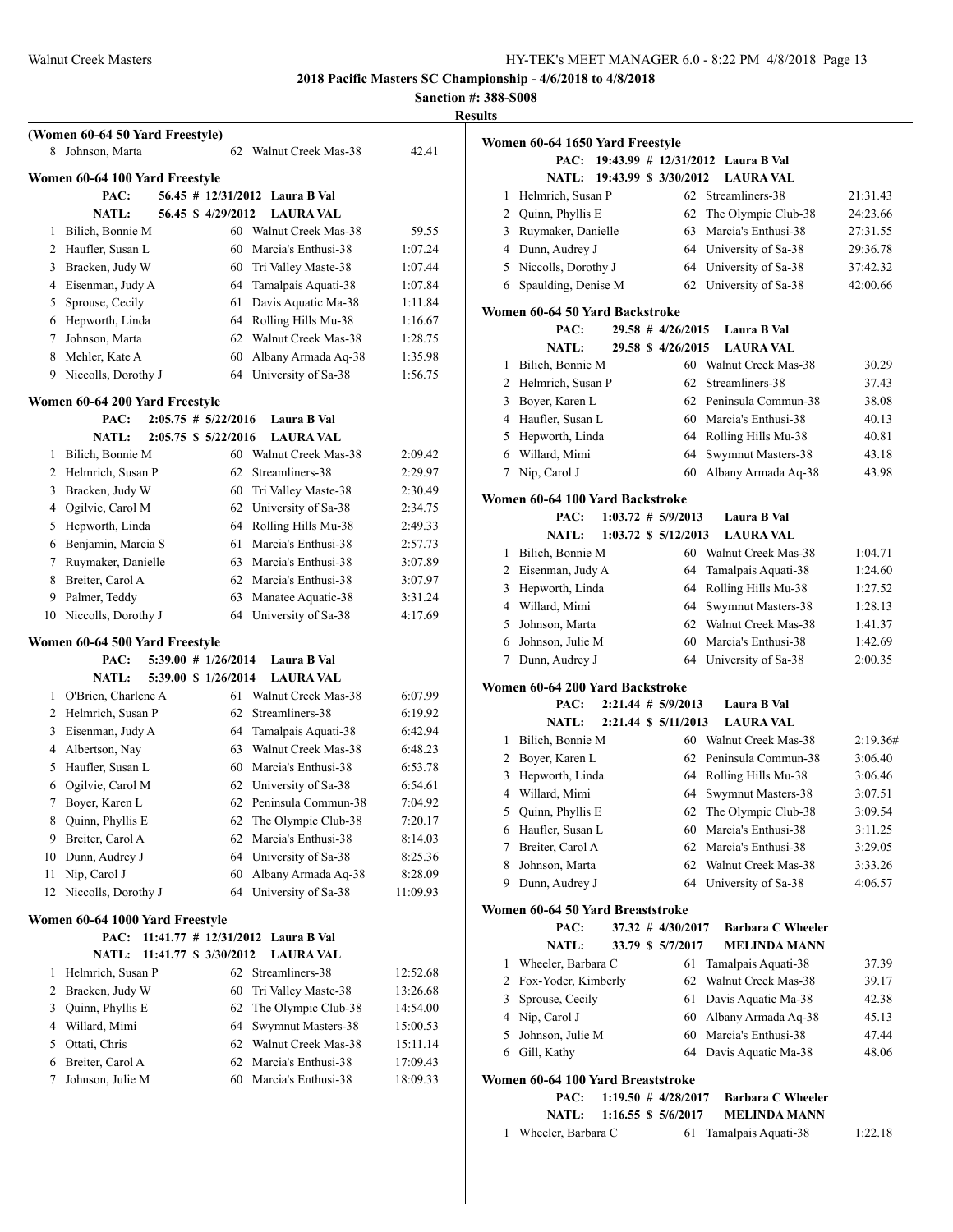**2018 Pacific Masters SC Championship - 4/6/2018 to 4/8/2018**

**Sanction #: 388-S008**

**Results**

### (Women 60-64 50 Yard Freestyle)

| | Name | Age | Team | Time |
|---|---|---|---|---|
| 8 | Johnson, Marta | 62 | Walnut Creek Mas-38 | 42.41 |

### Women 60-64 100 Yard Freestyle

PAC: 56.45 # 12/31/2012 Laura B Val
NATL: 56.45 $ 4/29/2012 LAURA VAL

| | Name | Age | Team | Time |
|---|---|---|---|---|
| 1 | Bilich, Bonnie M | 60 | Walnut Creek Mas-38 | 59.55 |
| 2 | Haufler, Susan L | 60 | Marcia's Enthusi-38 | 1:07.24 |
| 3 | Bracken, Judy W | 60 | Tri Valley Maste-38 | 1:07.44 |
| 4 | Eisenman, Judy A | 64 | Tamalpais Aquati-38 | 1:07.84 |
| 5 | Sprouse, Cecily | 61 | Davis Aquatic Ma-38 | 1:11.84 |
| 6 | Hepworth, Linda | 64 | Rolling Hills Mu-38 | 1:16.67 |
| 7 | Johnson, Marta | 62 | Walnut Creek Mas-38 | 1:28.75 |
| 8 | Mehler, Kate A | 60 | Albany Armada Aq-38 | 1:35.98 |
| 9 | Niccolls, Dorothy J | 64 | University of Sa-38 | 1:56.75 |

### Women 60-64 200 Yard Freestyle

PAC: 2:05.75 # 5/22/2016 Laura B Val
NATL: 2:05.75 $ 5/22/2016 LAURA VAL

| | Name | Age | Team | Time |
|---|---|---|---|---|
| 1 | Bilich, Bonnie M | 60 | Walnut Creek Mas-38 | 2:09.42 |
| 2 | Helmrich, Susan P | 62 | Streamliners-38 | 2:29.97 |
| 3 | Bracken, Judy W | 60 | Tri Valley Maste-38 | 2:30.49 |
| 4 | Ogilvie, Carol M | 62 | University of Sa-38 | 2:34.75 |
| 5 | Hepworth, Linda | 64 | Rolling Hills Mu-38 | 2:49.33 |
| 6 | Benjamin, Marcia S | 61 | Marcia's Enthusi-38 | 2:57.73 |
| 7 | Ruymaker, Danielle | 63 | Marcia's Enthusi-38 | 3:07.89 |
| 8 | Breiter, Carol A | 62 | Marcia's Enthusi-38 | 3:07.97 |
| 9 | Palmer, Teddy | 63 | Manatee Aquatic-38 | 3:31.24 |
| 10 | Niccolls, Dorothy J | 64 | University of Sa-38 | 4:17.69 |

### Women 60-64 500 Yard Freestyle

PAC: 5:39.00 # 1/26/2014 Laura B Val
NATL: 5:39.00 $ 1/26/2014 LAURA VAL

| | Name | Age | Team | Time |
|---|---|---|---|---|
| 1 | O'Brien, Charlene A | 61 | Walnut Creek Mas-38 | 6:07.99 |
| 2 | Helmrich, Susan P | 62 | Streamliners-38 | 6:19.92 |
| 3 | Eisenman, Judy A | 64 | Tamalpais Aquati-38 | 6:42.94 |
| 4 | Albertson, Nay | 63 | Walnut Creek Mas-38 | 6:48.23 |
| 5 | Haufler, Susan L | 60 | Marcia's Enthusi-38 | 6:53.78 |
| 6 | Ogilvie, Carol M | 62 | University of Sa-38 | 6:54.61 |
| 7 | Boyer, Karen L | 62 | Peninsula Commun-38 | 7:04.92 |
| 8 | Quinn, Phyllis E | 62 | The Olympic Club-38 | 7:20.17 |
| 9 | Breiter, Carol A | 62 | Marcia's Enthusi-38 | 8:14.03 |
| 10 | Dunn, Audrey J | 64 | University of Sa-38 | 8:25.36 |
| 11 | Nip, Carol J | 60 | Albany Armada Aq-38 | 8:28.09 |
| 12 | Niccolls, Dorothy J | 64 | University of Sa-38 | 11:09.93 |

### Women 60-64 1000 Yard Freestyle

PAC: 11:41.77 # 12/31/2012 Laura B Val
NATL: 11:41.77 $ 3/30/2012 LAURA VAL

| | Name | Age | Team | Time |
|---|---|---|---|---|
| 1 | Helmrich, Susan P | 62 | Streamliners-38 | 12:52.68 |
| 2 | Bracken, Judy W | 60 | Tri Valley Maste-38 | 13:26.68 |
| 3 | Quinn, Phyllis E | 62 | The Olympic Club-38 | 14:54.00 |
| 4 | Willard, Mimi | 64 | Swymnut Masters-38 | 15:00.53 |
| 5 | Ottati, Chris | 62 | Walnut Creek Mas-38 | 15:11.14 |
| 6 | Breiter, Carol A | 62 | Marcia's Enthusi-38 | 17:09.43 |
| 7 | Johnson, Julie M | 60 | Marcia's Enthusi-38 | 18:09.33 |

### Women 60-64 1650 Yard Freestyle

PAC: 19:43.99 # 12/31/2012 Laura B Val
NATL: 19:43.99 $ 3/30/2012 LAURA VAL

| | Name | Age | Team | Time |
|---|---|---|---|---|
| 1 | Helmrich, Susan P | 62 | Streamliners-38 | 21:31.43 |
| 2 | Quinn, Phyllis E | 62 | The Olympic Club-38 | 24:23.66 |
| 3 | Ruymaker, Danielle | 63 | Marcia's Enthusi-38 | 27:31.55 |
| 4 | Dunn, Audrey J | 64 | University of Sa-38 | 29:36.78 |
| 5 | Niccolls, Dorothy J | 64 | University of Sa-38 | 37:42.32 |
| 6 | Spaulding, Denise M | 62 | University of Sa-38 | 42:00.66 |

### Women 60-64 50 Yard Backstroke

PAC: 29.58 # 4/26/2015 Laura B Val
NATL: 29.58 $ 4/26/2015 LAURA VAL

| | Name | Age | Team | Time |
|---|---|---|---|---|
| 1 | Bilich, Bonnie M | 60 | Walnut Creek Mas-38 | 30.29 |
| 2 | Helmrich, Susan P | 62 | Streamliners-38 | 37.43 |
| 3 | Boyer, Karen L | 62 | Peninsula Commun-38 | 38.08 |
| 4 | Haufler, Susan L | 60 | Marcia's Enthusi-38 | 40.13 |
| 5 | Hepworth, Linda | 64 | Rolling Hills Mu-38 | 40.81 |
| 6 | Willard, Mimi | 64 | Swymnut Masters-38 | 43.18 |
| 7 | Nip, Carol J | 60 | Albany Armada Aq-38 | 43.98 |

### Women 60-64 100 Yard Backstroke

PAC: 1:03.72 # 5/9/2013 Laura B Val
NATL: 1:03.72 $ 5/12/2013 LAURA VAL

| | Name | Age | Team | Time |
|---|---|---|---|---|
| 1 | Bilich, Bonnie M | 60 | Walnut Creek Mas-38 | 1:04.71 |
| 2 | Eisenman, Judy A | 64 | Tamalpais Aquati-38 | 1:24.60 |
| 3 | Hepworth, Linda | 64 | Rolling Hills Mu-38 | 1:27.52 |
| 4 | Willard, Mimi | 64 | Swymnut Masters-38 | 1:28.13 |
| 5 | Johnson, Marta | 62 | Walnut Creek Mas-38 | 1:41.37 |
| 6 | Johnson, Julie M | 60 | Marcia's Enthusi-38 | 1:42.69 |
| 7 | Dunn, Audrey J | 64 | University of Sa-38 | 2:00.35 |

### Women 60-64 200 Yard Backstroke

PAC: 2:21.44 # 5/9/2013 Laura B Val
NATL: 2:21.44 $ 5/11/2013 LAURA VAL

| | Name | Age | Team | Time |
|---|---|---|---|---|
| 1 | Bilich, Bonnie M | 60 | Walnut Creek Mas-38 | 2:19.36# |
| 2 | Boyer, Karen L | 62 | Peninsula Commun-38 | 3:06.40 |
| 3 | Hepworth, Linda | 64 | Rolling Hills Mu-38 | 3:06.46 |
| 4 | Willard, Mimi | 64 | Swymnut Masters-38 | 3:07.51 |
| 5 | Quinn, Phyllis E | 62 | The Olympic Club-38 | 3:09.54 |
| 6 | Haufler, Susan L | 60 | Marcia's Enthusi-38 | 3:11.25 |
| 7 | Breiter, Carol A | 62 | Marcia's Enthusi-38 | 3:29.05 |
| 8 | Johnson, Marta | 62 | Walnut Creek Mas-38 | 3:33.26 |
| 9 | Dunn, Audrey J | 64 | University of Sa-38 | 4:06.57 |

### Women 60-64 50 Yard Breaststroke

PAC: 37.32 # 4/30/2017 Barbara C Wheeler
NATL: 33.79 $ 5/7/2017 MELINDA MANN

| | Name | Age | Team | Time |
|---|---|---|---|---|
| 1 | Wheeler, Barbara C | 61 | Tamalpais Aquati-38 | 37.39 |
| 2 | Fox-Yoder, Kimberly | 62 | Walnut Creek Mas-38 | 39.17 |
| 3 | Sprouse, Cecily | 61 | Davis Aquatic Ma-38 | 42.38 |
| 4 | Nip, Carol J | 60 | Albany Armada Aq-38 | 45.13 |
| 5 | Johnson, Julie M | 60 | Marcia's Enthusi-38 | 47.44 |
| 6 | Gill, Kathy | 64 | Davis Aquatic Ma-38 | 48.06 |

### Women 60-64 100 Yard Breaststroke

PAC: 1:19.50 # 4/28/2017 Barbara C Wheeler
NATL: 1:16.55 $ 5/6/2017 MELINDA MANN

| | Name | Age | Team | Time |
|---|---|---|---|---|
| 1 | Wheeler, Barbara C | 61 | Tamalpais Aquati-38 | 1:22.18 |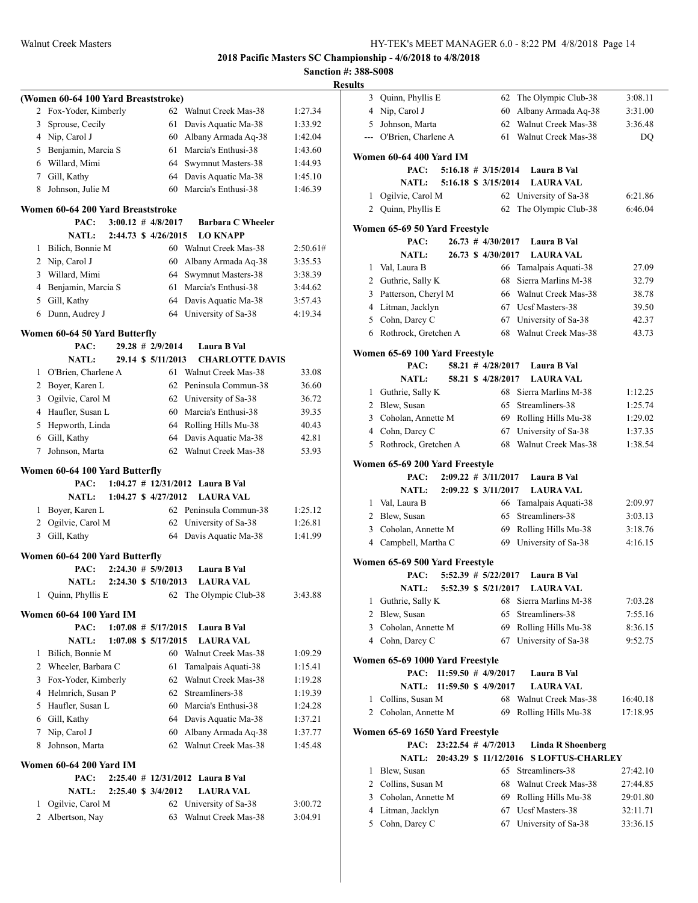**2018 Pacific Masters SC Championship - 4/6/2018 to 4/8/2018**

**Sanction #: 388-S008**

**Results**

### (Women 60-64 100 Yard Breaststroke)

| Place | Name | Age | Team | Time |
|---|---|---|---|---|
| 2 | Fox-Yoder, Kimberly | 62 | Walnut Creek Mas-38 | 1:27.34 |
| 3 | Sprouse, Cecily | 61 | Davis Aquatic Ma-38 | 1:33.92 |
| 4 | Nip, Carol J | 60 | Albany Armada Aq-38 | 1:42.04 |
| 5 | Benjamin, Marcia S | 61 | Marcia's Enthusi-38 | 1:43.60 |
| 6 | Willard, Mimi | 64 | Swymnut Masters-38 | 1:44.93 |
| 7 | Gill, Kathy | 64 | Davis Aquatic Ma-38 | 1:45.10 |
| 8 | Johnson, Julie M | 60 | Marcia's Enthusi-38 | 1:46.39 |

### Women 60-64 200 Yard Breaststroke

PAC: 3:00.12 # 4/8/2017 Barbara C Wheeler
NATL: 2:44.73 $ 4/26/2015 LO KNAPP

| Place | Name | Age | Team | Time |
|---|---|---|---|---|
| 1 | Bilich, Bonnie M | 60 | Walnut Creek Mas-38 | 2:50.61# |
| 2 | Nip, Carol J | 60 | Albany Armada Aq-38 | 3:35.53 |
| 3 | Willard, Mimi | 64 | Swymnut Masters-38 | 3:38.39 |
| 4 | Benjamin, Marcia S | 61 | Marcia's Enthusi-38 | 3:44.62 |
| 5 | Gill, Kathy | 64 | Davis Aquatic Ma-38 | 3:57.43 |
| 6 | Dunn, Audrey J | 64 | University of Sa-38 | 4:19.34 |

### Women 60-64 50 Yard Butterfly

PAC: 29.28 # 2/9/2014 Laura B Val
NATL: 29.14 $ 5/11/2013 CHARLOTTE DAVIS

| Place | Name | Age | Team | Time |
|---|---|---|---|---|
| 1 | O'Brien, Charlene A | 61 | Walnut Creek Mas-38 | 33.08 |
| 2 | Boyer, Karen L | 62 | Peninsula Commun-38 | 36.60 |
| 3 | Ogilvie, Carol M | 62 | University of Sa-38 | 36.72 |
| 4 | Haufler, Susan L | 60 | Marcia's Enthusi-38 | 39.35 |
| 5 | Hepworth, Linda | 64 | Rolling Hills Mu-38 | 40.43 |
| 6 | Gill, Kathy | 64 | Davis Aquatic Ma-38 | 42.81 |
| 7 | Johnson, Marta | 62 | Walnut Creek Mas-38 | 53.93 |

### Women 60-64 100 Yard Butterfly

PAC: 1:04.27 # 12/31/2012 Laura B Val
NATL: 1:04.27 $ 4/27/2012 LAURA VAL

| Place | Name | Age | Team | Time |
|---|---|---|---|---|
| 1 | Boyer, Karen L | 62 | Peninsula Commun-38 | 1:25.12 |
| 2 | Ogilvie, Carol M | 62 | University of Sa-38 | 1:26.81 |
| 3 | Gill, Kathy | 64 | Davis Aquatic Ma-38 | 1:41.99 |

### Women 60-64 200 Yard Butterfly

PAC: 2:24.30 # 5/9/2013 Laura B Val
NATL: 2:24.30 $ 5/10/2013 LAURA VAL

| Place | Name | Age | Team | Time |
|---|---|---|---|---|
| 1 | Quinn, Phyllis E | 62 | The Olympic Club-38 | 3:43.88 |

### Women 60-64 100 Yard IM

PAC: 1:07.08 # 5/17/2015 Laura B Val
NATL: 1:07.08 $ 5/17/2015 LAURA VAL

| Place | Name | Age | Team | Time |
|---|---|---|---|---|
| 1 | Bilich, Bonnie M | 60 | Walnut Creek Mas-38 | 1:09.29 |
| 2 | Wheeler, Barbara C | 61 | Tamalpais Aquati-38 | 1:15.41 |
| 3 | Fox-Yoder, Kimberly | 62 | Walnut Creek Mas-38 | 1:19.28 |
| 4 | Helmrich, Susan P | 62 | Streamliners-38 | 1:19.39 |
| 5 | Haufler, Susan L | 60 | Marcia's Enthusi-38 | 1:24.28 |
| 6 | Gill, Kathy | 64 | Davis Aquatic Ma-38 | 1:37.21 |
| 7 | Nip, Carol J | 60 | Albany Armada Aq-38 | 1:37.77 |
| 8 | Johnson, Marta | 62 | Walnut Creek Mas-38 | 1:45.48 |

### Women 60-64 200 Yard IM

PAC: 2:25.40 # 12/31/2012 Laura B Val
NATL: 2:25.40 $ 3/4/2012 LAURA VAL

| Place | Name | Age | Team | Time |
|---|---|---|---|---|
| 1 | Ogilvie, Carol M | 62 | University of Sa-38 | 3:00.72 |
| 2 | Albertson, Nay | 63 | Walnut Creek Mas-38 | 3:04.91 |
| 3 | Quinn, Phyllis E | 62 | The Olympic Club-38 | 3:08.11 |
| 4 | Nip, Carol J | 60 | Albany Armada Aq-38 | 3:31.00 |
| 5 | Johnson, Marta | 62 | Walnut Creek Mas-38 | 3:36.48 |
| --- | O'Brien, Charlene A | 61 | Walnut Creek Mas-38 | DQ |

### Women 60-64 400 Yard IM

PAC: 5:16.18 # 3/15/2014 Laura B Val
NATL: 5:16.18 $ 3/15/2014 LAURA VAL

| Place | Name | Age | Team | Time |
|---|---|---|---|---|
| 1 | Ogilvie, Carol M | 62 | University of Sa-38 | 6:21.86 |
| 2 | Quinn, Phyllis E | 62 | The Olympic Club-38 | 6:46.04 |

### Women 65-69 50 Yard Freestyle

PAC: 26.73 # 4/30/2017 Laura B Val
NATL: 26.73 $ 4/30/2017 LAURA VAL

| Place | Name | Age | Team | Time |
|---|---|---|---|---|
| 1 | Val, Laura B | 66 | Tamalpais Aquati-38 | 27.09 |
| 2 | Guthrie, Sally K | 68 | Sierra Marlins M-38 | 32.79 |
| 3 | Patterson, Cheryl M | 66 | Walnut Creek Mas-38 | 38.78 |
| 4 | Litman, Jacklyn | 67 | Ucsf Masters-38 | 39.50 |
| 5 | Cohn, Darcy C | 67 | University of Sa-38 | 42.37 |
| 6 | Rothrock, Gretchen A | 68 | Walnut Creek Mas-38 | 43.73 |

### Women 65-69 100 Yard Freestyle

PAC: 58.21 # 4/28/2017 Laura B Val
NATL: 58.21 $ 4/28/2017 LAURA VAL

| Place | Name | Age | Team | Time |
|---|---|---|---|---|
| 1 | Guthrie, Sally K | 68 | Sierra Marlins M-38 | 1:12.25 |
| 2 | Blew, Susan | 65 | Streamliners-38 | 1:25.74 |
| 3 | Coholan, Annette M | 69 | Rolling Hills Mu-38 | 1:29.02 |
| 4 | Cohn, Darcy C | 67 | University of Sa-38 | 1:37.35 |
| 5 | Rothrock, Gretchen A | 68 | Walnut Creek Mas-38 | 1:38.54 |

### Women 65-69 200 Yard Freestyle

PAC: 2:09.22 # 3/11/2017 Laura B Val
NATL: 2:09.22 $ 3/11/2017 LAURA VAL

| Place | Name | Age | Team | Time |
|---|---|---|---|---|
| 1 | Val, Laura B | 66 | Tamalpais Aquati-38 | 2:09.97 |
| 2 | Blew, Susan | 65 | Streamliners-38 | 3:03.13 |
| 3 | Coholan, Annette M | 69 | Rolling Hills Mu-38 | 3:18.76 |
| 4 | Campbell, Martha C | 69 | University of Sa-38 | 4:16.15 |

### Women 65-69 500 Yard Freestyle

PAC: 5:52.39 # 5/22/2017 Laura B Val
NATL: 5:52.39 $ 5/21/2017 LAURA VAL

| Place | Name | Age | Team | Time |
|---|---|---|---|---|
| 1 | Guthrie, Sally K | 68 | Sierra Marlins M-38 | 7:03.28 |
| 2 | Blew, Susan | 65 | Streamliners-38 | 7:55.16 |
| 3 | Coholan, Annette M | 69 | Rolling Hills Mu-38 | 8:36.15 |
| 4 | Cohn, Darcy C | 67 | University of Sa-38 | 9:52.75 |

### Women 65-69 1000 Yard Freestyle

PAC: 11:59.50 # 4/9/2017 Laura B Val
NATL: 11:59.50 $ 4/9/2017 LAURA VAL

| Place | Name | Age | Team | Time |
|---|---|---|---|---|
| 1 | Collins, Susan M | 68 | Walnut Creek Mas-38 | 16:40.18 |
| 2 | Coholan, Annette M | 69 | Rolling Hills Mu-38 | 17:18.95 |

### Women 65-69 1650 Yard Freestyle

PAC: 23:22.54 # 4/7/2013 Linda R Shoenberg
NATL: 20:43.29 $ 11/12/2016 S LOFTUS-CHARLEY

| Place | Name | Age | Team | Time |
|---|---|---|---|---|
| 1 | Blew, Susan | 65 | Streamliners-38 | 27:42.10 |
| 2 | Collins, Susan M | 68 | Walnut Creek Mas-38 | 27:44.85 |
| 3 | Coholan, Annette M | 69 | Rolling Hills Mu-38 | 29:01.80 |
| 4 | Litman, Jacklyn | 67 | Ucsf Masters-38 | 32:11.71 |
| 5 | Cohn, Darcy C | 67 | University of Sa-38 | 33:36.15 |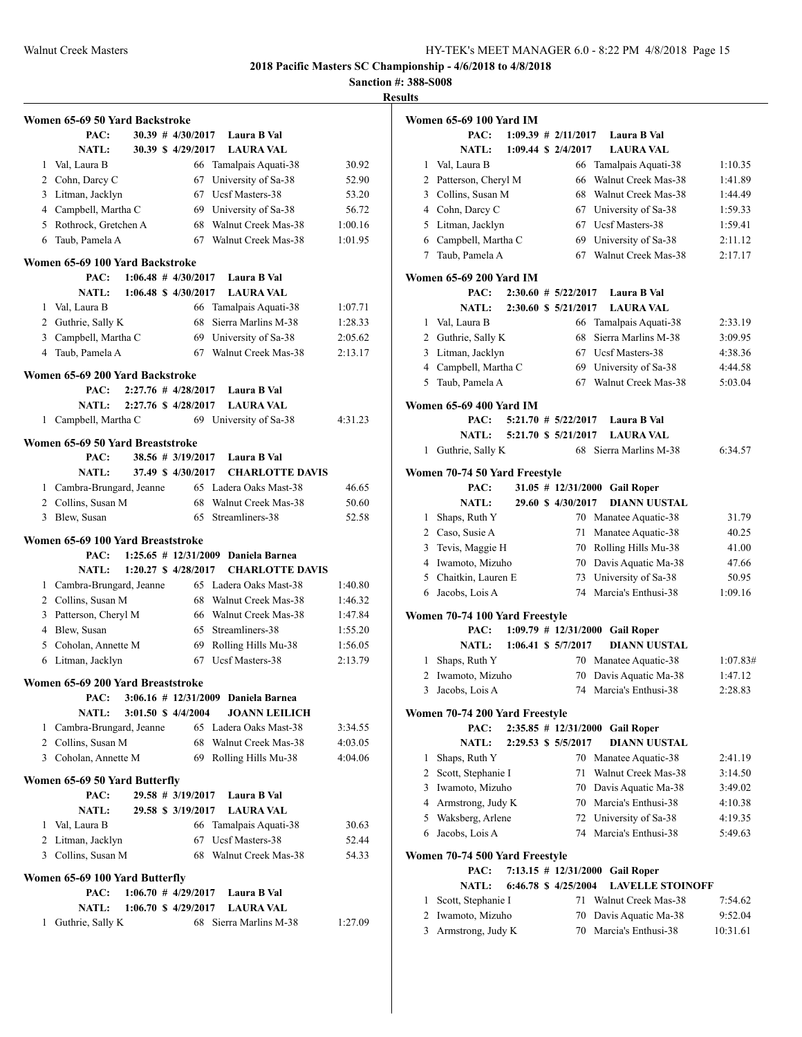**2018 Pacific Masters SC Championship - 4/6/2018 to 4/8/2018**

**Sanction #: 388-S008**

**Results**

### Women 65-69 50 Yard Backstroke

PAC: 30.39 # 4/30/2017 Laura B Val
NATL: 30.39 $ 4/29/2017 LAURA VAL

| | Name | Age | Team | Time |
|---|---|---|---|---|
| 1 | Val, Laura B | 66 | Tamalpais Aquati-38 | 30.92 |
| 2 | Cohn, Darcy C | 67 | University of Sa-38 | 52.90 |
| 3 | Litman, Jacklyn | 67 | Ucsf Masters-38 | 53.20 |
| 4 | Campbell, Martha C | 69 | University of Sa-38 | 56.72 |
| 5 | Rothrock, Gretchen A | 68 | Walnut Creek Mas-38 | 1:00.16 |
| 6 | Taub, Pamela A | 67 | Walnut Creek Mas-38 | 1:01.95 |

### Women 65-69 100 Yard Backstroke

PAC: 1:06.48 # 4/30/2017 Laura B Val
NATL: 1:06.48 $ 4/30/2017 LAURA VAL

| | Name | Age | Team | Time |
|---|---|---|---|---|
| 1 | Val, Laura B | 66 | Tamalpais Aquati-38 | 1:07.71 |
| 2 | Guthrie, Sally K | 68 | Sierra Marlins M-38 | 1:28.33 |
| 3 | Campbell, Martha C | 69 | University of Sa-38 | 2:05.62 |
| 4 | Taub, Pamela A | 67 | Walnut Creek Mas-38 | 2:13.17 |

### Women 65-69 200 Yard Backstroke

PAC: 2:27.76 # 4/28/2017 Laura B Val
NATL: 2:27.76 $ 4/28/2017 LAURA VAL

| | Name | Age | Team | Time |
|---|---|---|---|---|
| 1 | Campbell, Martha C | 69 | University of Sa-38 | 4:31.23 |

### Women 65-69 50 Yard Breaststroke

PAC: 38.56 # 3/19/2017 Laura B Val
NATL: 37.49 $ 4/30/2017 CHARLOTTE DAVIS

| | Name | Age | Team | Time |
|---|---|---|---|---|
| 1 | Cambra-Brungard, Jeanne | 65 | Ladera Oaks Mast-38 | 46.65 |
| 2 | Collins, Susan M | 68 | Walnut Creek Mas-38 | 50.60 |
| 3 | Blew, Susan | 65 | Streamliners-38 | 52.58 |

### Women 65-69 100 Yard Breaststroke

PAC: 1:25.65 # 12/31/2009 Daniela Barnea
NATL: 1:20.27 $ 4/28/2017 CHARLOTTE DAVIS

| | Name | Age | Team | Time |
|---|---|---|---|---|
| 1 | Cambra-Brungard, Jeanne | 65 | Ladera Oaks Mast-38 | 1:40.80 |
| 2 | Collins, Susan M | 68 | Walnut Creek Mas-38 | 1:46.32 |
| 3 | Patterson, Cheryl M | 66 | Walnut Creek Mas-38 | 1:47.84 |
| 4 | Blew, Susan | 65 | Streamliners-38 | 1:55.20 |
| 5 | Coholan, Annette M | 69 | Rolling Hills Mu-38 | 1:56.05 |
| 6 | Litman, Jacklyn | 67 | Ucsf Masters-38 | 2:13.79 |

### Women 65-69 200 Yard Breaststroke

PAC: 3:06.16 # 12/31/2009 Daniela Barnea
NATL: 3:01.50 $ 4/4/2004 JOANN LEILICH

| | Name | Age | Team | Time |
|---|---|---|---|---|
| 1 | Cambra-Brungard, Jeanne | 65 | Ladera Oaks Mast-38 | 3:34.55 |
| 2 | Collins, Susan M | 68 | Walnut Creek Mas-38 | 4:03.05 |
| 3 | Coholan, Annette M | 69 | Rolling Hills Mu-38 | 4:04.06 |

### Women 65-69 50 Yard Butterfly

PAC: 29.58 # 3/19/2017 Laura B Val
NATL: 29.58 $ 3/19/2017 LAURA VAL

| | Name | Age | Team | Time |
|---|---|---|---|---|
| 1 | Val, Laura B | 66 | Tamalpais Aquati-38 | 30.63 |
| 2 | Litman, Jacklyn | 67 | Ucsf Masters-38 | 52.44 |
| 3 | Collins, Susan M | 68 | Walnut Creek Mas-38 | 54.33 |

### Women 65-69 100 Yard Butterfly

PAC: 1:06.70 # 4/29/2017 Laura B Val
NATL: 1:06.70 $ 4/29/2017 LAURA VAL

| | Name | Age | Team | Time |
|---|---|---|---|---|
| 1 | Guthrie, Sally K | 68 | Sierra Marlins M-38 | 1:27.09 |

### Women 65-69 100 Yard IM

PAC: 1:09.39 # 2/11/2017 Laura B Val
NATL: 1:09.44 $ 2/4/2017 LAURA VAL

| | Name | Age | Team | Time |
|---|---|---|---|---|
| 1 | Val, Laura B | 66 | Tamalpais Aquati-38 | 1:10.35 |
| 2 | Patterson, Cheryl M | 66 | Walnut Creek Mas-38 | 1:41.89 |
| 3 | Collins, Susan M | 68 | Walnut Creek Mas-38 | 1:44.49 |
| 4 | Cohn, Darcy C | 67 | University of Sa-38 | 1:59.33 |
| 5 | Litman, Jacklyn | 67 | Ucsf Masters-38 | 1:59.41 |
| 6 | Campbell, Martha C | 69 | University of Sa-38 | 2:11.12 |
| 7 | Taub, Pamela A | 67 | Walnut Creek Mas-38 | 2:17.17 |

### Women 65-69 200 Yard IM

PAC: 2:30.60 # 5/22/2017 Laura B Val
NATL: 2:30.60 $ 5/21/2017 LAURA VAL

| | Name | Age | Team | Time |
|---|---|---|---|---|
| 1 | Val, Laura B | 66 | Tamalpais Aquati-38 | 2:33.19 |
| 2 | Guthrie, Sally K | 68 | Sierra Marlins M-38 | 3:09.95 |
| 3 | Litman, Jacklyn | 67 | Ucsf Masters-38 | 4:38.36 |
| 4 | Campbell, Martha C | 69 | University of Sa-38 | 4:44.58 |
| 5 | Taub, Pamela A | 67 | Walnut Creek Mas-38 | 5:03.04 |

### Women 65-69 400 Yard IM

PAC: 5:21.70 # 5/22/2017 Laura B Val
NATL: 5:21.70 $ 5/21/2017 LAURA VAL

| | Name | Age | Team | Time |
|---|---|---|---|---|
| 1 | Guthrie, Sally K | 68 | Sierra Marlins M-38 | 6:34.57 |

### Women 70-74 50 Yard Freestyle

PAC: 31.05 # 12/31/2000 Gail Roper
NATL: 29.60 $ 4/30/2017 DIANN UUSTAL

| | Name | Age | Team | Time |
|---|---|---|---|---|
| 1 | Shaps, Ruth Y | 70 | Manatee Aquatic-38 | 31.79 |
| 2 | Caso, Susie A | 71 | Manatee Aquatic-38 | 40.25 |
| 3 | Tevis, Maggie H | 70 | Rolling Hills Mu-38 | 41.00 |
| 4 | Iwamoto, Mizuho | 70 | Davis Aquatic Ma-38 | 47.66 |
| 5 | Chaitkin, Lauren E | 73 | University of Sa-38 | 50.95 |
| 6 | Jacobs, Lois A | 74 | Marcia's Enthusi-38 | 1:09.16 |

### Women 70-74 100 Yard Freestyle

PAC: 1:09.79 # 12/31/2000 Gail Roper
NATL: 1:06.41 $ 5/7/2017 DIANN UUSTAL

| | Name | Age | Team | Time |
|---|---|---|---|---|
| 1 | Shaps, Ruth Y | 70 | Manatee Aquatic-38 | 1:07.83# |
| 2 | Iwamoto, Mizuho | 70 | Davis Aquatic Ma-38 | 1:47.12 |
| 3 | Jacobs, Lois A | 74 | Marcia's Enthusi-38 | 2:28.83 |

### Women 70-74 200 Yard Freestyle

PAC: 2:35.85 # 12/31/2000 Gail Roper
NATL: 2:29.53 $ 5/5/2017 DIANN UUSTAL

| | Name | Age | Team | Time |
|---|---|---|---|---|
| 1 | Shaps, Ruth Y | 70 | Manatee Aquatic-38 | 2:41.19 |
| 2 | Scott, Stephanie I | 71 | Walnut Creek Mas-38 | 3:14.50 |
| 3 | Iwamoto, Mizuho | 70 | Davis Aquatic Ma-38 | 3:49.02 |
| 4 | Armstrong, Judy K | 70 | Marcia's Enthusi-38 | 4:10.38 |
| 5 | Waksberg, Arlene | 72 | University of Sa-38 | 4:19.35 |
| 6 | Jacobs, Lois A | 74 | Marcia's Enthusi-38 | 5:49.63 |

### Women 70-74 500 Yard Freestyle

PAC: 7:13.15 # 12/31/2000 Gail Roper
NATL: 6:46.78 $ 4/25/2004 LAVELLE STOINOFF

| | Name | Age | Team | Time |
|---|---|---|---|---|
| 1 | Scott, Stephanie I | 71 | Walnut Creek Mas-38 | 7:54.62 |
| 2 | Iwamoto, Mizuho | 70 | Davis Aquatic Ma-38 | 9:52.04 |
| 3 | Armstrong, Judy K | 70 | Marcia's Enthusi-38 | 10:31.61 |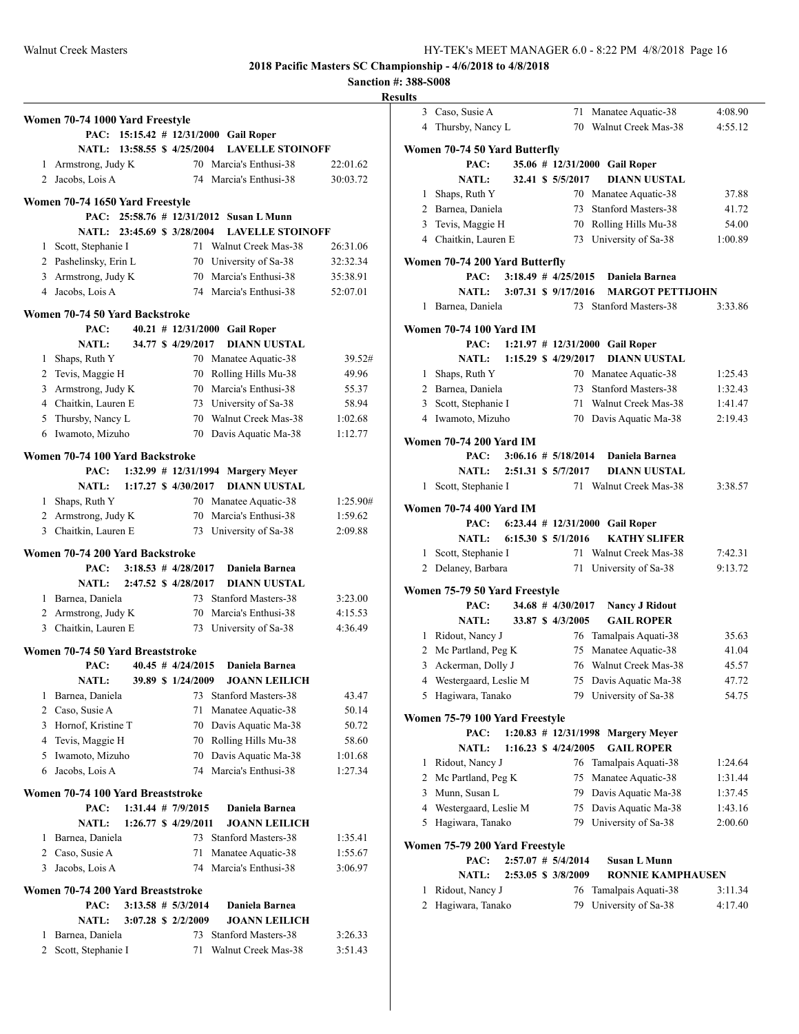**2018 Pacific Masters SC Championship - 4/6/2018 to 4/8/2018**

**Sanction #: 388-S008**

**Results**

### Women 70-74 1000 Yard Freestyle

PAC: 15:15.42 # 12/31/2000 Gail Roper
NATL: 13:58.55 $ 4/25/2004 LAVELLE STOINOFF

| | Name | Age | Team | Time |
|---|---|---|---|---|
| 1 | Armstrong, Judy K | 70 | Marcia's Enthusi-38 | 22:01.62 |
| 2 | Jacobs, Lois A | 74 | Marcia's Enthusi-38 | 30:03.72 |

### Women 70-74 1650 Yard Freestyle

PAC: 25:58.76 # 12/31/2012 Susan L Munn
NATL: 23:45.69 $ 3/28/2004 LAVELLE STOINOFF

| | Name | Age | Team | Time |
|---|---|---|---|---|
| 1 | Scott, Stephanie I | 71 | Walnut Creek Mas-38 | 26:31.06 |
| 2 | Pashelinsky, Erin L | 70 | University of Sa-38 | 32:32.34 |
| 3 | Armstrong, Judy K | 70 | Marcia's Enthusi-38 | 35:38.91 |
| 4 | Jacobs, Lois A | 74 | Marcia's Enthusi-38 | 52:07.01 |

### Women 70-74 50 Yard Backstroke

PAC: 40.21 # 12/31/2000 Gail Roper
NATL: 34.77 $ 4/29/2017 DIANN UUSTAL

| | Name | Age | Team | Time |
|---|---|---|---|---|
| 1 | Shaps, Ruth Y | 70 | Manatee Aquatic-38 | 39.52# |
| 2 | Tevis, Maggie H | 70 | Rolling Hills Mu-38 | 49.96 |
| 3 | Armstrong, Judy K | 70 | Marcia's Enthusi-38 | 55.37 |
| 4 | Chaitkin, Lauren E | 73 | University of Sa-38 | 58.94 |
| 5 | Thursby, Nancy L | 70 | Walnut Creek Mas-38 | 1:02.68 |
| 6 | Iwamoto, Mizuho | 70 | Davis Aquatic Ma-38 | 1:12.77 |

### Women 70-74 100 Yard Backstroke

PAC: 1:32.99 # 12/31/1994 Margery Meyer
NATL: 1:17.27 $ 4/30/2017 DIANN UUSTAL

| | Name | Age | Team | Time |
|---|---|---|---|---|
| 1 | Shaps, Ruth Y | 70 | Manatee Aquatic-38 | 1:25.90# |
| 2 | Armstrong, Judy K | 70 | Marcia's Enthusi-38 | 1:59.62 |
| 3 | Chaitkin, Lauren E | 73 | University of Sa-38 | 2:09.88 |

### Women 70-74 200 Yard Backstroke

PAC: 3:18.53 # 4/28/2017 Daniela Barnea
NATL: 2:47.52 $ 4/28/2017 DIANN UUSTAL

| | Name | Age | Team | Time |
|---|---|---|---|---|
| 1 | Barnea, Daniela | 73 | Stanford Masters-38 | 3:23.00 |
| 2 | Armstrong, Judy K | 70 | Marcia's Enthusi-38 | 4:15.53 |
| 3 | Chaitkin, Lauren E | 73 | University of Sa-38 | 4:36.49 |

### Women 70-74 50 Yard Breaststroke

PAC: 40.45 # 4/24/2015 Daniela Barnea
NATL: 39.89 $ 1/24/2009 JOANN LEILICH

| | Name | Age | Team | Time |
|---|---|---|---|---|
| 1 | Barnea, Daniela | 73 | Stanford Masters-38 | 43.47 |
| 2 | Caso, Susie A | 71 | Manatee Aquatic-38 | 50.14 |
| 3 | Hornof, Kristine T | 70 | Davis Aquatic Ma-38 | 50.72 |
| 4 | Tevis, Maggie H | 70 | Rolling Hills Mu-38 | 58.60 |
| 5 | Iwamoto, Mizuho | 70 | Davis Aquatic Ma-38 | 1:01.68 |
| 6 | Jacobs, Lois A | 74 | Marcia's Enthusi-38 | 1:27.34 |

### Women 70-74 100 Yard Breaststroke

PAC: 1:31.44 # 7/9/2015 Daniela Barnea
NATL: 1:26.77 $ 4/29/2011 JOANN LEILICH

| | Name | Age | Team | Time |
|---|---|---|---|---|
| 1 | Barnea, Daniela | 73 | Stanford Masters-38 | 1:35.41 |
| 2 | Caso, Susie A | 71 | Manatee Aquatic-38 | 1:55.67 |
| 3 | Jacobs, Lois A | 74 | Marcia's Enthusi-38 | 3:06.97 |

### Women 70-74 200 Yard Breaststroke

PAC: 3:13.58 # 5/3/2014 Daniela Barnea
NATL: 3:07.28 $ 2/2/2009 JOANN LEILICH

| | Name | Age | Team | Time |
|---|---|---|---|---|
| 1 | Barnea, Daniela | 73 | Stanford Masters-38 | 3:26.33 |
| 2 | Scott, Stephanie I | 71 | Walnut Creek Mas-38 | 3:51.43 |
| 3 | Caso, Susie A | 71 | Manatee Aquatic-38 | 4:08.90 |
| 4 | Thursby, Nancy L | 70 | Walnut Creek Mas-38 | 4:55.12 |

### Women 70-74 50 Yard Butterfly

PAC: 35.06 # 12/31/2000 Gail Roper
NATL: 32.41 $ 5/5/2017 DIANN UUSTAL

| | Name | Age | Team | Time |
|---|---|---|---|---|
| 1 | Shaps, Ruth Y | 70 | Manatee Aquatic-38 | 37.88 |
| 2 | Barnea, Daniela | 73 | Stanford Masters-38 | 41.72 |
| 3 | Tevis, Maggie H | 70 | Rolling Hills Mu-38 | 54.00 |
| 4 | Chaitkin, Lauren E | 73 | University of Sa-38 | 1:00.89 |

### Women 70-74 200 Yard Butterfly

PAC: 3:18.49 # 4/25/2015 Daniela Barnea
NATL: 3:07.31 $ 9/17/2016 MARGOT PETTIJOHN

| | Name | Age | Team | Time |
|---|---|---|---|---|
| 1 | Barnea, Daniela | 73 | Stanford Masters-38 | 3:33.86 |

### Women 70-74 100 Yard IM

PAC: 1:21.97 # 12/31/2000 Gail Roper
NATL: 1:15.29 $ 4/29/2017 DIANN UUSTAL

| | Name | Age | Team | Time |
|---|---|---|---|---|
| 1 | Shaps, Ruth Y | 70 | Manatee Aquatic-38 | 1:25.43 |
| 2 | Barnea, Daniela | 73 | Stanford Masters-38 | 1:32.43 |
| 3 | Scott, Stephanie I | 71 | Walnut Creek Mas-38 | 1:41.47 |
| 4 | Iwamoto, Mizuho | 70 | Davis Aquatic Ma-38 | 2:19.43 |

### Women 70-74 200 Yard IM

PAC: 3:06.16 # 5/18/2014 Daniela Barnea
NATL: 2:51.31 $ 5/7/2017 DIANN UUSTAL

| | Name | Age | Team | Time |
|---|---|---|---|---|
| 1 | Scott, Stephanie I | 71 | Walnut Creek Mas-38 | 3:38.57 |

### Women 70-74 400 Yard IM

PAC: 6:23.44 # 12/31/2000 Gail Roper
NATL: 6:15.30 $ 5/1/2016 KATHY SLIFER

| | Name | Age | Team | Time |
|---|---|---|---|---|
| 1 | Scott, Stephanie I | 71 | Walnut Creek Mas-38 | 7:42.31 |
| 2 | Delaney, Barbara | 71 | University of Sa-38 | 9:13.72 |

### Women 75-79 50 Yard Freestyle

PAC: 34.68 # 4/30/2017 Nancy J Ridout
NATL: 33.87 $ 4/3/2005 GAIL ROPER

| | Name | Age | Team | Time |
|---|---|---|---|---|
| 1 | Ridout, Nancy J | 76 | Tamalpais Aquati-38 | 35.63 |
| 2 | Mc Partland, Peg K | 75 | Manatee Aquatic-38 | 41.04 |
| 3 | Ackerman, Dolly J | 76 | Walnut Creek Mas-38 | 45.57 |
| 4 | Westergaard, Leslie M | 75 | Davis Aquatic Ma-38 | 47.72 |
| 5 | Hagiwara, Tanako | 79 | University of Sa-38 | 54.75 |

### Women 75-79 100 Yard Freestyle

PAC: 1:20.83 # 12/31/1998 Margery Meyer
NATL: 1:16.23 $ 4/24/2005 GAIL ROPER

| | Name | Age | Team | Time |
|---|---|---|---|---|
| 1 | Ridout, Nancy J | 76 | Tamalpais Aquati-38 | 1:24.64 |
| 2 | Mc Partland, Peg K | 75 | Manatee Aquatic-38 | 1:31.44 |
| 3 | Munn, Susan L | 79 | Davis Aquatic Ma-38 | 1:37.45 |
| 4 | Westergaard, Leslie M | 75 | Davis Aquatic Ma-38 | 1:43.16 |
| 5 | Hagiwara, Tanako | 79 | University of Sa-38 | 2:00.60 |

### Women 75-79 200 Yard Freestyle

PAC: 2:57.07 # 5/4/2014 Susan L Munn
NATL: 2:53.05 $ 3/8/2009 RONNIE KAMPHAUSEN

| | Name | Age | Team | Time |
|---|---|---|---|---|
| 1 | Ridout, Nancy J | 76 | Tamalpais Aquati-38 | 3:11.34 |
| 2 | Hagiwara, Tanako | 79 | University of Sa-38 | 4:17.40 |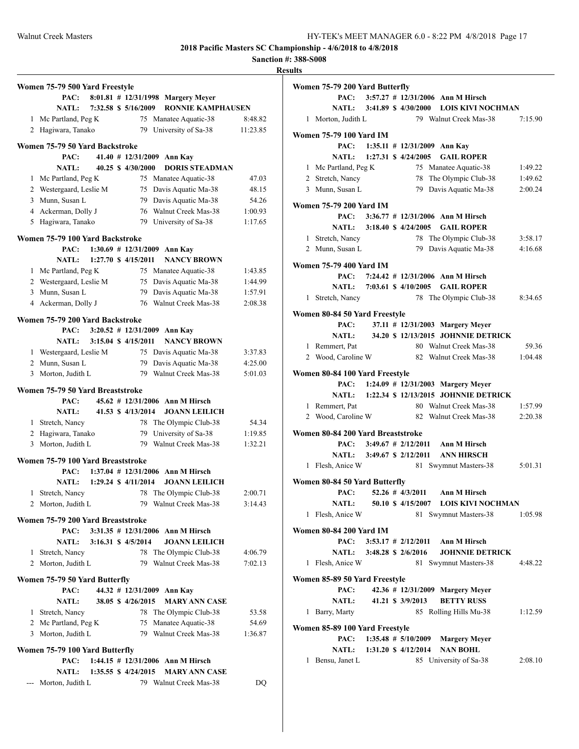**2018 Pacific Masters SC Championship - 4/6/2018 to 4/8/2018**

**Sanction #: 388-S008**

**Results**

### Women 75-79 500 Yard Freestyle

PAC: 8:01.81 # 12/31/1998 Margery Meyer
NATL: 7:32.58 $ 5/16/2009 RONNIE KAMPHAUSEN

| Place | Name | Age | Team | Time |
|---|---|---|---|---|
| 1 | Mc Partland, Peg K | 75 | Manatee Aquatic-38 | 8:48.82 |
| 2 | Hagiwara, Tanako | 79 | University of Sa-38 | 11:23.85 |

### Women 75-79 50 Yard Backstroke

PAC: 41.40 # 12/31/2009 Ann Kay
NATL: 40.25 $ 4/30/2000 DORIS STEADMAN

| Place | Name | Age | Team | Time |
|---|---|---|---|---|
| 1 | Mc Partland, Peg K | 75 | Manatee Aquatic-38 | 47.03 |
| 2 | Westergaard, Leslie M | 75 | Davis Aquatic Ma-38 | 48.15 |
| 3 | Munn, Susan L | 79 | Davis Aquatic Ma-38 | 54.26 |
| 4 | Ackerman, Dolly J | 76 | Walnut Creek Mas-38 | 1:00.93 |
| 5 | Hagiwara, Tanako | 79 | University of Sa-38 | 1:17.65 |

### Women 75-79 100 Yard Backstroke

PAC: 1:30.69 # 12/31/2009 Ann Kay
NATL: 1:27.70 $ 4/15/2011 NANCY BROWN

| Place | Name | Age | Team | Time |
|---|---|---|---|---|
| 1 | Mc Partland, Peg K | 75 | Manatee Aquatic-38 | 1:43.85 |
| 2 | Westergaard, Leslie M | 75 | Davis Aquatic Ma-38 | 1:44.99 |
| 3 | Munn, Susan L | 79 | Davis Aquatic Ma-38 | 1:57.91 |
| 4 | Ackerman, Dolly J | 76 | Walnut Creek Mas-38 | 2:08.38 |

### Women 75-79 200 Yard Backstroke

PAC: 3:20.52 # 12/31/2009 Ann Kay
NATL: 3:15.04 $ 4/15/2011 NANCY BROWN

| Place | Name | Age | Team | Time |
|---|---|---|---|---|
| 1 | Westergaard, Leslie M | 75 | Davis Aquatic Ma-38 | 3:37.83 |
| 2 | Munn, Susan L | 79 | Davis Aquatic Ma-38 | 4:25.00 |
| 3 | Morton, Judith L | 79 | Walnut Creek Mas-38 | 5:01.03 |

### Women 75-79 50 Yard Breaststroke

PAC: 45.62 # 12/31/2006 Ann M Hirsch
NATL: 41.53 $ 4/13/2014 JOANN LEILICH

| Place | Name | Age | Team | Time |
|---|---|---|---|---|
| 1 | Stretch, Nancy | 78 | The Olympic Club-38 | 54.34 |
| 2 | Hagiwara, Tanako | 79 | University of Sa-38 | 1:19.85 |
| 3 | Morton, Judith L | 79 | Walnut Creek Mas-38 | 1:32.21 |

### Women 75-79 100 Yard Breaststroke

PAC: 1:37.04 # 12/31/2006 Ann M Hirsch
NATL: 1:29.24 $ 4/11/2014 JOANN LEILICH

| Place | Name | Age | Team | Time |
|---|---|---|---|---|
| 1 | Stretch, Nancy | 78 | The Olympic Club-38 | 2:00.71 |
| 2 | Morton, Judith L | 79 | Walnut Creek Mas-38 | 3:14.43 |

### Women 75-79 200 Yard Breaststroke

PAC: 3:31.35 # 12/31/2006 Ann M Hirsch
NATL: 3:16.31 $ 4/5/2014 JOANN LEILICH

| Place | Name | Age | Team | Time |
|---|---|---|---|---|
| 1 | Stretch, Nancy | 78 | The Olympic Club-38 | 4:06.79 |
| 2 | Morton, Judith L | 79 | Walnut Creek Mas-38 | 7:02.13 |

### Women 75-79 50 Yard Butterfly

PAC: 44.32 # 12/31/2009 Ann Kay
NATL: 38.05 $ 4/26/2015 MARY ANN CASE

| Place | Name | Age | Team | Time |
|---|---|---|---|---|
| 1 | Stretch, Nancy | 78 | The Olympic Club-38 | 53.58 |
| 2 | Mc Partland, Peg K | 75 | Manatee Aquatic-38 | 54.69 |
| 3 | Morton, Judith L | 79 | Walnut Creek Mas-38 | 1:36.87 |

### Women 75-79 100 Yard Butterfly

PAC: 1:44.15 # 12/31/2006 Ann M Hirsch
NATL: 1:35.55 $ 4/24/2015 MARY ANN CASE

| Place | Name | Age | Team | Time |
|---|---|---|---|---|
| --- | Morton, Judith L | 79 | Walnut Creek Mas-38 | DQ |

### Women 75-79 200 Yard Butterfly

PAC: 3:57.27 # 12/31/2006 Ann M Hirsch
NATL: 3:41.89 $ 4/30/2000 LOIS KIVI NOCHMAN

| Place | Name | Age | Team | Time |
|---|---|---|---|---|
| 1 | Morton, Judith L | 79 | Walnut Creek Mas-38 | 7:15.90 |

### Women 75-79 100 Yard IM

PAC: 1:35.11 # 12/31/2009 Ann Kay
NATL: 1:27.31 $ 4/24/2005 GAIL ROPER

| Place | Name | Age | Team | Time |
|---|---|---|---|---|
| 1 | Mc Partland, Peg K | 75 | Manatee Aquatic-38 | 1:49.22 |
| 2 | Stretch, Nancy | 78 | The Olympic Club-38 | 1:49.62 |
| 3 | Munn, Susan L | 79 | Davis Aquatic Ma-38 | 2:00.24 |

### Women 75-79 200 Yard IM

PAC: 3:36.77 # 12/31/2006 Ann M Hirsch
NATL: 3:18.40 $ 4/24/2005 GAIL ROPER

| Place | Name | Age | Team | Time |
|---|---|---|---|---|
| 1 | Stretch, Nancy | 78 | The Olympic Club-38 | 3:58.17 |
| 2 | Munn, Susan L | 79 | Davis Aquatic Ma-38 | 4:16.68 |

### Women 75-79 400 Yard IM

PAC: 7:24.42 # 12/31/2006 Ann M Hirsch
NATL: 7:03.61 $ 4/10/2005 GAIL ROPER

| Place | Name | Age | Team | Time |
|---|---|---|---|---|
| 1 | Stretch, Nancy | 78 | The Olympic Club-38 | 8:34.65 |

### Women 80-84 50 Yard Freestyle

PAC: 37.11 # 12/31/2003 Margery Meyer
NATL: 34.20 $ 12/13/2015 JOHNNIE DETRICK

| Place | Name | Age | Team | Time |
|---|---|---|---|---|
| 1 | Remmert, Pat | 80 | Walnut Creek Mas-38 | 59.36 |
| 2 | Wood, Caroline W | 82 | Walnut Creek Mas-38 | 1:04.48 |

### Women 80-84 100 Yard Freestyle

PAC: 1:24.09 # 12/31/2003 Margery Meyer
NATL: 1:22.34 $ 12/13/2015 JOHNNIE DETRICK

| Place | Name | Age | Team | Time |
|---|---|---|---|---|
| 1 | Remmert, Pat | 80 | Walnut Creek Mas-38 | 1:57.99 |
| 2 | Wood, Caroline W | 82 | Walnut Creek Mas-38 | 2:20.38 |

### Women 80-84 200 Yard Breaststroke

PAC: 3:49.67 # 2/12/2011 Ann M Hirsch
NATL: 3:49.67 $ 2/12/2011 ANN HIRSCH

| Place | Name | Age | Team | Time |
|---|---|---|---|---|
| 1 | Flesh, Anice W | 81 | Swymnut Masters-38 | 5:01.31 |

### Women 80-84 50 Yard Butterfly

PAC: 52.26 # 4/3/2011 Ann M Hirsch
NATL: 50.10 $ 4/15/2007 LOIS KIVI NOCHMAN

| Place | Name | Age | Team | Time |
|---|---|---|---|---|
| 1 | Flesh, Anice W | 81 | Swymnut Masters-38 | 1:05.98 |

### Women 80-84 200 Yard IM

PAC: 3:53.17 # 2/12/2011 Ann M Hirsch
NATL: 3:48.28 $ 2/6/2016 JOHNNIE DETRICK

| Place | Name | Age | Team | Time |
|---|---|---|---|---|
| 1 | Flesh, Anice W | 81 | Swymnut Masters-38 | 4:48.22 |

### Women 85-89 50 Yard Freestyle

PAC: 42.36 # 12/31/2009 Margery Meyer
NATL: 41.21 $ 3/9/2013 BETTY RUSS

| Place | Name | Age | Team | Time |
|---|---|---|---|---|
| 1 | Barry, Marty | 85 | Rolling Hills Mu-38 | 1:12.59 |

### Women 85-89 100 Yard Freestyle

PAC: 1:35.48 # 5/10/2009 Margery Meyer
NATL: 1:31.20 $ 4/12/2014 NAN BOHL

| Place | Name | Age | Team | Time |
|---|---|---|---|---|
| 1 | Bensu, Janet L | 85 | University of Sa-38 | 2:08.10 |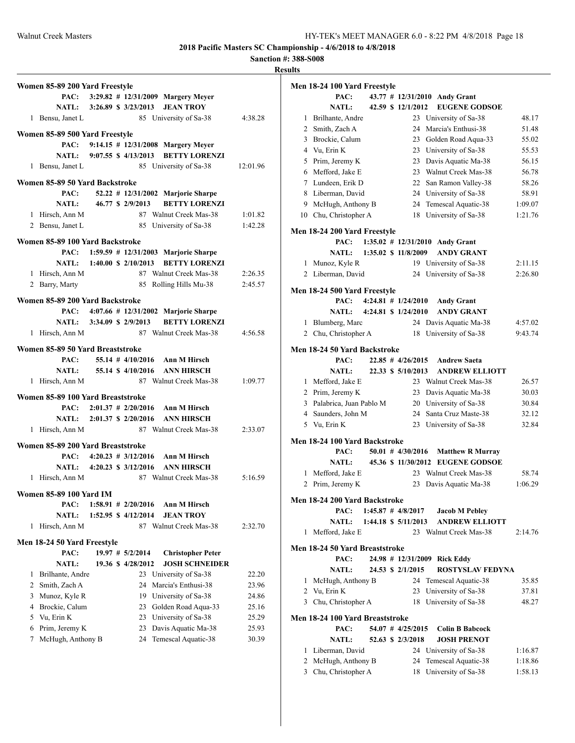**2018 Pacific Masters SC Championship - 4/6/2018 to 4/8/2018**

**Sanction #: 388-S008**

**Results**

### Women 85-89 200 Yard Freestyle

| | | | | |
|---|---|---|---|---|
| **PAC:** | **3:29.82 # 12/31/2009** | **Margery Meyer** | | |
| **NATL:** | **3:26.89 $ 3/23/2013** | **JEAN TROY** | | |
| 1 | Bensu, Janet L | 85 | University of Sa-38 | 4:38.28 |

### Women 85-89 500 Yard Freestyle

| | | | | |
|---|---|---|---|---|
| **PAC:** | **9:14.15 # 12/31/2008** | **Margery Meyer** | | |
| **NATL:** | **9:07.55 $ 4/13/2013** | **BETTY LORENZI** | | |
| 1 | Bensu, Janet L | 85 | University of Sa-38 | 12:01.96 |

### Women 85-89 50 Yard Backstroke

| | | | | |
|---|---|---|---|---|
| **PAC:** | **52.22 # 12/31/2002** | **Marjorie Sharpe** | | |
| **NATL:** | **46.77 $ 2/9/2013** | **BETTY LORENZI** | | |
| 1 | Hirsch, Ann M | 87 | Walnut Creek Mas-38 | 1:01.82 |
| 2 | Bensu, Janet L | 85 | University of Sa-38 | 1:42.28 |

### Women 85-89 100 Yard Backstroke

| | | | | |
|---|---|---|---|---|
| **PAC:** | **1:59.59 # 12/31/2003** | **Marjorie Sharpe** | | |
| **NATL:** | **1:40.00 $ 2/10/2013** | **BETTY LORENZI** | | |
| 1 | Hirsch, Ann M | 87 | Walnut Creek Mas-38 | 2:26.35 |
| 2 | Barry, Marty | 85 | Rolling Hills Mu-38 | 2:45.57 |

### Women 85-89 200 Yard Backstroke

| | | | | |
|---|---|---|---|---|
| **PAC:** | **4:07.66 # 12/31/2002** | **Marjorie Sharpe** | | |
| **NATL:** | **3:34.09 $ 2/9/2013** | **BETTY LORENZI** | | |
| 1 | Hirsch, Ann M | 87 | Walnut Creek Mas-38 | 4:56.58 |

### Women 85-89 50 Yard Breaststroke

| | | | | |
|---|---|---|---|---|
| **PAC:** | **55.14 # 4/10/2016** | **Ann M Hirsch** | | |
| **NATL:** | **55.14 $ 4/10/2016** | **ANN HIRSCH** | | |
| 1 | Hirsch, Ann M | 87 | Walnut Creek Mas-38 | 1:09.77 |

### Women 85-89 100 Yard Breaststroke

| | | | | |
|---|---|---|---|---|
| **PAC:** | **2:01.37 # 2/20/2016** | **Ann M Hirsch** | | |
| **NATL:** | **2:01.37 $ 2/20/2016** | **ANN HIRSCH** | | |
| 1 | Hirsch, Ann M | 87 | Walnut Creek Mas-38 | 2:33.07 |

### Women 85-89 200 Yard Breaststroke

| | | | | |
|---|---|---|---|---|
| **PAC:** | **4:20.23 # 3/12/2016** | **Ann M Hirsch** | | |
| **NATL:** | **4:20.23 $ 3/12/2016** | **ANN HIRSCH** | | |
| 1 | Hirsch, Ann M | 87 | Walnut Creek Mas-38 | 5:16.59 |

### Women 85-89 100 Yard IM

| | | | | |
|---|---|---|---|---|
| **PAC:** | **1:58.91 # 2/20/2016** | **Ann M Hirsch** | | |
| **NATL:** | **1:52.95 $ 4/12/2014** | **JEAN TROY** | | |
| 1 | Hirsch, Ann M | 87 | Walnut Creek Mas-38 | 2:32.70 |

### Men 18-24 50 Yard Freestyle

| | | | | |
|---|---|---|---|---|
| **PAC:** | **19.97 # 5/2/2014** | **Christopher Peter** | | |
| **NATL:** | **19.36 $ 4/28/2012** | **JOSH SCHNEIDER** | | |
| 1 | Brilhante, Andre | 23 | University of Sa-38 | 22.20 |
| 2 | Smith, Zach A | 24 | Marcia's Enthusi-38 | 23.96 |
| 3 | Munoz, Kyle R | 19 | University of Sa-38 | 24.86 |
| 4 | Brockie, Calum | 23 | Golden Road Aqua-33 | 25.16 |
| 5 | Vu, Erin K | 23 | University of Sa-38 | 25.29 |
| 6 | Prim, Jeremy K | 23 | Davis Aquatic Ma-38 | 25.93 |
| 7 | McHugh, Anthony B | 24 | Temescal Aquatic-38 | 30.39 |

### Men 18-24 100 Yard Freestyle

| | | | | |
|---|---|---|---|---|
| **PAC:** | **43.77 # 12/31/2010** | **Andy Grant** | | |
| **NATL:** | **42.59 $ 12/1/2012** | **EUGENE GODSOE** | | |
| 1 | Brilhante, Andre | 23 | University of Sa-38 | 48.17 |
| 2 | Smith, Zach A | 24 | Marcia's Enthusi-38 | 51.48 |
| 3 | Brockie, Calum | 23 | Golden Road Aqua-33 | 55.02 |
| 4 | Vu, Erin K | 23 | University of Sa-38 | 55.53 |
| 5 | Prim, Jeremy K | 23 | Davis Aquatic Ma-38 | 56.15 |
| 6 | Mefford, Jake E | 23 | Walnut Creek Mas-38 | 56.78 |
| 7 | Lundeen, Erik D | 22 | San Ramon Valley-38 | 58.26 |
| 8 | Liberman, David | 24 | University of Sa-38 | 58.91 |
| 9 | McHugh, Anthony B | 24 | Temescal Aquatic-38 | 1:09.07 |
| 10 | Chu, Christopher A | 18 | University of Sa-38 | 1:21.76 |

### Men 18-24 200 Yard Freestyle

| | | | | |
|---|---|---|---|---|
| **PAC:** | **1:35.02 # 12/31/2010** | **Andy Grant** | | |
| **NATL:** | **1:35.02 $ 11/8/2009** | **ANDY GRANT** | | |
| 1 | Munoz, Kyle R | 19 | University of Sa-38 | 2:11.15 |
| 2 | Liberman, David | 24 | University of Sa-38 | 2:26.80 |

### Men 18-24 500 Yard Freestyle

| | | | | |
|---|---|---|---|---|
| **PAC:** | **4:24.81 # 1/24/2010** | **Andy Grant** | | |
| **NATL:** | **4:24.81 $ 1/24/2010** | **ANDY GRANT** | | |
| 1 | Blumberg, Marc | 24 | Davis Aquatic Ma-38 | 4:57.02 |
| 2 | Chu, Christopher A | 18 | University of Sa-38 | 9:43.74 |

### Men 18-24 50 Yard Backstroke

| | | | | |
|---|---|---|---|---|
| **PAC:** | **22.85 # 4/26/2015** | **Andrew Saeta** | | |
| **NATL:** | **22.33 $ 5/10/2013** | **ANDREW ELLIOTT** | | |
| 1 | Mefford, Jake E | 23 | Walnut Creek Mas-38 | 26.57 |
| 2 | Prim, Jeremy K | 23 | Davis Aquatic Ma-38 | 30.03 |
| 3 | Palabrica, Juan Pablo M | 20 | University of Sa-38 | 30.84 |
| 4 | Saunders, John M | 24 | Santa Cruz Maste-38 | 32.12 |
| 5 | Vu, Erin K | 23 | University of Sa-38 | 32.84 |

### Men 18-24 100 Yard Backstroke

| | | | | |
|---|---|---|---|---|
| **PAC:** | **50.01 # 4/30/2016** | **Matthew R Murray** | | |
| **NATL:** | **45.36 $ 11/30/2012** | **EUGENE GODSOE** | | |
| 1 | Mefford, Jake E | 23 | Walnut Creek Mas-38 | 58.74 |
| 2 | Prim, Jeremy K | 23 | Davis Aquatic Ma-38 | 1:06.29 |

### Men 18-24 200 Yard Backstroke

| | | | | |
|---|---|---|---|---|
| **PAC:** | **1:45.87 # 4/8/2017** | **Jacob M Pebley** | | |
| **NATL:** | **1:44.18 $ 5/11/2013** | **ANDREW ELLIOTT** | | |
| 1 | Mefford, Jake E | 23 | Walnut Creek Mas-38 | 2:14.76 |

### Men 18-24 50 Yard Breaststroke

| | | | | |
|---|---|---|---|---|
| **PAC:** | **24.98 # 12/31/2009** | **Rick Eddy** | | |
| **NATL:** | **24.53 $ 2/1/2015** | **ROSTYSLAV FEDYNA** | | |
| 1 | McHugh, Anthony B | 24 | Temescal Aquatic-38 | 35.85 |
| 2 | Vu, Erin K | 23 | University of Sa-38 | 37.81 |
| 3 | Chu, Christopher A | 18 | University of Sa-38 | 48.27 |

### Men 18-24 100 Yard Breaststroke

| | | | | |
|---|---|---|---|---|
| **PAC:** | **54.07 # 4/25/2015** | **Colin B Babcock** | | |
| **NATL:** | **52.63 $ 2/3/2018** | **JOSH PRENOT** | | |
| 1 | Liberman, David | 24 | University of Sa-38 | 1:16.87 |
| 2 | McHugh, Anthony B | 24 | Temescal Aquatic-38 | 1:18.86 |
| 3 | Chu, Christopher A | 18 | University of Sa-38 | 1:58.13 |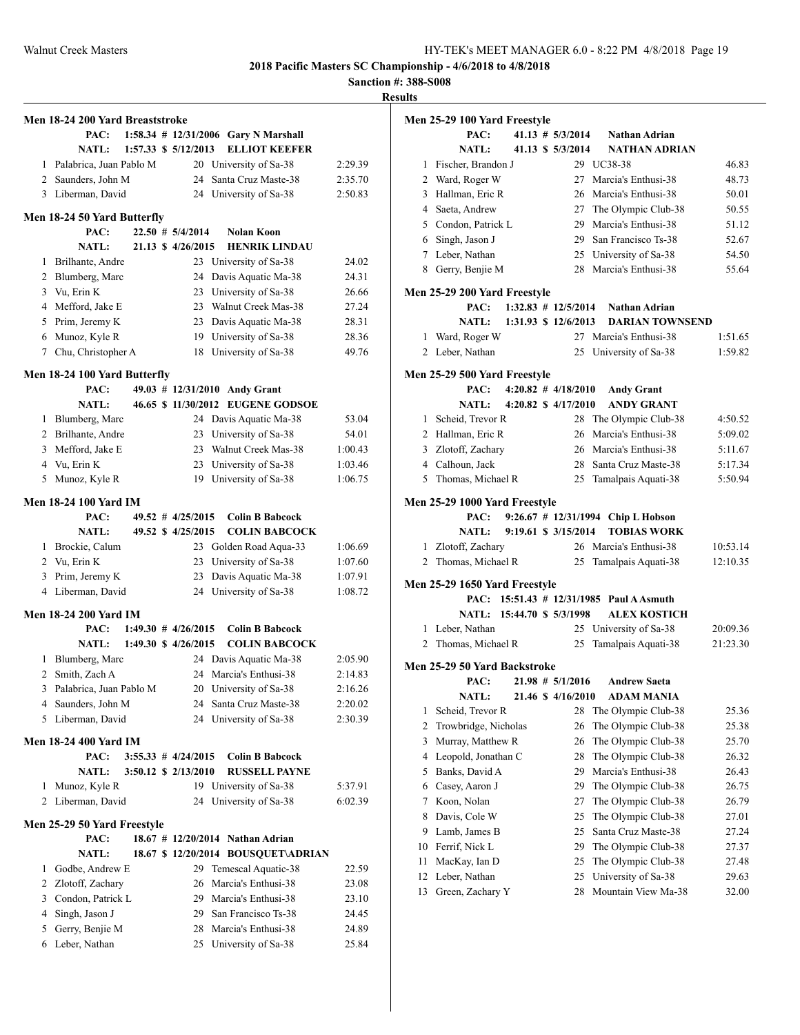**2018 Pacific Masters SC Championship - 4/6/2018 to 4/8/2018**

**Sanction #: 388-S008**

**Results**

### Men 18-24 200 Yard Breaststroke

| | Name | Age | Team | Time |
|---|---|---|---|---|
| | PAC: | 1:58.34 # 12/31/2006 | Gary N Marshall | |
| | NATL: | 1:57.33 $ 5/12/2013 | ELLIOT KEEFER | |
| 1 | Palabrica, Juan Pablo M | 20 | University of Sa-38 | 2:29.39 |
| 2 | Saunders, John M | 24 | Santa Cruz Maste-38 | 2:35.70 |
| 3 | Liberman, David | 24 | University of Sa-38 | 2:50.83 |

### Men 18-24 50 Yard Butterfly

| | Name | Age | Team | Time |
|---|---|---|---|---|
| | PAC: | 22.50 # 5/4/2014 | Nolan Koon | |
| | NATL: | 21.13 $ 4/26/2015 | HENRIK LINDAU | |
| 1 | Brilhante, Andre | 23 | University of Sa-38 | 24.02 |
| 2 | Blumberg, Marc | 24 | Davis Aquatic Ma-38 | 24.31 |
| 3 | Vu, Erin K | 23 | University of Sa-38 | 26.66 |
| 4 | Mefford, Jake E | 23 | Walnut Creek Mas-38 | 27.24 |
| 5 | Prim, Jeremy K | 23 | Davis Aquatic Ma-38 | 28.31 |
| 6 | Munoz, Kyle R | 19 | University of Sa-38 | 28.36 |
| 7 | Chu, Christopher A | 18 | University of Sa-38 | 49.76 |

### Men 18-24 100 Yard Butterfly

| | Name | Age | Team | Time |
|---|---|---|---|---|
| | PAC: | 49.03 # 12/31/2010 | Andy Grant | |
| | NATL: | 46.65 $ 11/30/2012 | EUGENE GODSOE | |
| 1 | Blumberg, Marc | 24 | Davis Aquatic Ma-38 | 53.04 |
| 2 | Brilhante, Andre | 23 | University of Sa-38 | 54.01 |
| 3 | Mefford, Jake E | 23 | Walnut Creek Mas-38 | 1:00.43 |
| 4 | Vu, Erin K | 23 | University of Sa-38 | 1:03.46 |
| 5 | Munoz, Kyle R | 19 | University of Sa-38 | 1:06.75 |

### Men 18-24 100 Yard IM

| | Name | Age | Team | Time |
|---|---|---|---|---|
| | PAC: | 49.52 # 4/25/2015 | Colin B Babcock | |
| | NATL: | 49.52 $ 4/25/2015 | COLIN BABCOCK | |
| 1 | Brockie, Calum | 23 | Golden Road Aqua-33 | 1:06.69 |
| 2 | Vu, Erin K | 23 | University of Sa-38 | 1:07.60 |
| 3 | Prim, Jeremy K | 23 | Davis Aquatic Ma-38 | 1:07.91 |
| 4 | Liberman, David | 24 | University of Sa-38 | 1:08.72 |

### Men 18-24 200 Yard IM

| | Name | Age | Team | Time |
|---|---|---|---|---|
| | PAC: | 1:49.30 # 4/26/2015 | Colin B Babcock | |
| | NATL: | 1:49.30 $ 4/26/2015 | COLIN BABCOCK | |
| 1 | Blumberg, Marc | 24 | Davis Aquatic Ma-38 | 2:05.90 |
| 2 | Smith, Zach A | 24 | Marcia's Enthusi-38 | 2:14.83 |
| 3 | Palabrica, Juan Pablo M | 20 | University of Sa-38 | 2:16.26 |
| 4 | Saunders, John M | 24 | Santa Cruz Maste-38 | 2:20.02 |
| 5 | Liberman, David | 24 | University of Sa-38 | 2:30.39 |

### Men 18-24 400 Yard IM

| | Name | Age | Team | Time |
|---|---|---|---|---|
| | PAC: | 3:55.33 # 4/24/2015 | Colin B Babcock | |
| | NATL: | 3:50.12 $ 2/13/2010 | RUSSELL PAYNE | |
| 1 | Munoz, Kyle R | 19 | University of Sa-38 | 5:37.91 |
| 2 | Liberman, David | 24 | University of Sa-38 | 6:02.39 |

### Men 25-29 50 Yard Freestyle

| | Name | Age | Team | Time |
|---|---|---|---|---|
| | PAC: | 18.67 # 12/20/2014 | Nathan Adrian | |
| | NATL: | 18.67 $ 12/20/2014 | BOUSQUET\ADRIAN | |
| 1 | Godbe, Andrew E | 29 | Temescal Aquatic-38 | 22.59 |
| 2 | Zlotoff, Zachary | 26 | Marcia's Enthusi-38 | 23.08 |
| 3 | Condon, Patrick L | 29 | Marcia's Enthusi-38 | 23.10 |
| 4 | Singh, Jason J | 29 | San Francisco Ts-38 | 24.45 |
| 5 | Gerry, Benjie M | 28 | Marcia's Enthusi-38 | 24.89 |
| 6 | Leber, Nathan | 25 | University of Sa-38 | 25.84 |

### Men 25-29 100 Yard Freestyle

| | Name | Age | Team | Time |
|---|---|---|---|---|
| | PAC: | 41.13 # 5/3/2014 | Nathan Adrian | |
| | NATL: | 41.13 $ 5/3/2014 | NATHAN ADRIAN | |
| 1 | Fischer, Brandon J | 29 | UC38-38 | 46.83 |
| 2 | Ward, Roger W | 27 | Marcia's Enthusi-38 | 48.73 |
| 3 | Hallman, Eric R | 26 | Marcia's Enthusi-38 | 50.01 |
| 4 | Saeta, Andrew | 27 | The Olympic Club-38 | 50.55 |
| 5 | Condon, Patrick L | 29 | Marcia's Enthusi-38 | 51.12 |
| 6 | Singh, Jason J | 29 | San Francisco Ts-38 | 52.67 |
| 7 | Leber, Nathan | 25 | University of Sa-38 | 54.50 |
| 8 | Gerry, Benjie M | 28 | Marcia's Enthusi-38 | 55.64 |

### Men 25-29 200 Yard Freestyle

| | Name | Age | Team | Time |
|---|---|---|---|---|
| | PAC: | 1:32.83 # 12/5/2014 | Nathan Adrian | |
| | NATL: | 1:31.93 $ 12/6/2013 | DARIAN TOWNSEND | |
| 1 | Ward, Roger W | 27 | Marcia's Enthusi-38 | 1:51.65 |
| 2 | Leber, Nathan | 25 | University of Sa-38 | 1:59.82 |

### Men 25-29 500 Yard Freestyle

| | Name | Age | Team | Time |
|---|---|---|---|---|
| | PAC: | 4:20.82 # 4/18/2010 | Andy Grant | |
| | NATL: | 4:20.82 $ 4/17/2010 | ANDY GRANT | |
| 1 | Scheid, Trevor R | 28 | The Olympic Club-38 | 4:50.52 |
| 2 | Hallman, Eric R | 26 | Marcia's Enthusi-38 | 5:09.02 |
| 3 | Zlotoff, Zachary | 26 | Marcia's Enthusi-38 | 5:11.67 |
| 4 | Calhoun, Jack | 28 | Santa Cruz Maste-38 | 5:17.34 |
| 5 | Thomas, Michael R | 25 | Tamalpais Aquati-38 | 5:50.94 |

### Men 25-29 1000 Yard Freestyle

| | Name | Age | Team | Time |
|---|---|---|---|---|
| | PAC: | 9:26.67 # 12/31/1994 | Chip L Hobson | |
| | NATL: | 9:19.61 $ 3/15/2014 | TOBIAS WORK | |
| 1 | Zlotoff, Zachary | 26 | Marcia's Enthusi-38 | 10:53.14 |
| 2 | Thomas, Michael R | 25 | Tamalpais Aquati-38 | 12:10.35 |

### Men 25-29 1650 Yard Freestyle

| | Name | Age | Team | Time |
|---|---|---|---|---|
| | PAC: | 15:51.43 # 12/31/1985 | Paul A Asmuth | |
| | NATL: | 15:44.70 $ 5/3/1998 | ALEX KOSTICH | |
| 1 | Leber, Nathan | 25 | University of Sa-38 | 20:09.36 |
| 2 | Thomas, Michael R | 25 | Tamalpais Aquati-38 | 21:23.30 |

### Men 25-29 50 Yard Backstroke

| | Name | Age | Team | Time |
|---|---|---|---|---|
| | PAC: | 21.98 # 5/1/2016 | Andrew Saeta | |
| | NATL: | 21.46 $ 4/16/2010 | ADAM MANIA | |
| 1 | Scheid, Trevor R | 28 | The Olympic Club-38 | 25.36 |
| 2 | Trowbridge, Nicholas | 26 | The Olympic Club-38 | 25.38 |
| 3 | Murray, Matthew R | 26 | The Olympic Club-38 | 25.70 |
| 4 | Leopold, Jonathan C | 28 | The Olympic Club-38 | 26.32 |
| 5 | Banks, David A | 29 | Marcia's Enthusi-38 | 26.43 |
| 6 | Casey, Aaron J | 29 | The Olympic Club-38 | 26.75 |
| 7 | Koon, Nolan | 27 | The Olympic Club-38 | 26.79 |
| 8 | Davis, Cole W | 25 | The Olympic Club-38 | 27.01 |
| 9 | Lamb, James B | 25 | Santa Cruz Maste-38 | 27.24 |
| 10 | Ferrif, Nick L | 29 | The Olympic Club-38 | 27.37 |
| 11 | MacKay, Ian D | 25 | The Olympic Club-38 | 27.48 |
| 12 | Leber, Nathan | 25 | University of Sa-38 | 29.63 |
| 13 | Green, Zachary Y | 28 | Mountain View Ma-38 | 32.00 |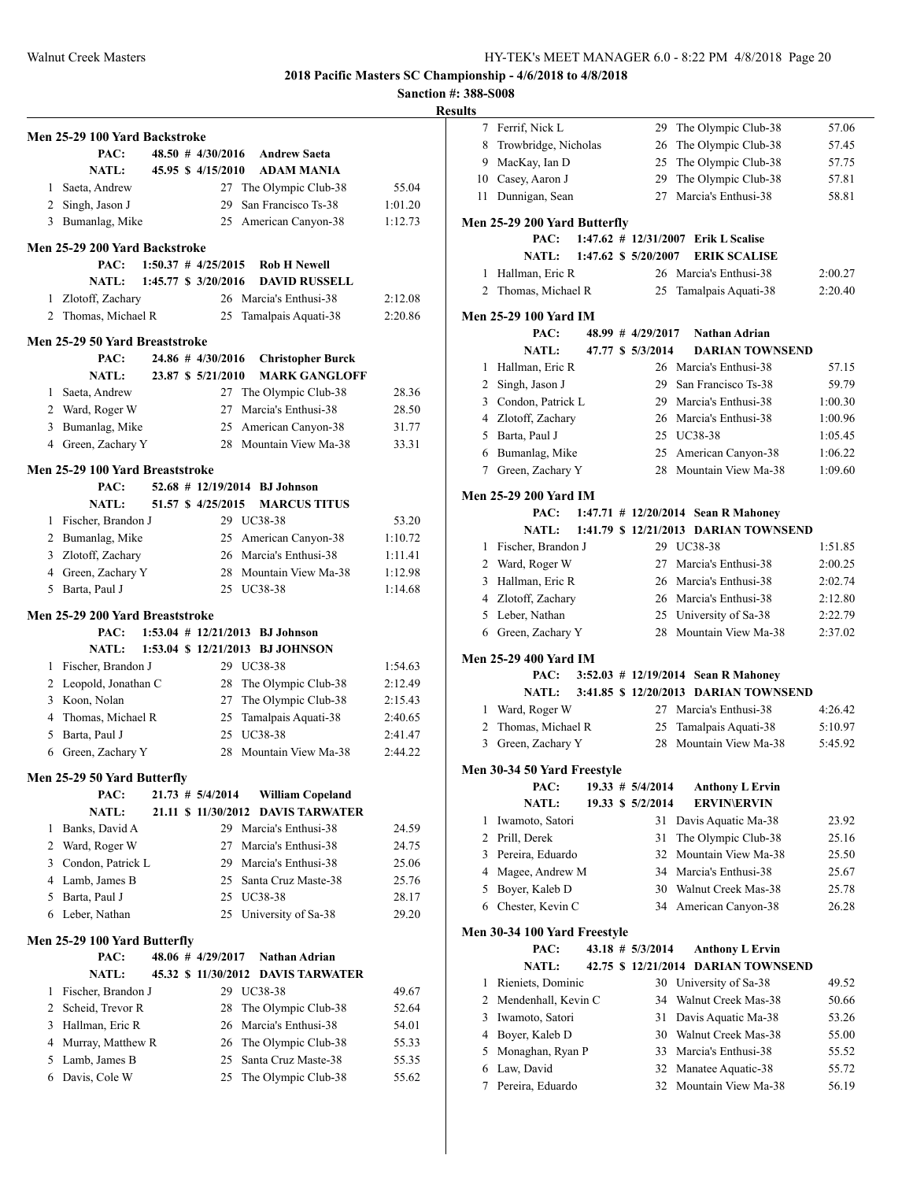**2018 Pacific Masters SC Championship - 4/6/2018 to 4/8/2018**

**Sanction #: 388-S008**

**Results**

### Men 25-29 100 Yard Backstroke

PAC: 48.50 # 4/30/2016 Andrew Saeta
NATL: 45.95 $ 4/15/2010 ADAM MANIA

| | Name | Age | Team | Time |
|---|---|---|---|---|
| 1 | Saeta, Andrew | 27 | The Olympic Club-38 | 55.04 |
| 2 | Singh, Jason J | 29 | San Francisco Ts-38 | 1:01.20 |
| 3 | Bumanlag, Mike | 25 | American Canyon-38 | 1:12.73 |

### Men 25-29 200 Yard Backstroke

PAC: 1:50.37 # 4/25/2015 Rob H Newell
NATL: 1:45.77 $ 3/20/2016 DAVID RUSSELL

| | Name | Age | Team | Time |
|---|---|---|---|---|
| 1 | Zlotoff, Zachary | 26 | Marcia's Enthusi-38 | 2:12.08 |
| 2 | Thomas, Michael R | 25 | Tamalpais Aquati-38 | 2:20.86 |

### Men 25-29 50 Yard Breaststroke

PAC: 24.86 # 4/30/2016 Christopher Burck
NATL: 23.87 $ 5/21/2010 MARK GANGLOFF

| | Name | Age | Team | Time |
|---|---|---|---|---|
| 1 | Saeta, Andrew | 27 | The Olympic Club-38 | 28.36 |
| 2 | Ward, Roger W | 27 | Marcia's Enthusi-38 | 28.50 |
| 3 | Bumanlag, Mike | 25 | American Canyon-38 | 31.77 |
| 4 | Green, Zachary Y | 28 | Mountain View Ma-38 | 33.31 |

### Men 25-29 100 Yard Breaststroke

PAC: 52.68 # 12/19/2014 BJ Johnson
NATL: 51.57 $ 4/25/2015 MARCUS TITUS

| | Name | Age | Team | Time |
|---|---|---|---|---|
| 1 | Fischer, Brandon J | 29 | UC38-38 | 53.20 |
| 2 | Bumanlag, Mike | 25 | American Canyon-38 | 1:10.72 |
| 3 | Zlotoff, Zachary | 26 | Marcia's Enthusi-38 | 1:11.41 |
| 4 | Green, Zachary Y | 28 | Mountain View Ma-38 | 1:12.98 |
| 5 | Barta, Paul J | 25 | UC38-38 | 1:14.68 |

### Men 25-29 200 Yard Breaststroke

PAC: 1:53.04 # 12/21/2013 BJ Johnson
NATL: 1:53.04 $ 12/21/2013 BJ JOHNSON

| | Name | Age | Team | Time |
|---|---|---|---|---|
| 1 | Fischer, Brandon J | 29 | UC38-38 | 1:54.63 |
| 2 | Leopold, Jonathan C | 28 | The Olympic Club-38 | 2:12.49 |
| 3 | Koon, Nolan | 27 | The Olympic Club-38 | 2:15.43 |
| 4 | Thomas, Michael R | 25 | Tamalpais Aquati-38 | 2:40.65 |
| 5 | Barta, Paul J | 25 | UC38-38 | 2:41.47 |
| 6 | Green, Zachary Y | 28 | Mountain View Ma-38 | 2:44.22 |

### Men 25-29 50 Yard Butterfly

PAC: 21.73 # 5/4/2014 William Copeland
NATL: 21.11 $ 11/30/2012 DAVIS TARWATER

| | Name | Age | Team | Time |
|---|---|---|---|---|
| 1 | Banks, David A | 29 | Marcia's Enthusi-38 | 24.59 |
| 2 | Ward, Roger W | 27 | Marcia's Enthusi-38 | 24.75 |
| 3 | Condon, Patrick L | 29 | Marcia's Enthusi-38 | 25.06 |
| 4 | Lamb, James B | 25 | Santa Cruz Maste-38 | 25.76 |
| 5 | Barta, Paul J | 25 | UC38-38 | 28.17 |
| 6 | Leber, Nathan | 25 | University of Sa-38 | 29.20 |

### Men 25-29 100 Yard Butterfly

PAC: 48.06 # 4/29/2017 Nathan Adrian
NATL: 45.32 $ 11/30/2012 DAVIS TARWATER

| | Name | Age | Team | Time |
|---|---|---|---|---|
| 1 | Fischer, Brandon J | 29 | UC38-38 | 49.67 |
| 2 | Scheid, Trevor R | 28 | The Olympic Club-38 | 52.64 |
| 3 | Hallman, Eric R | 26 | Marcia's Enthusi-38 | 54.01 |
| 4 | Murray, Matthew R | 26 | The Olympic Club-38 | 55.33 |
| 5 | Lamb, James B | 25 | Santa Cruz Maste-38 | 55.35 |
| 6 | Davis, Cole W | 25 | The Olympic Club-38 | 55.62 |
| 7 | Ferrif, Nick L | 29 | The Olympic Club-38 | 57.06 |
| 8 | Trowbridge, Nicholas | 26 | The Olympic Club-38 | 57.45 |
| 9 | MacKay, Ian D | 25 | The Olympic Club-38 | 57.75 |
| 10 | Casey, Aaron J | 29 | The Olympic Club-38 | 57.81 |
| 11 | Dunnigan, Sean | 27 | Marcia's Enthusi-38 | 58.81 |

### Men 25-29 200 Yard Butterfly

PAC: 1:47.62 # 12/31/2007 Erik L Scalise
NATL: 1:47.62 $ 5/20/2007 ERIK SCALISE

| | Name | Age | Team | Time |
|---|---|---|---|---|
| 1 | Hallman, Eric R | 26 | Marcia's Enthusi-38 | 2:00.27 |
| 2 | Thomas, Michael R | 25 | Tamalpais Aquati-38 | 2:20.40 |

### Men 25-29 100 Yard IM

PAC: 48.99 # 4/29/2017 Nathan Adrian
NATL: 47.77 $ 5/3/2014 DARIAN TOWNSEND

| | Name | Age | Team | Time |
|---|---|---|---|---|
| 1 | Hallman, Eric R | 26 | Marcia's Enthusi-38 | 57.15 |
| 2 | Singh, Jason J | 29 | San Francisco Ts-38 | 59.79 |
| 3 | Condon, Patrick L | 29 | Marcia's Enthusi-38 | 1:00.30 |
| 4 | Zlotoff, Zachary | 26 | Marcia's Enthusi-38 | 1:00.96 |
| 5 | Barta, Paul J | 25 | UC38-38 | 1:05.45 |
| 6 | Bumanlag, Mike | 25 | American Canyon-38 | 1:06.22 |
| 7 | Green, Zachary Y | 28 | Mountain View Ma-38 | 1:09.60 |

### Men 25-29 200 Yard IM

PAC: 1:47.71 # 12/20/2014 Sean R Mahoney
NATL: 1:41.79 $ 12/21/2013 DARIAN TOWNSEND

| | Name | Age | Team | Time |
|---|---|---|---|---|
| 1 | Fischer, Brandon J | 29 | UC38-38 | 1:51.85 |
| 2 | Ward, Roger W | 27 | Marcia's Enthusi-38 | 2:00.25 |
| 3 | Hallman, Eric R | 26 | Marcia's Enthusi-38 | 2:02.74 |
| 4 | Zlotoff, Zachary | 26 | Marcia's Enthusi-38 | 2:12.80 |
| 5 | Leber, Nathan | 25 | University of Sa-38 | 2:22.79 |
| 6 | Green, Zachary Y | 28 | Mountain View Ma-38 | 2:37.02 |

### Men 25-29 400 Yard IM

PAC: 3:52.03 # 12/19/2014 Sean R Mahoney
NATL: 3:41.85 $ 12/20/2013 DARIAN TOWNSEND

| | Name | Age | Team | Time |
|---|---|---|---|---|
| 1 | Ward, Roger W | 27 | Marcia's Enthusi-38 | 4:26.42 |
| 2 | Thomas, Michael R | 25 | Tamalpais Aquati-38 | 5:10.97 |
| 3 | Green, Zachary Y | 28 | Mountain View Ma-38 | 5:45.92 |

### Men 30-34 50 Yard Freestyle

PAC: 19.33 # 5/4/2014 Anthony L Ervin
NATL: 19.33 $ 5/2/2014 ERVIN\ERVIN

| | Name | Age | Team | Time |
|---|---|---|---|---|
| 1 | Iwamoto, Satori | 31 | Davis Aquatic Ma-38 | 23.92 |
| 2 | Prill, Derek | 31 | The Olympic Club-38 | 25.16 |
| 3 | Pereira, Eduardo | 32 | Mountain View Ma-38 | 25.50 |
| 4 | Magee, Andrew M | 34 | Marcia's Enthusi-38 | 25.67 |
| 5 | Boyer, Kaleb D | 30 | Walnut Creek Mas-38 | 25.78 |
| 6 | Chester, Kevin C | 34 | American Canyon-38 | 26.28 |

### Men 30-34 100 Yard Freestyle

PAC: 43.18 # 5/3/2014 Anthony L Ervin
NATL: 42.75 $ 12/21/2014 DARIAN TOWNSEND

| | Name | Age | Team | Time |
|---|---|---|---|---|
| 1 | Rieniets, Dominic | 30 | University of Sa-38 | 49.52 |
| 2 | Mendenhall, Kevin C | 34 | Walnut Creek Mas-38 | 50.66 |
| 3 | Iwamoto, Satori | 31 | Davis Aquatic Ma-38 | 53.26 |
| 4 | Boyer, Kaleb D | 30 | Walnut Creek Mas-38 | 55.00 |
| 5 | Monaghan, Ryan P | 33 | Marcia's Enthusi-38 | 55.52 |
| 6 | Law, David | 32 | Manatee Aquatic-38 | 55.72 |
| 7 | Pereira, Eduardo | 32 | Mountain View Ma-38 | 56.19 |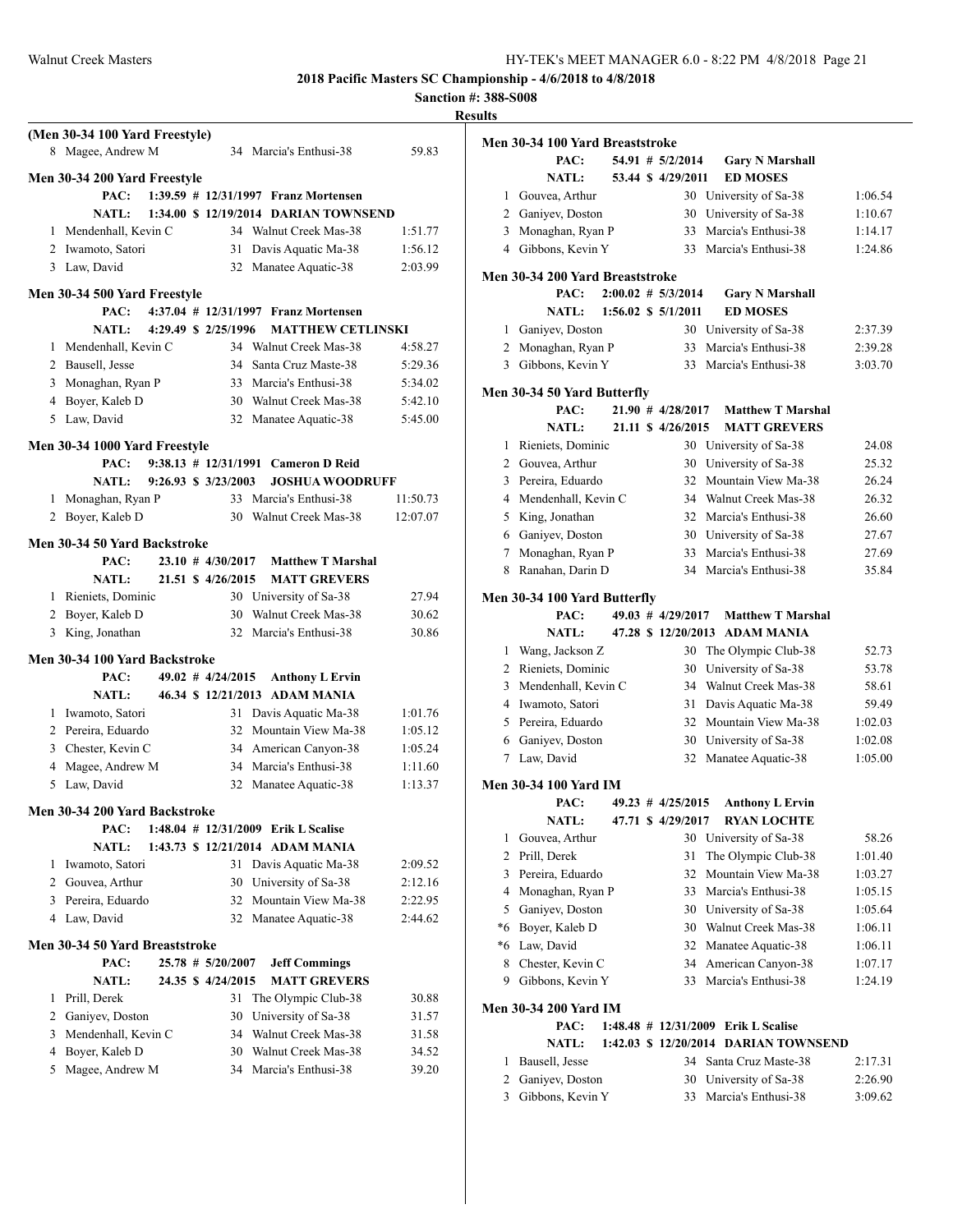## 2018 Pacific Masters SC Championship - 4/6/2018 to 4/8/2018

**Sanction #: 388-S008**

**Results**

### (Men 30-34 100 Yard Freestyle)

| Place | Name | Age | Team | Time |
|---|---|---|---|---|
| 8 | Magee, Andrew M | 34 | Marcia's Enthusi-38 | 59.83 |

### Men 30-34 200 Yard Freestyle

**PAC:** 1:39.59 # 12/31/1997 Franz Mortensen
**NATL:** 1:34.00 $ 12/19/2014 DARIAN TOWNSEND

| Place | Name | Age | Team | Time |
|---|---|---|---|---|
| 1 | Mendenhall, Kevin C | 34 | Walnut Creek Mas-38 | 1:51.77 |
| 2 | Iwamoto, Satori | 31 | Davis Aquatic Ma-38 | 1:56.12 |
| 3 | Law, David | 32 | Manatee Aquatic-38 | 2:03.99 |

### Men 30-34 500 Yard Freestyle

**PAC:** 4:37.04 # 12/31/1997 Franz Mortensen
**NATL:** 4:29.49 $ 2/25/1996 MATTHEW CETLINSKI

| Place | Name | Age | Team | Time |
|---|---|---|---|---|
| 1 | Mendenhall, Kevin C | 34 | Walnut Creek Mas-38 | 4:58.27 |
| 2 | Bausell, Jesse | 34 | Santa Cruz Maste-38 | 5:29.36 |
| 3 | Monaghan, Ryan P | 33 | Marcia's Enthusi-38 | 5:34.02 |
| 4 | Boyer, Kaleb D | 30 | Walnut Creek Mas-38 | 5:42.10 |
| 5 | Law, David | 32 | Manatee Aquatic-38 | 5:45.00 |

### Men 30-34 1000 Yard Freestyle

**PAC:** 9:38.13 # 12/31/1991 Cameron D Reid
**NATL:** 9:26.93 $ 3/23/2003 JOSHUA WOODRUFF

| Place | Name | Age | Team | Time |
|---|---|---|---|---|
| 1 | Monaghan, Ryan P | 33 | Marcia's Enthusi-38 | 11:50.73 |
| 2 | Boyer, Kaleb D | 30 | Walnut Creek Mas-38 | 12:07.07 |

### Men 30-34 50 Yard Backstroke

**PAC:** 23.10 # 4/30/2017 Matthew T Marshal
**NATL:** 21.51 $ 4/26/2015 MATT GREVERS

| Place | Name | Age | Team | Time |
|---|---|---|---|---|
| 1 | Rieniets, Dominic | 30 | University of Sa-38 | 27.94 |
| 2 | Boyer, Kaleb D | 30 | Walnut Creek Mas-38 | 30.62 |
| 3 | King, Jonathan | 32 | Marcia's Enthusi-38 | 30.86 |

### Men 30-34 100 Yard Backstroke

**PAC:** 49.02 # 4/24/2015 Anthony L Ervin
**NATL:** 46.34 $ 12/21/2013 ADAM MANIA

| Place | Name | Age | Team | Time |
|---|---|---|---|---|
| 1 | Iwamoto, Satori | 31 | Davis Aquatic Ma-38 | 1:01.76 |
| 2 | Pereira, Eduardo | 32 | Mountain View Ma-38 | 1:05.12 |
| 3 | Chester, Kevin C | 34 | American Canyon-38 | 1:05.24 |
| 4 | Magee, Andrew M | 34 | Marcia's Enthusi-38 | 1:11.60 |
| 5 | Law, David | 32 | Manatee Aquatic-38 | 1:13.37 |

### Men 30-34 200 Yard Backstroke

**PAC:** 1:48.04 # 12/31/2009 Erik L Scalise
**NATL:** 1:43.73 $ 12/21/2014 ADAM MANIA

| Place | Name | Age | Team | Time |
|---|---|---|---|---|
| 1 | Iwamoto, Satori | 31 | Davis Aquatic Ma-38 | 2:09.52 |
| 2 | Gouvea, Arthur | 30 | University of Sa-38 | 2:12.16 |
| 3 | Pereira, Eduardo | 32 | Mountain View Ma-38 | 2:22.95 |
| 4 | Law, David | 32 | Manatee Aquatic-38 | 2:44.62 |

### Men 30-34 50 Yard Breaststroke

**PAC:** 25.78 # 5/20/2007 Jeff Commings
**NATL:** 24.35 $ 4/24/2015 MATT GREVERS

| Place | Name | Age | Team | Time |
|---|---|---|---|---|
| 1 | Prill, Derek | 31 | The Olympic Club-38 | 30.88 |
| 2 | Ganiyev, Doston | 30 | University of Sa-38 | 31.57 |
| 3 | Mendenhall, Kevin C | 34 | Walnut Creek Mas-38 | 31.58 |
| 4 | Boyer, Kaleb D | 30 | Walnut Creek Mas-38 | 34.52 |
| 5 | Magee, Andrew M | 34 | Marcia's Enthusi-38 | 39.20 |

### Men 30-34 100 Yard Breaststroke

**PAC:** 54.91 # 5/2/2014 Gary N Marshall
**NATL:** 53.44 $ 4/29/2011 ED MOSES

| Place | Name | Age | Team | Time |
|---|---|---|---|---|
| 1 | Gouvea, Arthur | 30 | University of Sa-38 | 1:06.54 |
| 2 | Ganiyev, Doston | 30 | University of Sa-38 | 1:10.67 |
| 3 | Monaghan, Ryan P | 33 | Marcia's Enthusi-38 | 1:14.17 |
| 4 | Gibbons, Kevin Y | 33 | Marcia's Enthusi-38 | 1:24.86 |

### Men 30-34 200 Yard Breaststroke

**PAC:** 2:00.02 # 5/3/2014 Gary N Marshall
**NATL:** 1:56.02 $ 5/1/2011 ED MOSES

| Place | Name | Age | Team | Time |
|---|---|---|---|---|
| 1 | Ganiyev, Doston | 30 | University of Sa-38 | 2:37.39 |
| 2 | Monaghan, Ryan P | 33 | Marcia's Enthusi-38 | 2:39.28 |
| 3 | Gibbons, Kevin Y | 33 | Marcia's Enthusi-38 | 3:03.70 |

### Men 30-34 50 Yard Butterfly

**PAC:** 21.90 # 4/28/2017 Matthew T Marshal
**NATL:** 21.11 $ 4/26/2015 MATT GREVERS

| Place | Name | Age | Team | Time |
|---|---|---|---|---|
| 1 | Rieniets, Dominic | 30 | University of Sa-38 | 24.08 |
| 2 | Gouvea, Arthur | 30 | University of Sa-38 | 25.32 |
| 3 | Pereira, Eduardo | 32 | Mountain View Ma-38 | 26.24 |
| 4 | Mendenhall, Kevin C | 34 | Walnut Creek Mas-38 | 26.32 |
| 5 | King, Jonathan | 32 | Marcia's Enthusi-38 | 26.60 |
| 6 | Ganiyev, Doston | 30 | University of Sa-38 | 27.67 |
| 7 | Monaghan, Ryan P | 33 | Marcia's Enthusi-38 | 27.69 |
| 8 | Ranahan, Darin D | 34 | Marcia's Enthusi-38 | 35.84 |

### Men 30-34 100 Yard Butterfly

**PAC:** 49.03 # 4/29/2017 Matthew T Marshal
**NATL:** 47.28 $ 12/20/2013 ADAM MANIA

| Place | Name | Age | Team | Time |
|---|---|---|---|---|
| 1 | Wang, Jackson Z | 30 | The Olympic Club-38 | 52.73 |
| 2 | Rieniets, Dominic | 30 | University of Sa-38 | 53.78 |
| 3 | Mendenhall, Kevin C | 34 | Walnut Creek Mas-38 | 58.61 |
| 4 | Iwamoto, Satori | 31 | Davis Aquatic Ma-38 | 59.49 |
| 5 | Pereira, Eduardo | 32 | Mountain View Ma-38 | 1:02.03 |
| 6 | Ganiyev, Doston | 30 | University of Sa-38 | 1:02.08 |
| 7 | Law, David | 32 | Manatee Aquatic-38 | 1:05.00 |

### Men 30-34 100 Yard IM

**PAC:** 49.23 # 4/25/2015 Anthony L Ervin
**NATL:** 47.71 $ 4/29/2017 RYAN LOCHTE

| Place | Name | Age | Team | Time |
|---|---|---|---|---|
| 1 | Gouvea, Arthur | 30 | University of Sa-38 | 58.26 |
| 2 | Prill, Derek | 31 | The Olympic Club-38 | 1:01.40 |
| 3 | Pereira, Eduardo | 32 | Mountain View Ma-38 | 1:03.27 |
| 4 | Monaghan, Ryan P | 33 | Marcia's Enthusi-38 | 1:05.15 |
| 5 | Ganiyev, Doston | 30 | University of Sa-38 | 1:05.64 |
| *6 | Boyer, Kaleb D | 30 | Walnut Creek Mas-38 | 1:06.11 |
| *6 | Law, David | 32 | Manatee Aquatic-38 | 1:06.11 |
| 8 | Chester, Kevin C | 34 | American Canyon-38 | 1:07.17 |
| 9 | Gibbons, Kevin Y | 33 | Marcia's Enthusi-38 | 1:24.19 |

### Men 30-34 200 Yard IM

**PAC:** 1:48.48 # 12/31/2009 Erik L Scalise
**NATL:** 1:42.03 $ 12/20/2014 DARIAN TOWNSEND

| Place | Name | Age | Team | Time |
|---|---|---|---|---|
| 1 | Bausell, Jesse | 34 | Santa Cruz Maste-38 | 2:17.31 |
| 2 | Ganiyev, Doston | 30 | University of Sa-38 | 2:26.90 |
| 3 | Gibbons, Kevin Y | 33 | Marcia's Enthusi-38 | 3:09.62 |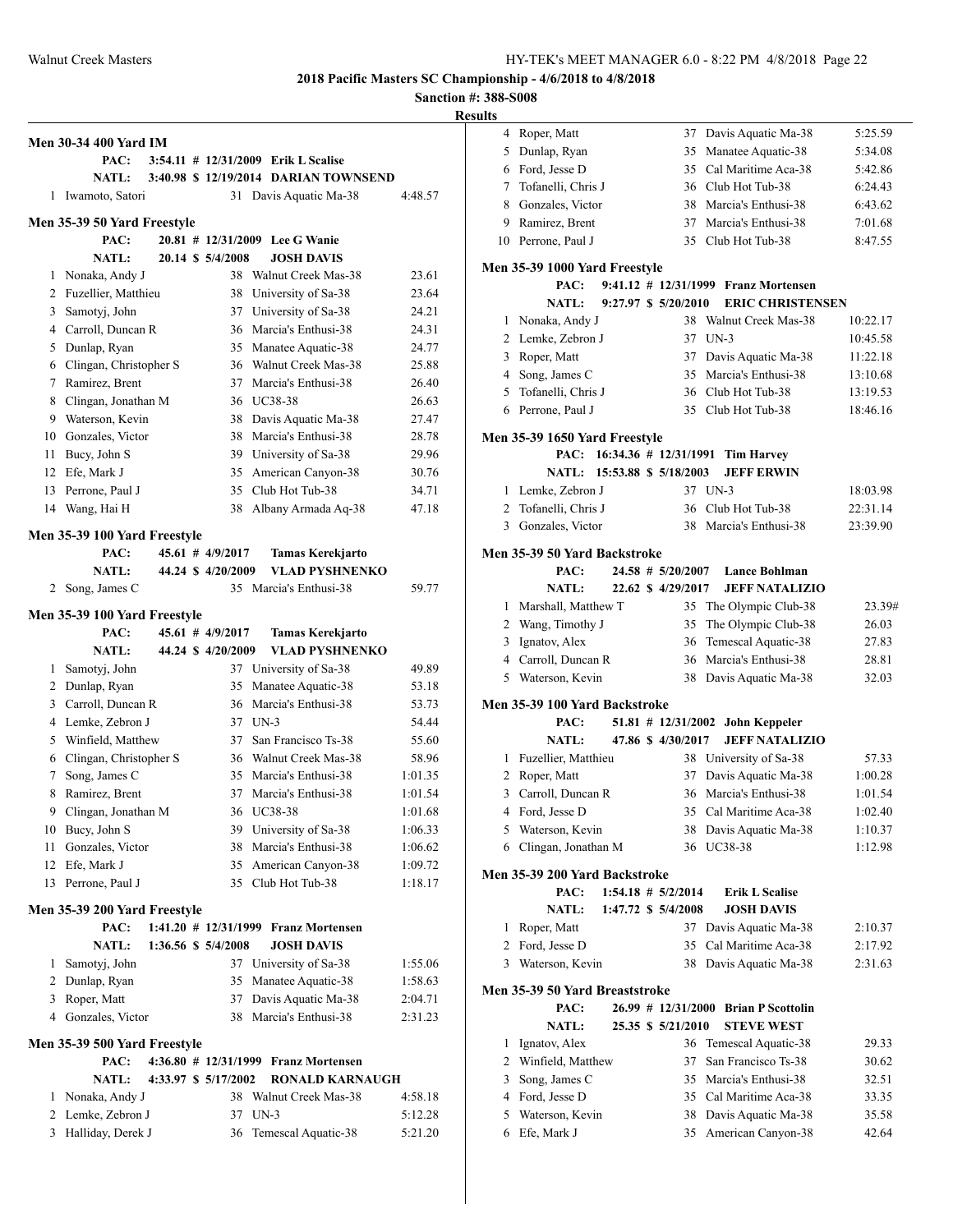**2018 Pacific Masters SC Championship - 4/6/2018 to 4/8/2018**

**Sanction #: 388-S008**

**Results**

### Men 30-34 400 Yard IM

PAC: 3:54.11 # 12/31/2009 Erik L Scalise

NATL: 3:40.98 $ 12/19/2014 DARIAN TOWNSEND

| Place | Name | Age | Team | Time |
|---|---|---|---|---|
| 1 | Iwamoto, Satori | 31 | Davis Aquatic Ma-38 | 4:48.57 |

### Men 35-39 50 Yard Freestyle

PAC: 20.81 # 12/31/2009 Lee G Wanie

NATL: 20.14 $ 5/4/2008 JOSH DAVIS

| Place | Name | Age | Team | Time |
|---|---|---|---|---|
| 1 | Nonaka, Andy J | 38 | Walnut Creek Mas-38 | 23.61 |
| 2 | Fuzellier, Matthieu | 38 | University of Sa-38 | 23.64 |
| 3 | Samotyj, John | 37 | University of Sa-38 | 24.21 |
| 4 | Carroll, Duncan R | 36 | Marcia's Enthusi-38 | 24.31 |
| 5 | Dunlap, Ryan | 35 | Manatee Aquatic-38 | 24.77 |
| 6 | Clingan, Christopher S | 36 | Walnut Creek Mas-38 | 25.88 |
| 7 | Ramirez, Brent | 37 | Marcia's Enthusi-38 | 26.40 |
| 8 | Clingan, Jonathan M | 36 | UC38-38 | 26.63 |
| 9 | Waterson, Kevin | 38 | Davis Aquatic Ma-38 | 27.47 |
| 10 | Gonzales, Victor | 38 | Marcia's Enthusi-38 | 28.78 |
| 11 | Bucy, John S | 39 | University of Sa-38 | 29.96 |
| 12 | Efe, Mark J | 35 | American Canyon-38 | 30.76 |
| 13 | Perrone, Paul J | 35 | Club Hot Tub-38 | 34.71 |
| 14 | Wang, Hai H | 38 | Albany Armada Aq-38 | 47.18 |

### Men 35-39 100 Yard Freestyle

PAC: 45.61 # 4/9/2017 Tamas Kerekjarto

NATL: 44.24 $ 4/20/2009 VLAD PYSHNENKO

| Place | Name | Age | Team | Time |
|---|---|---|---|---|
| 2 | Song, James C | 35 | Marcia's Enthusi-38 | 59.77 |

### Men 35-39 100 Yard Freestyle

PAC: 45.61 # 4/9/2017 Tamas Kerekjarto

NATL: 44.24 $ 4/20/2009 VLAD PYSHNENKO

| Place | Name | Age | Team | Time |
|---|---|---|---|---|
| 1 | Samotyj, John | 37 | University of Sa-38 | 49.89 |
| 2 | Dunlap, Ryan | 35 | Manatee Aquatic-38 | 53.18 |
| 3 | Carroll, Duncan R | 36 | Marcia's Enthusi-38 | 53.73 |
| 4 | Lemke, Zebron J | 37 | UN-3 | 54.44 |
| 5 | Winfield, Matthew | 37 | San Francisco Ts-38 | 55.60 |
| 6 | Clingan, Christopher S | 36 | Walnut Creek Mas-38 | 58.96 |
| 7 | Song, James C | 35 | Marcia's Enthusi-38 | 1:01.35 |
| 8 | Ramirez, Brent | 37 | Marcia's Enthusi-38 | 1:01.54 |
| 9 | Clingan, Jonathan M | 36 | UC38-38 | 1:01.68 |
| 10 | Bucy, John S | 39 | University of Sa-38 | 1:06.33 |
| 11 | Gonzales, Victor | 38 | Marcia's Enthusi-38 | 1:06.62 |
| 12 | Efe, Mark J | 35 | American Canyon-38 | 1:09.72 |
| 13 | Perrone, Paul J | 35 | Club Hot Tub-38 | 1:18.17 |

### Men 35-39 200 Yard Freestyle

PAC: 1:41.20 # 12/31/1999 Franz Mortensen

NATL: 1:36.56 $ 5/4/2008 JOSH DAVIS

| Place | Name | Age | Team | Time |
|---|---|---|---|---|
| 1 | Samotyj, John | 37 | University of Sa-38 | 1:55.06 |
| 2 | Dunlap, Ryan | 35 | Manatee Aquatic-38 | 1:58.63 |
| 3 | Roper, Matt | 37 | Davis Aquatic Ma-38 | 2:04.71 |
| 4 | Gonzales, Victor | 38 | Marcia's Enthusi-38 | 2:31.23 |

### Men 35-39 500 Yard Freestyle

PAC: 4:36.80 # 12/31/1999 Franz Mortensen

NATL: 4:33.97 $ 5/17/2002 RONALD KARNAUGH

| Place | Name | Age | Team | Time |
|---|---|---|---|---|
| 1 | Nonaka, Andy J | 38 | Walnut Creek Mas-38 | 4:58.18 |
| 2 | Lemke, Zebron J | 37 | UN-3 | 5:12.28 |
| 3 | Halliday, Derek J | 36 | Temescal Aquatic-38 | 5:21.20 |
| 4 | Roper, Matt | 37 | Davis Aquatic Ma-38 | 5:25.59 |
| 5 | Dunlap, Ryan | 35 | Manatee Aquatic-38 | 5:34.08 |
| 6 | Ford, Jesse D | 35 | Cal Maritime Aca-38 | 5:42.86 |
| 7 | Tofanelli, Chris J | 36 | Club Hot Tub-38 | 6:24.43 |
| 8 | Gonzales, Victor | 38 | Marcia's Enthusi-38 | 6:43.62 |
| 9 | Ramirez, Brent | 37 | Marcia's Enthusi-38 | 7:01.68 |
| 10 | Perrone, Paul J | 35 | Club Hot Tub-38 | 8:47.55 |

### Men 35-39 1000 Yard Freestyle

PAC: 9:41.12 # 12/31/1999 Franz Mortensen

NATL: 9:27.97 $ 5/20/2010 ERIC CHRISTENSEN

| Place | Name | Age | Team | Time |
|---|---|---|---|---|
| 1 | Nonaka, Andy J | 38 | Walnut Creek Mas-38 | 10:22.17 |
| 2 | Lemke, Zebron J | 37 | UN-3 | 10:45.58 |
| 3 | Roper, Matt | 37 | Davis Aquatic Ma-38 | 11:22.18 |
| 4 | Song, James C | 35 | Marcia's Enthusi-38 | 13:10.68 |
| 5 | Tofanelli, Chris J | 36 | Club Hot Tub-38 | 13:19.53 |
| 6 | Perrone, Paul J | 35 | Club Hot Tub-38 | 18:46.16 |

### Men 35-39 1650 Yard Freestyle

PAC: 16:34.36 # 12/31/1991 Tim Harvey

NATL: 15:53.88 $ 5/18/2003 JEFF ERWIN

| Place | Name | Age | Team | Time |
|---|---|---|---|---|
| 1 | Lemke, Zebron J | 37 | UN-3 | 18:03.98 |
| 2 | Tofanelli, Chris J | 36 | Club Hot Tub-38 | 22:31.14 |
| 3 | Gonzales, Victor | 38 | Marcia's Enthusi-38 | 23:39.90 |

### Men 35-39 50 Yard Backstroke

PAC: 24.58 # 5/20/2007 Lance Bohlman

NATL: 22.62 $ 4/29/2017 JEFF NATALIZIO

| Place | Name | Age | Team | Time |
|---|---|---|---|---|
| 1 | Marshall, Matthew T | 35 | The Olympic Club-38 | 23.39# |
| 2 | Wang, Timothy J | 35 | The Olympic Club-38 | 26.03 |
| 3 | Ignatov, Alex | 36 | Temescal Aquatic-38 | 27.83 |
| 4 | Carroll, Duncan R | 36 | Marcia's Enthusi-38 | 28.81 |
| 5 | Waterson, Kevin | 38 | Davis Aquatic Ma-38 | 32.03 |

### Men 35-39 100 Yard Backstroke

PAC: 51.81 # 12/31/2002 John Keppeler

NATL: 47.86 $ 4/30/2017 JEFF NATALIZIO

| Place | Name | Age | Team | Time |
|---|---|---|---|---|
| 1 | Fuzellier, Matthieu | 38 | University of Sa-38 | 57.33 |
| 2 | Roper, Matt | 37 | Davis Aquatic Ma-38 | 1:00.28 |
| 3 | Carroll, Duncan R | 36 | Marcia's Enthusi-38 | 1:01.54 |
| 4 | Ford, Jesse D | 35 | Cal Maritime Aca-38 | 1:02.40 |
| 5 | Waterson, Kevin | 38 | Davis Aquatic Ma-38 | 1:10.37 |
| 6 | Clingan, Jonathan M | 36 | UC38-38 | 1:12.98 |

### Men 35-39 200 Yard Backstroke

PAC: 1:54.18 # 5/2/2014 Erik L Scalise

NATL: 1:47.72 $ 5/4/2008 JOSH DAVIS

| Place | Name | Age | Team | Time |
|---|---|---|---|---|
| 1 | Roper, Matt | 37 | Davis Aquatic Ma-38 | 2:10.37 |
| 2 | Ford, Jesse D | 35 | Cal Maritime Aca-38 | 2:17.92 |
| 3 | Waterson, Kevin | 38 | Davis Aquatic Ma-38 | 2:31.63 |

### Men 35-39 50 Yard Breaststroke

PAC: 26.99 # 12/31/2000 Brian P Scottolin

NATL: 25.35 $ 5/21/2010 STEVE WEST

| Place | Name | Age | Team | Time |
|---|---|---|---|---|
| 1 | Ignatov, Alex | 36 | Temescal Aquatic-38 | 29.33 |
| 2 | Winfield, Matthew | 37 | San Francisco Ts-38 | 30.62 |
| 3 | Song, James C | 35 | Marcia's Enthusi-38 | 32.51 |
| 4 | Ford, Jesse D | 35 | Cal Maritime Aca-38 | 33.35 |
| 5 | Waterson, Kevin | 38 | Davis Aquatic Ma-38 | 35.58 |
| 6 | Efe, Mark J | 35 | American Canyon-38 | 42.64 |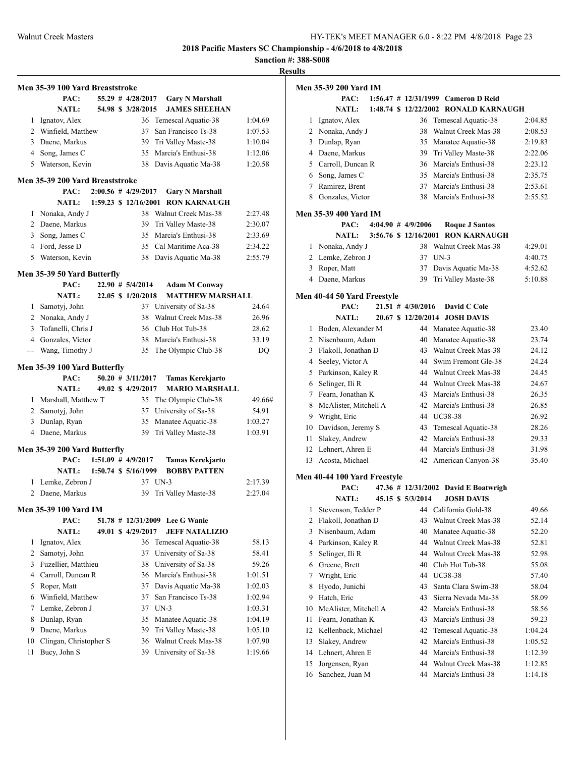# 2018 Pacific Masters SC Championship - 4/6/2018 to 4/8/2018

**Sanction #: 388-S008**

**Results**

### Men 35-39 100 Yard Breaststroke

| | | | | |
|---|---|---|---|---|
| PAC: | 55.29 # 4/28/2017 | Gary N Marshall | | |
| NATL: | 54.98 $ 3/28/2015 | JAMES SHEEHAN | | |
| 1 | Ignatov, Alex | 36 | Temescal Aquatic-38 | 1:04.69 |
| 2 | Winfield, Matthew | 37 | San Francisco Ts-38 | 1:07.53 |
| 3 | Daene, Markus | 39 | Tri Valley Maste-38 | 1:10.04 |
| 4 | Song, James C | 35 | Marcia's Enthusi-38 | 1:12.06 |
| 5 | Waterson, Kevin | 38 | Davis Aquatic Ma-38 | 1:20.58 |

### Men 35-39 200 Yard Breaststroke

| | | | | |
|---|---|---|---|---|
| PAC: | 2:00.56 # 4/29/2017 | Gary N Marshall | | |
| NATL: | 1:59.23 $ 12/16/2001 | RON KARNAUGH | | |
| 1 | Nonaka, Andy J | 38 | Walnut Creek Mas-38 | 2:27.48 |
| 2 | Daene, Markus | 39 | Tri Valley Maste-38 | 2:30.07 |
| 3 | Song, James C | 35 | Marcia's Enthusi-38 | 2:33.69 |
| 4 | Ford, Jesse D | 35 | Cal Maritime Aca-38 | 2:34.22 |
| 5 | Waterson, Kevin | 38 | Davis Aquatic Ma-38 | 2:55.79 |

### Men 35-39 50 Yard Butterfly

| | | | | |
|---|---|---|---|---|
| PAC: | 22.90 # 5/4/2014 | Adam M Conway | | |
| NATL: | 22.05 $ 1/20/2018 | MATTHEW MARSHALL | | |
| 1 | Samotyj, John | 37 | University of Sa-38 | 24.64 |
| 2 | Nonaka, Andy J | 38 | Walnut Creek Mas-38 | 26.96 |
| 3 | Tofanelli, Chris J | 36 | Club Hot Tub-38 | 28.62 |
| 4 | Gonzales, Victor | 38 | Marcia's Enthusi-38 | 33.19 |
| --- | Wang, Timothy J | 35 | The Olympic Club-38 | DQ |

### Men 35-39 100 Yard Butterfly

| | | | | |
|---|---|---|---|---|
| PAC: | 50.20 # 3/11/2017 | Tamas Kerekjarto | | |
| NATL: | 49.02 $ 4/29/2017 | MARIO MARSHALL | | |
| 1 | Marshall, Matthew T | 35 | The Olympic Club-38 | 49.66# |
| 2 | Samotyj, John | 37 | University of Sa-38 | 54.91 |
| 3 | Dunlap, Ryan | 35 | Manatee Aquatic-38 | 1:03.27 |
| 4 | Daene, Markus | 39 | Tri Valley Maste-38 | 1:03.91 |

### Men 35-39 200 Yard Butterfly

| | | | | |
|---|---|---|---|---|
| PAC: | 1:51.09 # 4/9/2017 | Tamas Kerekjarto | | |
| NATL: | 1:50.74 $ 5/16/1999 | BOBBY PATTEN | | |
| 1 | Lemke, Zebron J | 37 | UN-3 | 2:17.39 |
| 2 | Daene, Markus | 39 | Tri Valley Maste-38 | 2:27.04 |

### Men 35-39 100 Yard IM

| | | | | |
|---|---|---|---|---|
| PAC: | 51.78 # 12/31/2009 | Lee G Wanie | | |
| NATL: | 49.01 $ 4/29/2017 | JEFF NATALIZIO | | |
| 1 | Ignatov, Alex | 36 | Temescal Aquatic-38 | 58.13 |
| 2 | Samotyj, John | 37 | University of Sa-38 | 58.41 |
| 3 | Fuzellier, Matthieu | 38 | University of Sa-38 | 59.26 |
| 4 | Carroll, Duncan R | 36 | Marcia's Enthusi-38 | 1:01.51 |
| 5 | Roper, Matt | 37 | Davis Aquatic Ma-38 | 1:02.03 |
| 6 | Winfield, Matthew | 37 | San Francisco Ts-38 | 1:02.94 |
| 7 | Lemke, Zebron J | 37 | UN-3 | 1:03.31 |
| 8 | Dunlap, Ryan | 35 | Manatee Aquatic-38 | 1:04.19 |
| 9 | Daene, Markus | 39 | Tri Valley Maste-38 | 1:05.10 |
| 10 | Clingan, Christopher S | 36 | Walnut Creek Mas-38 | 1:07.90 |
| 11 | Bucy, John S | 39 | University of Sa-38 | 1:19.66 |

### Men 35-39 200 Yard IM

| | | | | |
|---|---|---|---|---|
| PAC: | 1:56.47 # 12/31/1999 | Cameron D Reid | | |
| NATL: | 1:48.74 $ 12/22/2002 | RONALD KARNAUGH | | |
| 1 | Ignatov, Alex | 36 | Temescal Aquatic-38 | 2:04.85 |
| 2 | Nonaka, Andy J | 38 | Walnut Creek Mas-38 | 2:08.53 |
| 3 | Dunlap, Ryan | 35 | Manatee Aquatic-38 | 2:19.83 |
| 4 | Daene, Markus | 39 | Tri Valley Maste-38 | 2:22.06 |
| 5 | Carroll, Duncan R | 36 | Marcia's Enthusi-38 | 2:23.12 |
| 6 | Song, James C | 35 | Marcia's Enthusi-38 | 2:35.75 |
| 7 | Ramirez, Brent | 37 | Marcia's Enthusi-38 | 2:53.61 |
| 8 | Gonzales, Victor | 38 | Marcia's Enthusi-38 | 2:55.52 |

### Men 35-39 400 Yard IM

| | | | | |
|---|---|---|---|---|
| PAC: | 4:04.90 # 4/9/2006 | Roque J Santos | | |
| NATL: | 3:56.76 $ 12/16/2001 | RON KARNAUGH | | |
| 1 | Nonaka, Andy J | 38 | Walnut Creek Mas-38 | 4:29.01 |
| 2 | Lemke, Zebron J | 37 | UN-3 | 4:40.75 |
| 3 | Roper, Matt | 37 | Davis Aquatic Ma-38 | 4:52.62 |
| 4 | Daene, Markus | 39 | Tri Valley Maste-38 | 5:10.88 |

### Men 40-44 50 Yard Freestyle

| | | | | |
|---|---|---|---|---|
| PAC: | 21.51 # 4/30/2016 | David C Cole | | |
| NATL: | 20.67 $ 12/20/2014 | JOSH DAVIS | | |
| 1 | Boden, Alexander M | 44 | Manatee Aquatic-38 | 23.40 |
| 2 | Nisenbaum, Adam | 40 | Manatee Aquatic-38 | 23.74 |
| 3 | Flakoll, Jonathan D | 43 | Walnut Creek Mas-38 | 24.12 |
| 4 | Seeley, Victor A | 44 | Swim Fremont Gle-38 | 24.24 |
| 5 | Parkinson, Kaley R | 44 | Walnut Creek Mas-38 | 24.45 |
| 6 | Selinger, Ili R | 44 | Walnut Creek Mas-38 | 24.67 |
| 7 | Fearn, Jonathan K | 43 | Marcia's Enthusi-38 | 26.35 |
| 8 | McAlister, Mitchell A | 42 | Marcia's Enthusi-38 | 26.85 |
| 9 | Wright, Eric | 44 | UC38-38 | 26.92 |
| 10 | Davidson, Jeremy S | 43 | Temescal Aquatic-38 | 28.26 |
| 11 | Slakey, Andrew | 42 | Marcia's Enthusi-38 | 29.33 |
| 12 | Lehnert, Ahren E | 44 | Marcia's Enthusi-38 | 31.98 |
| 13 | Acosta, Michael | 42 | American Canyon-38 | 35.40 |

### Men 40-44 100 Yard Freestyle

| | | | | |
|---|---|---|---|---|
| PAC: | 47.36 # 12/31/2002 | David E Boatwrigh | | |
| NATL: | 45.15 $ 5/3/2014 | JOSH DAVIS | | |
| 1 | Stevenson, Tedder P | 44 | California Gold-38 | 49.66 |
| 2 | Flakoll, Jonathan D | 43 | Walnut Creek Mas-38 | 52.14 |
| 3 | Nisenbaum, Adam | 40 | Manatee Aquatic-38 | 52.20 |
| 4 | Parkinson, Kaley R | 44 | Walnut Creek Mas-38 | 52.81 |
| 5 | Selinger, Ili R | 44 | Walnut Creek Mas-38 | 52.98 |
| 6 | Greene, Brett | 40 | Club Hot Tub-38 | 55.08 |
| 7 | Wright, Eric | 44 | UC38-38 | 57.40 |
| 8 | Hyodo, Junichi | 43 | Santa Clara Swim-38 | 58.04 |
| 9 | Hatch, Eric | 43 | Sierra Nevada Ma-38 | 58.09 |
| 10 | McAlister, Mitchell A | 42 | Marcia's Enthusi-38 | 58.56 |
| 11 | Fearn, Jonathan K | 43 | Marcia's Enthusi-38 | 59.23 |
| 12 | Kellenback, Michael | 42 | Temescal Aquatic-38 | 1:04.24 |
| 13 | Slakey, Andrew | 42 | Marcia's Enthusi-38 | 1:05.52 |
| 14 | Lehnert, Ahren E | 44 | Marcia's Enthusi-38 | 1:12.39 |
| 15 | Jorgensen, Ryan | 44 | Walnut Creek Mas-38 | 1:12.85 |
| 16 | Sanchez, Juan M | 44 | Marcia's Enthusi-38 | 1:14.18 |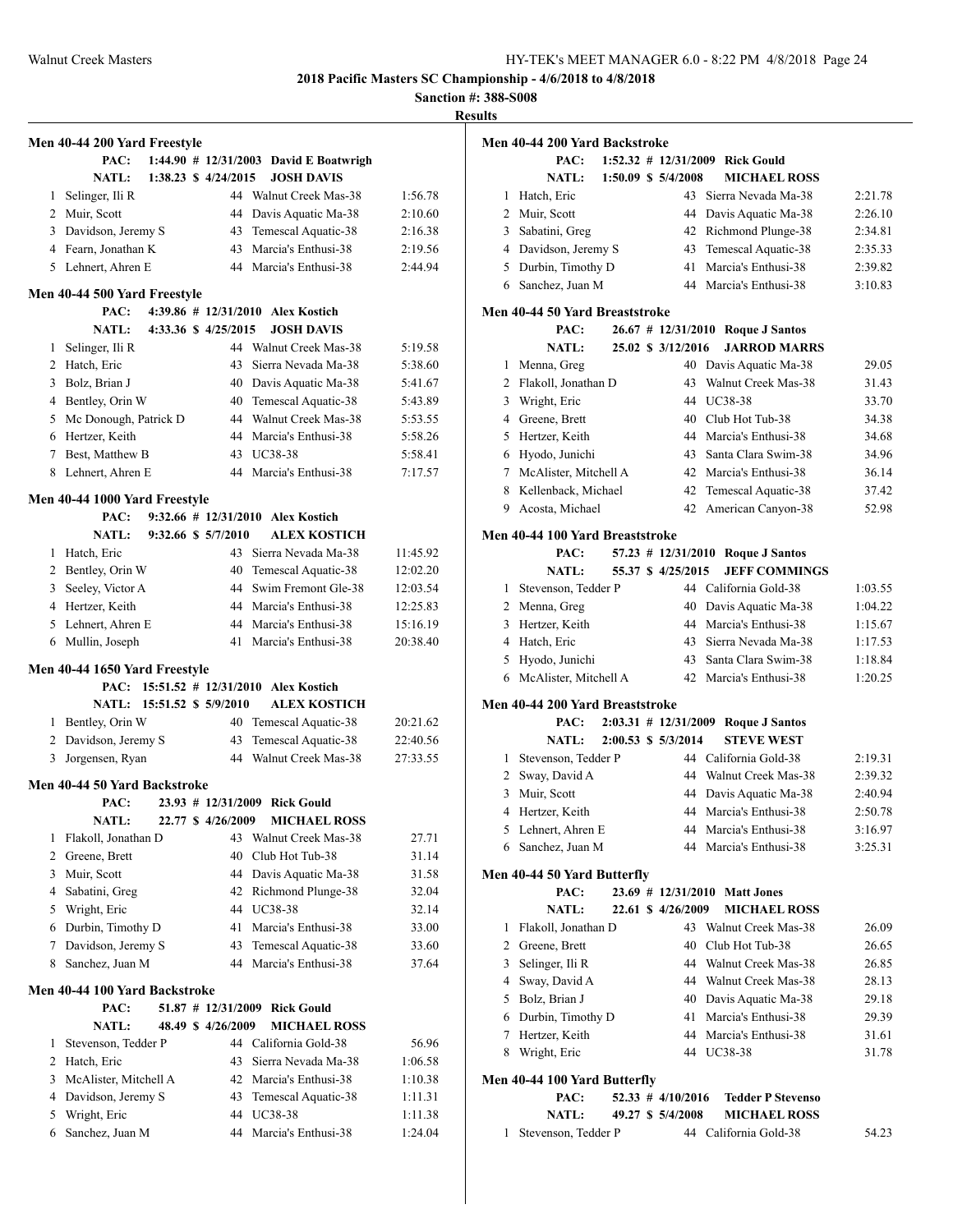**2018 Pacific Masters SC Championship - 4/6/2018 to 4/8/2018**

**Sanction #: 388-S008**

**Results**

### Men 40-44 200 Yard Freestyle

PAC: 1:44.90 # 12/31/2003 David E Boatwrigh
NATL: 1:38.23 $ 4/24/2015 JOSH DAVIS

| | Name | Age | Team | Time |
|---|---|---|---|---|
| 1 | Selinger, Ili R | 44 | Walnut Creek Mas-38 | 1:56.78 |
| 2 | Muir, Scott | 44 | Davis Aquatic Ma-38 | 2:10.60 |
| 3 | Davidson, Jeremy S | 43 | Temescal Aquatic-38 | 2:16.38 |
| 4 | Fearn, Jonathan K | 43 | Marcia's Enthusi-38 | 2:19.56 |
| 5 | Lehnert, Ahren E | 44 | Marcia's Enthusi-38 | 2:44.94 |

### Men 40-44 500 Yard Freestyle

PAC: 4:39.86 # 12/31/2010 Alex Kostich
NATL: 4:33.36 $ 4/25/2015 JOSH DAVIS

| | Name | Age | Team | Time |
|---|---|---|---|---|
| 1 | Selinger, Ili R | 44 | Walnut Creek Mas-38 | 5:19.58 |
| 2 | Hatch, Eric | 43 | Sierra Nevada Ma-38 | 5:38.60 |
| 3 | Bolz, Brian J | 40 | Davis Aquatic Ma-38 | 5:41.67 |
| 4 | Bentley, Orin W | 40 | Temescal Aquatic-38 | 5:43.89 |
| 5 | Mc Donough, Patrick D | 44 | Walnut Creek Mas-38 | 5:53.55 |
| 6 | Hertzer, Keith | 44 | Marcia's Enthusi-38 | 5:58.26 |
| 7 | Best, Matthew B | 43 | UC38-38 | 5:58.41 |
| 8 | Lehnert, Ahren E | 44 | Marcia's Enthusi-38 | 7:17.57 |

### Men 40-44 1000 Yard Freestyle

PAC: 9:32.66 # 12/31/2010 Alex Kostich
NATL: 9:32.66 $ 5/7/2010 ALEX KOSTICH

| | Name | Age | Team | Time |
|---|---|---|---|---|
| 1 | Hatch, Eric | 43 | Sierra Nevada Ma-38 | 11:45.92 |
| 2 | Bentley, Orin W | 40 | Temescal Aquatic-38 | 12:02.20 |
| 3 | Seeley, Victor A | 44 | Swim Fremont Gle-38 | 12:03.54 |
| 4 | Hertzer, Keith | 44 | Marcia's Enthusi-38 | 12:25.83 |
| 5 | Lehnert, Ahren E | 44 | Marcia's Enthusi-38 | 15:16.19 |
| 6 | Mullin, Joseph | 41 | Marcia's Enthusi-38 | 20:38.40 |

### Men 40-44 1650 Yard Freestyle

PAC: 15:51.52 # 12/31/2010 Alex Kostich
NATL: 15:51.52 $ 5/9/2010 ALEX KOSTICH

| | Name | Age | Team | Time |
|---|---|---|---|---|
| 1 | Bentley, Orin W | 40 | Temescal Aquatic-38 | 20:21.62 |
| 2 | Davidson, Jeremy S | 43 | Temescal Aquatic-38 | 22:40.56 |
| 3 | Jorgensen, Ryan | 44 | Walnut Creek Mas-38 | 27:33.55 |

### Men 40-44 50 Yard Backstroke

PAC: 23.93 # 12/31/2009 Rick Gould
NATL: 22.77 $ 4/26/2009 MICHAEL ROSS

| | Name | Age | Team | Time |
|---|---|---|---|---|
| 1 | Flakoll, Jonathan D | 43 | Walnut Creek Mas-38 | 27.71 |
| 2 | Greene, Brett | 40 | Club Hot Tub-38 | 31.14 |
| 3 | Muir, Scott | 44 | Davis Aquatic Ma-38 | 31.58 |
| 4 | Sabatini, Greg | 42 | Richmond Plunge-38 | 32.04 |
| 5 | Wright, Eric | 44 | UC38-38 | 32.14 |
| 6 | Durbin, Timothy D | 41 | Marcia's Enthusi-38 | 33.00 |
| 7 | Davidson, Jeremy S | 43 | Temescal Aquatic-38 | 33.60 |
| 8 | Sanchez, Juan M | 44 | Marcia's Enthusi-38 | 37.64 |

### Men 40-44 100 Yard Backstroke

PAC: 51.87 # 12/31/2009 Rick Gould
NATL: 48.49 $ 4/26/2009 MICHAEL ROSS

| | Name | Age | Team | Time |
|---|---|---|---|---|
| 1 | Stevenson, Tedder P | 44 | California Gold-38 | 56.96 |
| 2 | Hatch, Eric | 43 | Sierra Nevada Ma-38 | 1:06.58 |
| 3 | McAlister, Mitchell A | 42 | Marcia's Enthusi-38 | 1:10.38 |
| 4 | Davidson, Jeremy S | 43 | Temescal Aquatic-38 | 1:11.31 |
| 5 | Wright, Eric | 44 | UC38-38 | 1:11.38 |
| 6 | Sanchez, Juan M | 44 | Marcia's Enthusi-38 | 1:24.04 |

### Men 40-44 200 Yard Backstroke

PAC: 1:52.32 # 12/31/2009 Rick Gould
NATL: 1:50.09 $ 5/4/2008 MICHAEL ROSS

| | Name | Age | Team | Time |
|---|---|---|---|---|
| 1 | Hatch, Eric | 43 | Sierra Nevada Ma-38 | 2:21.78 |
| 2 | Muir, Scott | 44 | Davis Aquatic Ma-38 | 2:26.10 |
| 3 | Sabatini, Greg | 42 | Richmond Plunge-38 | 2:34.81 |
| 4 | Davidson, Jeremy S | 43 | Temescal Aquatic-38 | 2:35.33 |
| 5 | Durbin, Timothy D | 41 | Marcia's Enthusi-38 | 2:39.82 |
| 6 | Sanchez, Juan M | 44 | Marcia's Enthusi-38 | 3:10.83 |

### Men 40-44 50 Yard Breaststroke

PAC: 26.67 # 12/31/2010 Roque J Santos
NATL: 25.02 $ 3/12/2016 JARROD MARRS

| | Name | Age | Team | Time |
|---|---|---|---|---|
| 1 | Menna, Greg | 40 | Davis Aquatic Ma-38 | 29.05 |
| 2 | Flakoll, Jonathan D | 43 | Walnut Creek Mas-38 | 31.43 |
| 3 | Wright, Eric | 44 | UC38-38 | 33.70 |
| 4 | Greene, Brett | 40 | Club Hot Tub-38 | 34.38 |
| 5 | Hertzer, Keith | 44 | Marcia's Enthusi-38 | 34.68 |
| 6 | Hyodo, Junichi | 43 | Santa Clara Swim-38 | 34.96 |
| 7 | McAlister, Mitchell A | 42 | Marcia's Enthusi-38 | 36.14 |
| 8 | Kellenback, Michael | 42 | Temescal Aquatic-38 | 37.42 |
| 9 | Acosta, Michael | 42 | American Canyon-38 | 52.98 |

### Men 40-44 100 Yard Breaststroke

PAC: 57.23 # 12/31/2010 Roque J Santos
NATL: 55.37 $ 4/25/2015 JEFF COMMINGS

| | Name | Age | Team | Time |
|---|---|---|---|---|
| 1 | Stevenson, Tedder P | 44 | California Gold-38 | 1:03.55 |
| 2 | Menna, Greg | 40 | Davis Aquatic Ma-38 | 1:04.22 |
| 3 | Hertzer, Keith | 44 | Marcia's Enthusi-38 | 1:15.67 |
| 4 | Hatch, Eric | 43 | Sierra Nevada Ma-38 | 1:17.53 |
| 5 | Hyodo, Junichi | 43 | Santa Clara Swim-38 | 1:18.84 |
| 6 | McAlister, Mitchell A | 42 | Marcia's Enthusi-38 | 1:20.25 |

### Men 40-44 200 Yard Breaststroke

PAC: 2:03.31 # 12/31/2009 Roque J Santos
NATL: 2:00.53 $ 5/3/2014 STEVE WEST

| | Name | Age | Team | Time |
|---|---|---|---|---|
| 1 | Stevenson, Tedder P | 44 | California Gold-38 | 2:19.31 |
| 2 | Sway, David A | 44 | Walnut Creek Mas-38 | 2:39.32 |
| 3 | Muir, Scott | 44 | Davis Aquatic Ma-38 | 2:40.94 |
| 4 | Hertzer, Keith | 44 | Marcia's Enthusi-38 | 2:50.78 |
| 5 | Lehnert, Ahren E | 44 | Marcia's Enthusi-38 | 3:16.97 |
| 6 | Sanchez, Juan M | 44 | Marcia's Enthusi-38 | 3:25.31 |

### Men 40-44 50 Yard Butterfly

PAC: 23.69 # 12/31/2010 Matt Jones
NATL: 22.61 $ 4/26/2009 MICHAEL ROSS

| | Name | Age | Team | Time |
|---|---|---|---|---|
| 1 | Flakoll, Jonathan D | 43 | Walnut Creek Mas-38 | 26.09 |
| 2 | Greene, Brett | 40 | Club Hot Tub-38 | 26.65 |
| 3 | Selinger, Ili R | 44 | Walnut Creek Mas-38 | 26.85 |
| 4 | Sway, David A | 44 | Walnut Creek Mas-38 | 28.13 |
| 5 | Bolz, Brian J | 40 | Davis Aquatic Ma-38 | 29.18 |
| 6 | Durbin, Timothy D | 41 | Marcia's Enthusi-38 | 29.39 |
| 7 | Hertzer, Keith | 44 | Marcia's Enthusi-38 | 31.61 |
| 8 | Wright, Eric | 44 | UC38-38 | 31.78 |

### Men 40-44 100 Yard Butterfly

PAC: 52.33 # 4/10/2016 Tedder P Stevenso
NATL: 49.27 $ 5/4/2008 MICHAEL ROSS

| | Name | Age | Team | Time |
|---|---|---|---|---|
| 1 | Stevenson, Tedder P | 44 | California Gold-38 | 54.23 |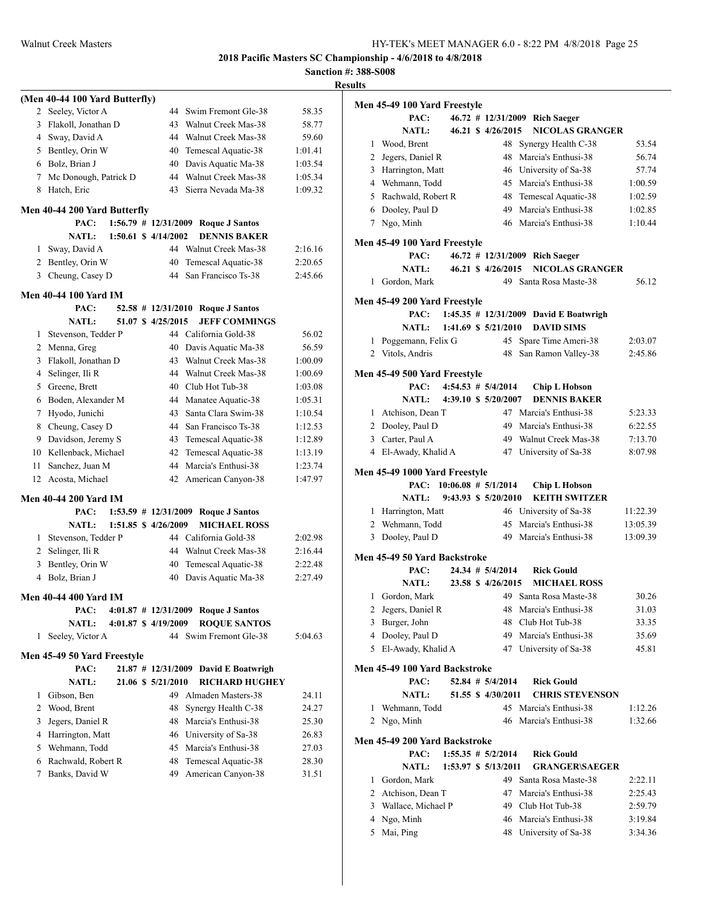## 2018 Pacific Masters SC Championship - 4/6/2018 to 4/8/2018

**Sanction #: 388-S008**

**Results**

### (Men 40-44 100 Yard Butterfly)

| Place | Name | Age | Team | Time |
|---|---|---|---|---|
| 2 | Seeley, Victor A | 44 | Swim Fremont Gle-38 | 58.35 |
| 3 | Flakoll, Jonathan D | 43 | Walnut Creek Mas-38 | 58.77 |
| 4 | Sway, David A | 44 | Walnut Creek Mas-38 | 59.60 |
| 5 | Bentley, Orin W | 40 | Temescal Aquatic-38 | 1:01.41 |
| 6 | Bolz, Brian J | 40 | Davis Aquatic Ma-38 | 1:03.54 |
| 7 | Mc Donough, Patrick D | 44 | Walnut Creek Mas-38 | 1:05.34 |
| 8 | Hatch, Eric | 43 | Sierra Nevada Ma-38 | 1:09.32 |

### Men 40-44 200 Yard Butterfly

PAC: 1:56.79 # 12/31/2009 Roque J Santos
NATL: 1:50.61 $ 4/14/2002 DENNIS BAKER

| Place | Name | Age | Team | Time |
|---|---|---|---|---|
| 1 | Sway, David A | 44 | Walnut Creek Mas-38 | 2:16.16 |
| 2 | Bentley, Orin W | 40 | Temescal Aquatic-38 | 2:20.65 |
| 3 | Cheung, Casey D | 44 | San Francisco Ts-38 | 2:45.66 |

### Men 40-44 100 Yard IM

PAC: 52.58 # 12/31/2010 Roque J Santos
NATL: 51.07 $ 4/25/2015 JEFF COMMINGS

| Place | Name | Age | Team | Time |
|---|---|---|---|---|
| 1 | Stevenson, Tedder P | 44 | California Gold-38 | 56.02 |
| 2 | Menna, Greg | 40 | Davis Aquatic Ma-38 | 56.59 |
| 3 | Flakoll, Jonathan D | 43 | Walnut Creek Mas-38 | 1:00.09 |
| 4 | Selinger, Ili R | 44 | Walnut Creek Mas-38 | 1:00.69 |
| 5 | Greene, Brett | 40 | Club Hot Tub-38 | 1:03.08 |
| 6 | Boden, Alexander M | 44 | Manatee Aquatic-38 | 1:05.31 |
| 7 | Hyodo, Junichi | 43 | Santa Clara Swim-38 | 1:10.54 |
| 8 | Cheung, Casey D | 44 | San Francisco Ts-38 | 1:12.53 |
| 9 | Davidson, Jeremy S | 43 | Temescal Aquatic-38 | 1:12.89 |
| 10 | Kellenback, Michael | 42 | Temescal Aquatic-38 | 1:13.19 |
| 11 | Sanchez, Juan M | 44 | Marcia's Enthusi-38 | 1:23.74 |
| 12 | Acosta, Michael | 42 | American Canyon-38 | 1:47.97 |

### Men 40-44 200 Yard IM

PAC: 1:53.59 # 12/31/2009 Roque J Santos
NATL: 1:51.85 $ 4/26/2009 MICHAEL ROSS

| Place | Name | Age | Team | Time |
|---|---|---|---|---|
| 1 | Stevenson, Tedder P | 44 | California Gold-38 | 2:02.98 |
| 2 | Selinger, Ili R | 44 | Walnut Creek Mas-38 | 2:16.44 |
| 3 | Bentley, Orin W | 40 | Temescal Aquatic-38 | 2:22.48 |
| 4 | Bolz, Brian J | 40 | Davis Aquatic Ma-38 | 2:27.49 |

### Men 40-44 400 Yard IM

PAC: 4:01.87 # 12/31/2009 Roque J Santos
NATL: 4:01.87 $ 4/19/2009 ROQUE SANTOS

| Place | Name | Age | Team | Time |
|---|---|---|---|---|
| 1 | Seeley, Victor A | 44 | Swim Fremont Gle-38 | 5:04.63 |

### Men 45-49 50 Yard Freestyle

PAC: 21.87 # 12/31/2009 David E Boatwrigh
NATL: 21.06 $ 5/21/2010 RICHARD HUGHEY

| Place | Name | Age | Team | Time |
|---|---|---|---|---|
| 1 | Gibson, Ben | 49 | Almaden Masters-38 | 24.11 |
| 2 | Wood, Brent | 48 | Synergy Health C-38 | 24.27 |
| 3 | Jegers, Daniel R | 48 | Marcia's Enthusi-38 | 25.30 |
| 4 | Harrington, Matt | 46 | University of Sa-38 | 26.83 |
| 5 | Wehmann, Todd | 45 | Marcia's Enthusi-38 | 27.03 |
| 6 | Rachwald, Robert R | 48 | Temescal Aquatic-38 | 28.30 |
| 7 | Banks, David W | 49 | American Canyon-38 | 31.51 |

### Men 45-49 100 Yard Freestyle

PAC: 46.72 # 12/31/2009 Rich Saeger
NATL: 46.21 $ 4/26/2015 NICOLAS GRANGER

| Place | Name | Age | Team | Time |
|---|---|---|---|---|
| 1 | Wood, Brent | 48 | Synergy Health C-38 | 53.54 |
| 2 | Jegers, Daniel R | 48 | Marcia's Enthusi-38 | 56.74 |
| 3 | Harrington, Matt | 46 | University of Sa-38 | 57.74 |
| 4 | Wehmann, Todd | 45 | Marcia's Enthusi-38 | 1:00.59 |
| 5 | Rachwald, Robert R | 48 | Temescal Aquatic-38 | 1:02.59 |
| 6 | Dooley, Paul D | 49 | Marcia's Enthusi-38 | 1:02.85 |
| 7 | Ngo, Minh | 46 | Marcia's Enthusi-38 | 1:10.44 |

### Men 45-49 100 Yard Freestyle

PAC: 46.72 # 12/31/2009 Rich Saeger
NATL: 46.21 $ 4/26/2015 NICOLAS GRANGER

| Place | Name | Age | Team | Time |
|---|---|---|---|---|
| 1 | Gordon, Mark | 49 | Santa Rosa Maste-38 | 56.12 |

### Men 45-49 200 Yard Freestyle

PAC: 1:45.35 # 12/31/2009 David E Boatwrigh
NATL: 1:41.69 $ 5/21/2010 DAVID SIMS

| Place | Name | Age | Team | Time |
|---|---|---|---|---|
| 1 | Poggemann, Felix G | 45 | Spare Time Ameri-38 | 2:03.07 |
| 2 | Vitols, Andris | 48 | San Ramon Valley-38 | 2:45.86 |

### Men 45-49 500 Yard Freestyle

PAC: 4:54.53 # 5/4/2014 Chip L Hobson
NATL: 4:39.10 $ 5/20/2007 DENNIS BAKER

| Place | Name | Age | Team | Time |
|---|---|---|---|---|
| 1 | Atchison, Dean T | 47 | Marcia's Enthusi-38 | 5:23.33 |
| 2 | Dooley, Paul D | 49 | Marcia's Enthusi-38 | 6:22.55 |
| 3 | Carter, Paul A | 49 | Walnut Creek Mas-38 | 7:13.70 |
| 4 | El-Awady, Khalid A | 47 | University of Sa-38 | 8:07.98 |

### Men 45-49 1000 Yard Freestyle

PAC: 10:06.08 # 5/1/2014 Chip L Hobson
NATL: 9:43.93 $ 5/20/2010 KEITH SWITZER

| Place | Name | Age | Team | Time |
|---|---|---|---|---|
| 1 | Harrington, Matt | 46 | University of Sa-38 | 11:22.39 |
| 2 | Wehmann, Todd | 45 | Marcia's Enthusi-38 | 13:05.39 |
| 3 | Dooley, Paul D | 49 | Marcia's Enthusi-38 | 13:09.39 |

### Men 45-49 50 Yard Backstroke

PAC: 24.34 # 5/4/2014 Rick Gould
NATL: 23.58 $ 4/26/2015 MICHAEL ROSS

| Place | Name | Age | Team | Time |
|---|---|---|---|---|
| 1 | Gordon, Mark | 49 | Santa Rosa Maste-38 | 30.26 |
| 2 | Jegers, Daniel R | 48 | Marcia's Enthusi-38 | 31.03 |
| 3 | Burger, John | 48 | Club Hot Tub-38 | 33.35 |
| 4 | Dooley, Paul D | 49 | Marcia's Enthusi-38 | 35.69 |
| 5 | El-Awady, Khalid A | 47 | University of Sa-38 | 45.81 |

### Men 45-49 100 Yard Backstroke

PAC: 52.84 # 5/4/2014 Rick Gould
NATL: 51.55 $ 4/30/2011 CHRIS STEVENSON

| Place | Name | Age | Team | Time |
|---|---|---|---|---|
| 1 | Wehmann, Todd | 45 | Marcia's Enthusi-38 | 1:12.26 |
| 2 | Ngo, Minh | 46 | Marcia's Enthusi-38 | 1:32.66 |

### Men 45-49 200 Yard Backstroke

PAC: 1:55.35 # 5/2/2014 Rick Gould
NATL: 1:53.97 $ 5/13/2011 GRANGER\SAEGER

| Place | Name | Age | Team | Time |
|---|---|---|---|---|
| 1 | Gordon, Mark | 49 | Santa Rosa Maste-38 | 2:22.11 |
| 2 | Atchison, Dean T | 47 | Marcia's Enthusi-38 | 2:25.43 |
| 3 | Wallace, Michael P | 49 | Club Hot Tub-38 | 2:59.79 |
| 4 | Ngo, Minh | 46 | Marcia's Enthusi-38 | 3:19.84 |
| 5 | Mai, Ping | 48 | University of Sa-38 | 3:34.36 |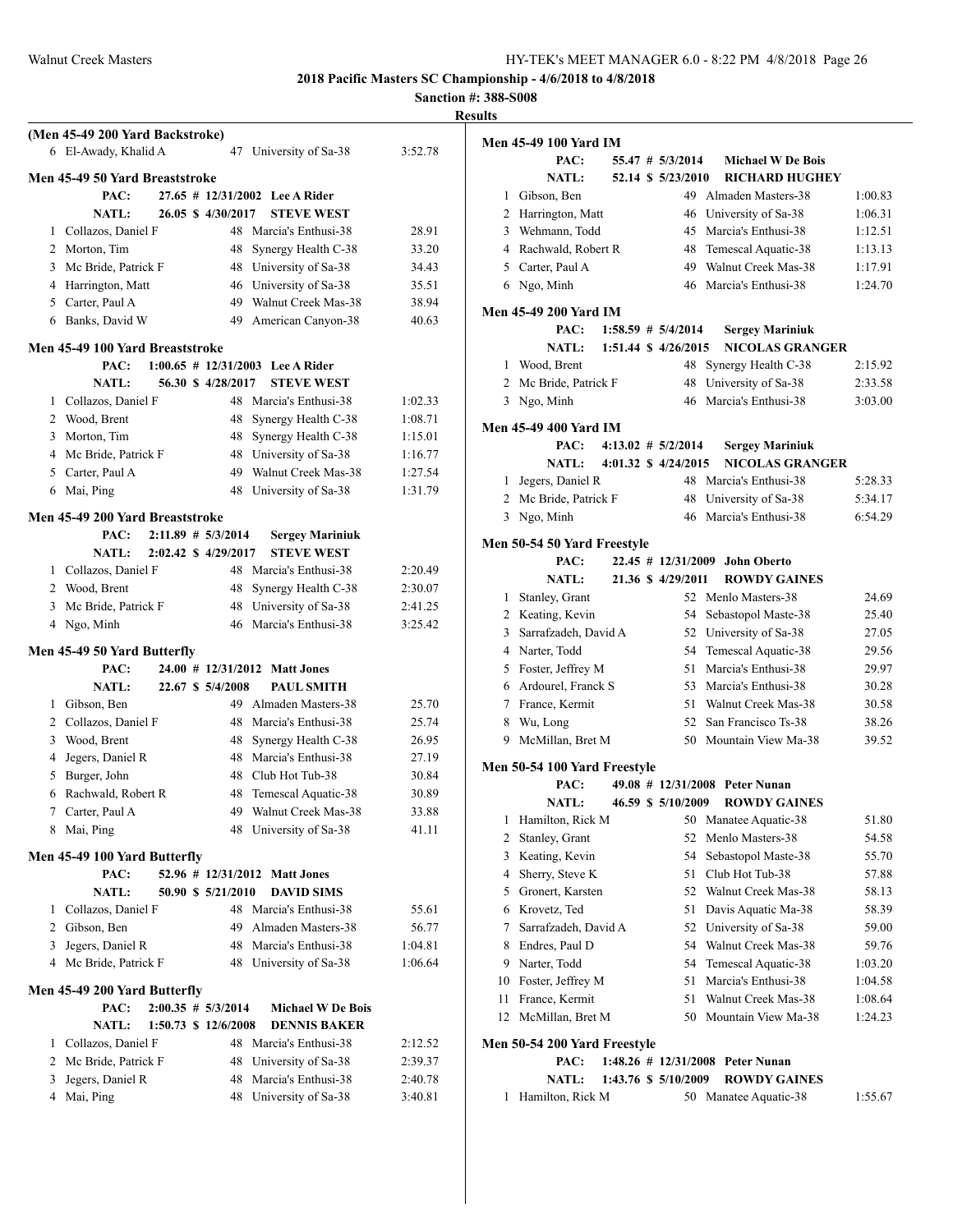**2018 Pacific Masters SC Championship - 4/6/2018 to 4/8/2018**

**Sanction #: 388-S008**

**Results**

### (Men 45-49 200 Yard Backstroke)

| Place | Name | Age | Team | Time |
|---|---|---|---|---|
| 6 | El-Awady, Khalid A | 47 | University of Sa-38 | 3:52.78 |

### Men 45-49 50 Yard Breaststroke

PAC: 27.65 # 12/31/2002 Lee A Rider
NATL: 26.05 $ 4/30/2017 STEVE WEST

| Place | Name | Age | Team | Time |
|---|---|---|---|---|
| 1 | Collazos, Daniel F | 48 | Marcia's Enthusi-38 | 28.91 |
| 2 | Morton, Tim | 48 | Synergy Health C-38 | 33.20 |
| 3 | Mc Bride, Patrick F | 48 | University of Sa-38 | 34.43 |
| 4 | Harrington, Matt | 46 | University of Sa-38 | 35.51 |
| 5 | Carter, Paul A | 49 | Walnut Creek Mas-38 | 38.94 |
| 6 | Banks, David W | 49 | American Canyon-38 | 40.63 |

### Men 45-49 100 Yard Breaststroke

PAC: 1:00.65 # 12/31/2003 Lee A Rider
NATL: 56.30 $ 4/28/2017 STEVE WEST

| Place | Name | Age | Team | Time |
|---|---|---|---|---|
| 1 | Collazos, Daniel F | 48 | Marcia's Enthusi-38 | 1:02.33 |
| 2 | Wood, Brent | 48 | Synergy Health C-38 | 1:08.71 |
| 3 | Morton, Tim | 48 | Synergy Health C-38 | 1:15.01 |
| 4 | Mc Bride, Patrick F | 48 | University of Sa-38 | 1:16.77 |
| 5 | Carter, Paul A | 49 | Walnut Creek Mas-38 | 1:27.54 |
| 6 | Mai, Ping | 48 | University of Sa-38 | 1:31.79 |

### Men 45-49 200 Yard Breaststroke

PAC: 2:11.89 # 5/3/2014 Sergey Mariniuk
NATL: 2:02.42 $ 4/29/2017 STEVE WEST

| Place | Name | Age | Team | Time |
|---|---|---|---|---|
| 1 | Collazos, Daniel F | 48 | Marcia's Enthusi-38 | 2:20.49 |
| 2 | Wood, Brent | 48 | Synergy Health C-38 | 2:30.07 |
| 3 | Mc Bride, Patrick F | 48 | University of Sa-38 | 2:41.25 |
| 4 | Ngo, Minh | 46 | Marcia's Enthusi-38 | 3:25.42 |

### Men 45-49 50 Yard Butterfly

PAC: 24.00 # 12/31/2012 Matt Jones
NATL: 22.67 $ 5/4/2008 PAUL SMITH

| Place | Name | Age | Team | Time |
|---|---|---|---|---|
| 1 | Gibson, Ben | 49 | Almaden Masters-38 | 25.70 |
| 2 | Collazos, Daniel F | 48 | Marcia's Enthusi-38 | 25.74 |
| 3 | Wood, Brent | 48 | Synergy Health C-38 | 26.95 |
| 4 | Jegers, Daniel R | 48 | Marcia's Enthusi-38 | 27.19 |
| 5 | Burger, John | 48 | Club Hot Tub-38 | 30.84 |
| 6 | Rachwald, Robert R | 48 | Temescal Aquatic-38 | 30.89 |
| 7 | Carter, Paul A | 49 | Walnut Creek Mas-38 | 33.88 |
| 8 | Mai, Ping | 48 | University of Sa-38 | 41.11 |

### Men 45-49 100 Yard Butterfly

PAC: 52.96 # 12/31/2012 Matt Jones
NATL: 50.90 $ 5/21/2010 DAVID SIMS

| Place | Name | Age | Team | Time |
|---|---|---|---|---|
| 1 | Collazos, Daniel F | 48 | Marcia's Enthusi-38 | 55.61 |
| 2 | Gibson, Ben | 49 | Almaden Masters-38 | 56.77 |
| 3 | Jegers, Daniel R | 48 | Marcia's Enthusi-38 | 1:04.81 |
| 4 | Mc Bride, Patrick F | 48 | University of Sa-38 | 1:06.64 |

### Men 45-49 200 Yard Butterfly

PAC: 2:00.35 # 5/3/2014 Michael W De Bois
NATL: 1:50.73 $ 12/6/2008 DENNIS BAKER

| Place | Name | Age | Team | Time |
|---|---|---|---|---|
| 1 | Collazos, Daniel F | 48 | Marcia's Enthusi-38 | 2:12.52 |
| 2 | Mc Bride, Patrick F | 48 | University of Sa-38 | 2:39.37 |
| 3 | Jegers, Daniel R | 48 | Marcia's Enthusi-38 | 2:40.78 |
| 4 | Mai, Ping | 48 | University of Sa-38 | 3:40.81 |

### Men 45-49 100 Yard IM

PAC: 55.47 # 5/3/2014 Michael W De Bois
NATL: 52.14 $ 5/23/2010 RICHARD HUGHEY

| Place | Name | Age | Team | Time |
|---|---|---|---|---|
| 1 | Gibson, Ben | 49 | Almaden Masters-38 | 1:00.83 |
| 2 | Harrington, Matt | 46 | University of Sa-38 | 1:06.31 |
| 3 | Wehmann, Todd | 45 | Marcia's Enthusi-38 | 1:12.51 |
| 4 | Rachwald, Robert R | 48 | Temescal Aquatic-38 | 1:13.13 |
| 5 | Carter, Paul A | 49 | Walnut Creek Mas-38 | 1:17.91 |
| 6 | Ngo, Minh | 46 | Marcia's Enthusi-38 | 1:24.70 |

### Men 45-49 200 Yard IM

PAC: 1:58.59 # 5/4/2014 Sergey Mariniuk
NATL: 1:51.44 $ 4/26/2015 NICOLAS GRANGER

| Place | Name | Age | Team | Time |
|---|---|---|---|---|
| 1 | Wood, Brent | 48 | Synergy Health C-38 | 2:15.92 |
| 2 | Mc Bride, Patrick F | 48 | University of Sa-38 | 2:33.58 |
| 3 | Ngo, Minh | 46 | Marcia's Enthusi-38 | 3:03.00 |

### Men 45-49 400 Yard IM

PAC: 4:13.02 # 5/2/2014 Sergey Mariniuk
NATL: 4:01.32 $ 4/24/2015 NICOLAS GRANGER

| Place | Name | Age | Team | Time |
|---|---|---|---|---|
| 1 | Jegers, Daniel R | 48 | Marcia's Enthusi-38 | 5:28.33 |
| 2 | Mc Bride, Patrick F | 48 | University of Sa-38 | 5:34.17 |
| 3 | Ngo, Minh | 46 | Marcia's Enthusi-38 | 6:54.29 |

### Men 50-54 50 Yard Freestyle

PAC: 22.45 # 12/31/2009 John Oberto
NATL: 21.36 $ 4/29/2011 ROWDY GAINES

| Place | Name | Age | Team | Time |
|---|---|---|---|---|
| 1 | Stanley, Grant | 52 | Menlo Masters-38 | 24.69 |
| 2 | Keating, Kevin | 54 | Sebastopol Maste-38 | 25.40 |
| 3 | Sarrafzadeh, David A | 52 | University of Sa-38 | 27.05 |
| 4 | Narter, Todd | 54 | Temescal Aquatic-38 | 29.56 |
| 5 | Foster, Jeffrey M | 51 | Marcia's Enthusi-38 | 29.97 |
| 6 | Ardourel, Franck S | 53 | Marcia's Enthusi-38 | 30.28 |
| 7 | France, Kermit | 51 | Walnut Creek Mas-38 | 30.58 |
| 8 | Wu, Long | 52 | San Francisco Ts-38 | 38.26 |
| 9 | McMillan, Bret M | 50 | Mountain View Ma-38 | 39.52 |

### Men 50-54 100 Yard Freestyle

PAC: 49.08 # 12/31/2008 Peter Nunan
NATL: 46.59 $ 5/10/2009 ROWDY GAINES

| Place | Name | Age | Team | Time |
|---|---|---|---|---|
| 1 | Hamilton, Rick M | 50 | Manatee Aquatic-38 | 51.80 |
| 2 | Stanley, Grant | 52 | Menlo Masters-38 | 54.58 |
| 3 | Keating, Kevin | 54 | Sebastopol Maste-38 | 55.70 |
| 4 | Sherry, Steve K | 51 | Club Hot Tub-38 | 57.88 |
| 5 | Gronert, Karsten | 52 | Walnut Creek Mas-38 | 58.13 |
| 6 | Krovetz, Ted | 51 | Davis Aquatic Ma-38 | 58.39 |
| 7 | Sarrafzadeh, David A | 52 | University of Sa-38 | 59.00 |
| 8 | Endres, Paul D | 54 | Walnut Creek Mas-38 | 59.76 |
| 9 | Narter, Todd | 54 | Temescal Aquatic-38 | 1:03.20 |
| 10 | Foster, Jeffrey M | 51 | Marcia's Enthusi-38 | 1:04.58 |
| 11 | France, Kermit | 51 | Walnut Creek Mas-38 | 1:08.64 |
| 12 | McMillan, Bret M | 50 | Mountain View Ma-38 | 1:24.23 |

### Men 50-54 200 Yard Freestyle

PAC: 1:48.26 # 12/31/2008 Peter Nunan
NATL: 1:43.76 $ 5/10/2009 ROWDY GAINES

| Place | Name | Age | Team | Time |
|---|---|---|---|---|
| 1 | Hamilton, Rick M | 50 | Manatee Aquatic-38 | 1:55.67 |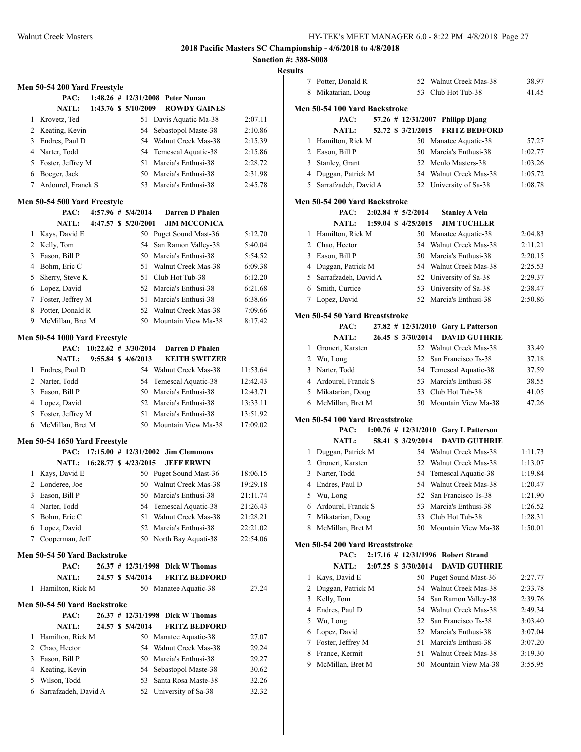**2018 Pacific Masters SC Championship - 4/6/2018 to 4/8/2018**

**Sanction #: 388-S008**

**Results**

### Men 50-54 200 Yard Freestyle

PAC: 1:48.26 # 12/31/2008 Peter Nunan
NATL: 1:43.76 $ 5/10/2009 ROWDY GAINES

| | Name | Age | Team | Time |
|---|---|---|---|---|
| 1 | Krovetz, Ted | 51 | Davis Aquatic Ma-38 | 2:07.11 |
| 2 | Keating, Kevin | 54 | Sebastopol Maste-38 | 2:10.86 |
| 3 | Endres, Paul D | 54 | Walnut Creek Mas-38 | 2:15.39 |
| 4 | Narter, Todd | 54 | Temescal Aquatic-38 | 2:15.86 |
| 5 | Foster, Jeffrey M | 51 | Marcia's Enthusi-38 | 2:28.72 |
| 6 | Boeger, Jack | 50 | Marcia's Enthusi-38 | 2:31.98 |
| 7 | Ardourel, Franck S | 53 | Marcia's Enthusi-38 | 2:45.78 |

### Men 50-54 500 Yard Freestyle

PAC: 4:57.96 # 5/4/2014 Darren D Phalen
NATL: 4:47.57 $ 5/20/2001 JIM MCCONICA

| | Name | Age | Team | Time |
|---|---|---|---|---|
| 1 | Kays, David E | 50 | Puget Sound Mast-36 | 5:12.70 |
| 2 | Kelly, Tom | 54 | San Ramon Valley-38 | 5:40.04 |
| 3 | Eason, Bill P | 50 | Marcia's Enthusi-38 | 5:54.52 |
| 4 | Bohm, Eric C | 51 | Walnut Creek Mas-38 | 6:09.38 |
| 5 | Sherry, Steve K | 51 | Club Hot Tub-38 | 6:12.20 |
| 6 | Lopez, David | 52 | Marcia's Enthusi-38 | 6:21.68 |
| 7 | Foster, Jeffrey M | 51 | Marcia's Enthusi-38 | 6:38.66 |
| 8 | Potter, Donald R | 52 | Walnut Creek Mas-38 | 7:09.66 |
| 9 | McMillan, Bret M | 50 | Mountain View Ma-38 | 8:17.42 |

### Men 50-54 1000 Yard Freestyle

PAC: 10:22.62 # 3/30/2014 Darren D Phalen
NATL: 9:55.84 $ 4/6/2013 KEITH SWITZER

| | Name | Age | Team | Time |
|---|---|---|---|---|
| 1 | Endres, Paul D | 54 | Walnut Creek Mas-38 | 11:53.64 |
| 2 | Narter, Todd | 54 | Temescal Aquatic-38 | 12:42.43 |
| 3 | Eason, Bill P | 50 | Marcia's Enthusi-38 | 12:43.71 |
| 4 | Lopez, David | 52 | Marcia's Enthusi-38 | 13:33.11 |
| 5 | Foster, Jeffrey M | 51 | Marcia's Enthusi-38 | 13:51.92 |
| 6 | McMillan, Bret M | 50 | Mountain View Ma-38 | 17:09.02 |

### Men 50-54 1650 Yard Freestyle

PAC: 17:15.00 # 12/31/2002 Jim Clemmons
NATL: 16:28.77 $ 4/23/2015 JEFF ERWIN

| | Name | Age | Team | Time |
|---|---|---|---|---|
| 1 | Kays, David E | 50 | Puget Sound Mast-36 | 18:06.15 |
| 2 | Londeree, Joe | 50 | Walnut Creek Mas-38 | 19:29.18 |
| 3 | Eason, Bill P | 50 | Marcia's Enthusi-38 | 21:11.74 |
| 4 | Narter, Todd | 54 | Temescal Aquatic-38 | 21:26.43 |
| 5 | Bohm, Eric C | 51 | Walnut Creek Mas-38 | 21:28.21 |
| 6 | Lopez, David | 52 | Marcia's Enthusi-38 | 22:21.02 |
| 7 | Cooperman, Jeff | 50 | North Bay Aquati-38 | 22:54.06 |

### Men 50-54 50 Yard Backstroke

PAC: 26.37 # 12/31/1998 Dick W Thomas
NATL: 24.57 $ 5/4/2014 FRITZ BEDFORD

| | Name | Age | Team | Time |
|---|---|---|---|---|
| 1 | Hamilton, Rick M | 50 | Manatee Aquatic-38 | 27.24 |

### Men 50-54 50 Yard Backstroke

PAC: 26.37 # 12/31/1998 Dick W Thomas
NATL: 24.57 $ 5/4/2014 FRITZ BEDFORD

| | Name | Age | Team | Time |
|---|---|---|---|---|
| 1 | Hamilton, Rick M | 50 | Manatee Aquatic-38 | 27.07 |
| 2 | Chao, Hector | 54 | Walnut Creek Mas-38 | 29.24 |
| 3 | Eason, Bill P | 50 | Marcia's Enthusi-38 | 29.27 |
| 4 | Keating, Kevin | 54 | Sebastopol Maste-38 | 30.62 |
| 5 | Wilson, Todd | 53 | Santa Rosa Maste-38 | 32.26 |
| 6 | Sarrafzadeh, David A | 52 | University of Sa-38 | 32.32 |
| 7 | Potter, Donald R | 52 | Walnut Creek Mas-38 | 38.97 |
| 8 | Mikatarian, Doug | 53 | Club Hot Tub-38 | 41.45 |

### Men 50-54 100 Yard Backstroke

PAC: 57.26 # 12/31/2007 Philipp Djang
NATL: 52.72 $ 3/21/2015 FRITZ BEDFORD

| | Name | Age | Team | Time |
|---|---|---|---|---|
| 1 | Hamilton, Rick M | 50 | Manatee Aquatic-38 | 57.27 |
| 2 | Eason, Bill P | 50 | Marcia's Enthusi-38 | 1:02.77 |
| 3 | Stanley, Grant | 52 | Menlo Masters-38 | 1:03.26 |
| 4 | Duggan, Patrick M | 54 | Walnut Creek Mas-38 | 1:05.72 |
| 5 | Sarrafzadeh, David A | 52 | University of Sa-38 | 1:08.78 |

### Men 50-54 200 Yard Backstroke

PAC: 2:02.84 # 5/2/2014 Stanley A Vela
NATL: 1:59.04 $ 4/25/2015 JIM TUCHLER

| | Name | Age | Team | Time |
|---|---|---|---|---|
| 1 | Hamilton, Rick M | 50 | Manatee Aquatic-38 | 2:04.83 |
| 2 | Chao, Hector | 54 | Walnut Creek Mas-38 | 2:11.21 |
| 3 | Eason, Bill P | 50 | Marcia's Enthusi-38 | 2:20.15 |
| 4 | Duggan, Patrick M | 54 | Walnut Creek Mas-38 | 2:25.53 |
| 5 | Sarrafzadeh, David A | 52 | University of Sa-38 | 2:29.37 |
| 6 | Smith, Curtice | 53 | University of Sa-38 | 2:38.47 |
| 7 | Lopez, David | 52 | Marcia's Enthusi-38 | 2:50.86 |

### Men 50-54 50 Yard Breaststroke

PAC: 27.82 # 12/31/2010 Gary L Patterson
NATL: 26.45 $ 3/30/2014 DAVID GUTHRIE

| | Name | Age | Team | Time |
|---|---|---|---|---|
| 1 | Gronert, Karsten | 52 | Walnut Creek Mas-38 | 33.49 |
| 2 | Wu, Long | 52 | San Francisco Ts-38 | 37.18 |
| 3 | Narter, Todd | 54 | Temescal Aquatic-38 | 37.59 |
| 4 | Ardourel, Franck S | 53 | Marcia's Enthusi-38 | 38.55 |
| 5 | Mikatarian, Doug | 53 | Club Hot Tub-38 | 41.05 |
| 6 | McMillan, Bret M | 50 | Mountain View Ma-38 | 47.26 |

### Men 50-54 100 Yard Breaststroke

PAC: 1:00.76 # 12/31/2010 Gary L Patterson
NATL: 58.41 $ 3/29/2014 DAVID GUTHRIE

| | Name | Age | Team | Time |
|---|---|---|---|---|
| 1 | Duggan, Patrick M | 54 | Walnut Creek Mas-38 | 1:11.73 |
| 2 | Gronert, Karsten | 52 | Walnut Creek Mas-38 | 1:13.07 |
| 3 | Narter, Todd | 54 | Temescal Aquatic-38 | 1:19.84 |
| 4 | Endres, Paul D | 54 | Walnut Creek Mas-38 | 1:20.47 |
| 5 | Wu, Long | 52 | San Francisco Ts-38 | 1:21.90 |
| 6 | Ardourel, Franck S | 53 | Marcia's Enthusi-38 | 1:26.52 |
| 7 | Mikatarian, Doug | 53 | Club Hot Tub-38 | 1:28.31 |
| 8 | McMillan, Bret M | 50 | Mountain View Ma-38 | 1:50.01 |

### Men 50-54 200 Yard Breaststroke

PAC: 2:17.16 # 12/31/1996 Robert Strand
NATL: 2:07.25 $ 3/30/2014 DAVID GUTHRIE

| | Name | Age | Team | Time |
|---|---|---|---|---|
| 1 | Kays, David E | 50 | Puget Sound Mast-36 | 2:27.77 |
| 2 | Duggan, Patrick M | 54 | Walnut Creek Mas-38 | 2:33.78 |
| 3 | Kelly, Tom | 54 | San Ramon Valley-38 | 2:39.76 |
| 4 | Endres, Paul D | 54 | Walnut Creek Mas-38 | 2:49.34 |
| 5 | Wu, Long | 52 | San Francisco Ts-38 | 3:03.40 |
| 6 | Lopez, David | 52 | Marcia's Enthusi-38 | 3:07.04 |
| 7 | Foster, Jeffrey M | 51 | Marcia's Enthusi-38 | 3:07.20 |
| 8 | France, Kermit | 51 | Walnut Creek Mas-38 | 3:19.30 |
| 9 | McMillan, Bret M | 50 | Mountain View Ma-38 | 3:55.95 |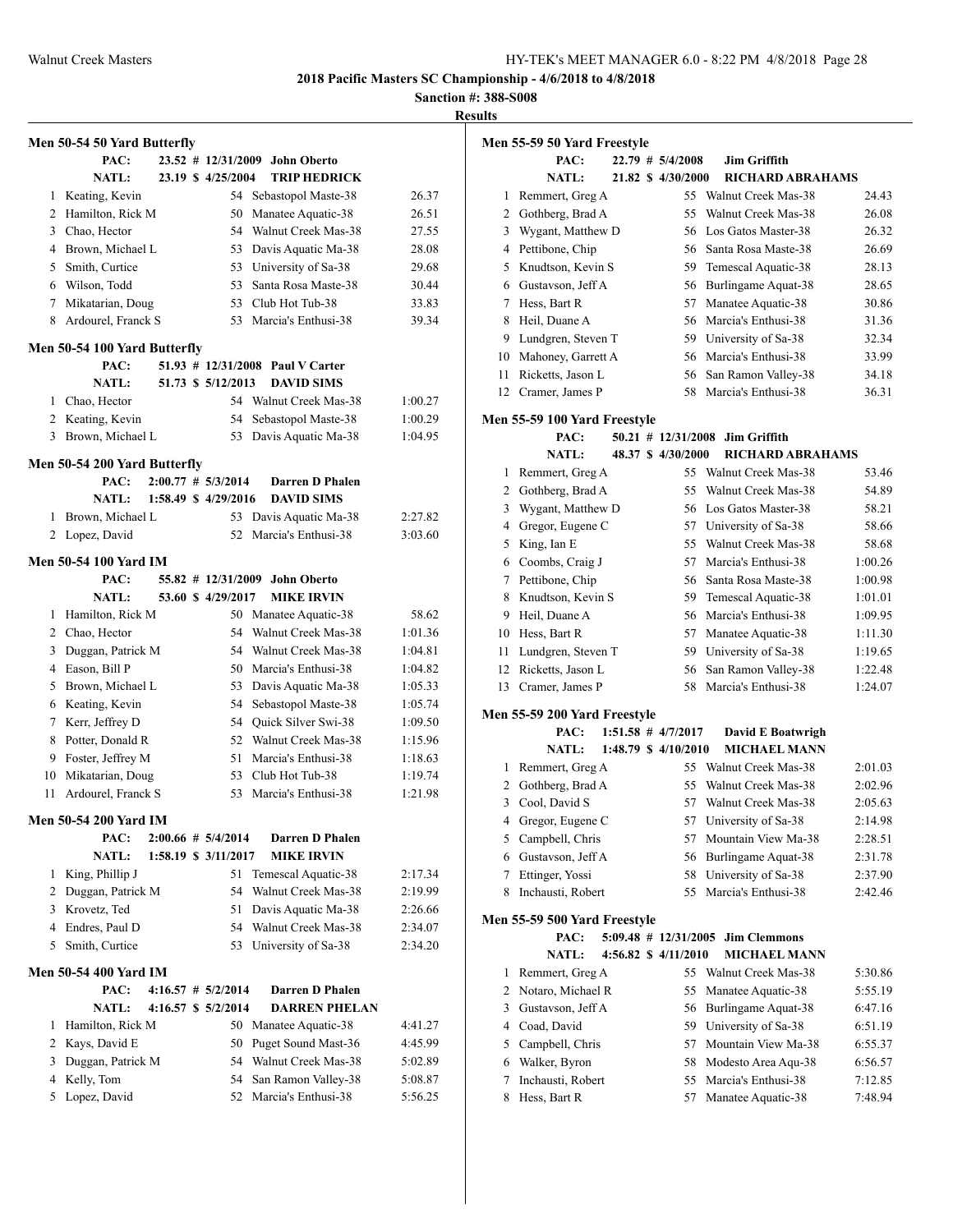## 2018 Pacific Masters SC Championship - 4/6/2018 to 4/8/2018

**Sanction #: 388-S008**

**Results**

### Men 50-54 50 Yard Butterfly

PAC: 23.52 # 12/31/2009 John Oberto
NATL: 23.19 $ 4/25/2004 TRIP HEDRICK

| Place | Name | Age | Team | Time |
|---|---|---|---|---|
| 1 | Keating, Kevin | 54 | Sebastopol Maste-38 | 26.37 |
| 2 | Hamilton, Rick M | 50 | Manatee Aquatic-38 | 26.51 |
| 3 | Chao, Hector | 54 | Walnut Creek Mas-38 | 27.55 |
| 4 | Brown, Michael L | 53 | Davis Aquatic Ma-38 | 28.08 |
| 5 | Smith, Curtice | 53 | University of Sa-38 | 29.68 |
| 6 | Wilson, Todd | 53 | Santa Rosa Maste-38 | 30.44 |
| 7 | Mikatarian, Doug | 53 | Club Hot Tub-38 | 33.83 |
| 8 | Ardourel, Franck S | 53 | Marcia's Enthusi-38 | 39.34 |

### Men 50-54 100 Yard Butterfly

PAC: 51.93 # 12/31/2008 Paul V Carter
NATL: 51.73 $ 5/12/2013 DAVID SIMS

| Place | Name | Age | Team | Time |
|---|---|---|---|---|
| 1 | Chao, Hector | 54 | Walnut Creek Mas-38 | 1:00.27 |
| 2 | Keating, Kevin | 54 | Sebastopol Maste-38 | 1:00.29 |
| 3 | Brown, Michael L | 53 | Davis Aquatic Ma-38 | 1:04.95 |

### Men 50-54 200 Yard Butterfly

PAC: 2:00.77 # 5/3/2014 Darren D Phalen
NATL: 1:58.49 $ 4/29/2016 DAVID SIMS

| Place | Name | Age | Team | Time |
|---|---|---|---|---|
| 1 | Brown, Michael L | 53 | Davis Aquatic Ma-38 | 2:27.82 |
| 2 | Lopez, David | 52 | Marcia's Enthusi-38 | 3:03.60 |

### Men 50-54 100 Yard IM

PAC: 55.82 # 12/31/2009 John Oberto
NATL: 53.60 $ 4/29/2017 MIKE IRVIN

| Place | Name | Age | Team | Time |
|---|---|---|---|---|
| 1 | Hamilton, Rick M | 50 | Manatee Aquatic-38 | 58.62 |
| 2 | Chao, Hector | 54 | Walnut Creek Mas-38 | 1:01.36 |
| 3 | Duggan, Patrick M | 54 | Walnut Creek Mas-38 | 1:04.81 |
| 4 | Eason, Bill P | 50 | Marcia's Enthusi-38 | 1:04.82 |
| 5 | Brown, Michael L | 53 | Davis Aquatic Ma-38 | 1:05.33 |
| 6 | Keating, Kevin | 54 | Sebastopol Maste-38 | 1:05.74 |
| 7 | Kerr, Jeffrey D | 54 | Quick Silver Swi-38 | 1:09.50 |
| 8 | Potter, Donald R | 52 | Walnut Creek Mas-38 | 1:15.96 |
| 9 | Foster, Jeffrey M | 51 | Marcia's Enthusi-38 | 1:18.63 |
| 10 | Mikatarian, Doug | 53 | Club Hot Tub-38 | 1:19.74 |
| 11 | Ardourel, Franck S | 53 | Marcia's Enthusi-38 | 1:21.98 |

### Men 50-54 200 Yard IM

PAC: 2:00.66 # 5/4/2014 Darren D Phalen
NATL: 1:58.19 $ 3/11/2017 MIKE IRVIN

| Place | Name | Age | Team | Time |
|---|---|---|---|---|
| 1 | King, Phillip J | 51 | Temescal Aquatic-38 | 2:17.34 |
| 2 | Duggan, Patrick M | 54 | Walnut Creek Mas-38 | 2:19.99 |
| 3 | Krovetz, Ted | 51 | Davis Aquatic Ma-38 | 2:26.66 |
| 4 | Endres, Paul D | 54 | Walnut Creek Mas-38 | 2:34.07 |
| 5 | Smith, Curtice | 53 | University of Sa-38 | 2:34.20 |

### Men 50-54 400 Yard IM

PAC: 4:16.57 # 5/2/2014 Darren D Phalen
NATL: 4:16.57 $ 5/2/2014 DARREN PHELAN

| Place | Name | Age | Team | Time |
|---|---|---|---|---|
| 1 | Hamilton, Rick M | 50 | Manatee Aquatic-38 | 4:41.27 |
| 2 | Kays, David E | 50 | Puget Sound Mast-36 | 4:45.99 |
| 3 | Duggan, Patrick M | 54 | Walnut Creek Mas-38 | 5:02.89 |
| 4 | Kelly, Tom | 54 | San Ramon Valley-38 | 5:08.87 |
| 5 | Lopez, David | 52 | Marcia's Enthusi-38 | 5:56.25 |

### Men 55-59 50 Yard Freestyle

PAC: 22.79 # 5/4/2008 Jim Griffith
NATL: 21.82 $ 4/30/2000 RICHARD ABRAHAMS

| Place | Name | Age | Team | Time |
|---|---|---|---|---|
| 1 | Remmert, Greg A | 55 | Walnut Creek Mas-38 | 24.43 |
| 2 | Gothberg, Brad A | 55 | Walnut Creek Mas-38 | 26.08 |
| 3 | Wygant, Matthew D | 56 | Los Gatos Master-38 | 26.32 |
| 4 | Pettibone, Chip | 56 | Santa Rosa Maste-38 | 26.69 |
| 5 | Knudtson, Kevin S | 59 | Temescal Aquatic-38 | 28.13 |
| 6 | Gustavson, Jeff A | 56 | Burlingame Aquat-38 | 28.65 |
| 7 | Hess, Bart R | 57 | Manatee Aquatic-38 | 30.86 |
| 8 | Heil, Duane A | 56 | Marcia's Enthusi-38 | 31.36 |
| 9 | Lundgren, Steven T | 59 | University of Sa-38 | 32.34 |
| 10 | Mahoney, Garrett A | 56 | Marcia's Enthusi-38 | 33.99 |
| 11 | Ricketts, Jason L | 56 | San Ramon Valley-38 | 34.18 |
| 12 | Cramer, James P | 58 | Marcia's Enthusi-38 | 36.31 |

### Men 55-59 100 Yard Freestyle

PAC: 50.21 # 12/31/2008 Jim Griffith
NATL: 48.37 $ 4/30/2000 RICHARD ABRAHAMS

| Place | Name | Age | Team | Time |
|---|---|---|---|---|
| 1 | Remmert, Greg A | 55 | Walnut Creek Mas-38 | 53.46 |
| 2 | Gothberg, Brad A | 55 | Walnut Creek Mas-38 | 54.89 |
| 3 | Wygant, Matthew D | 56 | Los Gatos Master-38 | 58.21 |
| 4 | Gregor, Eugene C | 57 | University of Sa-38 | 58.66 |
| 5 | King, Ian E | 55 | Walnut Creek Mas-38 | 58.68 |
| 6 | Coombs, Craig J | 57 | Marcia's Enthusi-38 | 1:00.26 |
| 7 | Pettibone, Chip | 56 | Santa Rosa Maste-38 | 1:00.98 |
| 8 | Knudtson, Kevin S | 59 | Temescal Aquatic-38 | 1:01.01 |
| 9 | Heil, Duane A | 56 | Marcia's Enthusi-38 | 1:09.95 |
| 10 | Hess, Bart R | 57 | Manatee Aquatic-38 | 1:11.30 |
| 11 | Lundgren, Steven T | 59 | University of Sa-38 | 1:19.65 |
| 12 | Ricketts, Jason L | 56 | San Ramon Valley-38 | 1:22.48 |
| 13 | Cramer, James P | 58 | Marcia's Enthusi-38 | 1:24.07 |

### Men 55-59 200 Yard Freestyle

PAC: 1:51.58 # 4/7/2017 David E Boatwrigh
NATL: 1:48.79 $ 4/10/2010 MICHAEL MANN

| Place | Name | Age | Team | Time |
|---|---|---|---|---|
| 1 | Remmert, Greg A | 55 | Walnut Creek Mas-38 | 2:01.03 |
| 2 | Gothberg, Brad A | 55 | Walnut Creek Mas-38 | 2:02.96 |
| 3 | Cool, David S | 57 | Walnut Creek Mas-38 | 2:05.63 |
| 4 | Gregor, Eugene C | 57 | University of Sa-38 | 2:14.98 |
| 5 | Campbell, Chris | 57 | Mountain View Ma-38 | 2:28.51 |
| 6 | Gustavson, Jeff A | 56 | Burlingame Aquat-38 | 2:31.78 |
| 7 | Ettinger, Yossi | 58 | University of Sa-38 | 2:37.90 |
| 8 | Inchausti, Robert | 55 | Marcia's Enthusi-38 | 2:42.46 |

### Men 55-59 500 Yard Freestyle

PAC: 5:09.48 # 12/31/2005 Jim Clemmons
NATL: 4:56.82 $ 4/11/2010 MICHAEL MANN

| Place | Name | Age | Team | Time |
|---|---|---|---|---|
| 1 | Remmert, Greg A | 55 | Walnut Creek Mas-38 | 5:30.86 |
| 2 | Notaro, Michael R | 55 | Manatee Aquatic-38 | 5:55.19 |
| 3 | Gustavson, Jeff A | 56 | Burlingame Aquat-38 | 6:47.16 |
| 4 | Coad, David | 59 | University of Sa-38 | 6:51.19 |
| 5 | Campbell, Chris | 57 | Mountain View Ma-38 | 6:55.37 |
| 6 | Walker, Byron | 58 | Modesto Area Aqu-38 | 6:56.57 |
| 7 | Inchausti, Robert | 55 | Marcia's Enthusi-38 | 7:12.85 |
| 8 | Hess, Bart R | 57 | Manatee Aquatic-38 | 7:48.94 |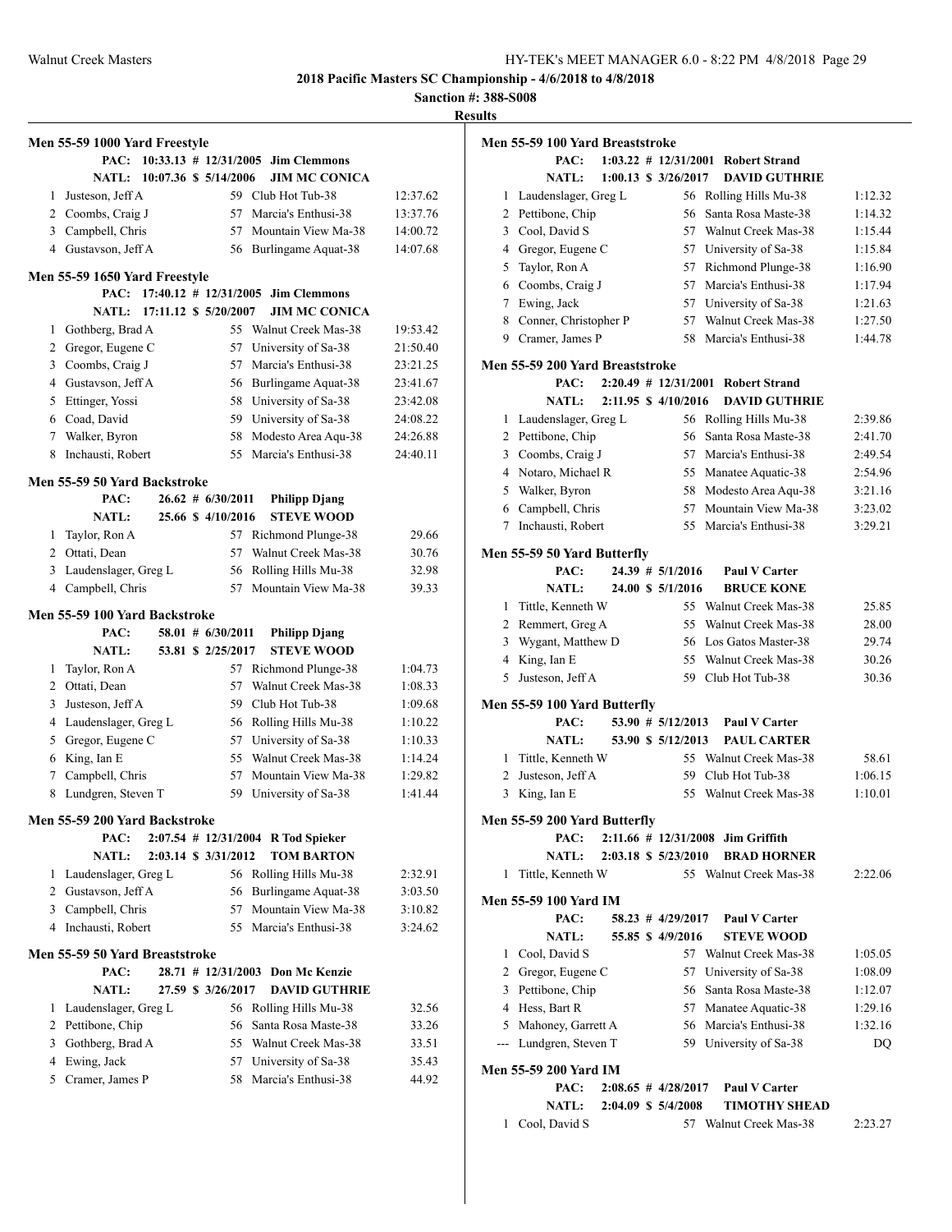**2018 Pacific Masters SC Championship - 4/6/2018 to 4/8/2018**

**Sanction #: 388-S008**

**Results**

### Men 55-59 1000 Yard Freestyle

PAC: 10:33.13 # 12/31/2005 Jim Clemmons
NATL: 10:07.36 $ 5/14/2006 JIM MC CONICA

| Place | Name | Age | Team | Time |
|---|---|---|---|---|
| 1 | Justeson, Jeff A | 59 | Club Hot Tub-38 | 12:37.62 |
| 2 | Coombs, Craig J | 57 | Marcia's Enthusi-38 | 13:37.76 |
| 3 | Campbell, Chris | 57 | Mountain View Ma-38 | 14:00.72 |
| 4 | Gustavson, Jeff A | 56 | Burlingame Aquat-38 | 14:07.68 |

### Men 55-59 1650 Yard Freestyle

PAC: 17:40.12 # 12/31/2005 Jim Clemmons
NATL: 17:11.12 $ 5/20/2007 JIM MC CONICA

| Place | Name | Age | Team | Time |
|---|---|---|---|---|
| 1 | Gothberg, Brad A | 55 | Walnut Creek Mas-38 | 19:53.42 |
| 2 | Gregor, Eugene C | 57 | University of Sa-38 | 21:50.40 |
| 3 | Coombs, Craig J | 57 | Marcia's Enthusi-38 | 23:21.25 |
| 4 | Gustavson, Jeff A | 56 | Burlingame Aquat-38 | 23:41.67 |
| 5 | Ettinger, Yossi | 58 | University of Sa-38 | 23:42.08 |
| 6 | Coad, David | 59 | University of Sa-38 | 24:08.22 |
| 7 | Walker, Byron | 58 | Modesto Area Aqu-38 | 24:26.88 |
| 8 | Inchausti, Robert | 55 | Marcia's Enthusi-38 | 24:40.11 |

### Men 55-59 50 Yard Backstroke

PAC: 26.62 # 6/30/2011 Philipp Djang
NATL: 25.66 $ 4/10/2016 STEVE WOOD

| Place | Name | Age | Team | Time |
|---|---|---|---|---|
| 1 | Taylor, Ron A | 57 | Richmond Plunge-38 | 29.66 |
| 2 | Ottati, Dean | 57 | Walnut Creek Mas-38 | 30.76 |
| 3 | Laudenslager, Greg L | 56 | Rolling Hills Mu-38 | 32.98 |
| 4 | Campbell, Chris | 57 | Mountain View Ma-38 | 39.33 |

### Men 55-59 100 Yard Backstroke

PAC: 58.01 # 6/30/2011 Philipp Djang
NATL: 53.81 $ 2/25/2017 STEVE WOOD

| Place | Name | Age | Team | Time |
|---|---|---|---|---|
| 1 | Taylor, Ron A | 57 | Richmond Plunge-38 | 1:04.73 |
| 2 | Ottati, Dean | 57 | Walnut Creek Mas-38 | 1:08.33 |
| 3 | Justeson, Jeff A | 59 | Club Hot Tub-38 | 1:09.68 |
| 4 | Laudenslager, Greg L | 56 | Rolling Hills Mu-38 | 1:10.22 |
| 5 | Gregor, Eugene C | 57 | University of Sa-38 | 1:10.33 |
| 6 | King, Ian E | 55 | Walnut Creek Mas-38 | 1:14.24 |
| 7 | Campbell, Chris | 57 | Mountain View Ma-38 | 1:29.82 |
| 8 | Lundgren, Steven T | 59 | University of Sa-38 | 1:41.44 |

### Men 55-59 200 Yard Backstroke

PAC: 2:07.54 # 12/31/2004 R Tod Spieker
NATL: 2:03.14 $ 3/31/2012 TOM BARTON

| Place | Name | Age | Team | Time |
|---|---|---|---|---|
| 1 | Laudenslager, Greg L | 56 | Rolling Hills Mu-38 | 2:32.91 |
| 2 | Gustavson, Jeff A | 56 | Burlingame Aquat-38 | 3:03.50 |
| 3 | Campbell, Chris | 57 | Mountain View Ma-38 | 3:10.82 |
| 4 | Inchausti, Robert | 55 | Marcia's Enthusi-38 | 3:24.62 |

### Men 55-59 50 Yard Breaststroke

PAC: 28.71 # 12/31/2003 Don Mc Kenzie
NATL: 27.59 $ 3/26/2017 DAVID GUTHRIE

| Place | Name | Age | Team | Time |
|---|---|---|---|---|
| 1 | Laudenslager, Greg L | 56 | Rolling Hills Mu-38 | 32.56 |
| 2 | Pettibone, Chip | 56 | Santa Rosa Maste-38 | 33.26 |
| 3 | Gothberg, Brad A | 55 | Walnut Creek Mas-38 | 33.51 |
| 4 | Ewing, Jack | 57 | University of Sa-38 | 35.43 |
| 5 | Cramer, James P | 58 | Marcia's Enthusi-38 | 44.92 |

### Men 55-59 100 Yard Breaststroke

PAC: 1:03.22 # 12/31/2001 Robert Strand
NATL: 1:00.13 $ 3/26/2017 DAVID GUTHRIE

| Place | Name | Age | Team | Time |
|---|---|---|---|---|
| 1 | Laudenslager, Greg L | 56 | Rolling Hills Mu-38 | 1:12.32 |
| 2 | Pettibone, Chip | 56 | Santa Rosa Maste-38 | 1:14.32 |
| 3 | Cool, David S | 57 | Walnut Creek Mas-38 | 1:15.44 |
| 4 | Gregor, Eugene C | 57 | University of Sa-38 | 1:15.84 |
| 5 | Taylor, Ron A | 57 | Richmond Plunge-38 | 1:16.90 |
| 6 | Coombs, Craig J | 57 | Marcia's Enthusi-38 | 1:17.94 |
| 7 | Ewing, Jack | 57 | University of Sa-38 | 1:21.63 |
| 8 | Conner, Christopher P | 57 | Walnut Creek Mas-38 | 1:27.50 |
| 9 | Cramer, James P | 58 | Marcia's Enthusi-38 | 1:44.78 |

### Men 55-59 200 Yard Breaststroke

PAC: 2:20.49 # 12/31/2001 Robert Strand
NATL: 2:11.95 $ 4/10/2016 DAVID GUTHRIE

| Place | Name | Age | Team | Time |
|---|---|---|---|---|
| 1 | Laudenslager, Greg L | 56 | Rolling Hills Mu-38 | 2:39.86 |
| 2 | Pettibone, Chip | 56 | Santa Rosa Maste-38 | 2:41.70 |
| 3 | Coombs, Craig J | 57 | Marcia's Enthusi-38 | 2:49.54 |
| 4 | Notaro, Michael R | 55 | Manatee Aquatic-38 | 2:54.96 |
| 5 | Walker, Byron | 58 | Modesto Area Aqu-38 | 3:21.16 |
| 6 | Campbell, Chris | 57 | Mountain View Ma-38 | 3:23.02 |
| 7 | Inchausti, Robert | 55 | Marcia's Enthusi-38 | 3:29.21 |

### Men 55-59 50 Yard Butterfly

PAC: 24.39 # 5/1/2016 Paul V Carter
NATL: 24.00 $ 5/1/2016 BRUCE KONE

| Place | Name | Age | Team | Time |
|---|---|---|---|---|
| 1 | Tittle, Kenneth W | 55 | Walnut Creek Mas-38 | 25.85 |
| 2 | Remmert, Greg A | 55 | Walnut Creek Mas-38 | 28.00 |
| 3 | Wygant, Matthew D | 56 | Los Gatos Master-38 | 29.74 |
| 4 | King, Ian E | 55 | Walnut Creek Mas-38 | 30.26 |
| 5 | Justeson, Jeff A | 59 | Club Hot Tub-38 | 30.36 |

### Men 55-59 100 Yard Butterfly

PAC: 53.90 # 5/12/2013 Paul V Carter
NATL: 53.90 $ 5/12/2013 PAUL CARTER

| Place | Name | Age | Team | Time |
|---|---|---|---|---|
| 1 | Tittle, Kenneth W | 55 | Walnut Creek Mas-38 | 58.61 |
| 2 | Justeson, Jeff A | 59 | Club Hot Tub-38 | 1:06.15 |
| 3 | King, Ian E | 55 | Walnut Creek Mas-38 | 1:10.01 |

### Men 55-59 200 Yard Butterfly

PAC: 2:11.66 # 12/31/2008 Jim Griffith
NATL: 2:03.18 $ 5/23/2010 BRAD HORNER

| Place | Name | Age | Team | Time |
|---|---|---|---|---|
| 1 | Tittle, Kenneth W | 55 | Walnut Creek Mas-38 | 2:22.06 |

### Men 55-59 100 Yard IM

PAC: 58.23 # 4/29/2017 Paul V Carter
NATL: 55.85 $ 4/9/2016 STEVE WOOD

| Place | Name | Age | Team | Time |
|---|---|---|---|---|
| 1 | Cool, David S | 57 | Walnut Creek Mas-38 | 1:05.05 |
| 2 | Gregor, Eugene C | 57 | University of Sa-38 | 1:08.09 |
| 3 | Pettibone, Chip | 56 | Santa Rosa Maste-38 | 1:12.07 |
| 4 | Hess, Bart R | 57 | Manatee Aquatic-38 | 1:29.16 |
| 5 | Mahoney, Garrett A | 56 | Marcia's Enthusi-38 | 1:32.16 |
| --- | Lundgren, Steven T | 59 | University of Sa-38 | DQ |

### Men 55-59 200 Yard IM

PAC: 2:08.65 # 4/28/2017 Paul V Carter
NATL: 2:04.09 $ 5/4/2008 TIMOTHY SHEAD

| Place | Name | Age | Team | Time |
|---|---|---|---|---|
| 1 | Cool, David S | 57 | Walnut Creek Mas-38 | 2:23.27 |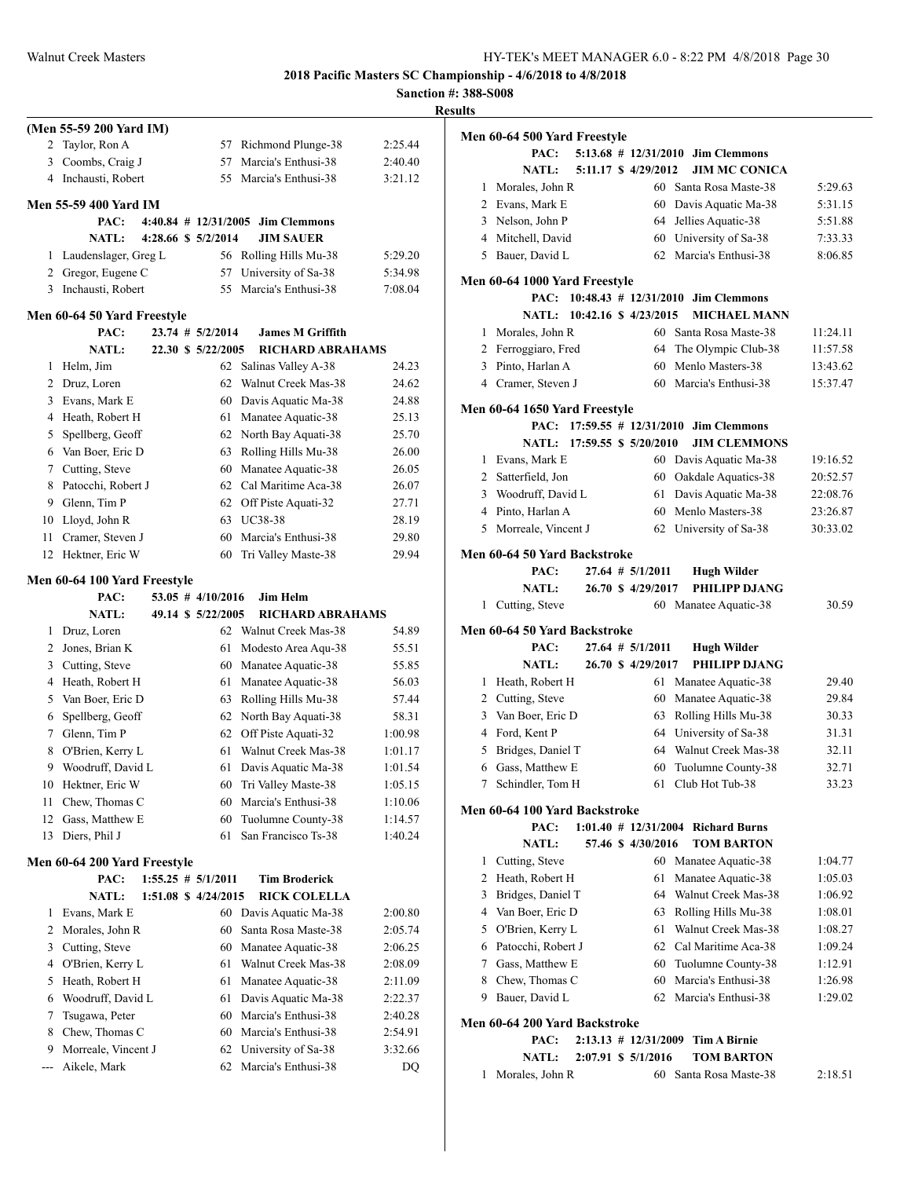**2018 Pacific Masters SC Championship - 4/6/2018 to 4/8/2018**

**Sanction #: 388-S008**

**Results**

### (Men 55-59 200 Yard IM)

| Place | Name | Age | Team | Time |
|---|---|---|---|---|
| 2 | Taylor, Ron A | 57 | Richmond Plunge-38 | 2:25.44 |
| 3 | Coombs, Craig J | 57 | Marcia's Enthusi-38 | 2:40.40 |
| 4 | Inchausti, Robert | 55 | Marcia's Enthusi-38 | 3:21.12 |

### Men 55-59 400 Yard IM

PAC: 4:40.84 # 12/31/2005 Jim Clemmons
NATL: 4:28.66 $ 5/2/2014 JIM SAUER

| Place | Name | Age | Team | Time |
|---|---|---|---|---|
| 1 | Laudenslager, Greg L | 56 | Rolling Hills Mu-38 | 5:29.20 |
| 2 | Gregor, Eugene C | 57 | University of Sa-38 | 5:34.98 |
| 3 | Inchausti, Robert | 55 | Marcia's Enthusi-38 | 7:08.04 |

### Men 60-64 50 Yard Freestyle

PAC: 23.74 # 5/2/2014 James M Griffith
NATL: 22.30 $ 5/22/2005 RICHARD ABRAHAMS

| Place | Name | Age | Team | Time |
|---|---|---|---|---|
| 1 | Helm, Jim | 62 | Salinas Valley A-38 | 24.23 |
| 2 | Druz, Loren | 62 | Walnut Creek Mas-38 | 24.62 |
| 3 | Evans, Mark E | 60 | Davis Aquatic Ma-38 | 24.88 |
| 4 | Heath, Robert H | 61 | Manatee Aquatic-38 | 25.13 |
| 5 | Spellberg, Geoff | 62 | North Bay Aquati-38 | 25.70 |
| 6 | Van Boer, Eric D | 63 | Rolling Hills Mu-38 | 26.00 |
| 7 | Cutting, Steve | 60 | Manatee Aquatic-38 | 26.05 |
| 8 | Patocchi, Robert J | 62 | Cal Maritime Aca-38 | 26.07 |
| 9 | Glenn, Tim P | 62 | Off Piste Aquati-32 | 27.71 |
| 10 | Lloyd, John R | 63 | UC38-38 | 28.19 |
| 11 | Cramer, Steven J | 60 | Marcia's Enthusi-38 | 29.80 |
| 12 | Hektner, Eric W | 60 | Tri Valley Maste-38 | 29.94 |

### Men 60-64 100 Yard Freestyle

PAC: 53.05 # 4/10/2016 Jim Helm
NATL: 49.14 $ 5/22/2005 RICHARD ABRAHAMS

| Place | Name | Age | Team | Time |
|---|---|---|---|---|
| 1 | Druz, Loren | 62 | Walnut Creek Mas-38 | 54.89 |
| 2 | Jones, Brian K | 61 | Modesto Area Aqu-38 | 55.51 |
| 3 | Cutting, Steve | 60 | Manatee Aquatic-38 | 55.85 |
| 4 | Heath, Robert H | 61 | Manatee Aquatic-38 | 56.03 |
| 5 | Van Boer, Eric D | 63 | Rolling Hills Mu-38 | 57.44 |
| 6 | Spellberg, Geoff | 62 | North Bay Aquati-38 | 58.31 |
| 7 | Glenn, Tim P | 62 | Off Piste Aquati-32 | 1:00.98 |
| 8 | O'Brien, Kerry L | 61 | Walnut Creek Mas-38 | 1:01.17 |
| 9 | Woodruff, David L | 61 | Davis Aquatic Ma-38 | 1:01.54 |
| 10 | Hektner, Eric W | 60 | Tri Valley Maste-38 | 1:05.15 |
| 11 | Chew, Thomas C | 60 | Marcia's Enthusi-38 | 1:10.06 |
| 12 | Gass, Matthew E | 60 | Tuolumne County-38 | 1:14.57 |
| 13 | Diers, Phil J | 61 | San Francisco Ts-38 | 1:40.24 |

### Men 60-64 200 Yard Freestyle

PAC: 1:55.25 # 5/1/2011 Tim Broderick
NATL: 1:51.08 $ 4/24/2015 RICK COLELLA

| Place | Name | Age | Team | Time |
|---|---|---|---|---|
| 1 | Evans, Mark E | 60 | Davis Aquatic Ma-38 | 2:00.80 |
| 2 | Morales, John R | 60 | Santa Rosa Maste-38 | 2:05.74 |
| 3 | Cutting, Steve | 60 | Manatee Aquatic-38 | 2:06.25 |
| 4 | O'Brien, Kerry L | 61 | Walnut Creek Mas-38 | 2:08.09 |
| 5 | Heath, Robert H | 61 | Manatee Aquatic-38 | 2:11.09 |
| 6 | Woodruff, David L | 61 | Davis Aquatic Ma-38 | 2:22.37 |
| 7 | Tsugawa, Peter | 60 | Marcia's Enthusi-38 | 2:40.28 |
| 8 | Chew, Thomas C | 60 | Marcia's Enthusi-38 | 2:54.91 |
| 9 | Morreale, Vincent J | 62 | University of Sa-38 | 3:32.66 |
| --- | Aikele, Mark | 62 | Marcia's Enthusi-38 | DQ |

### Men 60-64 500 Yard Freestyle

PAC: 5:13.68 # 12/31/2010 Jim Clemmons
NATL: 5:11.17 $ 4/29/2012 JIM MC CONICA

| Place | Name | Age | Team | Time |
|---|---|---|---|---|
| 1 | Morales, John R | 60 | Santa Rosa Maste-38 | 5:29.63 |
| 2 | Evans, Mark E | 60 | Davis Aquatic Ma-38 | 5:31.15 |
| 3 | Nelson, John P | 64 | Jellies Aquatic-38 | 5:51.88 |
| 4 | Mitchell, David | 60 | University of Sa-38 | 7:33.33 |
| 5 | Bauer, David L | 62 | Marcia's Enthusi-38 | 8:06.85 |

### Men 60-64 1000 Yard Freestyle

PAC: 10:48.43 # 12/31/2010 Jim Clemmons
NATL: 10:42.16 $ 4/23/2015 MICHAEL MANN

| Place | Name | Age | Team | Time |
|---|---|---|---|---|
| 1 | Morales, John R | 60 | Santa Rosa Maste-38 | 11:24.11 |
| 2 | Ferroggiaro, Fred | 64 | The Olympic Club-38 | 11:57.58 |
| 3 | Pinto, Harlan A | 60 | Menlo Masters-38 | 13:43.62 |
| 4 | Cramer, Steven J | 60 | Marcia's Enthusi-38 | 15:37.47 |

### Men 60-64 1650 Yard Freestyle

PAC: 17:59.55 # 12/31/2010 Jim Clemmons
NATL: 17:59.55 $ 5/20/2010 JIM CLEMMONS

| Place | Name | Age | Team | Time |
|---|---|---|---|---|
| 1 | Evans, Mark E | 60 | Davis Aquatic Ma-38 | 19:16.52 |
| 2 | Satterfield, Jon | 60 | Oakdale Aquatics-38 | 20:52.57 |
| 3 | Woodruff, David L | 61 | Davis Aquatic Ma-38 | 22:08.76 |
| 4 | Pinto, Harlan A | 60 | Menlo Masters-38 | 23:26.87 |
| 5 | Morreale, Vincent J | 62 | University of Sa-38 | 30:33.02 |

### Men 60-64 50 Yard Backstroke

PAC: 27.64 # 5/1/2011 Hugh Wilder
NATL: 26.70 $ 4/29/2017 PHILIPP DJANG

| Place | Name | Age | Team | Time |
|---|---|---|---|---|
| 1 | Cutting, Steve | 60 | Manatee Aquatic-38 | 30.59 |

### Men 60-64 50 Yard Backstroke

PAC: 27.64 # 5/1/2011 Hugh Wilder
NATL: 26.70 $ 4/29/2017 PHILIPP DJANG

| Place | Name | Age | Team | Time |
|---|---|---|---|---|
| 1 | Heath, Robert H | 61 | Manatee Aquatic-38 | 29.40 |
| 2 | Cutting, Steve | 60 | Manatee Aquatic-38 | 29.84 |
| 3 | Van Boer, Eric D | 63 | Rolling Hills Mu-38 | 30.33 |
| 4 | Ford, Kent P | 64 | University of Sa-38 | 31.31 |
| 5 | Bridges, Daniel T | 64 | Walnut Creek Mas-38 | 32.11 |
| 6 | Gass, Matthew E | 60 | Tuolumne County-38 | 32.71 |
| 7 | Schindler, Tom H | 61 | Club Hot Tub-38 | 33.23 |

### Men 60-64 100 Yard Backstroke

PAC: 1:01.40 # 12/31/2004 Richard Burns
NATL: 57.46 $ 4/30/2016 TOM BARTON

| Place | Name | Age | Team | Time |
|---|---|---|---|---|
| 1 | Cutting, Steve | 60 | Manatee Aquatic-38 | 1:04.77 |
| 2 | Heath, Robert H | 61 | Manatee Aquatic-38 | 1:05.03 |
| 3 | Bridges, Daniel T | 64 | Walnut Creek Mas-38 | 1:06.92 |
| 4 | Van Boer, Eric D | 63 | Rolling Hills Mu-38 | 1:08.01 |
| 5 | O'Brien, Kerry L | 61 | Walnut Creek Mas-38 | 1:08.27 |
| 6 | Patocchi, Robert J | 62 | Cal Maritime Aca-38 | 1:09.24 |
| 7 | Gass, Matthew E | 60 | Tuolumne County-38 | 1:12.91 |
| 8 | Chew, Thomas C | 60 | Marcia's Enthusi-38 | 1:26.98 |
| 9 | Bauer, David L | 62 | Marcia's Enthusi-38 | 1:29.02 |

### Men 60-64 200 Yard Backstroke

PAC: 2:13.13 # 12/31/2009 Tim A Birnie
NATL: 2:07.91 $ 5/1/2016 TOM BARTON

| Place | Name | Age | Team | Time |
|---|---|---|---|---|
| 1 | Morales, John R | 60 | Santa Rosa Maste-38 | 2:18.51 |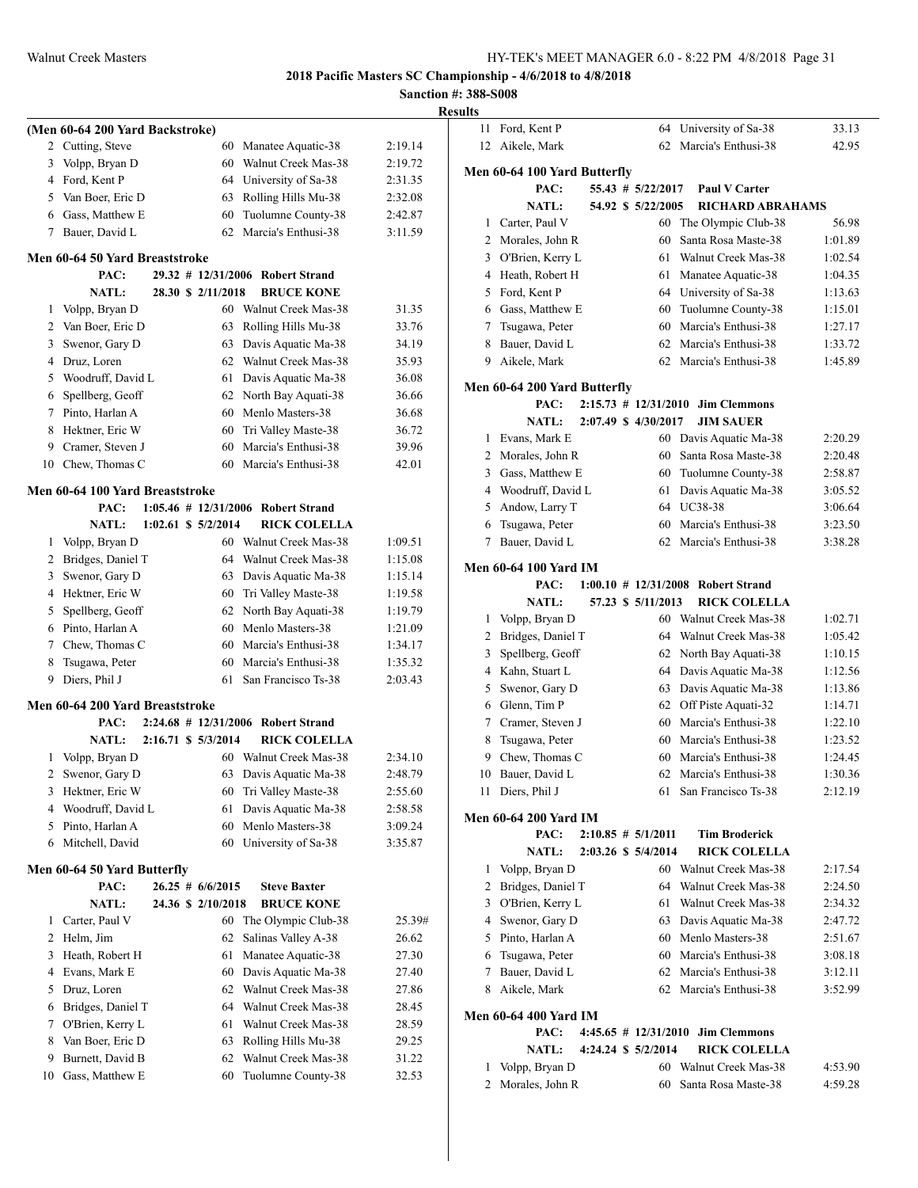**2018 Pacific Masters SC Championship - 4/6/2018 to 4/8/2018**

**Sanction #: 388-S008**

**Results**

### (Men 60-64 200 Yard Backstroke)

| Place | Name | Age | Team | Time |
|---|---|---|---|---|
| 2 | Cutting, Steve | 60 | Manatee Aquatic-38 | 2:19.14 |
| 3 | Volpp, Bryan D | 60 | Walnut Creek Mas-38 | 2:19.72 |
| 4 | Ford, Kent P | 64 | University of Sa-38 | 2:31.35 |
| 5 | Van Boer, Eric D | 63 | Rolling Hills Mu-38 | 2:32.08 |
| 6 | Gass, Matthew E | 60 | Tuolumne County-38 | 2:42.87 |
| 7 | Bauer, David L | 62 | Marcia's Enthusi-38 | 3:11.59 |

### Men 60-64 50 Yard Breaststroke

PAC: 29.32 # 12/31/2006 Robert Strand
NATL: 28.30 $ 2/11/2018 BRUCE KONE

| Place | Name | Age | Team | Time |
|---|---|---|---|---|
| 1 | Volpp, Bryan D | 60 | Walnut Creek Mas-38 | 31.35 |
| 2 | Van Boer, Eric D | 63 | Rolling Hills Mu-38 | 33.76 |
| 3 | Swenor, Gary D | 63 | Davis Aquatic Ma-38 | 34.19 |
| 4 | Druz, Loren | 62 | Walnut Creek Mas-38 | 35.93 |
| 5 | Woodruff, David L | 61 | Davis Aquatic Ma-38 | 36.08 |
| 6 | Spellberg, Geoff | 62 | North Bay Aquati-38 | 36.66 |
| 7 | Pinto, Harlan A | 60 | Menlo Masters-38 | 36.68 |
| 8 | Hektner, Eric W | 60 | Tri Valley Maste-38 | 36.72 |
| 9 | Cramer, Steven J | 60 | Marcia's Enthusi-38 | 39.96 |
| 10 | Chew, Thomas C | 60 | Marcia's Enthusi-38 | 42.01 |

### Men 60-64 100 Yard Breaststroke

PAC: 1:05.46 # 12/31/2006 Robert Strand
NATL: 1:02.61 $ 5/2/2014 RICK COLELLA

| Place | Name | Age | Team | Time |
|---|---|---|---|---|
| 1 | Volpp, Bryan D | 60 | Walnut Creek Mas-38 | 1:09.51 |
| 2 | Bridges, Daniel T | 64 | Walnut Creek Mas-38 | 1:15.08 |
| 3 | Swenor, Gary D | 63 | Davis Aquatic Ma-38 | 1:15.14 |
| 4 | Hektner, Eric W | 60 | Tri Valley Maste-38 | 1:19.58 |
| 5 | Spellberg, Geoff | 62 | North Bay Aquati-38 | 1:19.79 |
| 6 | Pinto, Harlan A | 60 | Menlo Masters-38 | 1:21.09 |
| 7 | Chew, Thomas C | 60 | Marcia's Enthusi-38 | 1:34.17 |
| 8 | Tsugawa, Peter | 60 | Marcia's Enthusi-38 | 1:35.32 |
| 9 | Diers, Phil J | 61 | San Francisco Ts-38 | 2:03.43 |

### Men 60-64 200 Yard Breaststroke

PAC: 2:24.68 # 12/31/2006 Robert Strand
NATL: 2:16.71 $ 5/3/2014 RICK COLELLA

| Place | Name | Age | Team | Time |
|---|---|---|---|---|
| 1 | Volpp, Bryan D | 60 | Walnut Creek Mas-38 | 2:34.10 |
| 2 | Swenor, Gary D | 63 | Davis Aquatic Ma-38 | 2:48.79 |
| 3 | Hektner, Eric W | 60 | Tri Valley Maste-38 | 2:55.60 |
| 4 | Woodruff, David L | 61 | Davis Aquatic Ma-38 | 2:58.58 |
| 5 | Pinto, Harlan A | 60 | Menlo Masters-38 | 3:09.24 |
| 6 | Mitchell, David | 60 | University of Sa-38 | 3:35.87 |

### Men 60-64 50 Yard Butterfly

PAC: 26.25 # 6/6/2015 Steve Baxter
NATL: 24.36 $ 2/10/2018 BRUCE KONE

| Place | Name | Age | Team | Time |
|---|---|---|---|---|
| 1 | Carter, Paul V | 60 | The Olympic Club-38 | 25.39# |
| 2 | Helm, Jim | 62 | Salinas Valley A-38 | 26.62 |
| 3 | Heath, Robert H | 61 | Manatee Aquatic-38 | 27.30 |
| 4 | Evans, Mark E | 60 | Davis Aquatic Ma-38 | 27.40 |
| 5 | Druz, Loren | 62 | Walnut Creek Mas-38 | 27.86 |
| 6 | Bridges, Daniel T | 64 | Walnut Creek Mas-38 | 28.45 |
| 7 | O'Brien, Kerry L | 61 | Walnut Creek Mas-38 | 28.59 |
| 8 | Van Boer, Eric D | 63 | Rolling Hills Mu-38 | 29.25 |
| 9 | Burnett, David B | 62 | Walnut Creek Mas-38 | 31.22 |
| 10 | Gass, Matthew E | 60 | Tuolumne County-38 | 32.53 |
| 11 | Ford, Kent P | 64 | University of Sa-38 | 33.13 |
| 12 | Aikele, Mark | 62 | Marcia's Enthusi-38 | 42.95 |

### Men 60-64 100 Yard Butterfly

PAC: 55.43 # 5/22/2017 Paul V Carter
NATL: 54.92 $ 5/22/2005 RICHARD ABRAHAMS

| Place | Name | Age | Team | Time |
|---|---|---|---|---|
| 1 | Carter, Paul V | 60 | The Olympic Club-38 | 56.98 |
| 2 | Morales, John R | 60 | Santa Rosa Maste-38 | 1:01.89 |
| 3 | O'Brien, Kerry L | 61 | Walnut Creek Mas-38 | 1:02.54 |
| 4 | Heath, Robert H | 61 | Manatee Aquatic-38 | 1:04.35 |
| 5 | Ford, Kent P | 64 | University of Sa-38 | 1:13.63 |
| 6 | Gass, Matthew E | 60 | Tuolumne County-38 | 1:15.01 |
| 7 | Tsugawa, Peter | 60 | Marcia's Enthusi-38 | 1:27.17 |
| 8 | Bauer, David L | 62 | Marcia's Enthusi-38 | 1:33.72 |
| 9 | Aikele, Mark | 62 | Marcia's Enthusi-38 | 1:45.89 |

### Men 60-64 200 Yard Butterfly

PAC: 2:15.73 # 12/31/2010 Jim Clemmons
NATL: 2:07.49 $ 4/30/2017 JIM SAUER

| Place | Name | Age | Team | Time |
|---|---|---|---|---|
| 1 | Evans, Mark E | 60 | Davis Aquatic Ma-38 | 2:20.29 |
| 2 | Morales, John R | 60 | Santa Rosa Maste-38 | 2:20.48 |
| 3 | Gass, Matthew E | 60 | Tuolumne County-38 | 2:58.87 |
| 4 | Woodruff, David L | 61 | Davis Aquatic Ma-38 | 3:05.52 |
| 5 | Andow, Larry T | 64 | UC38-38 | 3:06.64 |
| 6 | Tsugawa, Peter | 60 | Marcia's Enthusi-38 | 3:23.50 |
| 7 | Bauer, David L | 62 | Marcia's Enthusi-38 | 3:38.28 |

### Men 60-64 100 Yard IM

PAC: 1:00.10 # 12/31/2008 Robert Strand
NATL: 57.23 $ 5/11/2013 RICK COLELLA

| Place | Name | Age | Team | Time |
|---|---|---|---|---|
| 1 | Volpp, Bryan D | 60 | Walnut Creek Mas-38 | 1:02.71 |
| 2 | Bridges, Daniel T | 64 | Walnut Creek Mas-38 | 1:05.42 |
| 3 | Spellberg, Geoff | 62 | North Bay Aquati-38 | 1:10.15 |
| 4 | Kahn, Stuart L | 64 | Davis Aquatic Ma-38 | 1:12.56 |
| 5 | Swenor, Gary D | 63 | Davis Aquatic Ma-38 | 1:13.86 |
| 6 | Glenn, Tim P | 62 | Off Piste Aquati-32 | 1:14.71 |
| 7 | Cramer, Steven J | 60 | Marcia's Enthusi-38 | 1:22.10 |
| 8 | Tsugawa, Peter | 60 | Marcia's Enthusi-38 | 1:23.52 |
| 9 | Chew, Thomas C | 60 | Marcia's Enthusi-38 | 1:24.45 |
| 10 | Bauer, David L | 62 | Marcia's Enthusi-38 | 1:30.36 |
| 11 | Diers, Phil J | 61 | San Francisco Ts-38 | 2:12.19 |

### Men 60-64 200 Yard IM

PAC: 2:10.85 # 5/1/2011 Tim Broderick
NATL: 2:03.26 $ 5/4/2014 RICK COLELLA

| Place | Name | Age | Team | Time |
|---|---|---|---|---|
| 1 | Volpp, Bryan D | 60 | Walnut Creek Mas-38 | 2:17.54 |
| 2 | Bridges, Daniel T | 64 | Walnut Creek Mas-38 | 2:24.50 |
| 3 | O'Brien, Kerry L | 61 | Walnut Creek Mas-38 | 2:34.32 |
| 4 | Swenor, Gary D | 63 | Davis Aquatic Ma-38 | 2:47.72 |
| 5 | Pinto, Harlan A | 60 | Menlo Masters-38 | 2:51.67 |
| 6 | Tsugawa, Peter | 60 | Marcia's Enthusi-38 | 3:08.18 |
| 7 | Bauer, David L | 62 | Marcia's Enthusi-38 | 3:12.11 |
| 8 | Aikele, Mark | 62 | Marcia's Enthusi-38 | 3:52.99 |

### Men 60-64 400 Yard IM

PAC: 4:45.65 # 12/31/2010 Jim Clemmons
NATL: 4:24.24 $ 5/2/2014 RICK COLELLA

| Place | Name | Age | Team | Time |
|---|---|---|---|---|
| 1 | Volpp, Bryan D | 60 | Walnut Creek Mas-38 | 4:53.90 |
| 2 | Morales, John R | 60 | Santa Rosa Maste-38 | 4:59.28 |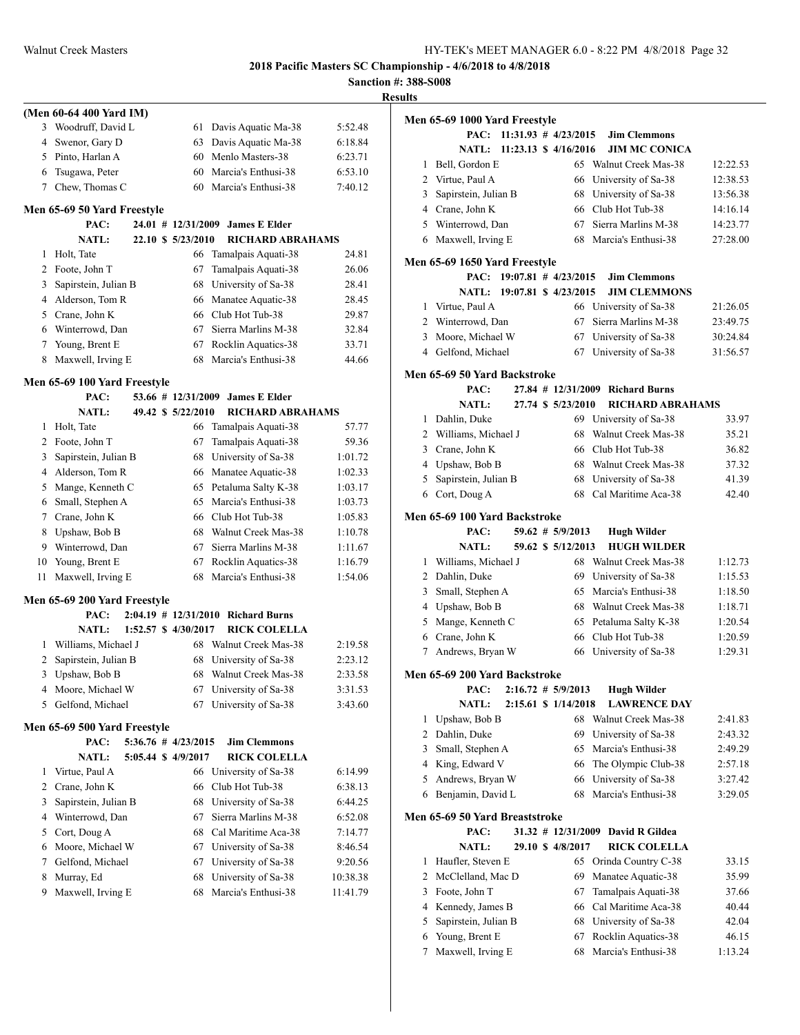**2018 Pacific Masters SC Championship - 4/6/2018 to 4/8/2018**

**Sanction #: 388-S008**

**Results**

### (Men 60-64 400 Yard IM)

| | Name | Age | Team | Time |
|---|---|---|---|---|
| 3 | Woodruff, David L | 61 | Davis Aquatic Ma-38 | 5:52.48 |
| 4 | Swenor, Gary D | 63 | Davis Aquatic Ma-38 | 6:18.84 |
| 5 | Pinto, Harlan A | 60 | Menlo Masters-38 | 6:23.71 |
| 6 | Tsugawa, Peter | 60 | Marcia's Enthusi-38 | 6:53.10 |
| 7 | Chew, Thomas C | 60 | Marcia's Enthusi-38 | 7:40.12 |

### Men 65-69 50 Yard Freestyle

PAC: 24.01 # 12/31/2009 James E Elder
NATL: 22.10 $ 5/23/2010 RICHARD ABRAHAMS

| | Name | Age | Team | Time |
|---|---|---|---|---|
| 1 | Holt, Tate | 66 | Tamalpais Aquati-38 | 24.81 |
| 2 | Foote, John T | 67 | Tamalpais Aquati-38 | 26.06 |
| 3 | Sapirstein, Julian B | 68 | University of Sa-38 | 28.41 |
| 4 | Alderson, Tom R | 66 | Manatee Aquatic-38 | 28.45 |
| 5 | Crane, John K | 66 | Club Hot Tub-38 | 29.87 |
| 6 | Winterrowd, Dan | 67 | Sierra Marlins M-38 | 32.84 |
| 7 | Young, Brent E | 67 | Rocklin Aquatics-38 | 33.71 |
| 8 | Maxwell, Irving E | 68 | Marcia's Enthusi-38 | 44.66 |

### Men 65-69 100 Yard Freestyle

PAC: 53.66 # 12/31/2009 James E Elder
NATL: 49.42 $ 5/22/2010 RICHARD ABRAHAMS

| | Name | Age | Team | Time |
|---|---|---|---|---|
| 1 | Holt, Tate | 66 | Tamalpais Aquati-38 | 57.77 |
| 2 | Foote, John T | 67 | Tamalpais Aquati-38 | 59.36 |
| 3 | Sapirstein, Julian B | 68 | University of Sa-38 | 1:01.72 |
| 4 | Alderson, Tom R | 66 | Manatee Aquatic-38 | 1:02.33 |
| 5 | Mange, Kenneth C | 65 | Petaluma Salty K-38 | 1:03.17 |
| 6 | Small, Stephen A | 65 | Marcia's Enthusi-38 | 1:03.73 |
| 7 | Crane, John K | 66 | Club Hot Tub-38 | 1:05.83 |
| 8 | Upshaw, Bob B | 68 | Walnut Creek Mas-38 | 1:10.78 |
| 9 | Winterrowd, Dan | 67 | Sierra Marlins M-38 | 1:11.67 |
| 10 | Young, Brent E | 67 | Rocklin Aquatics-38 | 1:16.79 |
| 11 | Maxwell, Irving E | 68 | Marcia's Enthusi-38 | 1:54.06 |

### Men 65-69 200 Yard Freestyle

PAC: 2:04.19 # 12/31/2010 Richard Burns
NATL: 1:52.57 $ 4/30/2017 RICK COLELLA

| | Name | Age | Team | Time |
|---|---|---|---|---|
| 1 | Williams, Michael J | 68 | Walnut Creek Mas-38 | 2:19.58 |
| 2 | Sapirstein, Julian B | 68 | University of Sa-38 | 2:23.12 |
| 3 | Upshaw, Bob B | 68 | Walnut Creek Mas-38 | 2:33.58 |
| 4 | Moore, Michael W | 67 | University of Sa-38 | 3:31.53 |
| 5 | Gelfond, Michael | 67 | University of Sa-38 | 3:43.60 |

### Men 65-69 500 Yard Freestyle

PAC: 5:36.76 # 4/23/2015 Jim Clemmons
NATL: 5:05.44 $ 4/9/2017 RICK COLELLA

| | Name | Age | Team | Time |
|---|---|---|---|---|
| 1 | Virtue, Paul A | 66 | University of Sa-38 | 6:14.99 |
| 2 | Crane, John K | 66 | Club Hot Tub-38 | 6:38.13 |
| 3 | Sapirstein, Julian B | 68 | University of Sa-38 | 6:44.25 |
| 4 | Winterrowd, Dan | 67 | Sierra Marlins M-38 | 6:52.08 |
| 5 | Cort, Doug A | 68 | Cal Maritime Aca-38 | 7:14.77 |
| 6 | Moore, Michael W | 67 | University of Sa-38 | 8:46.54 |
| 7 | Gelfond, Michael | 67 | University of Sa-38 | 9:20.56 |
| 8 | Murray, Ed | 68 | University of Sa-38 | 10:38.38 |
| 9 | Maxwell, Irving E | 68 | Marcia's Enthusi-38 | 11:41.79 |

### Men 65-69 1000 Yard Freestyle

PAC: 11:31.93 # 4/23/2015 Jim Clemmons
NATL: 11:23.13 $ 4/16/2016 JIM MC CONICA

| | Name | Age | Team | Time |
|---|---|---|---|---|
| 1 | Bell, Gordon E | 65 | Walnut Creek Mas-38 | 12:22.53 |
| 2 | Virtue, Paul A | 66 | University of Sa-38 | 12:38.53 |
| 3 | Sapirstein, Julian B | 68 | University of Sa-38 | 13:56.38 |
| 4 | Crane, John K | 66 | Club Hot Tub-38 | 14:16.14 |
| 5 | Winterrowd, Dan | 67 | Sierra Marlins M-38 | 14:23.77 |
| 6 | Maxwell, Irving E | 68 | Marcia's Enthusi-38 | 27:28.00 |

### Men 65-69 1650 Yard Freestyle

PAC: 19:07.81 # 4/23/2015 Jim Clemmons
NATL: 19:07.81 $ 4/23/2015 JIM CLEMMONS

| | Name | Age | Team | Time |
|---|---|---|---|---|
| 1 | Virtue, Paul A | 66 | University of Sa-38 | 21:26.05 |
| 2 | Winterrowd, Dan | 67 | Sierra Marlins M-38 | 23:49.75 |
| 3 | Moore, Michael W | 67 | University of Sa-38 | 30:24.84 |
| 4 | Gelfond, Michael | 67 | University of Sa-38 | 31:56.57 |

### Men 65-69 50 Yard Backstroke

PAC: 27.84 # 12/31/2009 Richard Burns
NATL: 27.74 $ 5/23/2010 RICHARD ABRAHAMS

| | Name | Age | Team | Time |
|---|---|---|---|---|
| 1 | Dahlin, Duke | 69 | University of Sa-38 | 33.97 |
| 2 | Williams, Michael J | 68 | Walnut Creek Mas-38 | 35.21 |
| 3 | Crane, John K | 66 | Club Hot Tub-38 | 36.82 |
| 4 | Upshaw, Bob B | 68 | Walnut Creek Mas-38 | 37.32 |
| 5 | Sapirstein, Julian B | 68 | University of Sa-38 | 41.39 |
| 6 | Cort, Doug A | 68 | Cal Maritime Aca-38 | 42.40 |

### Men 65-69 100 Yard Backstroke

PAC: 59.62 # 5/9/2013 Hugh Wilder
NATL: 59.62 $ 5/12/2013 HUGH WILDER

| | Name | Age | Team | Time |
|---|---|---|---|---|
| 1 | Williams, Michael J | 68 | Walnut Creek Mas-38 | 1:12.73 |
| 2 | Dahlin, Duke | 69 | University of Sa-38 | 1:15.53 |
| 3 | Small, Stephen A | 65 | Marcia's Enthusi-38 | 1:18.50 |
| 4 | Upshaw, Bob B | 68 | Walnut Creek Mas-38 | 1:18.71 |
| 5 | Mange, Kenneth C | 65 | Petaluma Salty K-38 | 1:20.54 |
| 6 | Crane, John K | 66 | Club Hot Tub-38 | 1:20.59 |
| 7 | Andrews, Bryan W | 66 | University of Sa-38 | 1:29.31 |

### Men 65-69 200 Yard Backstroke

PAC: 2:16.72 # 5/9/2013 Hugh Wilder
NATL: 2:15.61 $ 1/14/2018 LAWRENCE DAY

| | Name | Age | Team | Time |
|---|---|---|---|---|
| 1 | Upshaw, Bob B | 68 | Walnut Creek Mas-38 | 2:41.83 |
| 2 | Dahlin, Duke | 69 | University of Sa-38 | 2:43.32 |
| 3 | Small, Stephen A | 65 | Marcia's Enthusi-38 | 2:49.29 |
| 4 | King, Edward V | 66 | The Olympic Club-38 | 2:57.18 |
| 5 | Andrews, Bryan W | 66 | University of Sa-38 | 3:27.42 |
| 6 | Benjamin, David L | 68 | Marcia's Enthusi-38 | 3:29.05 |

### Men 65-69 50 Yard Breaststroke

PAC: 31.32 # 12/31/2009 David R Gildea
NATL: 29.10 $ 4/8/2017 RICK COLELLA

| | Name | Age | Team | Time |
|---|---|---|---|---|
| 1 | Haufler, Steven E | 65 | Orinda Country C-38 | 33.15 |
| 2 | McClelland, Mac D | 69 | Manatee Aquatic-38 | 35.99 |
| 3 | Foote, John T | 67 | Tamalpais Aquati-38 | 37.66 |
| 4 | Kennedy, James B | 66 | Cal Maritime Aca-38 | 40.44 |
| 5 | Sapirstein, Julian B | 68 | University of Sa-38 | 42.04 |
| 6 | Young, Brent E | 67 | Rocklin Aquatics-38 | 46.15 |
| 7 | Maxwell, Irving E | 68 | Marcia's Enthusi-38 | 1:13.24 |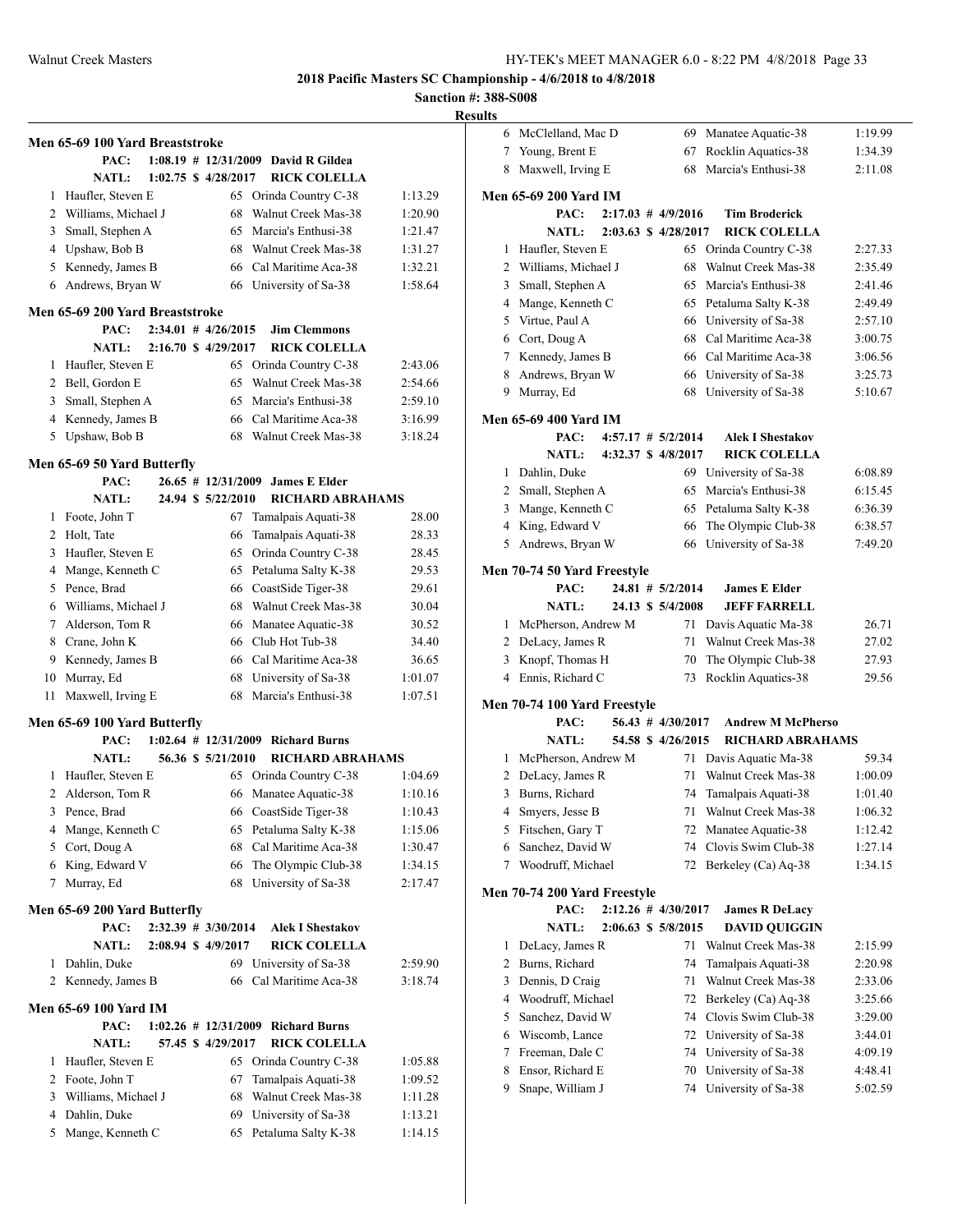**2018 Pacific Masters SC Championship - 4/6/2018 to 4/8/2018**

**Sanction #: 388-S008**

**Results**

### Men 65-69 100 Yard Breaststroke

PAC: 1:08.19 # 12/31/2009 David R Gildea
NATL: 1:02.75 $ 4/28/2017 RICK COLELLA

| | Name | Age | Team | Time |
|---|---|---|---|---|
| 1 | Haufler, Steven E | 65 | Orinda Country C-38 | 1:13.29 |
| 2 | Williams, Michael J | 68 | Walnut Creek Mas-38 | 1:20.90 |
| 3 | Small, Stephen A | 65 | Marcia's Enthusi-38 | 1:21.47 |
| 4 | Upshaw, Bob B | 68 | Walnut Creek Mas-38 | 1:31.27 |
| 5 | Kennedy, James B | 66 | Cal Maritime Aca-38 | 1:32.21 |
| 6 | Andrews, Bryan W | 66 | University of Sa-38 | 1:58.64 |

### Men 65-69 200 Yard Breaststroke

PAC: 2:34.01 # 4/26/2015 Jim Clemmons
NATL: 2:16.70 $ 4/29/2017 RICK COLELLA

| | Name | Age | Team | Time |
|---|---|---|---|---|
| 1 | Haufler, Steven E | 65 | Orinda Country C-38 | 2:43.06 |
| 2 | Bell, Gordon E | 65 | Walnut Creek Mas-38 | 2:54.66 |
| 3 | Small, Stephen A | 65 | Marcia's Enthusi-38 | 2:59.10 |
| 4 | Kennedy, James B | 66 | Cal Maritime Aca-38 | 3:16.99 |
| 5 | Upshaw, Bob B | 68 | Walnut Creek Mas-38 | 3:18.24 |

### Men 65-69 50 Yard Butterfly

PAC: 26.65 # 12/31/2009 James E Elder
NATL: 24.94 $ 5/22/2010 RICHARD ABRAHAMS

| | Name | Age | Team | Time |
|---|---|---|---|---|
| 1 | Foote, John T | 67 | Tamalpais Aquati-38 | 28.00 |
| 2 | Holt, Tate | 66 | Tamalpais Aquati-38 | 28.33 |
| 3 | Haufler, Steven E | 65 | Orinda Country C-38 | 28.45 |
| 4 | Mange, Kenneth C | 65 | Petaluma Salty K-38 | 29.53 |
| 5 | Pence, Brad | 66 | CoastSide Tiger-38 | 29.61 |
| 6 | Williams, Michael J | 68 | Walnut Creek Mas-38 | 30.04 |
| 7 | Alderson, Tom R | 66 | Manatee Aquatic-38 | 30.52 |
| 8 | Crane, John K | 66 | Club Hot Tub-38 | 34.40 |
| 9 | Kennedy, James B | 66 | Cal Maritime Aca-38 | 36.65 |
| 10 | Murray, Ed | 68 | University of Sa-38 | 1:01.07 |
| 11 | Maxwell, Irving E | 68 | Marcia's Enthusi-38 | 1:07.51 |

### Men 65-69 100 Yard Butterfly

PAC: 1:02.64 # 12/31/2009 Richard Burns
NATL: 56.36 $ 5/21/2010 RICHARD ABRAHAMS

| | Name | Age | Team | Time |
|---|---|---|---|---|
| 1 | Haufler, Steven E | 65 | Orinda Country C-38 | 1:04.69 |
| 2 | Alderson, Tom R | 66 | Manatee Aquatic-38 | 1:10.16 |
| 3 | Pence, Brad | 66 | CoastSide Tiger-38 | 1:10.43 |
| 4 | Mange, Kenneth C | 65 | Petaluma Salty K-38 | 1:15.06 |
| 5 | Cort, Doug A | 68 | Cal Maritime Aca-38 | 1:30.47 |
| 6 | King, Edward V | 66 | The Olympic Club-38 | 1:34.15 |
| 7 | Murray, Ed | 68 | University of Sa-38 | 2:17.47 |

### Men 65-69 200 Yard Butterfly

PAC: 2:32.39 # 3/30/2014 Alek I Shestakov
NATL: 2:08.94 $ 4/9/2017 RICK COLELLA

| | Name | Age | Team | Time |
|---|---|---|---|---|
| 1 | Dahlin, Duke | 69 | University of Sa-38 | 2:59.90 |
| 2 | Kennedy, James B | 66 | Cal Maritime Aca-38 | 3:18.74 |

### Men 65-69 100 Yard IM

PAC: 1:02.26 # 12/31/2009 Richard Burns
NATL: 57.45 $ 4/29/2017 RICK COLELLA

| | Name | Age | Team | Time |
|---|---|---|---|---|
| 1 | Haufler, Steven E | 65 | Orinda Country C-38 | 1:05.88 |
| 2 | Foote, John T | 67 | Tamalpais Aquati-38 | 1:09.52 |
| 3 | Williams, Michael J | 68 | Walnut Creek Mas-38 | 1:11.28 |
| 4 | Dahlin, Duke | 69 | University of Sa-38 | 1:13.21 |
| 5 | Mange, Kenneth C | 65 | Petaluma Salty K-38 | 1:14.15 |
| 6 | McClelland, Mac D | 69 | Manatee Aquatic-38 | 1:19.99 |
| 7 | Young, Brent E | 67 | Rocklin Aquatics-38 | 1:34.39 |
| 8 | Maxwell, Irving E | 68 | Marcia's Enthusi-38 | 2:11.08 |

### Men 65-69 200 Yard IM

PAC: 2:17.03 # 4/9/2016 Tim Broderick
NATL: 2:03.63 $ 4/28/2017 RICK COLELLA

| | Name | Age | Team | Time |
|---|---|---|---|---|
| 1 | Haufler, Steven E | 65 | Orinda Country C-38 | 2:27.33 |
| 2 | Williams, Michael J | 68 | Walnut Creek Mas-38 | 2:35.49 |
| 3 | Small, Stephen A | 65 | Marcia's Enthusi-38 | 2:41.46 |
| 4 | Mange, Kenneth C | 65 | Petaluma Salty K-38 | 2:49.49 |
| 5 | Virtue, Paul A | 66 | University of Sa-38 | 2:57.10 |
| 6 | Cort, Doug A | 68 | Cal Maritime Aca-38 | 3:00.75 |
| 7 | Kennedy, James B | 66 | Cal Maritime Aca-38 | 3:06.56 |
| 8 | Andrews, Bryan W | 66 | University of Sa-38 | 3:25.73 |
| 9 | Murray, Ed | 68 | University of Sa-38 | 5:10.67 |

### Men 65-69 400 Yard IM

PAC: 4:57.17 # 5/2/2014 Alek I Shestakov
NATL: 4:32.37 $ 4/8/2017 RICK COLELLA

| | Name | Age | Team | Time |
|---|---|---|---|---|
| 1 | Dahlin, Duke | 69 | University of Sa-38 | 6:08.89 |
| 2 | Small, Stephen A | 65 | Marcia's Enthusi-38 | 6:15.45 |
| 3 | Mange, Kenneth C | 65 | Petaluma Salty K-38 | 6:36.39 |
| 4 | King, Edward V | 66 | The Olympic Club-38 | 6:38.57 |
| 5 | Andrews, Bryan W | 66 | University of Sa-38 | 7:49.20 |

### Men 70-74 50 Yard Freestyle

PAC: 24.81 # 5/2/2014 James E Elder
NATL: 24.13 $ 5/4/2008 JEFF FARRELL

| | Name | Age | Team | Time |
|---|---|---|---|---|
| 1 | McPherson, Andrew M | 71 | Davis Aquatic Ma-38 | 26.71 |
| 2 | DeLacy, James R | 71 | Walnut Creek Mas-38 | 27.02 |
| 3 | Knopf, Thomas H | 70 | The Olympic Club-38 | 27.93 |
| 4 | Ennis, Richard C | 73 | Rocklin Aquatics-38 | 29.56 |

### Men 70-74 100 Yard Freestyle

PAC: 56.43 # 4/30/2017 Andrew M McPherso
NATL: 54.58 $ 4/26/2015 RICHARD ABRAHAMS

| | Name | Age | Team | Time |
|---|---|---|---|---|
| 1 | McPherson, Andrew M | 71 | Davis Aquatic Ma-38 | 59.34 |
| 2 | DeLacy, James R | 71 | Walnut Creek Mas-38 | 1:00.09 |
| 3 | Burns, Richard | 74 | Tamalpais Aquati-38 | 1:01.40 |
| 4 | Smyers, Jesse B | 71 | Walnut Creek Mas-38 | 1:06.32 |
| 5 | Fitschen, Gary T | 72 | Manatee Aquatic-38 | 1:12.42 |
| 6 | Sanchez, David W | 74 | Clovis Swim Club-38 | 1:27.14 |
| 7 | Woodruff, Michael | 72 | Berkeley (Ca) Aq-38 | 1:34.15 |

### Men 70-74 200 Yard Freestyle

PAC: 2:12.26 # 4/30/2017 James R DeLacy
NATL: 2:06.63 $ 5/8/2015 DAVID QUIGGIN

| | Name | Age | Team | Time |
|---|---|---|---|---|
| 1 | DeLacy, James R | 71 | Walnut Creek Mas-38 | 2:15.99 |
| 2 | Burns, Richard | 74 | Tamalpais Aquati-38 | 2:20.98 |
| 3 | Dennis, D Craig | 71 | Walnut Creek Mas-38 | 2:33.06 |
| 4 | Woodruff, Michael | 72 | Berkeley (Ca) Aq-38 | 3:25.66 |
| 5 | Sanchez, David W | 74 | Clovis Swim Club-38 | 3:29.00 |
| 6 | Wiscomb, Lance | 72 | University of Sa-38 | 3:44.01 |
| 7 | Freeman, Dale C | 74 | University of Sa-38 | 4:09.19 |
| 8 | Ensor, Richard E | 70 | University of Sa-38 | 4:48.41 |
| 9 | Snape, William J | 74 | University of Sa-38 | 5:02.59 |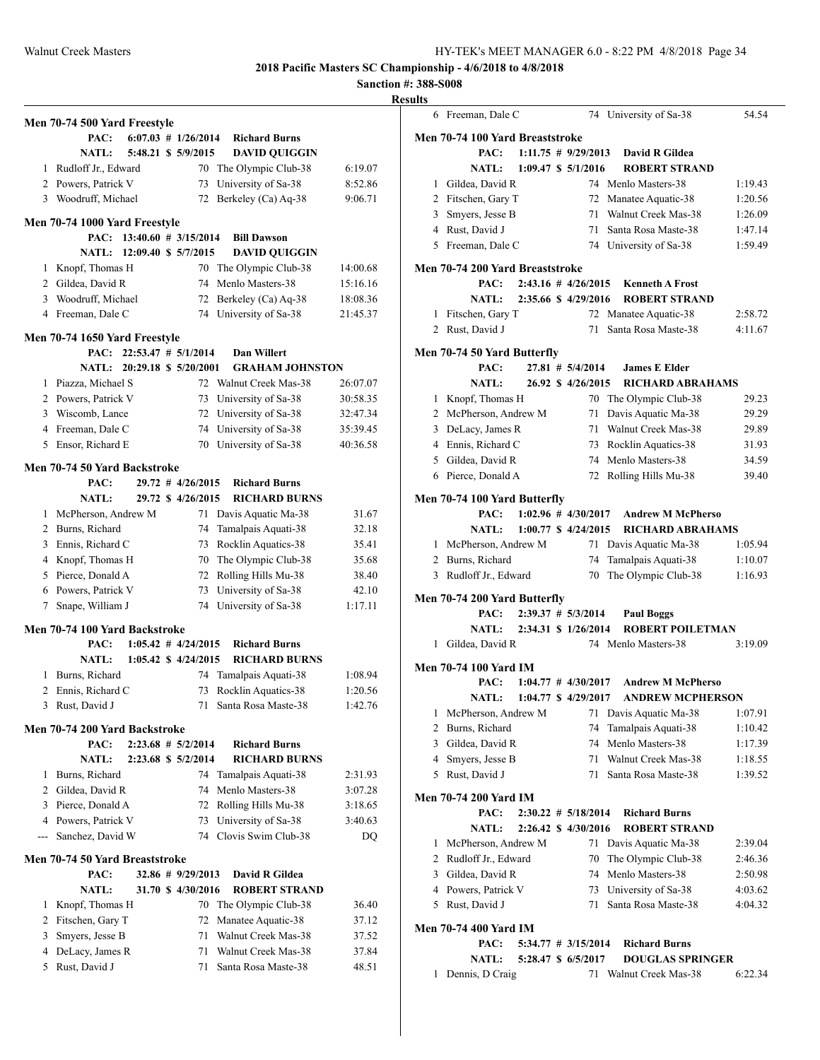**2018 Pacific Masters SC Championship - 4/6/2018 to 4/8/2018**

**Sanction #: 388-S008**

**Results**

### Men 70-74 500 Yard Freestyle

PAC: 6:07.03 # 1/26/2014 Richard Burns
NATL: 5:48.21 $ 5/9/2015 DAVID QUIGGIN

| Place | Name | Age | Team | Time |
|---|---|---|---|---|
| 1 | Rudloff Jr., Edward | 70 | The Olympic Club-38 | 6:19.07 |
| 2 | Powers, Patrick V | 73 | University of Sa-38 | 8:52.86 |
| 3 | Woodruff, Michael | 72 | Berkeley (Ca) Aq-38 | 9:06.71 |

### Men 70-74 1000 Yard Freestyle

PAC: 13:40.60 # 3/15/2014 Bill Dawson
NATL: 12:09.40 $ 5/7/2015 DAVID QUIGGIN

| Place | Name | Age | Team | Time |
|---|---|---|---|---|
| 1 | Knopf, Thomas H | 70 | The Olympic Club-38 | 14:00.68 |
| 2 | Gildea, David R | 74 | Menlo Masters-38 | 15:16.16 |
| 3 | Woodruff, Michael | 72 | Berkeley (Ca) Aq-38 | 18:08.36 |
| 4 | Freeman, Dale C | 74 | University of Sa-38 | 21:45.37 |

### Men 70-74 1650 Yard Freestyle

PAC: 22:53.47 # 5/1/2014 Dan Willert
NATL: 20:29.18 $ 5/20/2001 GRAHAM JOHNSTON

| Place | Name | Age | Team | Time |
|---|---|---|---|---|
| 1 | Piazza, Michael S | 72 | Walnut Creek Mas-38 | 26:07.07 |
| 2 | Powers, Patrick V | 73 | University of Sa-38 | 30:58.35 |
| 3 | Wiscomb, Lance | 72 | University of Sa-38 | 32:47.34 |
| 4 | Freeman, Dale C | 74 | University of Sa-38 | 35:39.45 |
| 5 | Ensor, Richard E | 70 | University of Sa-38 | 40:36.58 |

### Men 70-74 50 Yard Backstroke

PAC: 29.72 # 4/26/2015 Richard Burns
NATL: 29.72 $ 4/26/2015 RICHARD BURNS

| Place | Name | Age | Team | Time |
|---|---|---|---|---|
| 1 | McPherson, Andrew M | 71 | Davis Aquatic Ma-38 | 31.67 |
| 2 | Burns, Richard | 74 | Tamalpais Aquati-38 | 32.18 |
| 3 | Ennis, Richard C | 73 | Rocklin Aquatics-38 | 35.41 |
| 4 | Knopf, Thomas H | 70 | The Olympic Club-38 | 35.68 |
| 5 | Pierce, Donald A | 72 | Rolling Hills Mu-38 | 38.40 |
| 6 | Powers, Patrick V | 73 | University of Sa-38 | 42.10 |
| 7 | Snape, William J | 74 | University of Sa-38 | 1:17.11 |

### Men 70-74 100 Yard Backstroke

PAC: 1:05.42 # 4/24/2015 Richard Burns
NATL: 1:05.42 $ 4/24/2015 RICHARD BURNS

| Place | Name | Age | Team | Time |
|---|---|---|---|---|
| 1 | Burns, Richard | 74 | Tamalpais Aquati-38 | 1:08.94 |
| 2 | Ennis, Richard C | 73 | Rocklin Aquatics-38 | 1:20.56 |
| 3 | Rust, David J | 71 | Santa Rosa Maste-38 | 1:42.76 |

### Men 70-74 200 Yard Backstroke

PAC: 2:23.68 # 5/2/2014 Richard Burns
NATL: 2:23.68 $ 5/2/2014 RICHARD BURNS

| Place | Name | Age | Team | Time |
|---|---|---|---|---|
| 1 | Burns, Richard | 74 | Tamalpais Aquati-38 | 2:31.93 |
| 2 | Gildea, David R | 74 | Menlo Masters-38 | 3:07.28 |
| 3 | Pierce, Donald A | 72 | Rolling Hills Mu-38 | 3:18.65 |
| 4 | Powers, Patrick V | 73 | University of Sa-38 | 3:40.63 |
| --- | Sanchez, David W | 74 | Clovis Swim Club-38 | DQ |

### Men 70-74 50 Yard Breaststroke

PAC: 32.86 # 9/29/2013 David R Gildea
NATL: 31.70 $ 4/30/2016 ROBERT STRAND

| Place | Name | Age | Team | Time |
|---|---|---|---|---|
| 1 | Knopf, Thomas H | 70 | The Olympic Club-38 | 36.40 |
| 2 | Fitschen, Gary T | 72 | Manatee Aquatic-38 | 37.12 |
| 3 | Smyers, Jesse B | 71 | Walnut Creek Mas-38 | 37.52 |
| 4 | DeLacy, James R | 71 | Walnut Creek Mas-38 | 37.84 |
| 5 | Rust, David J | 71 | Santa Rosa Maste-38 | 48.51 |
| 6 | Freeman, Dale C | 74 | University of Sa-38 | 54.54 |

### Men 70-74 100 Yard Breaststroke

PAC: 1:11.75 # 9/29/2013 David R Gildea
NATL: 1:09.47 $ 5/1/2016 ROBERT STRAND

| Place | Name | Age | Team | Time |
|---|---|---|---|---|
| 1 | Gildea, David R | 74 | Menlo Masters-38 | 1:19.43 |
| 2 | Fitschen, Gary T | 72 | Manatee Aquatic-38 | 1:20.56 |
| 3 | Smyers, Jesse B | 71 | Walnut Creek Mas-38 | 1:26.09 |
| 4 | Rust, David J | 71 | Santa Rosa Maste-38 | 1:47.14 |
| 5 | Freeman, Dale C | 74 | University of Sa-38 | 1:59.49 |

### Men 70-74 200 Yard Breaststroke

PAC: 2:43.16 # 4/26/2015 Kenneth A Frost
NATL: 2:35.66 $ 4/29/2016 ROBERT STRAND

| Place | Name | Age | Team | Time |
|---|---|---|---|---|
| 1 | Fitschen, Gary T | 72 | Manatee Aquatic-38 | 2:58.72 |
| 2 | Rust, David J | 71 | Santa Rosa Maste-38 | 4:11.67 |

### Men 70-74 50 Yard Butterfly

PAC: 27.81 # 5/4/2014 James E Elder
NATL: 26.92 $ 4/26/2015 RICHARD ABRAHAMS

| Place | Name | Age | Team | Time |
|---|---|---|---|---|
| 1 | Knopf, Thomas H | 70 | The Olympic Club-38 | 29.23 |
| 2 | McPherson, Andrew M | 71 | Davis Aquatic Ma-38 | 29.29 |
| 3 | DeLacy, James R | 71 | Walnut Creek Mas-38 | 29.89 |
| 4 | Ennis, Richard C | 73 | Rocklin Aquatics-38 | 31.93 |
| 5 | Gildea, David R | 74 | Menlo Masters-38 | 34.59 |
| 6 | Pierce, Donald A | 72 | Rolling Hills Mu-38 | 39.40 |

### Men 70-74 100 Yard Butterfly

PAC: 1:02.96 # 4/30/2017 Andrew M McPherso
NATL: 1:00.77 $ 4/24/2015 RICHARD ABRAHAMS

| Place | Name | Age | Team | Time |
|---|---|---|---|---|
| 1 | McPherson, Andrew M | 71 | Davis Aquatic Ma-38 | 1:05.94 |
| 2 | Burns, Richard | 74 | Tamalpais Aquati-38 | 1:10.07 |
| 3 | Rudloff Jr., Edward | 70 | The Olympic Club-38 | 1:16.93 |

### Men 70-74 200 Yard Butterfly

PAC: 2:39.37 # 5/3/2014 Paul Boggs
NATL: 2:34.31 $ 1/26/2014 ROBERT POILETMAN

| Place | Name | Age | Team | Time |
|---|---|---|---|---|
| 1 | Gildea, David R | 74 | Menlo Masters-38 | 3:19.09 |

### Men 70-74 100 Yard IM

PAC: 1:04.77 # 4/30/2017 Andrew M McPherso
NATL: 1:04.77 $ 4/29/2017 ANDREW MCPHERSON

| Place | Name | Age | Team | Time |
|---|---|---|---|---|
| 1 | McPherson, Andrew M | 71 | Davis Aquatic Ma-38 | 1:07.91 |
| 2 | Burns, Richard | 74 | Tamalpais Aquati-38 | 1:10.42 |
| 3 | Gildea, David R | 74 | Menlo Masters-38 | 1:17.39 |
| 4 | Smyers, Jesse B | 71 | Walnut Creek Mas-38 | 1:18.55 |
| 5 | Rust, David J | 71 | Santa Rosa Maste-38 | 1:39.52 |

### Men 70-74 200 Yard IM

PAC: 2:30.22 # 5/18/2014 Richard Burns
NATL: 2:26.42 $ 4/30/2016 ROBERT STRAND

| Place | Name | Age | Team | Time |
|---|---|---|---|---|
| 1 | McPherson, Andrew M | 71 | Davis Aquatic Ma-38 | 2:39.04 |
| 2 | Rudloff Jr., Edward | 70 | The Olympic Club-38 | 2:46.36 |
| 3 | Gildea, David R | 74 | Menlo Masters-38 | 2:50.98 |
| 4 | Powers, Patrick V | 73 | University of Sa-38 | 4:03.62 |
| 5 | Rust, David J | 71 | Santa Rosa Maste-38 | 4:04.32 |

### Men 70-74 400 Yard IM

PAC: 5:34.77 # 3/15/2014 Richard Burns
NATL: 5:28.47 $ 6/5/2017 DOUGLAS SPRINGER

| Place | Name | Age | Team | Time |
|---|---|---|---|---|
| 1 | Dennis, D Craig | 71 | Walnut Creek Mas-38 | 6:22.34 |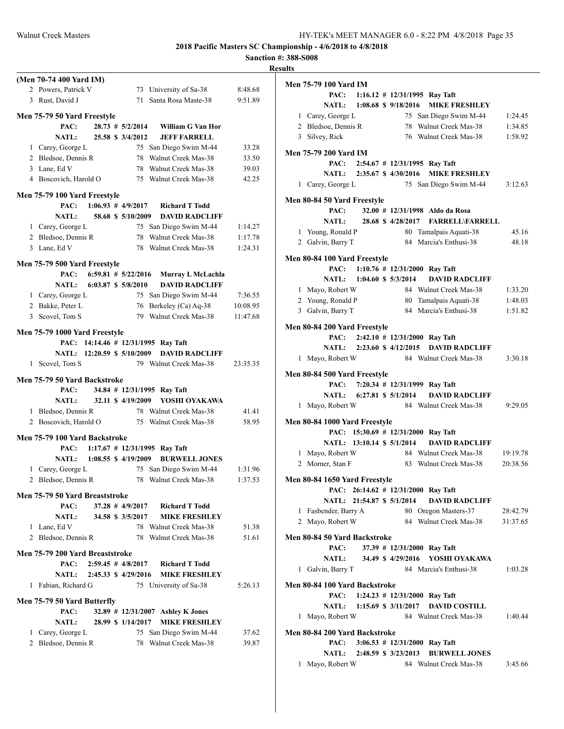**2018 Pacific Masters SC Championship - 4/6/2018 to 4/8/2018**

**Sanction #: 388-S008**

**Results**

**(Men 70-74 400 Yard IM)**

| | Name | Age | Team | Time |
|---|---|---|---|---|
| 2 | Powers, Patrick V | 73 | University of Sa-38 | 8:48.68 |
| 3 | Rust, David J | 71 | Santa Rosa Maste-38 | 9:51.89 |

**Men 75-79 50 Yard Freestyle**

PAC: 28.73 # 5/2/2014 William G Van Hor
NATL: 25.58 $ 3/4/2012 JEFF FARRELL

| | Name | Age | Team | Time |
|---|---|---|---|---|
| 1 | Carey, George L | 75 | San Diego Swim M-44 | 33.28 |
| 2 | Bledsoe, Dennis R | 78 | Walnut Creek Mas-38 | 33.50 |
| 3 | Lane, Ed V | 78 | Walnut Creek Mas-38 | 39.03 |
| 4 | Boscovich, Harold O | 75 | Walnut Creek Mas-38 | 42.25 |

**Men 75-79 100 Yard Freestyle**

PAC: 1:06.93 # 4/9/2017 Richard T Todd
NATL: 58.68 $ 5/10/2009 DAVID RADCLIFF

| | Name | Age | Team | Time |
|---|---|---|---|---|
| 1 | Carey, George L | 75 | San Diego Swim M-44 | 1:14.27 |
| 2 | Bledsoe, Dennis R | 78 | Walnut Creek Mas-38 | 1:17.78 |
| 3 | Lane, Ed V | 78 | Walnut Creek Mas-38 | 1:24.31 |

**Men 75-79 500 Yard Freestyle**

PAC: 6:59.81 # 5/22/2016 Murray L McLachla
NATL: 6:03.87 $ 5/8/2010 DAVID RADCLIFF

| | Name | Age | Team | Time |
|---|---|---|---|---|
| 1 | Carey, George L | 75 | San Diego Swim M-44 | 7:36.55 |
| 2 | Bakke, Peter L | 76 | Berkeley (Ca) Aq-38 | 10:08.95 |
| 3 | Scovel, Tom S | 79 | Walnut Creek Mas-38 | 11:47.68 |

**Men 75-79 1000 Yard Freestyle**

PAC: 14:14.46 # 12/31/1995 Ray Taft
NATL: 12:20.59 $ 5/10/2009 DAVID RADCLIFF

| | Name | Age | Team | Time |
|---|---|---|---|---|
| 1 | Scovel, Tom S | 79 | Walnut Creek Mas-38 | 23:35.35 |

**Men 75-79 50 Yard Backstroke**

PAC: 34.84 # 12/31/1995 Ray Taft
NATL: 32.11 $ 4/19/2009 YOSHI OYAKAWA

| | Name | Age | Team | Time |
|---|---|---|---|---|
| 1 | Bledsoe, Dennis R | 78 | Walnut Creek Mas-38 | 41.41 |
| 2 | Boscovich, Harold O | 75 | Walnut Creek Mas-38 | 58.95 |

**Men 75-79 100 Yard Backstroke**

PAC: 1:17.67 # 12/31/1995 Ray Taft
NATL: 1:08.55 $ 4/19/2009 BURWELL JONES

| | Name | Age | Team | Time |
|---|---|---|---|---|
| 1 | Carey, George L | 75 | San Diego Swim M-44 | 1:31.96 |
| 2 | Bledsoe, Dennis R | 78 | Walnut Creek Mas-38 | 1:37.53 |

**Men 75-79 50 Yard Breaststroke**

PAC: 37.28 # 4/9/2017 Richard T Todd
NATL: 34.58 $ 3/5/2017 MIKE FRESHLEY

| | Name | Age | Team | Time |
|---|---|---|---|---|
| 1 | Lane, Ed V | 78 | Walnut Creek Mas-38 | 51.38 |
| 2 | Bledsoe, Dennis R | 78 | Walnut Creek Mas-38 | 51.61 |

**Men 75-79 200 Yard Breaststroke**

PAC: 2:59.45 # 4/8/2017 Richard T Todd
NATL: 2:45.33 $ 4/29/2016 MIKE FRESHLEY

| | Name | Age | Team | Time |
|---|---|---|---|---|
| 1 | Fabian, Richard G | 75 | University of Sa-38 | 5:26.13 |

**Men 75-79 50 Yard Butterfly**

PAC: 32.89 # 12/31/2007 Ashley K Jones
NATL: 28.99 $ 1/14/2017 MIKE FRESHLEY

| | Name | Age | Team | Time |
|---|---|---|---|---|
| 1 | Carey, George L | 75 | San Diego Swim M-44 | 37.62 |
| 2 | Bledsoe, Dennis R | 78 | Walnut Creek Mas-38 | 39.87 |

**Men 75-79 100 Yard IM**

PAC: 1:16.12 # 12/31/1995 Ray Taft
NATL: 1:08.68 $ 9/18/2016 MIKE FRESHLEY

| | Name | Age | Team | Time |
|---|---|---|---|---|
| 1 | Carey, George L | 75 | San Diego Swim M-44 | 1:24.45 |
| 2 | Bledsoe, Dennis R | 78 | Walnut Creek Mas-38 | 1:34.85 |
| 3 | Silvey, Rick | 76 | Walnut Creek Mas-38 | 1:58.92 |

**Men 75-79 200 Yard IM**

PAC: 2:54.67 # 12/31/1995 Ray Taft
NATL: 2:35.67 $ 4/30/2016 MIKE FRESHLEY

| | Name | Age | Team | Time |
|---|---|---|---|---|
| 1 | Carey, George L | 75 | San Diego Swim M-44 | 3:12.63 |

**Men 80-84 50 Yard Freestyle**

PAC: 32.00 # 12/31/1998 Aldo da Rosa
NATL: 28.68 $ 4/28/2017 FARRELL\FARRELL

| | Name | Age | Team | Time |
|---|---|---|---|---|
| 1 | Young, Ronald P | 80 | Tamalpais Aquati-38 | 45.16 |
| 2 | Galvin, Barry T | 84 | Marcia's Enthusi-38 | 48.18 |

**Men 80-84 100 Yard Freestyle**

PAC: 1:10.76 # 12/31/2000 Ray Taft
NATL: 1:04.60 $ 5/3/2014 DAVID RADCLIFF

| | Name | Age | Team | Time |
|---|---|---|---|---|
| 1 | Mayo, Robert W | 84 | Walnut Creek Mas-38 | 1:33.20 |
| 2 | Young, Ronald P | 80 | Tamalpais Aquati-38 | 1:48.03 |
| 3 | Galvin, Barry T | 84 | Marcia's Enthusi-38 | 1:51.82 |

**Men 80-84 200 Yard Freestyle**

PAC: 2:42.10 # 12/31/2000 Ray Taft
NATL: 2:23.60 $ 4/12/2015 DAVID RADCLIFF

| | Name | Age | Team | Time |
|---|---|---|---|---|
| 1 | Mayo, Robert W | 84 | Walnut Creek Mas-38 | 3:30.18 |

**Men 80-84 500 Yard Freestyle**

PAC: 7:20.34 # 12/31/1999 Ray Taft
NATL: 6:27.81 $ 5/1/2014 DAVID RADCLIFF

| | Name | Age | Team | Time |
|---|---|---|---|---|
| 1 | Mayo, Robert W | 84 | Walnut Creek Mas-38 | 9:29.05 |

**Men 80-84 1000 Yard Freestyle**

PAC: 15:30.69 # 12/31/2000 Ray Taft
NATL: 13:10.14 $ 5/1/2014 DAVID RADCLIFF

| | Name | Age | Team | Time |
|---|---|---|---|---|
| 1 | Mayo, Robert W | 84 | Walnut Creek Mas-38 | 19:19.78 |
| 2 | Morner, Stan F | 83 | Walnut Creek Mas-38 | 20:38.56 |

**Men 80-84 1650 Yard Freestyle**

PAC: 26:14.62 # 12/31/2000 Ray Taft
NATL: 21:54.87 $ 5/1/2014 DAVID RADCLIFF

| | Name | Age | Team | Time |
|---|---|---|---|---|
| 1 | Fasbender, Barry A | 80 | Oregon Masters-37 | 28:42.79 |
| 2 | Mayo, Robert W | 84 | Walnut Creek Mas-38 | 31:37.65 |

**Men 80-84 50 Yard Backstroke**

PAC: 37.39 # 12/31/2000 Ray Taft
NATL: 34.49 $ 4/29/2016 YOSHI OYAKAWA

| | Name | Age | Team | Time |
|---|---|---|---|---|
| 1 | Galvin, Barry T | 84 | Marcia's Enthusi-38 | 1:03.28 |

**Men 80-84 100 Yard Backstroke**

PAC: 1:24.23 # 12/31/2000 Ray Taft
NATL: 1:15.69 $ 3/11/2017 DAVID COSTILL

| | Name | Age | Team | Time |
|---|---|---|---|---|
| 1 | Mayo, Robert W | 84 | Walnut Creek Mas-38 | 1:40.44 |

**Men 80-84 200 Yard Backstroke**

PAC: 3:06.53 # 12/31/2000 Ray Taft
NATL: 2:48.59 $ 3/23/2013 BURWELL JONES

| | Name | Age | Team | Time |
|---|---|---|---|---|
| 1 | Mayo, Robert W | 84 | Walnut Creek Mas-38 | 3:45.66 |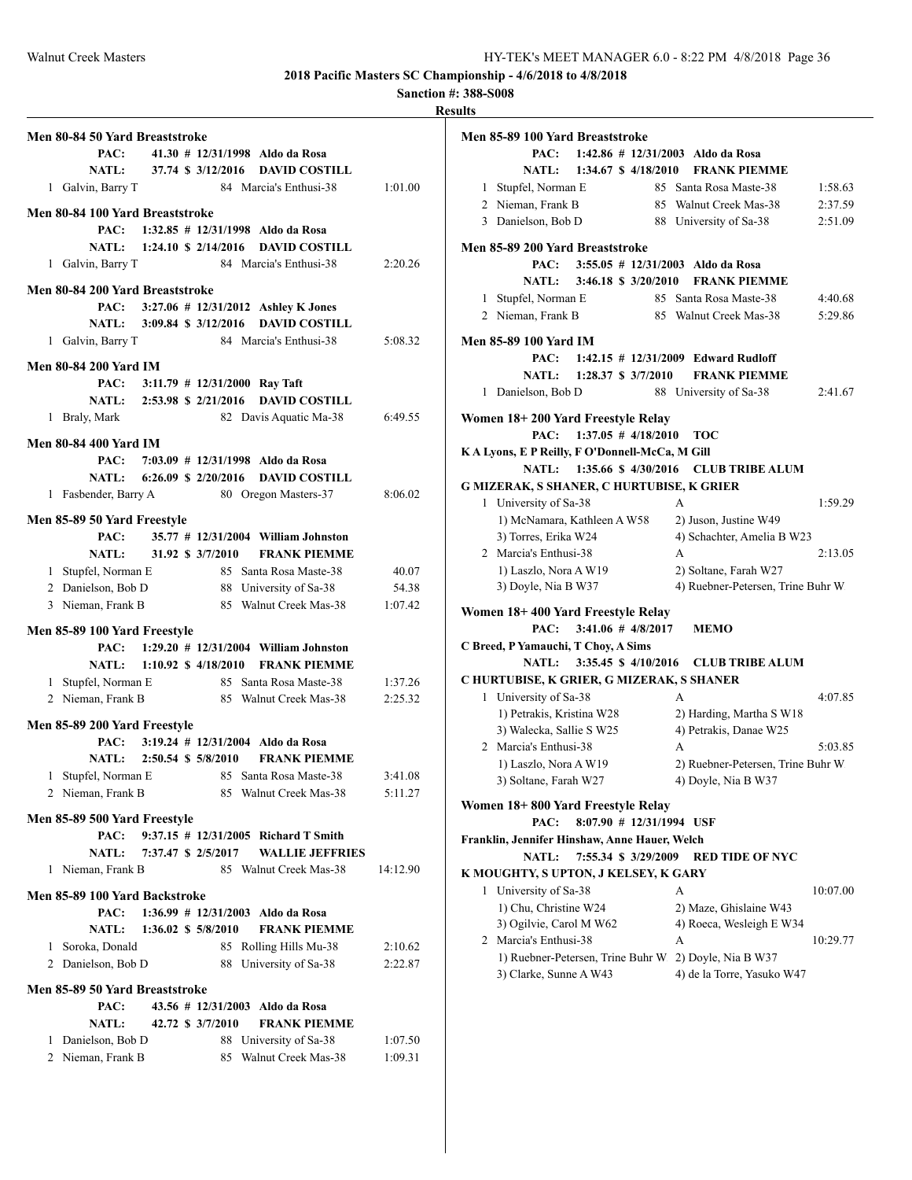# 2018 Pacific Masters SC Championship - 4/6/2018 to 4/8/2018

**Sanction #: 388-S008**

**Results**

### Men 80-84 50 Yard Breaststroke

PAC: 41.30 # 12/31/1998 Aldo da Rosa
NATL: 37.74 $ 3/12/2016 DAVID COSTILL

| Place | Name | Age | Team | Time |
|---|---|---|---|---|
| 1 | Galvin, Barry T | 84 | Marcia's Enthusi-38 | 1:01.00 |

### Men 80-84 100 Yard Breaststroke

PAC: 1:32.85 # 12/31/1998 Aldo da Rosa
NATL: 1:24.10 $ 2/14/2016 DAVID COSTILL

| Place | Name | Age | Team | Time |
|---|---|---|---|---|
| 1 | Galvin, Barry T | 84 | Marcia's Enthusi-38 | 2:20.26 |

### Men 80-84 200 Yard Breaststroke

PAC: 3:27.06 # 12/31/2012 Ashley K Jones
NATL: 3:09.84 $ 3/12/2016 DAVID COSTILL

| Place | Name | Age | Team | Time |
|---|---|---|---|---|
| 1 | Galvin, Barry T | 84 | Marcia's Enthusi-38 | 5:08.32 |

### Men 80-84 200 Yard IM

PAC: 3:11.79 # 12/31/2000 Ray Taft
NATL: 2:53.98 $ 2/21/2016 DAVID COSTILL

| Place | Name | Age | Team | Time |
|---|---|---|---|---|
| 1 | Braly, Mark | 82 | Davis Aquatic Ma-38 | 6:49.55 |

### Men 80-84 400 Yard IM

PAC: 7:03.09 # 12/31/1998 Aldo da Rosa
NATL: 6:26.09 $ 2/20/2016 DAVID COSTILL

| Place | Name | Age | Team | Time |
|---|---|---|---|---|
| 1 | Fasbender, Barry A | 80 | Oregon Masters-37 | 8:06.02 |

### Men 85-89 50 Yard Freestyle

PAC: 35.77 # 12/31/2004 William Johnston
NATL: 31.92 $ 3/7/2010 FRANK PIEMME

| Place | Name | Age | Team | Time |
|---|---|---|---|---|
| 1 | Stupfel, Norman E | 85 | Santa Rosa Maste-38 | 40.07 |
| 2 | Danielson, Bob D | 88 | University of Sa-38 | 54.38 |
| 3 | Nieman, Frank B | 85 | Walnut Creek Mas-38 | 1:07.42 |

### Men 85-89 100 Yard Freestyle

PAC: 1:29.20 # 12/31/2004 William Johnston
NATL: 1:10.92 $ 4/18/2010 FRANK PIEMME

| Place | Name | Age | Team | Time |
|---|---|---|---|---|
| 1 | Stupfel, Norman E | 85 | Santa Rosa Maste-38 | 1:37.26 |
| 2 | Nieman, Frank B | 85 | Walnut Creek Mas-38 | 2:25.32 |

### Men 85-89 200 Yard Freestyle

PAC: 3:19.24 # 12/31/2004 Aldo da Rosa
NATL: 2:50.54 $ 5/8/2010 FRANK PIEMME

| Place | Name | Age | Team | Time |
|---|---|---|---|---|
| 1 | Stupfel, Norman E | 85 | Santa Rosa Maste-38 | 3:41.08 |
| 2 | Nieman, Frank B | 85 | Walnut Creek Mas-38 | 5:11.27 |

### Men 85-89 500 Yard Freestyle

PAC: 9:37.15 # 12/31/2005 Richard T Smith
NATL: 7:37.47 $ 2/5/2017 WALLIE JEFFRIES

| Place | Name | Age | Team | Time |
|---|---|---|---|---|
| 1 | Nieman, Frank B | 85 | Walnut Creek Mas-38 | 14:12.90 |

### Men 85-89 100 Yard Backstroke

PAC: 1:36.99 # 12/31/2003 Aldo da Rosa
NATL: 1:36.02 $ 5/8/2010 FRANK PIEMME

| Place | Name | Age | Team | Time |
|---|---|---|---|---|
| 1 | Soroka, Donald | 85 | Rolling Hills Mu-38 | 2:10.62 |
| 2 | Danielson, Bob D | 88 | University of Sa-38 | 2:22.87 |

### Men 85-89 50 Yard Breaststroke

PAC: 43.56 # 12/31/2003 Aldo da Rosa
NATL: 42.72 $ 3/7/2010 FRANK PIEMME

| Place | Name | Age | Team | Time |
|---|---|---|---|---|
| 1 | Danielson, Bob D | 88 | University of Sa-38 | 1:07.50 |
| 2 | Nieman, Frank B | 85 | Walnut Creek Mas-38 | 1:09.31 |

### Men 85-89 100 Yard Breaststroke

PAC: 1:42.86 # 12/31/2003 Aldo da Rosa
NATL: 1:34.67 $ 4/18/2010 FRANK PIEMME

| Place | Name | Age | Team | Time |
|---|---|---|---|---|
| 1 | Stupfel, Norman E | 85 | Santa Rosa Maste-38 | 1:58.63 |
| 2 | Nieman, Frank B | 85 | Walnut Creek Mas-38 | 2:37.59 |
| 3 | Danielson, Bob D | 88 | University of Sa-38 | 2:51.09 |

### Men 85-89 200 Yard Breaststroke

PAC: 3:55.05 # 12/31/2003 Aldo da Rosa
NATL: 3:46.18 $ 3/20/2010 FRANK PIEMME

| Place | Name | Age | Team | Time |
|---|---|---|---|---|
| 1 | Stupfel, Norman E | 85 | Santa Rosa Maste-38 | 4:40.68 |
| 2 | Nieman, Frank B | 85 | Walnut Creek Mas-38 | 5:29.86 |

### Men 85-89 100 Yard IM

PAC: 1:42.15 # 12/31/2009 Edward Rudloff
NATL: 1:28.37 $ 3/7/2010 FRANK PIEMME

| Place | Name | Age | Team | Time |
|---|---|---|---|---|
| 1 | Danielson, Bob D | 88 | University of Sa-38 | 2:41.67 |

### Women 18+ 200 Yard Freestyle Relay

PAC: 1:37.05 # 4/18/2010 TOC
K A Lyons, E P Reilly, F O'Donnell-McCa, M Gill
NATL: 1:35.66 $ 4/30/2016 CLUB TRIBE ALUM
G MIZERAK, S SHANER, C HURTUBISE, K GRIER

| Place | Team | Relay | Time |
|---|---|---|---|
| 1 | University of Sa-38 | A | 1:59.29 |
| | 1) McNamara, Kathleen A W58 | 2) Juson, Justine W49 | |
| | 3) Torres, Erika W24 | 4) Schachter, Amelia B W23 | |
| 2 | Marcia's Enthusi-38 | A | 2:13.05 |
| | 1) Laszlo, Nora A W19 | 2) Soltane, Farah W27 | |
| | 3) Doyle, Nia B W37 | 4) Ruebner-Petersen, Trine Buhr W | |

### Women 18+ 400 Yard Freestyle Relay

PAC: 3:41.06 # 4/8/2017 MEMO
C Breed, P Yamauchi, T Choy, A Sims
NATL: 3:35.45 $ 4/10/2016 CLUB TRIBE ALUM
C HURTUBISE, K GRIER, G MIZERAK, S SHANER

| Place | Team | Relay | Time |
|---|---|---|---|
| 1 | University of Sa-38 | A | 4:07.85 |
| | 1) Petrakis, Kristina W28 | 2) Harding, Martha S W18 | |
| | 3) Walecka, Sallie S W25 | 4) Petrakis, Danae W25 | |
| 2 | Marcia's Enthusi-38 | A | 5:03.85 |
| | 1) Laszlo, Nora A W19 | 2) Ruebner-Petersen, Trine Buhr W | |
| | 3) Soltane, Farah W27 | 4) Doyle, Nia B W37 | |

### Women 18+ 800 Yard Freestyle Relay

PAC: 8:07.90 # 12/31/1994 USF
Franklin, Jennifer Hinshaw, Anne Hauer, Welch
NATL: 7:55.34 $ 3/29/2009 RED TIDE OF NYC
K MOUGHTY, S UPTON, J KELSEY, K GARY

| Place | Team | Relay | Time |
|---|---|---|---|
| 1 | University of Sa-38 | A | 10:07.00 |
| | 1) Chu, Christine W24 | 2) Maze, Ghislaine W43 | |
| | 3) Ogilvie, Carol M W62 | 4) Roeca, Wesleigh E W34 | |
| 2 | Marcia's Enthusi-38 | A | 10:29.77 |
| | 1) Ruebner-Petersen, Trine Buhr W | 2) Doyle, Nia B W37 | |
| | 3) Clarke, Sunne A W43 | 4) de la Torre, Yasuko W47 | |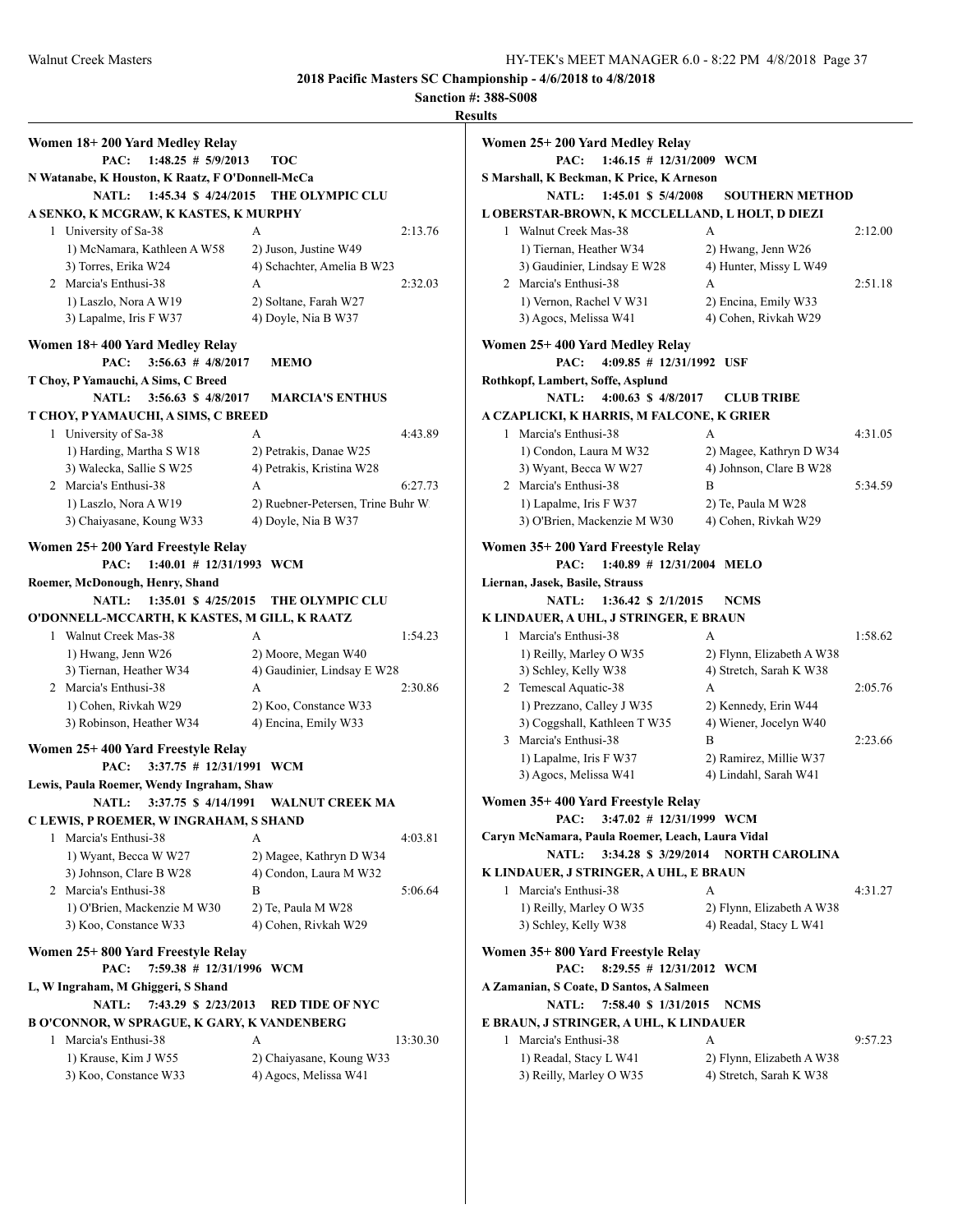## 2018 Pacific Masters SC Championship - 4/6/2018 to 4/8/2018

**Sanction #: 388-S008**

**Results**

### Women 18+ 200 Yard Medley Relay

**PAC: 1:48.25 # 5/9/2013 TOC**
**N Watanabe, K Houston, K Raatz, F O'Donnell-McCa**
**NATL: 1:45.34 $ 4/24/2015 THE OLYMPIC CLU**
**A SENKO, K MCGRAW, K KASTES, K MURPHY**

1 University of Sa-38 A 2:13.76
- 1) McNamara, Kathleen A W58
- 2) Juson, Justine W49
- 3) Torres, Erika W24
- 4) Schachter, Amelia B W23

2 Marcia's Enthusi-38 A 2:32.03
- 1) Laszlo, Nora A W19
- 2) Soltane, Farah W27
- 3) Lapalme, Iris F W37
- 4) Doyle, Nia B W37

### Women 18+ 400 Yard Medley Relay

**PAC: 3:56.63 # 4/8/2017 MEMO**
**T Choy, P Yamauchi, A Sims, C Breed**
**NATL: 3:56.63 $ 4/8/2017 MARCIA'S ENTHUS**
**T CHOY, P YAMAUCHI, A SIMS, C BREED**

1 University of Sa-38 A 4:43.89
- 1) Harding, Martha S W18
- 2) Petrakis, Danae W25
- 3) Walecka, Sallie S W25
- 4) Petrakis, Kristina W28

2 Marcia's Enthusi-38 A 6:27.73
- 1) Laszlo, Nora A W19
- 2) Ruebner-Petersen, Trine Buhr W
- 3) Chaiyasane, Koung W33
- 4) Doyle, Nia B W37

### Women 25+ 200 Yard Freestyle Relay

**PAC: 1:40.01 # 12/31/1993 WCM**
**Roemer, McDonough, Henry, Shand**
**NATL: 1:35.01 $ 4/25/2015 THE OLYMPIC CLU**
**O'DONNELL-MCCARTH, K KASTES, M GILL, K RAATZ**

1 Walnut Creek Mas-38 A 1:54.23
- 1) Hwang, Jenn W26
- 2) Moore, Megan W40
- 3) Tiernan, Heather W34
- 4) Gaudinier, Lindsay E W28

2 Marcia's Enthusi-38 A 2:30.86
- 1) Cohen, Rivkah W29
- 2) Koo, Constance W33
- 3) Robinson, Heather W34
- 4) Encina, Emily W33

### Women 25+ 400 Yard Freestyle Relay

**PAC: 3:37.75 # 12/31/1991 WCM**
**Lewis, Paula Roemer, Wendy Ingraham, Shaw**
**NATL: 3:37.75 $ 4/14/1991 WALNUT CREEK MA**
**C LEWIS, P ROEMER, W INGRAHAM, S SHAND**

1 Marcia's Enthusi-38 A 4:03.81
- 1) Wyant, Becca W W27
- 2) Magee, Kathryn D W34
- 3) Johnson, Clare B W28
- 4) Condon, Laura M W32

2 Marcia's Enthusi-38 B 5:06.64
- 1) O'Brien, Mackenzie M W30
- 2) Te, Paula M W28
- 3) Koo, Constance W33
- 4) Cohen, Rivkah W29

### Women 25+ 800 Yard Freestyle Relay

**PAC: 7:59.38 # 12/31/1996 WCM**
**L, W Ingraham, M Ghiggeri, S Shand**
**NATL: 7:43.29 $ 2/23/2013 RED TIDE OF NYC**
**B O'CONNOR, W SPRAGUE, K GARY, K VANDENBERG**

1 Marcia's Enthusi-38 A 13:30.30
- 1) Krause, Kim J W55
- 2) Chaiyasane, Koung W33
- 3) Koo, Constance W33
- 4) Agocs, Melissa W41

### Women 25+ 200 Yard Medley Relay

**PAC: 1:46.15 # 12/31/2009 WCM**
**S Marshall, K Beckman, K Price, K Arneson**
**NATL: 1:45.01 $ 5/4/2008 SOUTHERN METHOD**
**L OBERSTAR-BROWN, K MCCLELLAND, L HOLT, D DIEZI**

1 Walnut Creek Mas-38 A 2:12.00
- 1) Tiernan, Heather W34
- 2) Hwang, Jenn W26
- 3) Gaudinier, Lindsay E W28
- 4) Hunter, Missy L W49

2 Marcia's Enthusi-38 A 2:51.18
- 1) Vernon, Rachel V W31
- 2) Encina, Emily W33
- 3) Agocs, Melissa W41
- 4) Cohen, Rivkah W29

### Women 25+ 400 Yard Medley Relay

**PAC: 4:09.85 # 12/31/1992 USF**
**Rothkopf, Lambert, Soffe, Asplund**
**NATL: 4:00.63 $ 4/8/2017 CLUB TRIBE**
**A CZAPLICKI, K HARRIS, M FALCONE, K GRIER**

1 Marcia's Enthusi-38 A 4:31.05
- 1) Condon, Laura M W32
- 2) Magee, Kathryn D W34
- 3) Wyant, Becca W W27
- 4) Johnson, Clare B W28

2 Marcia's Enthusi-38 B 5:34.59
- 1) Lapalme, Iris F W37
- 2) Te, Paula M W28
- 3) O'Brien, Mackenzie M W30
- 4) Cohen, Rivkah W29

### Women 35+ 200 Yard Freestyle Relay

**PAC: 1:40.89 # 12/31/2004 MELO**
**Liernan, Jasek, Basile, Strauss**
**NATL: 1:36.42 $ 2/1/2015 NCMS**
**K LINDAUER, A UHL, J STRINGER, E BRAUN**

1 Marcia's Enthusi-38 A 1:58.62
- 1) Reilly, Marley O W35
- 2) Flynn, Elizabeth A W38
- 3) Schley, Kelly W38
- 4) Stretch, Sarah K W38

2 Temescal Aquatic-38 A 2:05.76
- 1) Prezzano, Calley J W35
- 2) Kennedy, Erin W44
- 3) Coggshall, Kathleen T W35
- 4) Wiener, Jocelyn W40

3 Marcia's Enthusi-38 B 2:23.66
- 1) Lapalme, Iris F W37
- 2) Ramirez, Millie W37
- 3) Agocs, Melissa W41
- 4) Lindahl, Sarah W41

### Women 35+ 400 Yard Freestyle Relay

**PAC: 3:47.02 # 12/31/1999 WCM**
**Caryn McNamara, Paula Roemer, Leach, Laura Vidal**
**NATL: 3:34.28 $ 3/29/2014 NORTH CAROLINA**
**K LINDAUER, J STRINGER, A UHL, E BRAUN**

1 Marcia's Enthusi-38 A 4:31.27
- 1) Reilly, Marley O W35
- 2) Flynn, Elizabeth A W38
- 3) Schley, Kelly W38
- 4) Readal, Stacy L W41

### Women 35+ 800 Yard Freestyle Relay

**PAC: 8:29.55 # 12/31/2012 WCM**
**A Zamanian, S Coate, D Santos, A Salmeen**
**NATL: 7:58.40 $ 1/31/2015 NCMS**
**E BRAUN, J STRINGER, A UHL, K LINDAUER**

1 Marcia's Enthusi-38 A 9:57.23
- 1) Readal, Stacy L W41
- 2) Flynn, Elizabeth A W38
- 3) Reilly, Marley O W35
- 4) Stretch, Sarah K W38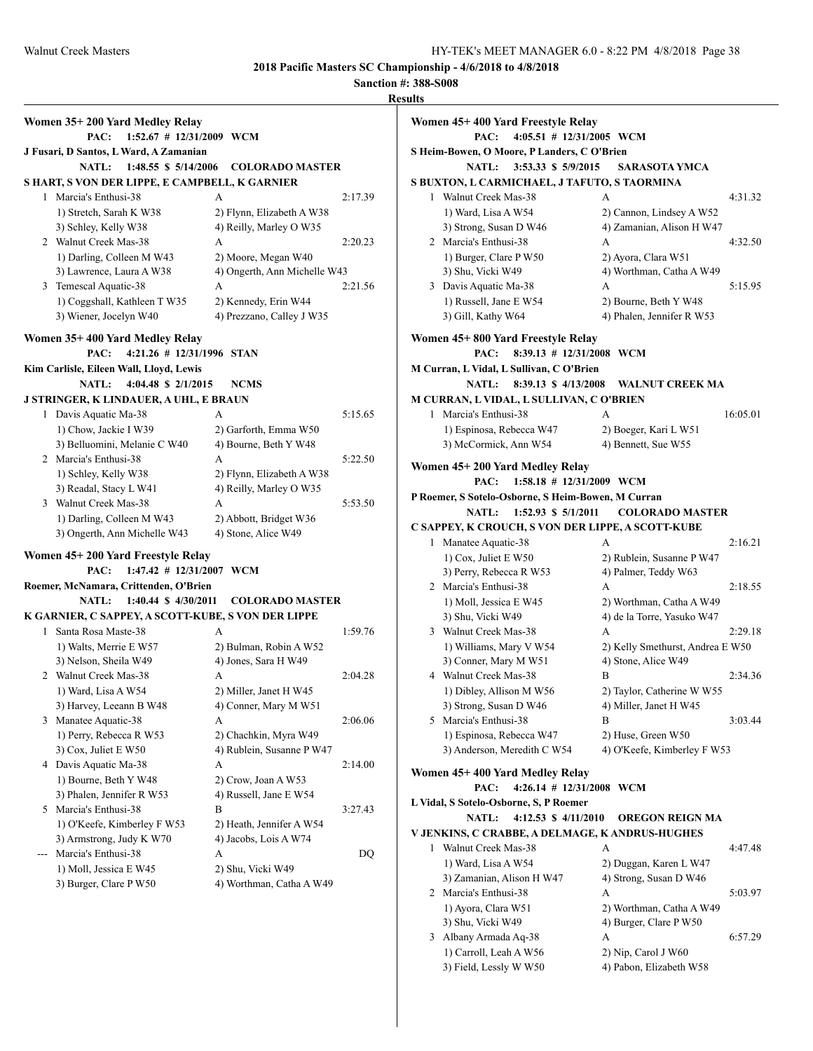## 2018 Pacific Masters SC Championship - 4/6/2018 to 4/8/2018

**Sanction #: 388-S008**

**Results**

### Women 35+ 200 Yard Medley Relay

**PAC: 1:52.67 # 12/31/2009 WCM**
**J Fusari, D Santos, L Ward, A Zamanian**
**NATL: 1:48.55 $ 5/14/2006 COLORADO MASTER**
**S HART, S VON DER LIPPE, E CAMPBELL, K GARNIER**

1. Marcia's Enthusi-38 — A — 2:17.39
   1) Stretch, Sarah K W38 2) Flynn, Elizabeth A W38
   3) Schley, Kelly W38 4) Reilly, Marley O W35
2. Walnut Creek Mas-38 — A — 2:20.23
   1) Darling, Colleen M W43 2) Moore, Megan W40
   3) Lawrence, Laura A W38 4) Ongerth, Ann Michelle W43
3. Temescal Aquatic-38 — A — 2:21.56
   1) Coggshall, Kathleen T W35 2) Kennedy, Erin W44
   3) Wiener, Jocelyn W40 4) Prezzano, Calley J W35

### Women 35+ 400 Yard Medley Relay

**PAC: 4:21.26 # 12/31/1996 STAN**
**Kim Carlisle, Eileen Wall, Lloyd, Lewis**
**NATL: 4:04.48 $ 2/1/2015 NCMS**
**J STRINGER, K LINDAUER, A UHL, E BRAUN**

1. Davis Aquatic Ma-38 — A — 5:15.65
   1) Chow, Jackie I W39 2) Garforth, Emma W50
   3) Belluomini, Melanie C W40 4) Bourne, Beth Y W48
2. Marcia's Enthusi-38 — A — 5:22.50
   1) Schley, Kelly W38 2) Flynn, Elizabeth A W38
   3) Readal, Stacy L W41 4) Reilly, Marley O W35
3. Walnut Creek Mas-38 — A — 5:53.50
   1) Darling, Colleen M W43 2) Abbott, Bridget W36
   3) Ongerth, Ann Michelle W43 4) Stone, Alice W49

### Women 45+ 200 Yard Freestyle Relay

**PAC: 1:47.42 # 12/31/2007 WCM**
**Roemer, McNamara, Crittenden, O'Brien**
**NATL: 1:40.44 $ 4/30/2011 COLORADO MASTER**
**K GARNIER, C SAPPEY, A SCOTT-KUBE, S VON DER LIPPE**

1. Santa Rosa Maste-38 — A — 1:59.76
   1) Walts, Merrie E W57 2) Bulman, Robin A W52
   3) Nelson, Sheila W49 4) Jones, Sara H W49
2. Walnut Creek Mas-38 — A — 2:04.28
   1) Ward, Lisa A W54 2) Miller, Janet H W45
   3) Harvey, Leeann B W48 4) Conner, Mary M W51
3. Manatee Aquatic-38 — A — 2:06.06
   1) Perry, Rebecca R W53 2) Chachkin, Myra W49
   3) Cox, Juliet E W50 4) Rublein, Susanne P W47
4. Davis Aquatic Ma-38 — A — 2:14.00
   1) Bourne, Beth Y W48 2) Crow, Joan A W53
   3) Phalen, Jennifer R W53 4) Russell, Jane E W54
5. Marcia's Enthusi-38 — B — 3:27.43
   1) O'Keefe, Kimberley F W53 2) Heath, Jennifer A W54
   3) Armstrong, Judy K W70 4) Jacobs, Lois A W74

--- Marcia's Enthusi-38 — A — DQ
   1) Moll, Jessica E W45 2) Shu, Vicki W49
   3) Burger, Clare P W50 4) Worthman, Catha A W49

### Women 45+ 400 Yard Freestyle Relay

**PAC: 4:05.51 # 12/31/2005 WCM**
**S Heim-Bowen, O Moore, P Landers, C O'Brien**
**NATL: 3:53.33 $ 5/9/2015 SARASOTA YMCA**
**S BUXTON, L CARMICHAEL, J TAFUTO, S TAORMINA**

1. Walnut Creek Mas-38 — A — 4:31.32
   1) Ward, Lisa A W54 2) Cannon, Lindsey A W52
   3) Strong, Susan D W46 4) Zamanian, Alison H W47
2. Marcia's Enthusi-38 — A — 4:32.50
   1) Burger, Clare P W50 2) Ayora, Clara W51
   3) Shu, Vicki W49 4) Worthman, Catha A W49
3. Davis Aquatic Ma-38 — A — 5:15.95
   1) Russell, Jane E W54 2) Bourne, Beth Y W48
   3) Gill, Kathy W64 4) Phalen, Jennifer R W53

### Women 45+ 800 Yard Freestyle Relay

**PAC: 8:39.13 # 12/31/2008 WCM**
**M Curran, L Vidal, L Sullivan, C O'Brien**
**NATL: 8:39.13 $ 4/13/2008 WALNUT CREEK MA**
**M CURRAN, L VIDAL, L SULLIVAN, C O'BRIEN**

1. Marcia's Enthusi-38 — A — 16:05.01
   1) Espinosa, Rebecca W47 2) Boeger, Kari L W51
   3) McCormick, Ann W54 4) Bennett, Sue W55

### Women 45+ 200 Yard Medley Relay

**PAC: 1:58.18 # 12/31/2009 WCM**
**P Roemer, S Sotelo-Osborne, S Heim-Bowen, M Curran**
**NATL: 1:52.93 $ 5/1/2011 COLORADO MASTER**
**C SAPPEY, K CROUCH, S VON DER LIPPE, A SCOTT-KUBE**

1. Manatee Aquatic-38 — A — 2:16.21
   1) Cox, Juliet E W50 2) Rublein, Susanne P W47
   3) Perry, Rebecca R W53 4) Palmer, Teddy W63
2. Marcia's Enthusi-38 — A — 2:18.55
   1) Moll, Jessica E W45 2) Worthman, Catha A W49
   3) Shu, Vicki W49 4) de la Torre, Yasuko W47
3. Walnut Creek Mas-38 — A — 2:29.18
   1) Williams, Mary V W54 2) Kelly Smethurst, Andrea E W50
   3) Conner, Mary M W51 4) Stone, Alice W49
4. Walnut Creek Mas-38 — B — 2:34.36
   1) Dibley, Allison M W56 2) Taylor, Catherine W W55
   3) Strong, Susan D W46 4) Miller, Janet H W45
5. Marcia's Enthusi-38 — B — 3:03.44
   1) Espinosa, Rebecca W47 2) Huse, Green W50
   3) Anderson, Meredith C W54 4) O'Keefe, Kimberley F W53

### Women 45+ 400 Yard Medley Relay

**PAC: 4:26.14 # 12/31/2008 WCM**
**L Vidal, S Sotelo-Osborne, S, P Roemer**
**NATL: 4:12.53 $ 4/11/2010 OREGON REIGN MA**
**V JENKINS, C CRABBE, A DELMAGE, K ANDRUS-HUGHES**

1. Walnut Creek Mas-38 — A — 4:47.48
   1) Ward, Lisa A W54 2) Duggan, Karen L W47
   3) Zamanian, Alison H W47 4) Strong, Susan D W46
2. Marcia's Enthusi-38 — A — 5:03.97
   1) Ayora, Clara W51 2) Worthman, Catha A W49
   3) Shu, Vicki W49 4) Burger, Clare P W50
3. Albany Armada Aq-38 — A — 6:57.29
   1) Carroll, Leah A W56 2) Nip, Carol J W60
   3) Field, Lessly W W50 4) Pabon, Elizabeth W58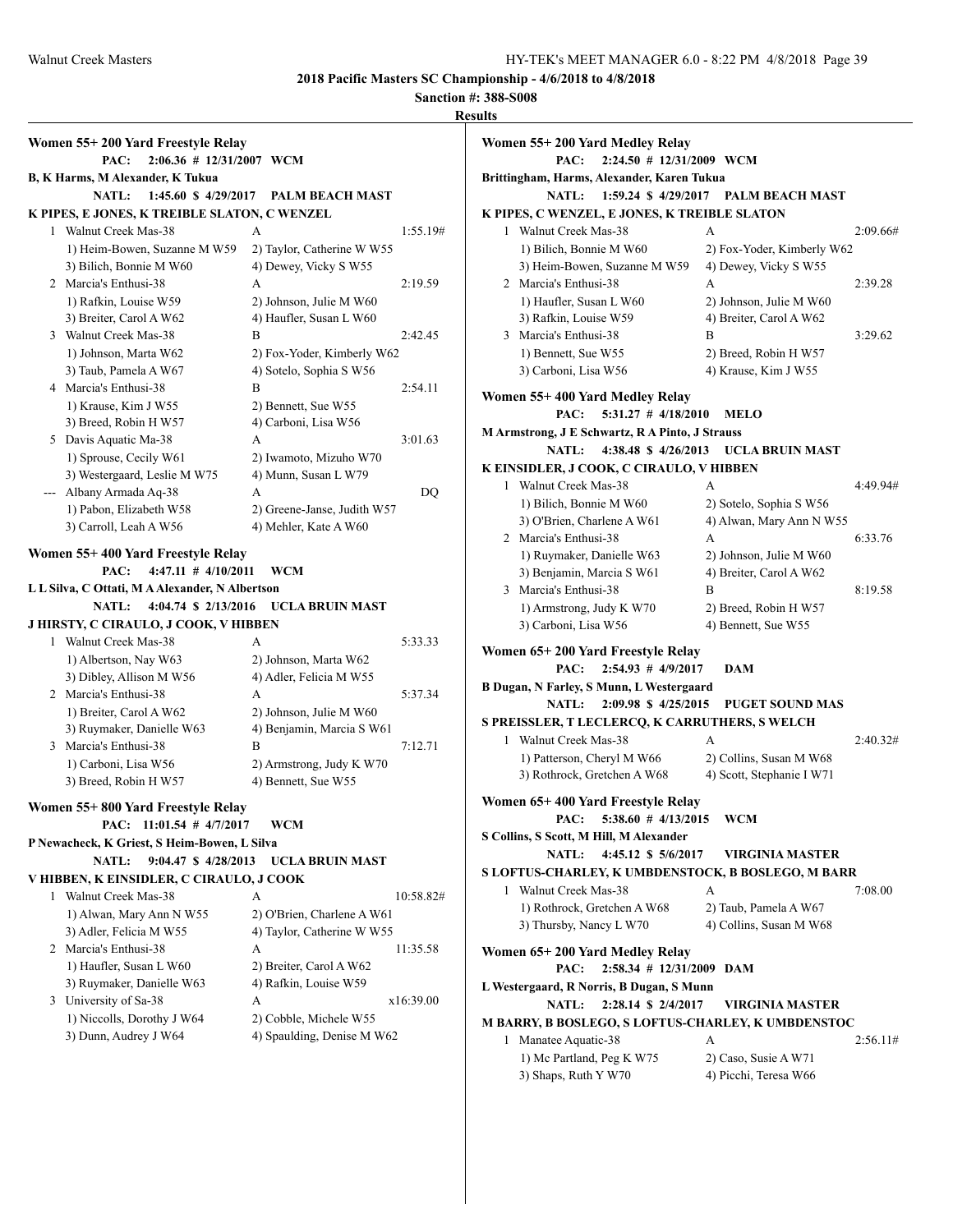**2018 Pacific Masters SC Championship - 4/6/2018 to 4/8/2018**

**Sanction #: 388-S008**

**Results**

### Women 55+ 200 Yard Freestyle Relay

**PAC: 2:06.36 # 12/31/2007 WCM**
B, K Harms, M Alexander, K Tukua

**NATL: 1:45.60 $ 4/29/2017 PALM BEACH MAST**
K PIPES, E JONES, K TREIBLE SLATON, C WENZEL

| Place | Team | Relay | Time |
|---|---|---|---|
| 1 | Walnut Creek Mas-38 | A | 1:55.19# |
| | 1) Heim-Bowen, Suzanne M W59 | 2) Taylor, Catherine W W55 | |
| | 3) Bilich, Bonnie M W60 | 4) Dewey, Vicky S W55 | |
| 2 | Marcia's Enthusi-38 | A | 2:19.59 |
| | 1) Rafkin, Louise W59 | 2) Johnson, Julie M W60 | |
| | 3) Breiter, Carol A W62 | 4) Haufler, Susan L W60 | |
| 3 | Walnut Creek Mas-38 | B | 2:42.45 |
| | 1) Johnson, Marta W62 | 2) Fox-Yoder, Kimberly W62 | |
| | 3) Taub, Pamela A W67 | 4) Sotelo, Sophia S W56 | |
| 4 | Marcia's Enthusi-38 | B | 2:54.11 |
| | 1) Krause, Kim J W55 | 2) Bennett, Sue W55 | |
| | 3) Breed, Robin H W57 | 4) Carboni, Lisa W56 | |
| 5 | Davis Aquatic Ma-38 | A | 3:01.63 |
| | 1) Sprouse, Cecily W61 | 2) Iwamoto, Mizuho W70 | |
| | 3) Westergaard, Leslie M W75 | 4) Munn, Susan L W79 | |
| --- | Albany Armada Aq-38 | A | DQ |
| | 1) Pabon, Elizabeth W58 | 2) Greene-Janse, Judith W57 | |
| | 3) Carroll, Leah A W56 | 4) Mehler, Kate A W60 | |

### Women 55+ 400 Yard Freestyle Relay

**PAC: 4:47.11 # 4/10/2011 WCM**
L L Silva, C Ottati, M A Alexander, N Albertson

**NATL: 4:04.74 $ 2/13/2016 UCLA BRUIN MAST**
J HIRSTY, C CIRAULO, J COOK, V HIBBEN

| Place | Team | Relay | Time |
|---|---|---|---|
| 1 | Walnut Creek Mas-38 | A | 5:33.33 |
| | 1) Albertson, Nay W63 | 2) Johnson, Marta W62 | |
| | 3) Dibley, Allison M W56 | 4) Adler, Felicia M W55 | |
| 2 | Marcia's Enthusi-38 | A | 5:37.34 |
| | 1) Breiter, Carol A W62 | 2) Johnson, Julie M W60 | |
| | 3) Ruymaker, Danielle W63 | 4) Benjamin, Marcia S W61 | |
| 3 | Marcia's Enthusi-38 | B | 7:12.71 |
| | 1) Carboni, Lisa W56 | 2) Armstrong, Judy K W70 | |
| | 3) Breed, Robin H W57 | 4) Bennett, Sue W55 | |

### Women 55+ 800 Yard Freestyle Relay

**PAC: 11:01.54 # 4/7/2017 WCM**
P Newacheck, K Griest, S Heim-Bowen, L Silva

**NATL: 9:04.47 $ 4/28/2013 UCLA BRUIN MAST**
V HIBBEN, K EINSIDLER, C CIRAULO, J COOK

| Place | Team | Relay | Time |
|---|---|---|---|
| 1 | Walnut Creek Mas-38 | A | 10:58.82# |
| | 1) Alwan, Mary Ann N W55 | 2) O'Brien, Charlene A W61 | |
| | 3) Adler, Felicia M W55 | 4) Taylor, Catherine W W55 | |
| 2 | Marcia's Enthusi-38 | A | 11:35.58 |
| | 1) Haufler, Susan L W60 | 2) Breiter, Carol A W62 | |
| | 3) Ruymaker, Danielle W63 | 4) Rafkin, Louise W59 | |
| 3 | University of Sa-38 | A | x16:39.00 |
| | 1) Niccolls, Dorothy J W64 | 2) Cobble, Michele W55 | |
| | 3) Dunn, Audrey J W64 | 4) Spaulding, Denise M W62 | |

### Women 55+ 200 Yard Medley Relay

**PAC: 2:24.50 # 12/31/2009 WCM**
Brittingham, Harms, Alexander, Karen Tukua

**NATL: 1:59.24 $ 4/29/2017 PALM BEACH MAST**
K PIPES, C WENZEL, E JONES, K TREIBLE SLATON

| Place | Team | Relay | Time |
|---|---|---|---|
| 1 | Walnut Creek Mas-38 | A | 2:09.66# |
| | 1) Bilich, Bonnie M W60 | 2) Fox-Yoder, Kimberly W62 | |
| | 3) Heim-Bowen, Suzanne M W59 | 4) Dewey, Vicky S W55 | |
| 2 | Marcia's Enthusi-38 | A | 2:39.28 |
| | 1) Haufler, Susan L W60 | 2) Johnson, Julie M W60 | |
| | 3) Rafkin, Louise W59 | 4) Breiter, Carol A W62 | |
| 3 | Marcia's Enthusi-38 | B | 3:29.62 |
| | 1) Bennett, Sue W55 | 2) Breed, Robin H W57 | |
| | 3) Carboni, Lisa W56 | 4) Krause, Kim J W55 | |

### Women 55+ 400 Yard Medley Relay

**PAC: 5:31.27 # 4/18/2010 MELO**
M Armstrong, J E Schwartz, R A Pinto, J Strauss

**NATL: 4:38.48 $ 4/26/2013 UCLA BRUIN MAST**
K EINSIDLER, J COOK, C CIRAULO, V HIBBEN

| Place | Team | Relay | Time |
|---|---|---|---|
| 1 | Walnut Creek Mas-38 | A | 4:49.94# |
| | 1) Bilich, Bonnie M W60 | 2) Sotelo, Sophia S W56 | |
| | 3) O'Brien, Charlene A W61 | 4) Alwan, Mary Ann N W55 | |
| 2 | Marcia's Enthusi-38 | A | 6:33.76 |
| | 1) Ruymaker, Danielle W63 | 2) Johnson, Julie M W60 | |
| | 3) Benjamin, Marcia S W61 | 4) Breiter, Carol A W62 | |
| 3 | Marcia's Enthusi-38 | B | 8:19.58 |
| | 1) Armstrong, Judy K W70 | 2) Breed, Robin H W57 | |
| | 3) Carboni, Lisa W56 | 4) Bennett, Sue W55 | |

### Women 65+ 200 Yard Freestyle Relay

**PAC: 2:54.93 # 4/9/2017 DAM**
B Dugan, N Farley, S Munn, L Westergaard

**NATL: 2:09.98 $ 4/25/2015 PUGET SOUND MAS**
S PREISSLER, T LECLERCQ, K CARRUTHERS, S WELCH

| Place | Team | Relay | Time |
|---|---|---|---|
| 1 | Walnut Creek Mas-38 | A | 2:40.32# |
| | 1) Patterson, Cheryl M W66 | 2) Collins, Susan M W68 | |
| | 3) Rothrock, Gretchen A W68 | 4) Scott, Stephanie I W71 | |

### Women 65+ 400 Yard Freestyle Relay

**PAC: 5:38.60 # 4/13/2015 WCM**
S Collins, S Scott, M Hill, M Alexander

**NATL: 4:45.12 $ 5/6/2017 VIRGINIA MASTER**
S LOFTUS-CHARLEY, K UMBDENSTOCK, B BOSLEGO, M BARR

| Place | Team | Relay | Time |
|---|---|---|---|
| 1 | Walnut Creek Mas-38 | A | 7:08.00 |
| | 1) Rothrock, Gretchen A W68 | 2) Taub, Pamela A W67 | |
| | 3) Thursby, Nancy L W70 | 4) Collins, Susan M W68 | |

### Women 65+ 200 Yard Medley Relay

**PAC: 2:58.34 # 12/31/2009 DAM**
L Westergaard, R Norris, B Dugan, S Munn

**NATL: 2:28.14 $ 2/4/2017 VIRGINIA MASTER**
M BARRY, B BOSLEGO, S LOFTUS-CHARLEY, K UMBDENSTOC

| Place | Team | Relay | Time |
|---|---|---|---|
| 1 | Manatee Aquatic-38 | A | 2:56.11# |
| | 1) Mc Partland, Peg K W75 | 2) Caso, Susie A W71 | |
| | 3) Shaps, Ruth Y W70 | 4) Picchi, Teresa W66 | |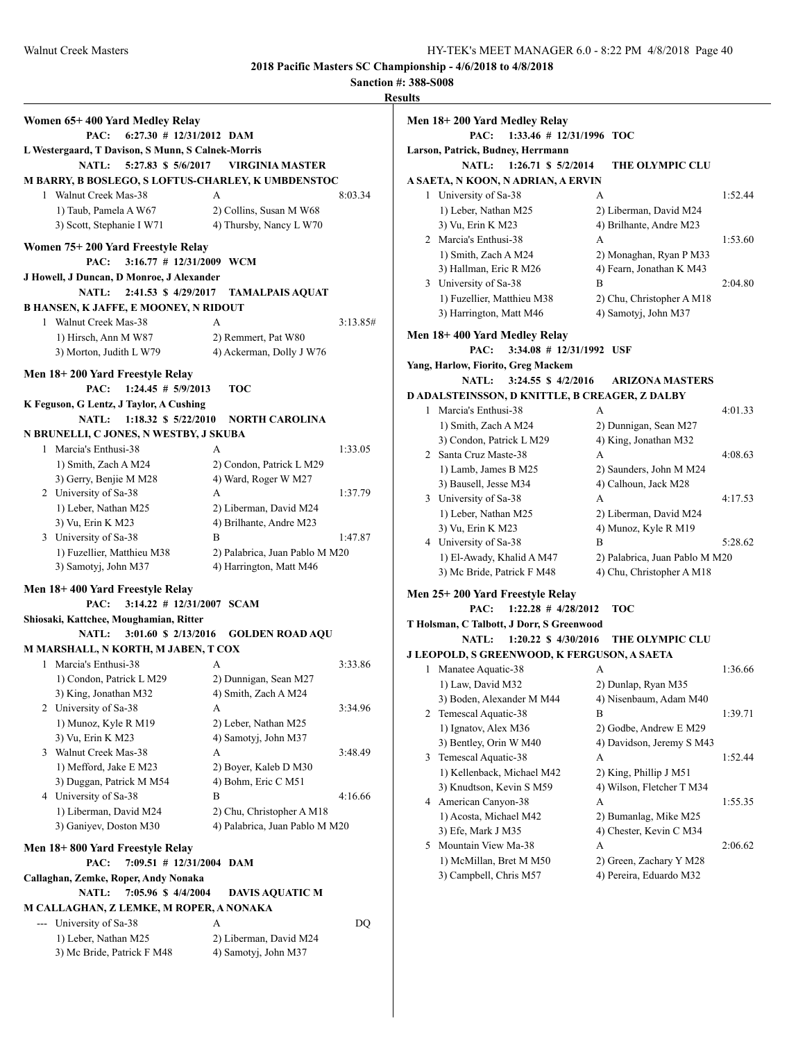## 2018 Pacific Masters SC Championship - 4/6/2018 to 4/8/2018

**Sanction #: 388-S008**

**Results**

### Women 65+ 400 Yard Medley Relay

**PAC: 6:27.30 # 12/31/2012 DAM**
L Westergaard, T Davison, S Munn, S Calnek-Morris
**NATL: 5:27.83 $ 5/6/2017 VIRGINIA MASTER**
M BARRY, B BOSLEGO, S LOFTUS-CHARLEY, K UMBDENSTOC

1 Walnut Creek Mas-38 A 8:03.34
1) Taub, Pamela A W67 2) Collins, Susan M W68
3) Scott, Stephanie I W71 4) Thursby, Nancy L W70

### Women 75+ 200 Yard Freestyle Relay

**PAC: 3:16.77 # 12/31/2009 WCM**
J Howell, J Duncan, D Monroe, J Alexander
**NATL: 2:41.53 $ 4/29/2017 TAMALPAIS AQUAT**
B HANSEN, K JAFFE, E MOONEY, N RIDOUT

1 Walnut Creek Mas-38 A 3:13.85#
1) Hirsch, Ann M W87 2) Remmert, Pat W80
3) Morton, Judith L W79 4) Ackerman, Dolly J W76

### Men 18+ 200 Yard Freestyle Relay

**PAC: 1:24.45 # 5/9/2013 TOC**
K Feguson, G Lentz, J Taylor, A Cushing
**NATL: 1:18.32 $ 5/22/2010 NORTH CAROLINA**
N BRUNELLI, C JONES, N WESTBY, J SKUBA

1 Marcia's Enthusi-38 A 1:33.05
1) Smith, Zach A M24 2) Condon, Patrick L M29
3) Gerry, Benjie M M28 4) Ward, Roger W M27

2 University of Sa-38 A 1:37.79
1) Leber, Nathan M25 2) Liberman, David M24
3) Vu, Erin K M23 4) Brilhante, Andre M23

3 University of Sa-38 B 1:47.87
1) Fuzellier, Matthieu M38 2) Palabrica, Juan Pablo M M20
3) Samotyj, John M37 4) Harrington, Matt M46

### Men 18+ 400 Yard Freestyle Relay

**PAC: 3:14.22 # 12/31/2007 SCAM**
Shiosaki, Kattchee, Moughamian, Ritter
**NATL: 3:01.60 $ 2/13/2016 GOLDEN ROAD AQU**
M MARSHALL, N KORTH, M JABEN, T COX

1 Marcia's Enthusi-38 A 3:33.86
1) Condon, Patrick L M29 2) Dunnigan, Sean M27
3) King, Jonathan M32 4) Smith, Zach A M24

2 University of Sa-38 A 3:34.96
1) Munoz, Kyle R M19 2) Leber, Nathan M25
3) Vu, Erin K M23 4) Samotyj, John M37

3 Walnut Creek Mas-38 A 3:48.49
1) Mefford, Jake E M23 2) Boyer, Kaleb D M30
3) Duggan, Patrick M M54 4) Bohm, Eric C M51

4 University of Sa-38 B 4:16.66
1) Liberman, David M24 2) Chu, Christopher A M18
3) Ganiyev, Doston M30 4) Palabrica, Juan Pablo M M20

### Men 18+ 800 Yard Freestyle Relay

**PAC: 7:09.51 # 12/31/2004 DAM**
Callaghan, Zemke, Roper, Andy Nonaka
**NATL: 7:05.96 $ 4/4/2004 DAVIS AQUATIC M**
M CALLAGHAN, Z LEMKE, M ROPER, A NONAKA

--- University of Sa-38 A DQ
1) Leber, Nathan M25 2) Liberman, David M24
3) Mc Bride, Patrick F M48 4) Samotyj, John M37

### Men 18+ 200 Yard Medley Relay

**PAC: 1:33.46 # 12/31/1996 TOC**
Larson, Patrick, Budney, Herrmann
**NATL: 1:26.71 $ 5/2/2014 THE OLYMPIC CLU**
A SAETA, N KOON, N ADRIAN, A ERVIN

1 University of Sa-38 A 1:52.44
1) Leber, Nathan M25 2) Liberman, David M24
3) Vu, Erin K M23 4) Brilhante, Andre M23

2 Marcia's Enthusi-38 A 1:53.60
1) Smith, Zach A M24 2) Monaghan, Ryan P M33
3) Hallman, Eric R M26 4) Fearn, Jonathan K M43

3 University of Sa-38 B 2:04.80
1) Fuzellier, Matthieu M38 2) Chu, Christopher A M18
3) Harrington, Matt M46 4) Samotyj, John M37

### Men 18+ 400 Yard Medley Relay

**PAC: 3:34.08 # 12/31/1992 USF**
Yang, Harlow, Fiorito, Greg Mackem
**NATL: 3:24.55 $ 4/2/2016 ARIZONA MASTERS**
D ADALSTEINSSON, D KNITTLE, B CREAGER, Z DALBY

1 Marcia's Enthusi-38 A 4:01.33
1) Smith, Zach A M24 2) Dunnigan, Sean M27
3) Condon, Patrick L M29 4) King, Jonathan M32

2 Santa Cruz Maste-38 A 4:08.63
1) Lamb, James B M25 2) Saunders, John M M24
3) Bausell, Jesse M34 4) Calhoun, Jack M28

3 University of Sa-38 A 4:17.53
1) Leber, Nathan M25 2) Liberman, David M24
3) Vu, Erin K M23 4) Munoz, Kyle R M19

4 University of Sa-38 B 5:28.62
1) El-Awady, Khalid A M47 2) Palabrica, Juan Pablo M M20
3) Mc Bride, Patrick F M48 4) Chu, Christopher A M18

### Men 25+ 200 Yard Freestyle Relay

**PAC: 1:22.28 # 4/28/2012 TOC**
T Holsman, C Talbott, J Dorr, S Greenwood
**NATL: 1:20.22 $ 4/30/2016 THE OLYMPIC CLU**
J LEOPOLD, S GREENWOOD, K FERGUSON, A SAETA

1 Manatee Aquatic-38 A 1:36.66
1) Law, David M32 2) Dunlap, Ryan M35
3) Boden, Alexander M M44 4) Nisenbaum, Adam M40

2 Temescal Aquatic-38 B 1:39.71
1) Ignatov, Alex M36 2) Godbe, Andrew E M29
3) Bentley, Orin W M40 4) Davidson, Jeremy S M43

3 Temescal Aquatic-38 A 1:52.44
1) Kellenback, Michael M42 2) King, Phillip J M51
3) Knudtson, Kevin S M59 4) Wilson, Fletcher T M34

4 American Canyon-38 A 1:55.35
1) Acosta, Michael M42 2) Bumanlag, Mike M25
3) Efe, Mark J M35 4) Chester, Kevin C M34

5 Mountain View Ma-38 A 2:06.62
1) McMillan, Bret M M50 2) Green, Zachary Y M28
3) Campbell, Chris M57 4) Pereira, Eduardo M32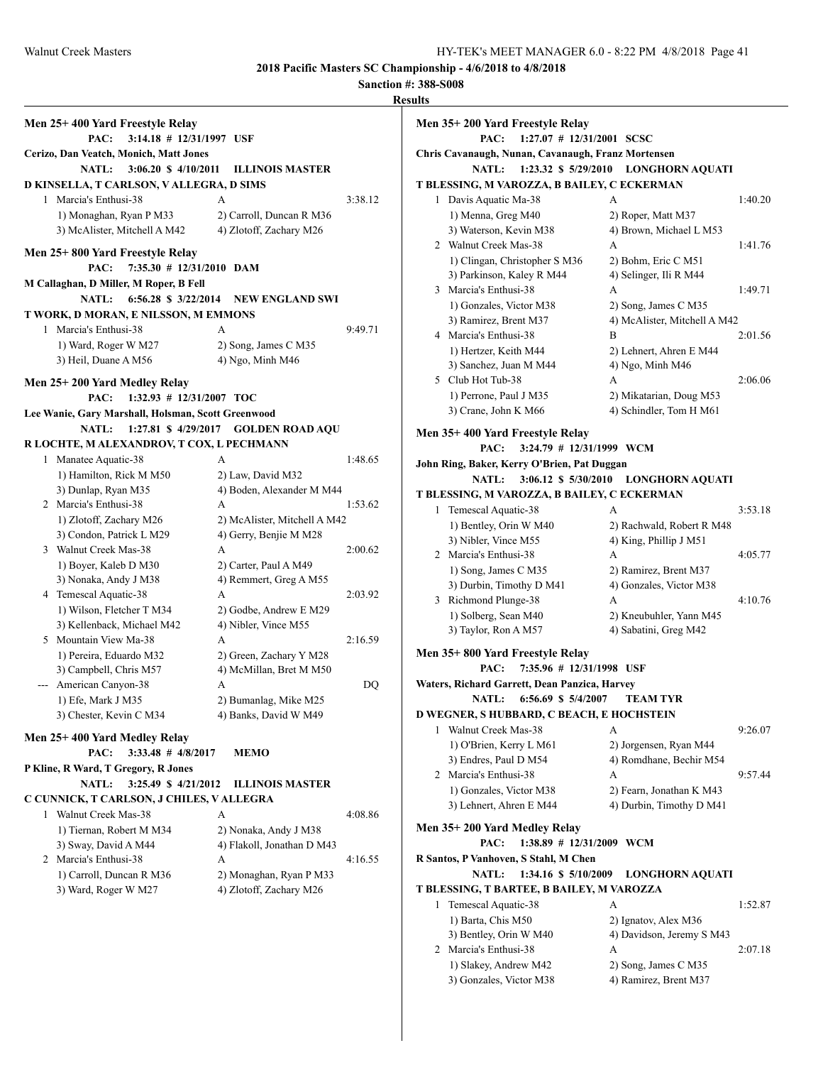**2018 Pacific Masters SC Championship - 4/6/2018 to 4/8/2018**

**Sanction #: 388-S008**

**Results**

### Men 25+ 400 Yard Freestyle Relay

**PAC: 3:14.18 # 12/31/1997 USF**
Cerizo, Dan Veatch, Monich, Matt Jones

**NATL: 3:06.20 $ 4/10/2011 ILLINOIS MASTER**
D KINSELLA, T CARLSON, V ALLEGRA, D SIMS

1 Marcia's Enthusi-38 A 3:38.12
1) Monaghan, Ryan P M33 2) Carroll, Duncan R M36
3) McAlister, Mitchell A M42 4) Zlotoff, Zachary M26

### Men 25+ 800 Yard Freestyle Relay

**PAC: 7:35.30 # 12/31/2010 DAM**
M Callaghan, D Miller, M Roper, B Fell

**NATL: 6:56.28 $ 3/22/2014 NEW ENGLAND SWI**
T WORK, D MORAN, E NILSSON, M EMMONS

1 Marcia's Enthusi-38 A 9:49.71
1) Ward, Roger W M27 2) Song, James C M35
3) Heil, Duane A M56 4) Ngo, Minh M46

### Men 25+ 200 Yard Medley Relay

**PAC: 1:32.93 # 12/31/2007 TOC**
Lee Wanie, Gary Marshall, Holsman, Scott Greenwood

**NATL: 1:27.81 $ 4/29/2017 GOLDEN ROAD AQU**
R LOCHTE, M ALEXANDROV, T COX, L PECHMANN

1 Manatee Aquatic-38 A 1:48.65
1) Hamilton, Rick M M50 2) Law, David M32
3) Dunlap, Ryan M35 4) Boden, Alexander M M44

2 Marcia's Enthusi-38 A 1:53.62
1) Zlotoff, Zachary M26 2) McAlister, Mitchell A M42
3) Condon, Patrick L M29 4) Gerry, Benjie M M28

3 Walnut Creek Mas-38 A 2:00.62
1) Boyer, Kaleb D M30 2) Carter, Paul A M49
3) Nonaka, Andy J M38 4) Remmert, Greg A M55

4 Temescal Aquatic-38 A 2:03.92
1) Wilson, Fletcher T M34 2) Godbe, Andrew E M29
3) Kellenback, Michael M42 4) Nibler, Vince M55

5 Mountain View Ma-38 A 2:16.59
1) Pereira, Eduardo M32 2) Green, Zachary Y M28
3) Campbell, Chris M57 4) McMillan, Bret M M50

--- American Canyon-38 A DQ
1) Efe, Mark J M35 2) Bumanlag, Mike M25
3) Chester, Kevin C M34 4) Banks, David W M49

### Men 25+ 400 Yard Medley Relay

**PAC: 3:33.48 # 4/8/2017 MEMO**
P Kline, R Ward, T Gregory, R Jones

**NATL: 3:25.49 $ 4/21/2012 ILLINOIS MASTER**
C CUNNICK, T CARLSON, J CHILES, V ALLEGRA

1 Walnut Creek Mas-38 A 4:08.86
1) Tiernan, Robert M M34 2) Nonaka, Andy J M38
3) Sway, David A M44 4) Flakoll, Jonathan D M43

2 Marcia's Enthusi-38 A 4:16.55
1) Carroll, Duncan R M36 2) Monaghan, Ryan P M33
3) Ward, Roger W M27 4) Zlotoff, Zachary M26

### Men 35+ 200 Yard Freestyle Relay

**PAC: 1:27.07 # 12/31/2001 SCSC**
Chris Cavanaugh, Nunan, Cavanaugh, Franz Mortensen

**NATL: 1:23.32 $ 5/29/2010 LONGHORN AQUATI**
T BLESSING, M VAROZZA, B BAILEY, C ECKERMAN

1 Davis Aquatic Ma-38 A 1:40.20
1) Menna, Greg M40 2) Roper, Matt M37
3) Waterson, Kevin M38 4) Brown, Michael L M53

2 Walnut Creek Mas-38 A 1:41.76
1) Clingan, Christopher S M36 2) Bohm, Eric C M51
3) Parkinson, Kaley R M44 4) Selinger, Ili R M44

3 Marcia's Enthusi-38 A 1:49.71
1) Gonzales, Victor M38 2) Song, James C M35
3) Ramirez, Brent M37 4) McAlister, Mitchell A M42

4 Marcia's Enthusi-38 B 2:01.56
1) Hertzer, Keith M44 2) Lehnert, Ahren E M44
3) Sanchez, Juan M M44 4) Ngo, Minh M46

5 Club Hot Tub-38 A 2:06.06
1) Perrone, Paul J M35 2) Mikatarian, Doug M53
3) Crane, John K M66 4) Schindler, Tom H M61

### Men 35+ 400 Yard Freestyle Relay

**PAC: 3:24.79 # 12/31/1999 WCM**
John Ring, Baker, Kerry O'Brien, Pat Duggan

**NATL: 3:06.12 $ 5/30/2010 LONGHORN AQUATI**
T BLESSING, M VAROZZA, B BAILEY, C ECKERMAN

1 Temescal Aquatic-38 A 3:53.18
1) Bentley, Orin W M40 2) Rachwald, Robert R M48
3) Nibler, Vince M55 4) King, Phillip J M51

2 Marcia's Enthusi-38 A 4:05.77
1) Song, James C M35 2) Ramirez, Brent M37
3) Durbin, Timothy D M41 4) Gonzales, Victor M38

3 Richmond Plunge-38 A 4:10.76
1) Solberg, Sean M40 2) Kneubuhler, Yann M45
3) Taylor, Ron A M57 4) Sabatini, Greg M42

### Men 35+ 800 Yard Freestyle Relay

**PAC: 7:35.96 # 12/31/1998 USF**
Waters, Richard Garrett, Dean Panzica, Harvey

**NATL: 6:56.69 $ 5/4/2007 TEAM TYR**
D WEGNER, S HUBBARD, C BEACH, E HOCHSTEIN

1 Walnut Creek Mas-38 A 9:26.07
1) O'Brien, Kerry L M61 2) Jorgensen, Ryan M44
3) Endres, Paul D M54 4) Romdhane, Bechir M54

2 Marcia's Enthusi-38 A 9:57.44
1) Gonzales, Victor M38 2) Fearn, Jonathan K M43
3) Lehnert, Ahren E M44 4) Durbin, Timothy D M41

### Men 35+ 200 Yard Medley Relay

**PAC: 1:38.89 # 12/31/2009 WCM**
R Santos, P Vanhoven, S Stahl, M Chen

**NATL: 1:34.16 $ 5/10/2009 LONGHORN AQUATI**
T BLESSING, T BARTEE, B BAILEY, M VAROZZA

1 Temescal Aquatic-38 A 1:52.87
1) Barta, Chis M50 2) Ignatov, Alex M36
3) Bentley, Orin W M40 4) Davidson, Jeremy S M43

2 Marcia's Enthusi-38 A 2:07.18
1) Slakey, Andrew M42 2) Song, James C M35
3) Gonzales, Victor M38 4) Ramirez, Brent M37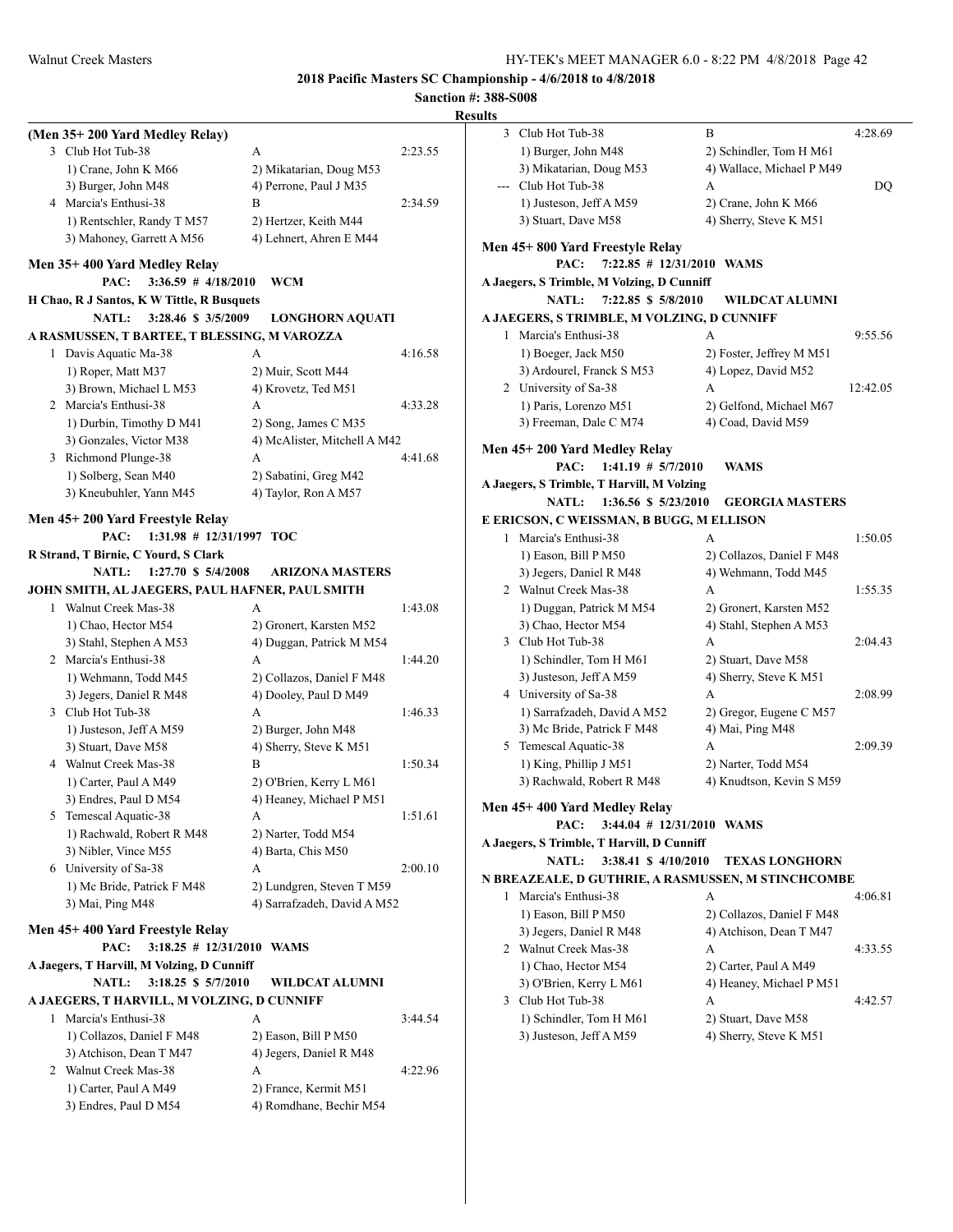**2018 Pacific Masters SC Championship - 4/6/2018 to 4/8/2018**

**Sanction #: 388-S008**

**Results**

**(Men 35+ 200 Yard Medley Relay)**

| | Team | Relay | Time |
|---|---|---|---|
| 3 | Club Hot Tub-38 | A | 2:23.55 |
| | 1) Crane, John K M66 | 2) Mikatarian, Doug M53 | |
| | 3) Burger, John M48 | 4) Perrone, Paul J M35 | |
| 4 | Marcia's Enthusi-38 | B | 2:34.59 |
| | 1) Rentschler, Randy T M57 | 2) Hertzer, Keith M44 | |
| | 3) Mahoney, Garrett A M56 | 4) Lehnert, Ahren E M44 | |

**Men 35+ 400 Yard Medley Relay**

**PAC: 3:36.59 # 4/18/2010 WCM**
**H Chao, R J Santos, K W Tittle, R Busquets**
**NATL: 3:28.46 $ 3/5/2009 LONGHORN AQUATI**
**A RASMUSSEN, T BARTEE, T BLESSING, M VAROZZA**

| | Team | Relay | Time |
|---|---|---|---|
| 1 | Davis Aquatic Ma-38 | A | 4:16.58 |
| | 1) Roper, Matt M37 | 2) Muir, Scott M44 | |
| | 3) Brown, Michael L M53 | 4) Krovetz, Ted M51 | |
| 2 | Marcia's Enthusi-38 | A | 4:33.28 |
| | 1) Durbin, Timothy D M41 | 2) Song, James C M35 | |
| | 3) Gonzales, Victor M38 | 4) McAlister, Mitchell A M42 | |
| 3 | Richmond Plunge-38 | A | 4:41.68 |
| | 1) Solberg, Sean M40 | 2) Sabatini, Greg M42 | |
| | 3) Kneubuhler, Yann M45 | 4) Taylor, Ron A M57 | |

**Men 45+ 200 Yard Freestyle Relay**

**PAC: 1:31.98 # 12/31/1997 TOC**
**R Strand, T Birnie, C Yourd, S Clark**
**NATL: 1:27.70 $ 5/4/2008 ARIZONA MASTERS**
**JOHN SMITH, AL JAEGERS, PAUL HAFNER, PAUL SMITH**

| | Team | Relay | Time |
|---|---|---|---|
| 1 | Walnut Creek Mas-38 | A | 1:43.08 |
| | 1) Chao, Hector M54 | 2) Gronert, Karsten M52 | |
| | 3) Stahl, Stephen A M53 | 4) Duggan, Patrick M M54 | |
| 2 | Marcia's Enthusi-38 | A | 1:44.20 |
| | 1) Wehmann, Todd M45 | 2) Collazos, Daniel F M48 | |
| | 3) Jegers, Daniel R M48 | 4) Dooley, Paul D M49 | |
| 3 | Club Hot Tub-38 | A | 1:46.33 |
| | 1) Justeson, Jeff A M59 | 2) Burger, John M48 | |
| | 3) Stuart, Dave M58 | 4) Sherry, Steve K M51 | |
| 4 | Walnut Creek Mas-38 | B | 1:50.34 |
| | 1) Carter, Paul A M49 | 2) O'Brien, Kerry L M61 | |
| | 3) Endres, Paul D M54 | 4) Heaney, Michael P M51 | |
| 5 | Temescal Aquatic-38 | A | 1:51.61 |
| | 1) Rachwald, Robert R M48 | 2) Narter, Todd M54 | |
| | 3) Nibler, Vince M55 | 4) Barta, Chis M50 | |
| 6 | University of Sa-38 | A | 2:00.10 |
| | 1) Mc Bride, Patrick F M48 | 2) Lundgren, Steven T M59 | |
| | 3) Mai, Ping M48 | 4) Sarrafzadeh, David A M52 | |

**Men 45+ 400 Yard Freestyle Relay**

**PAC: 3:18.25 # 12/31/2010 WAMS**
**A Jaegers, T Harvill, M Volzing, D Cunniff**
**NATL: 3:18.25 $ 5/7/2010 WILDCAT ALUMNI**
**A JAEGERS, T HARVILL, M VOLZING, D CUNNIFF**

| | Team | Relay | Time |
|---|---|---|---|
| 1 | Marcia's Enthusi-38 | A | 3:44.54 |
| | 1) Collazos, Daniel F M48 | 2) Eason, Bill P M50 | |
| | 3) Atchison, Dean T M47 | 4) Jegers, Daniel R M48 | |
| 2 | Walnut Creek Mas-38 | A | 4:22.96 |
| | 1) Carter, Paul A M49 | 2) France, Kermit M51 | |
| | 3) Endres, Paul D M54 | 4) Romdhane, Bechir M54 | |
| 3 | Club Hot Tub-38 | B | 4:28.69 |
| | 1) Burger, John M48 | 2) Schindler, Tom H M61 | |
| | 3) Mikatarian, Doug M53 | 4) Wallace, Michael P M49 | |
| --- | Club Hot Tub-38 | A | DQ |
| | 1) Justeson, Jeff A M59 | 2) Crane, John K M66 | |
| | 3) Stuart, Dave M58 | 4) Sherry, Steve K M51 | |

**Men 45+ 800 Yard Freestyle Relay**

**PAC: 7:22.85 # 12/31/2010 WAMS**
**A Jaegers, S Trimble, M Volzing, D Cunniff**
**NATL: 7:22.85 $ 5/8/2010 WILDCAT ALUMNI**
**A JAEGERS, S TRIMBLE, M VOLZING, D CUNNIFF**

| | Team | Relay | Time |
|---|---|---|---|
| 1 | Marcia's Enthusi-38 | A | 9:55.56 |
| | 1) Boeger, Jack M50 | 2) Foster, Jeffrey M M51 | |
| | 3) Ardourel, Franck S M53 | 4) Lopez, David M52 | |
| 2 | University of Sa-38 | A | 12:42.05 |
| | 1) Paris, Lorenzo M51 | 2) Gelfond, Michael M67 | |
| | 3) Freeman, Dale C M74 | 4) Coad, David M59 | |

**Men 45+ 200 Yard Medley Relay**

**PAC: 1:41.19 # 5/7/2010 WAMS**
**A Jaegers, S Trimble, T Harvill, M Volzing**
**NATL: 1:36.56 $ 5/23/2010 GEORGIA MASTERS**
**E ERICSON, C WEISSMAN, B BUGG, M ELLISON**

| | Team | Relay | Time |
|---|---|---|---|
| 1 | Marcia's Enthusi-38 | A | 1:50.05 |
| | 1) Eason, Bill P M50 | 2) Collazos, Daniel F M48 | |
| | 3) Jegers, Daniel R M48 | 4) Wehmann, Todd M45 | |
| 2 | Walnut Creek Mas-38 | A | 1:55.35 |
| | 1) Duggan, Patrick M M54 | 2) Gronert, Karsten M52 | |
| | 3) Chao, Hector M54 | 4) Stahl, Stephen A M53 | |
| 3 | Club Hot Tub-38 | A | 2:04.43 |
| | 1) Schindler, Tom H M61 | 2) Stuart, Dave M58 | |
| | 3) Justeson, Jeff A M59 | 4) Sherry, Steve K M51 | |
| 4 | University of Sa-38 | A | 2:08.99 |
| | 1) Sarrafzadeh, David A M52 | 2) Gregor, Eugene C M57 | |
| | 3) Mc Bride, Patrick F M48 | 4) Mai, Ping M48 | |
| 5 | Temescal Aquatic-38 | A | 2:09.39 |
| | 1) King, Phillip J M51 | 2) Narter, Todd M54 | |
| | 3) Rachwald, Robert R M48 | 4) Knudtson, Kevin S M59 | |

**Men 45+ 400 Yard Medley Relay**

**PAC: 3:44.04 # 12/31/2010 WAMS**
**A Jaegers, S Trimble, T Harvill, D Cunniff**
**NATL: 3:38.41 $ 4/10/2010 TEXAS LONGHORN**
**N BREAZEALE, D GUTHRIE, A RASMUSSEN, M STINCHCOMBE**

| | Team | Relay | Time |
|---|---|---|---|
| 1 | Marcia's Enthusi-38 | A | 4:06.81 |
| | 1) Eason, Bill P M50 | 2) Collazos, Daniel F M48 | |
| | 3) Jegers, Daniel R M48 | 4) Atchison, Dean T M47 | |
| 2 | Walnut Creek Mas-38 | A | 4:33.55 |
| | 1) Chao, Hector M54 | 2) Carter, Paul A M49 | |
| | 3) O'Brien, Kerry L M61 | 4) Heaney, Michael P M51 | |
| 3 | Club Hot Tub-38 | A | 4:42.57 |
| | 1) Schindler, Tom H M61 | 2) Stuart, Dave M58 | |
| | 3) Justeson, Jeff A M59 | 4) Sherry, Steve K M51 | |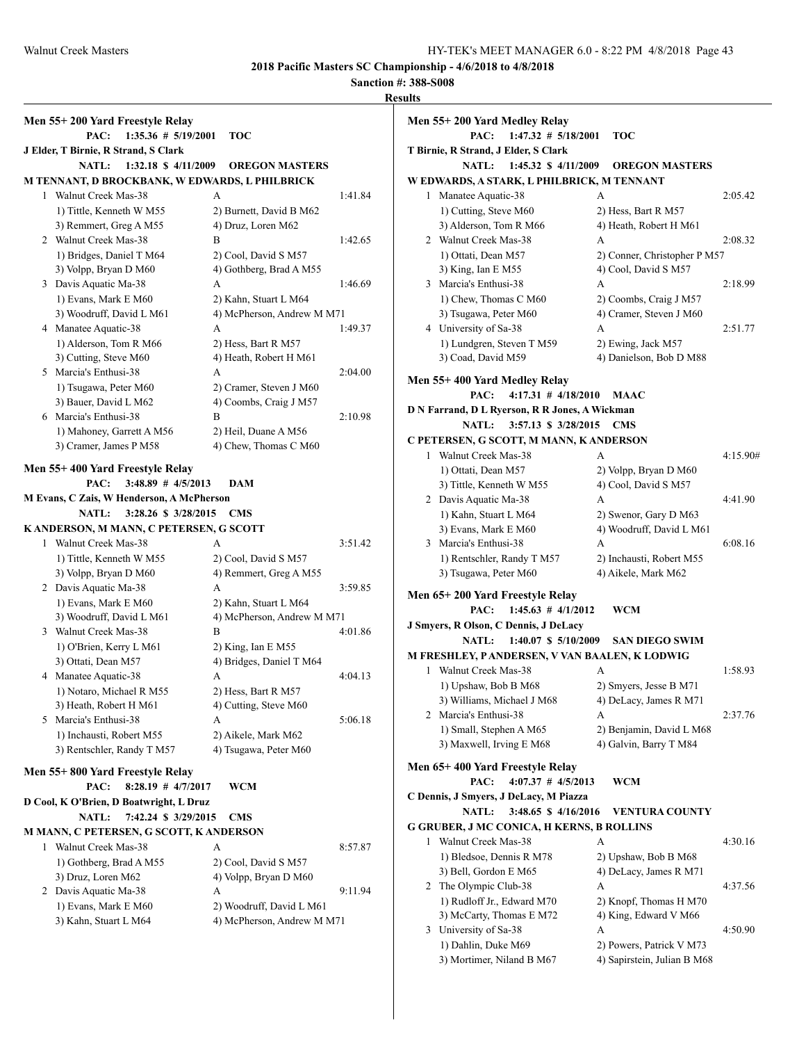**2018 Pacific Masters SC Championship - 4/6/2018 to 4/8/2018**

**Sanction #: 388-S008**

**Results**

### Men 55+ 200 Yard Freestyle Relay

PAC: 1:35.36 # 5/19/2001 TOC
J Elder, T Birnie, R Strand, S Clark

NATL: 1:32.18 $ 4/11/2009 OREGON MASTERS
M TENNANT, D BROCKBANK, W EDWARDS, L PHILBRICK

| Place | Team | Relay | Time |
|---|---|---|---|
| 1 | Walnut Creek Mas-38 | A | 1:41.84 |
| | 1) Tittle, Kenneth W M55 | 2) Burnett, David B M62 | |
| | 3) Remmert, Greg A M55 | 4) Druz, Loren M62 | |
| 2 | Walnut Creek Mas-38 | B | 1:42.65 |
| | 1) Bridges, Daniel T M64 | 2) Cool, David S M57 | |
| | 3) Volpp, Bryan D M60 | 4) Gothberg, Brad A M55 | |
| 3 | Davis Aquatic Ma-38 | A | 1:46.69 |
| | 1) Evans, Mark E M60 | 2) Kahn, Stuart L M64 | |
| | 3) Woodruff, David L M61 | 4) McPherson, Andrew M M71 | |
| 4 | Manatee Aquatic-38 | A | 1:49.37 |
| | 1) Alderson, Tom R M66 | 2) Hess, Bart R M57 | |
| | 3) Cutting, Steve M60 | 4) Heath, Robert H M61 | |
| 5 | Marcia's Enthusi-38 | A | 2:04.00 |
| | 1) Tsugawa, Peter M60 | 2) Cramer, Steven J M60 | |
| | 3) Bauer, David L M62 | 4) Coombs, Craig J M57 | |
| 6 | Marcia's Enthusi-38 | B | 2:10.98 |
| | 1) Mahoney, Garrett A M56 | 2) Heil, Duane A M56 | |
| | 3) Cramer, James P M58 | 4) Chew, Thomas C M60 | |

### Men 55+ 400 Yard Freestyle Relay

PAC: 3:48.89 # 4/5/2013 DAM
M Evans, C Zais, W Henderson, A McPherson

NATL: 3:28.26 $ 3/28/2015 CMS
K ANDERSON, M MANN, C PETERSEN, G SCOTT

| Place | Team | Relay | Time |
|---|---|---|---|
| 1 | Walnut Creek Mas-38 | A | 3:51.42 |
| | 1) Tittle, Kenneth W M55 | 2) Cool, David S M57 | |
| | 3) Volpp, Bryan D M60 | 4) Remmert, Greg A M55 | |
| 2 | Davis Aquatic Ma-38 | A | 3:59.85 |
| | 1) Evans, Mark E M60 | 2) Kahn, Stuart L M64 | |
| | 3) Woodruff, David L M61 | 4) McPherson, Andrew M M71 | |
| 3 | Walnut Creek Mas-38 | B | 4:01.86 |
| | 1) O'Brien, Kerry L M61 | 2) King, Ian E M55 | |
| | 3) Ottati, Dean M57 | 4) Bridges, Daniel T M64 | |
| 4 | Manatee Aquatic-38 | A | 4:04.13 |
| | 1) Notaro, Michael R M55 | 2) Hess, Bart R M57 | |
| | 3) Heath, Robert H M61 | 4) Cutting, Steve M60 | |
| 5 | Marcia's Enthusi-38 | A | 5:06.18 |
| | 1) Inchausti, Robert M55 | 2) Aikele, Mark M62 | |
| | 3) Rentschler, Randy T M57 | 4) Tsugawa, Peter M60 | |

### Men 55+ 800 Yard Freestyle Relay

PAC: 8:28.19 # 4/7/2017 WCM
D Cool, K O'Brien, D Boatwright, L Druz

NATL: 7:42.24 $ 3/29/2015 CMS
M MANN, C PETERSEN, G SCOTT, K ANDERSON

| Place | Team | Relay | Time |
|---|---|---|---|
| 1 | Walnut Creek Mas-38 | A | 8:57.87 |
| | 1) Gothberg, Brad A M55 | 2) Cool, David S M57 | |
| | 3) Druz, Loren M62 | 4) Volpp, Bryan D M60 | |
| 2 | Davis Aquatic Ma-38 | A | 9:11.94 |
| | 1) Evans, Mark E M60 | 2) Woodruff, David L M61 | |
| | 3) Kahn, Stuart L M64 | 4) McPherson, Andrew M M71 | |

### Men 55+ 200 Yard Medley Relay

PAC: 1:47.32 # 5/18/2001 TOC
T Birnie, R Strand, J Elder, S Clark

NATL: 1:45.32 $ 4/11/2009 OREGON MASTERS
W EDWARDS, A STARK, L PHILBRICK, M TENNANT

| Place | Team | Relay | Time |
|---|---|---|---|
| 1 | Manatee Aquatic-38 | A | 2:05.42 |
| | 1) Cutting, Steve M60 | 2) Hess, Bart R M57 | |
| | 3) Alderson, Tom R M66 | 4) Heath, Robert H M61 | |
| 2 | Walnut Creek Mas-38 | A | 2:08.32 |
| | 1) Ottati, Dean M57 | 2) Conner, Christopher P M57 | |
| | 3) King, Ian E M55 | 4) Cool, David S M57 | |
| 3 | Marcia's Enthusi-38 | A | 2:18.99 |
| | 1) Chew, Thomas C M60 | 2) Coombs, Craig J M57 | |
| | 3) Tsugawa, Peter M60 | 4) Cramer, Steven J M60 | |
| 4 | University of Sa-38 | A | 2:51.77 |
| | 1) Lundgren, Steven T M59 | 2) Ewing, Jack M57 | |
| | 3) Coad, David M59 | 4) Danielson, Bob D M88 | |

### Men 55+ 400 Yard Medley Relay

PAC: 4:17.31 # 4/18/2010 MAAC
D N Farrand, D L Ryerson, R R Jones, A Wickman

NATL: 3:57.13 $ 3/28/2015 CMS
C PETERSEN, G SCOTT, M MANN, K ANDERSON

| Place | Team | Relay | Time |
|---|---|---|---|
| 1 | Walnut Creek Mas-38 | A | 4:15.90# |
| | 1) Ottati, Dean M57 | 2) Volpp, Bryan D M60 | |
| | 3) Tittle, Kenneth W M55 | 4) Cool, David S M57 | |
| 2 | Davis Aquatic Ma-38 | A | 4:41.90 |
| | 1) Kahn, Stuart L M64 | 2) Swenor, Gary D M63 | |
| | 3) Evans, Mark E M60 | 4) Woodruff, David L M61 | |
| 3 | Marcia's Enthusi-38 | A | 6:08.16 |
| | 1) Rentschler, Randy T M57 | 2) Inchausti, Robert M55 | |
| | 3) Tsugawa, Peter M60 | 4) Aikele, Mark M62 | |

### Men 65+ 200 Yard Freestyle Relay

PAC: 1:45.63 # 4/1/2012 WCM
J Smyers, R Olson, C Dennis, J DeLacy

NATL: 1:40.07 $ 5/10/2009 SAN DIEGO SWIM
M FRESHLEY, P ANDERSEN, V VAN BAALEN, K LODWIG

| Place | Team | Relay | Time |
|---|---|---|---|
| 1 | Walnut Creek Mas-38 | A | 1:58.93 |
| | 1) Upshaw, Bob B M68 | 2) Smyers, Jesse B M71 | |
| | 3) Williams, Michael J M68 | 4) DeLacy, James R M71 | |
| 2 | Marcia's Enthusi-38 | A | 2:37.76 |
| | 1) Small, Stephen A M65 | 2) Benjamin, David L M68 | |
| | 3) Maxwell, Irving E M68 | 4) Galvin, Barry T M84 | |

### Men 65+ 400 Yard Freestyle Relay

PAC: 4:07.37 # 4/5/2013 WCM
C Dennis, J Smyers, J DeLacy, M Piazza

NATL: 3:48.65 $ 4/16/2016 VENTURA COUNTY
G GRUBER, J MC CONICA, H KERNS, B ROLLINS

| Place | Team | Relay | Time |
|---|---|---|---|
| 1 | Walnut Creek Mas-38 | A | 4:30.16 |
| | 1) Bledsoe, Dennis R M78 | 2) Upshaw, Bob B M68 | |
| | 3) Bell, Gordon E M65 | 4) DeLacy, James R M71 | |
| 2 | The Olympic Club-38 | A | 4:37.56 |
| | 1) Rudloff Jr., Edward M70 | 2) Knopf, Thomas H M70 | |
| | 3) McCarty, Thomas E M72 | 4) King, Edward V M66 | |
| 3 | University of Sa-38 | A | 4:50.90 |
| | 1) Dahlin, Duke M69 | 2) Powers, Patrick V M73 | |
| | 3) Mortimer, Niland B M67 | 4) Sapirstein, Julian B M68 | |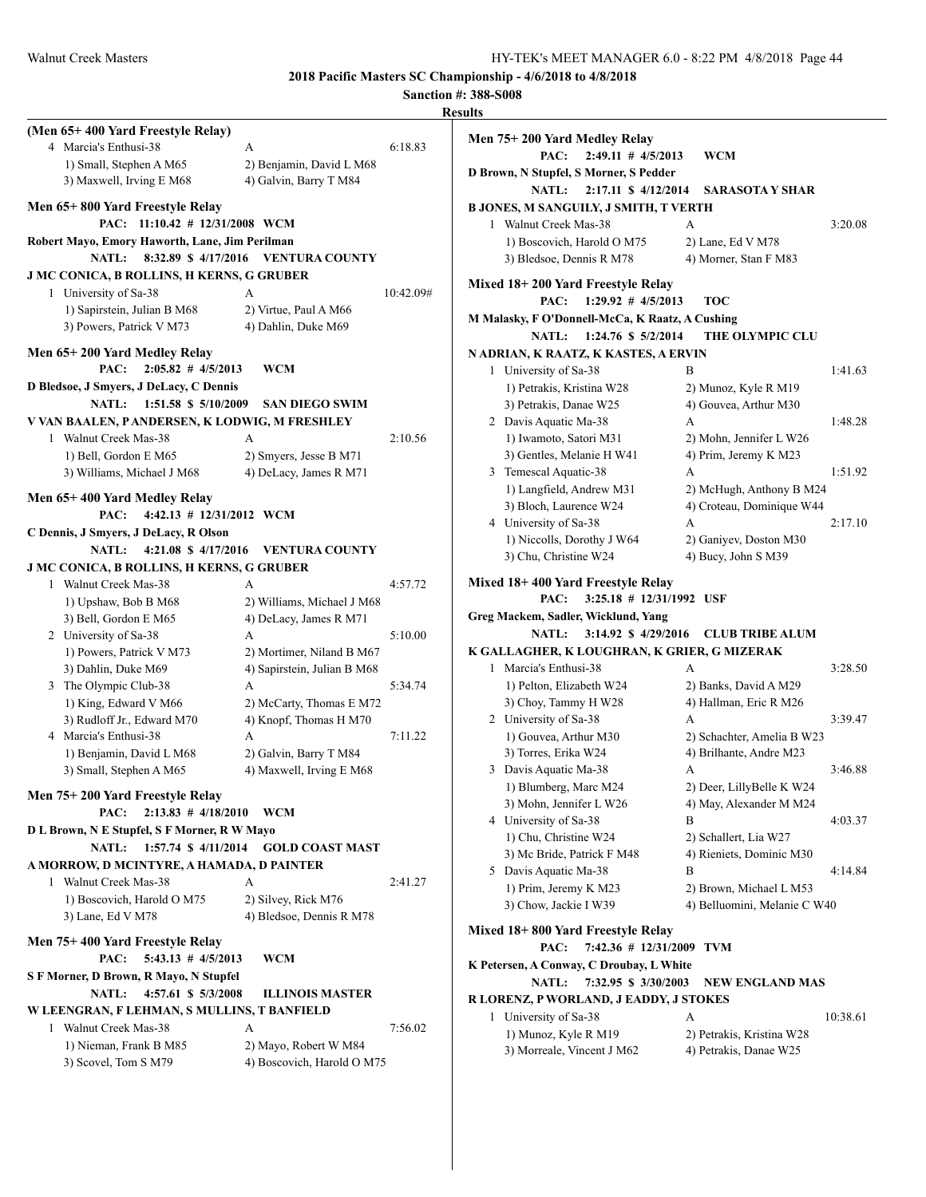**2018 Pacific Masters SC Championship - 4/6/2018 to 4/8/2018**

**Sanction #: 388-S008**

**Results**

### (Men 65+ 400 Yard Freestyle Relay)

4 Marcia's Enthusi-38 | A | 6:18.83
1) Small, Stephen A M65 | 2) Benjamin, David L M68
3) Maxwell, Irving E M68 | 4) Galvin, Barry T M84

### Men 65+ 800 Yard Freestyle Relay

**PAC: 11:10.42 # 12/31/2008 WCM**
**Robert Mayo, Emory Haworth, Lane, Jim Perilman**
**NATL: 8:32.89 $ 4/17/2016 VENTURA COUNTY**
**J MC CONICA, B ROLLINS, H KERNS, G GRUBER**

1 University of Sa-38 | A | 10:42.09#
1) Sapirstein, Julian B M68 | 2) Virtue, Paul A M66
3) Powers, Patrick V M73 | 4) Dahlin, Duke M69

### Men 65+ 200 Yard Medley Relay

**PAC: 2:05.82 # 4/5/2013 WCM**
**D Bledsoe, J Smyers, J DeLacy, C Dennis**
**NATL: 1:51.58 $ 5/10/2009 SAN DIEGO SWIM**
**V VAN BAALEN, P ANDERSEN, K LODWIG, M FRESHLEY**

1 Walnut Creek Mas-38 | A | 2:10.56
1) Bell, Gordon E M65 | 2) Smyers, Jesse B M71
3) Williams, Michael J M68 | 4) DeLacy, James R M71

### Men 65+ 400 Yard Medley Relay

**PAC: 4:42.13 # 12/31/2012 WCM**
**C Dennis, J Smyers, J DeLacy, R Olson**
**NATL: 4:21.08 $ 4/17/2016 VENTURA COUNTY**
**J MC CONICA, B ROLLINS, H KERNS, G GRUBER**

1 Walnut Creek Mas-38 | A | 4:57.72
1) Upshaw, Bob B M68 | 2) Williams, Michael J M68
3) Bell, Gordon E M65 | 4) DeLacy, James R M71

2 University of Sa-38 | A | 5:10.00
1) Powers, Patrick V M73 | 2) Mortimer, Niland B M67
3) Dahlin, Duke M69 | 4) Sapirstein, Julian B M68

3 The Olympic Club-38 | A | 5:34.74
1) King, Edward V M66 | 2) McCarty, Thomas E M72
3) Rudloff Jr., Edward M70 | 4) Knopf, Thomas H M70

4 Marcia's Enthusi-38 | A | 7:11.22
1) Benjamin, David L M68 | 2) Galvin, Barry T M84
3) Small, Stephen A M65 | 4) Maxwell, Irving E M68

### Men 75+ 200 Yard Freestyle Relay

**PAC: 2:13.83 # 4/18/2010 WCM**
**D L Brown, N E Stupfel, S F Morner, R W Mayo**
**NATL: 1:57.74 $ 4/11/2014 GOLD COAST MAST**
**A MORROW, D MCINTYRE, A HAMADA, D PAINTER**

1 Walnut Creek Mas-38 | A | 2:41.27
1) Boscovich, Harold O M75 | 2) Silvey, Rick M76
3) Lane, Ed V M78 | 4) Bledsoe, Dennis R M78

### Men 75+ 400 Yard Freestyle Relay

**PAC: 5:43.13 # 4/5/2013 WCM**
**S F Morner, D Brown, R Mayo, N Stupfel**
**NATL: 4:57.61 $ 5/3/2008 ILLINOIS MASTER**
**W LEENGRAN, F LEHMAN, S MULLINS, T BANFIELD**

1 Walnut Creek Mas-38 | A | 7:56.02
1) Nieman, Frank B M85 | 2) Mayo, Robert W M84
3) Scovel, Tom S M79 | 4) Boscovich, Harold O M75

### Men 75+ 200 Yard Medley Relay

**PAC: 2:49.11 # 4/5/2013 WCM**
**D Brown, N Stupfel, S Morner, S Pedder**
**NATL: 2:17.11 $ 4/12/2014 SARASOTA Y SHAR**
**B JONES, M SANGUILY, J SMITH, T VERTH**

1 Walnut Creek Mas-38 | A | 3:20.08
1) Boscovich, Harold O M75 | 2) Lane, Ed V M78
3) Bledsoe, Dennis R M78 | 4) Morner, Stan F M83

### Mixed 18+ 200 Yard Freestyle Relay

**PAC: 1:29.92 # 4/5/2013 TOC**
**M Malasky, F O'Donnell-McCa, K Raatz, A Cushing**
**NATL: 1:24.76 $ 5/2/2014 THE OLYMPIC CLU**
**N ADRIAN, K RAATZ, K KASTES, A ERVIN**

1 University of Sa-38 | B | 1:41.63
1) Petrakis, Kristina W28 | 2) Munoz, Kyle R M19
3) Petrakis, Danae W25 | 4) Gouvea, Arthur M30

2 Davis Aquatic Ma-38 | A | 1:48.28
1) Iwamoto, Satori M31 | 2) Mohn, Jennifer L W26
3) Gentles, Melanie H W41 | 4) Prim, Jeremy K M23

3 Temescal Aquatic-38 | A | 1:51.92
1) Langfield, Andrew M31 | 2) McHugh, Anthony B M24
3) Bloch, Laurence W24 | 4) Croteau, Dominique W44

4 University of Sa-38 | A | 2:17.10
1) Niccolls, Dorothy J W64 | 2) Ganiyev, Doston M30
3) Chu, Christine W24 | 4) Bucy, John S M39

### Mixed 18+ 400 Yard Freestyle Relay

**PAC: 3:25.18 # 12/31/1992 USF**
**Greg Mackem, Sadler, Wicklund, Yang**
**NATL: 3:14.92 $ 4/29/2016 CLUB TRIBE ALUM**
**K GALLAGHER, K LOUGHRAN, K GRIER, G MIZERAK**

1 Marcia's Enthusi-38 | A | 3:28.50
1) Pelton, Elizabeth W24 | 2) Banks, David A M29
3) Choy, Tammy H W28 | 4) Hallman, Eric R M26

2 University of Sa-38 | A | 3:39.47
1) Gouvea, Arthur M30 | 2) Schachter, Amelia B W23
3) Torres, Erika W24 | 4) Brilhante, Andre M23

3 Davis Aquatic Ma-38 | A | 3:46.88
1) Blumberg, Marc M24 | 2) Deer, LillyBelle K W24
3) Mohn, Jennifer L W26 | 4) May, Alexander M M24

4 University of Sa-38 | B | 4:03.37
1) Chu, Christine W24 | 2) Schallert, Lia W27
3) Mc Bride, Patrick F M48 | 4) Rieniets, Dominic M30

5 Davis Aquatic Ma-38 | B | 4:14.84
1) Prim, Jeremy K M23 | 2) Brown, Michael L M53
3) Chow, Jackie I W39 | 4) Belluomini, Melanie C W40

### Mixed 18+ 800 Yard Freestyle Relay

**PAC: 7:42.36 # 12/31/2009 TVM**
**K Petersen, A Conway, C Droubay, L White**
**NATL: 7:32.95 $ 3/30/2003 NEW ENGLAND MAS**
**R LORENZ, P WORLAND, J EADDY, J STOKES**

1 University of Sa-38 | A | 10:38.61
1) Munoz, Kyle R M19 | 2) Petrakis, Kristina W28
3) Morreale, Vincent J M62 | 4) Petrakis, Danae W25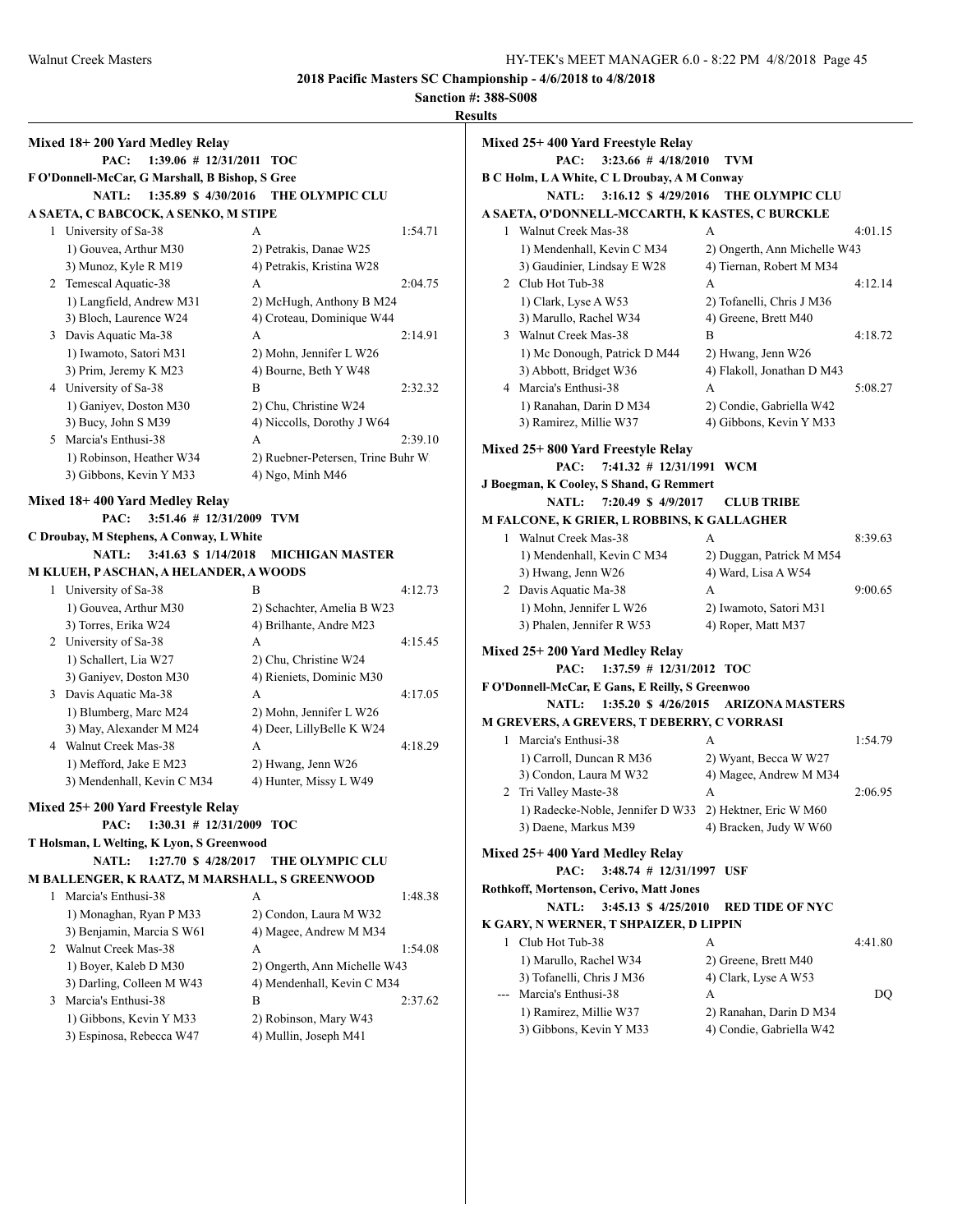**2018 Pacific Masters SC Championship - 4/6/2018 to 4/8/2018**

**Sanction #: 388-S008**

**Results**

## Mixed 18+ 200 Yard Medley Relay

PAC: 1:39.06 # 12/31/2011 TOC
F O'Donnell-McCar, G Marshall, B Bishop, S Gree
NATL: 1:35.89 $ 4/30/2016 THE OLYMPIC CLU
A SAETA, C BABCOCK, A SENKO, M STIPE

| Place | Team | Relay | Time |
|---|---|---|---|
| 1 | University of Sa-38 | A | 1:54.71 |
| | 1) Gouvea, Arthur M30 | 2) Petrakis, Danae W25 | |
| | 3) Munoz, Kyle R M19 | 4) Petrakis, Kristina W28 | |
| 2 | Temescal Aquatic-38 | A | 2:04.75 |
| | 1) Langfield, Andrew M31 | 2) McHugh, Anthony B M24 | |
| | 3) Bloch, Laurence W24 | 4) Croteau, Dominique W44 | |
| 3 | Davis Aquatic Ma-38 | A | 2:14.91 |
| | 1) Iwamoto, Satori M31 | 2) Mohn, Jennifer L W26 | |
| | 3) Prim, Jeremy K M23 | 4) Bourne, Beth Y W48 | |
| 4 | University of Sa-38 | B | 2:32.32 |
| | 1) Ganiyev, Doston M30 | 2) Chu, Christine W24 | |
| | 3) Bucy, John S M39 | 4) Niccolls, Dorothy J W64 | |
| 5 | Marcia's Enthusi-38 | A | 2:39.10 |
| | 1) Robinson, Heather W34 | 2) Ruebner-Petersen, Trine Buhr W | |
| | 3) Gibbons, Kevin Y M33 | 4) Ngo, Minh M46 | |

## Mixed 18+ 400 Yard Medley Relay

PAC: 3:51.46 # 12/31/2009 TVM
C Droubay, M Stephens, A Conway, L White
NATL: 3:41.63 $ 1/14/2018 MICHIGAN MASTER
M KLUEH, P ASCHAN, A HELANDER, A WOODS

| Place | Team | Relay | Time |
|---|---|---|---|
| 1 | University of Sa-38 | B | 4:12.73 |
| | 1) Gouvea, Arthur M30 | 2) Schachter, Amelia B W23 | |
| | 3) Torres, Erika W24 | 4) Brilhante, Andre M23 | |
| 2 | University of Sa-38 | A | 4:15.45 |
| | 1) Schallert, Lia W27 | 2) Chu, Christine W24 | |
| | 3) Ganiyev, Doston M30 | 4) Rieniets, Dominic M30 | |
| 3 | Davis Aquatic Ma-38 | A | 4:17.05 |
| | 1) Blumberg, Marc M24 | 2) Mohn, Jennifer L W26 | |
| | 3) May, Alexander M M24 | 4) Deer, LillyBelle K W24 | |
| 4 | Walnut Creek Mas-38 | A | 4:18.29 |
| | 1) Mefford, Jake E M23 | 2) Hwang, Jenn W26 | |
| | 3) Mendenhall, Kevin C M34 | 4) Hunter, Missy L W49 | |

## Mixed 25+ 200 Yard Freestyle Relay

PAC: 1:30.31 # 12/31/2009 TOC
T Holsman, L Welting, K Lyon, S Greenwood
NATL: 1:27.70 $ 4/28/2017 THE OLYMPIC CLU
M BALLENGER, K RAATZ, M MARSHALL, S GREENWOOD

| Place | Team | Relay | Time |
|---|---|---|---|
| 1 | Marcia's Enthusi-38 | A | 1:48.38 |
| | 1) Monaghan, Ryan P M33 | 2) Condon, Laura M W32 | |
| | 3) Benjamin, Marcia S W61 | 4) Magee, Andrew M M34 | |
| 2 | Walnut Creek Mas-38 | A | 1:54.08 |
| | 1) Boyer, Kaleb D M30 | 2) Ongerth, Ann Michelle W43 | |
| | 3) Darling, Colleen M W43 | 4) Mendenhall, Kevin C M34 | |
| 3 | Marcia's Enthusi-38 | B | 2:37.62 |
| | 1) Gibbons, Kevin Y M33 | 2) Robinson, Mary W43 | |
| | 3) Espinosa, Rebecca W47 | 4) Mullin, Joseph M41 | |

## Mixed 25+ 400 Yard Freestyle Relay

PAC: 3:23.66 # 4/18/2010 TVM
B C Holm, L A White, C L Droubay, A M Conway
NATL: 3:16.12 $ 4/29/2016 THE OLYMPIC CLU
A SAETA, O'DONNELL-MCCARTH, K KASTES, C BURCKLE

| Place | Team | Relay | Time |
|---|---|---|---|
| 1 | Walnut Creek Mas-38 | A | 4:01.15 |
| | 1) Mendenhall, Kevin C M34 | 2) Ongerth, Ann Michelle W43 | |
| | 3) Gaudinier, Lindsay E W28 | 4) Tiernan, Robert M M34 | |
| 2 | Club Hot Tub-38 | A | 4:12.14 |
| | 1) Clark, Lyse A W53 | 2) Tofanelli, Chris J M36 | |
| | 3) Marullo, Rachel W34 | 4) Greene, Brett M40 | |
| 3 | Walnut Creek Mas-38 | B | 4:18.72 |
| | 1) Mc Donough, Patrick D M44 | 2) Hwang, Jenn W26 | |
| | 3) Abbott, Bridget W36 | 4) Flakoll, Jonathan D M43 | |
| 4 | Marcia's Enthusi-38 | A | 5:08.27 |
| | 1) Ranahan, Darin D M34 | 2) Condie, Gabriella W42 | |
| | 3) Ramirez, Millie W37 | 4) Gibbons, Kevin Y M33 | |

## Mixed 25+ 800 Yard Freestyle Relay

PAC: 7:41.32 # 12/31/1991 WCM
J Boegman, K Cooley, S Shand, G Remmert
NATL: 7:20.49 $ 4/9/2017 CLUB TRIBE
M FALCONE, K GRIER, L ROBBINS, K GALLAGHER

| Place | Team | Relay | Time |
|---|---|---|---|
| 1 | Walnut Creek Mas-38 | A | 8:39.63 |
| | 1) Mendenhall, Kevin C M34 | 2) Duggan, Patrick M M54 | |
| | 3) Hwang, Jenn W26 | 4) Ward, Lisa A W54 | |
| 2 | Davis Aquatic Ma-38 | A | 9:00.65 |
| | 1) Mohn, Jennifer L W26 | 2) Iwamoto, Satori M31 | |
| | 3) Phalen, Jennifer R W53 | 4) Roper, Matt M37 | |

## Mixed 25+ 200 Yard Medley Relay

PAC: 1:37.59 # 12/31/2012 TOC
F O'Donnell-McCar, E Gans, E Reilly, S Greenwoo
NATL: 1:35.20 $ 4/26/2015 ARIZONA MASTERS
M GREVERS, A GREVERS, T DEBERRY, C VORRASI

| Place | Team | Relay | Time |
|---|---|---|---|
| 1 | Marcia's Enthusi-38 | A | 1:54.79 |
| | 1) Carroll, Duncan R M36 | 2) Wyant, Becca W W27 | |
| | 3) Condon, Laura M W32 | 4) Magee, Andrew M M34 | |
| 2 | Tri Valley Maste-38 | A | 2:06.95 |
| | 1) Radecke-Noble, Jennifer D W33 | 2) Hektner, Eric W M60 | |
| | 3) Daene, Markus M39 | 4) Bracken, Judy W W60 | |

## Mixed 25+ 400 Yard Medley Relay

PAC: 3:48.74 # 12/31/1997 USF
Rothkoff, Mortenson, Cerivo, Matt Jones
NATL: 3:45.13 $ 4/25/2010 RED TIDE OF NYC
K GARY, N WERNER, T SHPAIZER, D LIPPIN

| Place | Team | Relay | Time |
|---|---|---|---|
| 1 | Club Hot Tub-38 | A | 4:41.80 |
| | 1) Marullo, Rachel W34 | 2) Greene, Brett M40 | |
| | 3) Tofanelli, Chris J M36 | 4) Clark, Lyse A W53 | |
| --- | Marcia's Enthusi-38 | A | DQ |
| | 1) Ramirez, Millie W37 | 2) Ranahan, Darin D M34 | |
| | 3) Gibbons, Kevin Y M33 | 4) Condie, Gabriella W42 | |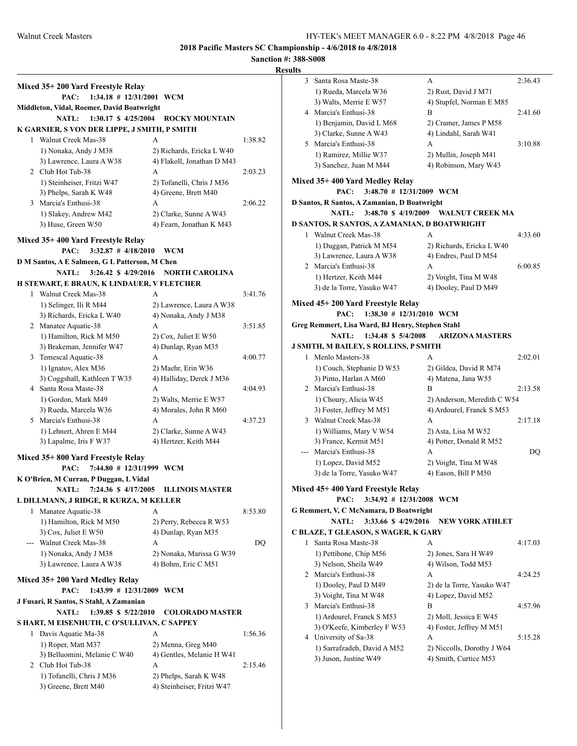**2018 Pacific Masters SC Championship - 4/6/2018 to 4/8/2018**

**Sanction #: 388-S008**

**Results**

### Mixed 35+ 200 Yard Freestyle Relay

PAC: 1:34.18 # 12/31/2001 WCM
Middleton, Vidal, Roemer, David Boatwright
NATL: 1:30.17 $ 4/25/2004 ROCKY MOUNTAIN
K GARNIER, S VON DER LIPPE, J SMITH, P SMITH

| Place | Team | Relay | Time |
|---|---|---|---|
| 1 | Walnut Creek Mas-38 | A | 1:38.82 |
| | 1) Nonaka, Andy J M38 | 2) Richards, Ericka L W40 | |
| | 3) Lawrence, Laura A W38 | 4) Flakoll, Jonathan D M43 | |
| 2 | Club Hot Tub-38 | A | 2:03.23 |
| | 1) Steinheiser, Fritzi W47 | 2) Tofanelli, Chris J M36 | |
| | 3) Phelps, Sarah K W48 | 4) Greene, Brett M40 | |
| 3 | Marcia's Enthusi-38 | A | 2:06.22 |
| | 1) Slakey, Andrew M42 | 2) Clarke, Sunne A W43 | |
| | 3) Huse, Green W50 | 4) Fearn, Jonathan K M43 | |

### Mixed 35+ 400 Yard Freestyle Relay

PAC: 3:32.87 # 4/18/2010 WCM
D M Santos, A E Salmeen, G L Patterson, M Chen
NATL: 3:26.42 $ 4/29/2016 NORTH CAROLINA
H STEWART, E BRAUN, K LINDAUER, V FLETCHER

| Place | Team | Relay | Time |
|---|---|---|---|
| 1 | Walnut Creek Mas-38 | A | 3:41.76 |
| | 1) Selinger, Ili R M44 | 2) Lawrence, Laura A W38 | |
| | 3) Richards, Ericka L W40 | 4) Nonaka, Andy J M38 | |
| 2 | Manatee Aquatic-38 | A | 3:51.85 |
| | 1) Hamilton, Rick M M50 | 2) Cox, Juliet E W50 | |
| | 3) Brakeman, Jennifer W47 | 4) Dunlap, Ryan M35 | |
| 3 | Temescal Aquatic-38 | A | 4:00.77 |
| | 1) Ignatov, Alex M36 | 2) Maehr, Erin W36 | |
| | 3) Coggshall, Kathleen T W35 | 4) Halliday, Derek J M36 | |
| 4 | Santa Rosa Maste-38 | A | 4:04.93 |
| | 1) Gordon, Mark M49 | 2) Walts, Merrie E W57 | |
| | 3) Rueda, Marcela W36 | 4) Morales, John R M60 | |
| 5 | Marcia's Enthusi-38 | A | 4:37.23 |
| | 1) Lehnert, Ahren E M44 | 2) Clarke, Sunne A W43 | |
| | 3) Lapalme, Iris F W37 | 4) Hertzer, Keith M44 | |

### Mixed 35+ 800 Yard Freestyle Relay

PAC: 7:44.80 # 12/31/1999 WCM
K O'Brien, M Curran, P Duggan, L Vidal
NATL: 7:24.36 $ 4/17/2005 ILLINOIS MASTER
L DILLMANN, J RIDGE, R KURZA, M KELLER

| Place | Team | Relay | Time |
|---|---|---|---|
| 1 | Manatee Aquatic-38 | A | 8:53.80 |
| | 1) Hamilton, Rick M M50 | 2) Perry, Rebecca R W53 | |
| | 3) Cox, Juliet E W50 | 4) Dunlap, Ryan M35 | |
| --- | Walnut Creek Mas-38 | A | DQ |
| | 1) Nonaka, Andy J M38 | 2) Nonaka, Marissa G W39 | |
| | 3) Lawrence, Laura A W38 | 4) Bohm, Eric C M51 | |

### Mixed 35+ 200 Yard Medley Relay

PAC: 1:43.99 # 12/31/2009 WCM
J Fusari, R Santos, S Stahl, A Zamanian
NATL: 1:39.85 $ 5/22/2010 COLORADO MASTER
S HART, M EISENHUTH, C O'SULLIVAN, C SAPPEY

| Place | Team | Relay | Time |
|---|---|---|---|
| 1 | Davis Aquatic Ma-38 | A | 1:56.36 |
| | 1) Roper, Matt M37 | 2) Menna, Greg M40 | |
| | 3) Belluomini, Melanie C W40 | 4) Gentles, Melanie H W41 | |
| 2 | Club Hot Tub-38 | A | 2:15.46 |
| | 1) Tofanelli, Chris J M36 | 2) Phelps, Sarah K W48 | |
| | 3) Greene, Brett M40 | 4) Steinheiser, Fritzi W47 | |
| 3 | Santa Rosa Maste-38 | A | 2:36.43 |
| | 1) Rueda, Marcela W36 | 2) Rust, David J M71 | |
| | 3) Walts, Merrie E W57 | 4) Stupfel, Norman E M85 | |
| 4 | Marcia's Enthusi-38 | B | 2:41.60 |
| | 1) Benjamin, David L M68 | 2) Cramer, James P M58 | |
| | 3) Clarke, Sunne A W43 | 4) Lindahl, Sarah W41 | |
| 5 | Marcia's Enthusi-38 | A | 3:10.88 |
| | 1) Ramirez, Millie W37 | 2) Mullin, Joseph M41 | |
| | 3) Sanchez, Juan M M44 | 4) Robinson, Mary W43 | |

### Mixed 35+ 400 Yard Medley Relay

PAC: 3:48.70 # 12/31/2009 WCM
D Santos, R Santos, A Zamanian, D Boatwright
NATL: 3:48.70 $ 4/19/2009 WALNUT CREEK MA
D SANTOS, R SANTOS, A ZAMANIAN, D BOATWRIGHT

| Place | Team | Relay | Time |
|---|---|---|---|
| 1 | Walnut Creek Mas-38 | A | 4:33.60 |
| | 1) Duggan, Patrick M M54 | 2) Richards, Ericka L W40 | |
| | 3) Lawrence, Laura A W38 | 4) Endres, Paul D M54 | |
| 2 | Marcia's Enthusi-38 | A | 6:00.85 |
| | 1) Hertzer, Keith M44 | 2) Voight, Tina M W48 | |
| | 3) de la Torre, Yasuko W47 | 4) Dooley, Paul D M49 | |

### Mixed 45+ 200 Yard Freestyle Relay

PAC: 1:38.30 # 12/31/2010 WCM
Greg Remmert, Lisa Ward, BJ Henry, Stephen Stahl
NATL: 1:34.48 $ 5/4/2008 ARIZONA MASTERS
J SMITH, M BAILEY, S ROLLINS, P SMITH

| Place | Team | Relay | Time |
|---|---|---|---|
| 1 | Menlo Masters-38 | A | 2:02.01 |
| | 1) Couch, Stephanie D W53 | 2) Gildea, David R M74 | |
| | 3) Pinto, Harlan A M60 | 4) Matena, Jana W55 | |
| 2 | Marcia's Enthusi-38 | B | 2:13.58 |
| | 1) Choury, Alicia W45 | 2) Anderson, Meredith C W54 | |
| | 3) Foster, Jeffrey M M51 | 4) Ardourel, Franck S M53 | |
| 3 | Walnut Creek Mas-38 | A | 2:17.18 |
| | 1) Williams, Mary V W54 | 2) Asta, Lisa M W52 | |
| | 3) France, Kermit M51 | 4) Potter, Donald R M52 | |
| --- | Marcia's Enthusi-38 | A | DQ |
| | 1) Lopez, David M52 | 2) Voight, Tina M W48 | |
| | 3) de la Torre, Yasuko W47 | 4) Eason, Bill P M50 | |

### Mixed 45+ 400 Yard Freestyle Relay

PAC: 3:34.92 # 12/31/2008 WCM
G Remmert, V, C McNamara, D Boatwright
NATL: 3:33.66 $ 4/29/2016 NEW YORK ATHLET
C BLAZE, T GLEASON, S WAGER, K GARY

| Place | Team | Relay | Time |
|---|---|---|---|
| 1 | Santa Rosa Maste-38 | A | 4:17.03 |
| | 1) Pettibone, Chip M56 | 2) Jones, Sara H W49 | |
| | 3) Nelson, Sheila W49 | 4) Wilson, Todd M53 | |
| 2 | Marcia's Enthusi-38 | A | 4:24.25 |
| | 1) Dooley, Paul D M49 | 2) de la Torre, Yasuko W47 | |
| | 3) Voight, Tina M W48 | 4) Lopez, David M52 | |
| 3 | Marcia's Enthusi-38 | B | 4:57.96 |
| | 1) Ardourel, Franck S M53 | 2) Moll, Jessica E W45 | |
| | 3) O'Keefe, Kimberley F W53 | 4) Foster, Jeffrey M M51 | |
| 4 | University of Sa-38 | A | 5:15.28 |
| | 1) Sarrafzadeh, David A M52 | 2) Niccolls, Dorothy J W64 | |
| | 3) Juson, Justine W49 | 4) Smith, Curtice M53 | |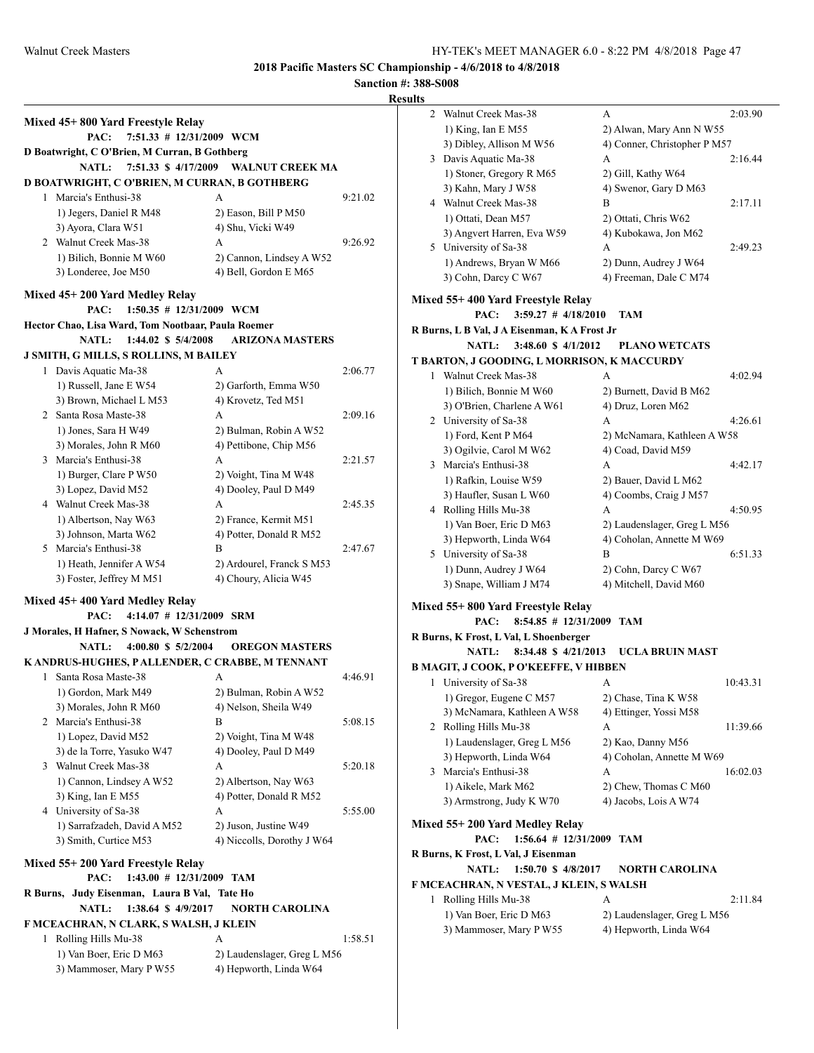**2018 Pacific Masters SC Championship - 4/6/2018 to 4/8/2018**

**Sanction #: 388-S008**

**Results**

### Mixed 45+ 800 Yard Freestyle Relay

**PAC: 7:51.33 # 12/31/2009 WCM**
**D Boatwright, C O'Brien, M Curran, B Gothberg**
**NATL: 7:51.33 $ 4/17/2009 WALNUT CREEK MA**
**D BOATWRIGHT, C O'BRIEN, M CURRAN, B GOTHBERG**

| | Team | Relay | Finals Time |
|---|---|---|---|
| 1 | Marcia's Enthusi-38 | A | 9:21.02 |
| | 1) Jegers, Daniel R M48 | 2) Eason, Bill P M50 | |
| | 3) Ayora, Clara W51 | 4) Shu, Vicki W49 | |
| 2 | Walnut Creek Mas-38 | A | 9:26.92 |
| | 1) Bilich, Bonnie M W60 | 2) Cannon, Lindsey A W52 | |
| | 3) Londeree, Joe M50 | 4) Bell, Gordon E M65 | |

### Mixed 45+ 200 Yard Medley Relay

**PAC: 1:50.35 # 12/31/2009 WCM**
**Hector Chao, Lisa Ward, Tom Nootbaar, Paula Roemer**
**NATL: 1:44.02 $ 5/4/2008 ARIZONA MASTERS**
**J SMITH, G MILLS, S ROLLINS, M BAILEY**

| | Team | Relay | Finals Time |
|---|---|---|---|
| 1 | Davis Aquatic Ma-38 | A | 2:06.77 |
| | 1) Russell, Jane E W54 | 2) Garforth, Emma W50 | |
| | 3) Brown, Michael L M53 | 4) Krovetz, Ted M51 | |
| 2 | Santa Rosa Maste-38 | A | 2:09.16 |
| | 1) Jones, Sara H W49 | 2) Bulman, Robin A W52 | |
| | 3) Morales, John R M60 | 4) Pettibone, Chip M56 | |
| 3 | Marcia's Enthusi-38 | A | 2:21.57 |
| | 1) Burger, Clare P W50 | 2) Voight, Tina M W48 | |
| | 3) Lopez, David M52 | 4) Dooley, Paul D M49 | |
| 4 | Walnut Creek Mas-38 | A | 2:45.35 |
| | 1) Albertson, Nay W63 | 2) France, Kermit M51 | |
| | 3) Johnson, Marta W62 | 4) Potter, Donald R M52 | |
| 5 | Marcia's Enthusi-38 | B | 2:47.67 |
| | 1) Heath, Jennifer A W54 | 2) Ardourel, Franck S M53 | |
| | 3) Foster, Jeffrey M M51 | 4) Choury, Alicia W45 | |

### Mixed 45+ 400 Yard Medley Relay

**PAC: 4:14.07 # 12/31/2009 SRM**
**J Morales, H Hafner, S Nowack, W Schenstrom**
**NATL: 4:00.80 $ 5/2/2004 OREGON MASTERS**
**K ANDRUS-HUGHES, P ALLENDER, C CRABBE, M TENNANT**

| | Team | Relay | Finals Time |
|---|---|---|---|
| 1 | Santa Rosa Maste-38 | A | 4:46.91 |
| | 1) Gordon, Mark M49 | 2) Bulman, Robin A W52 | |
| | 3) Morales, John R M60 | 4) Nelson, Sheila W49 | |
| 2 | Marcia's Enthusi-38 | B | 5:08.15 |
| | 1) Lopez, David M52 | 2) Voight, Tina M W48 | |
| | 3) de la Torre, Yasuko W47 | 4) Dooley, Paul D M49 | |
| 3 | Walnut Creek Mas-38 | A | 5:20.18 |
| | 1) Cannon, Lindsey A W52 | 2) Albertson, Nay W63 | |
| | 3) King, Ian E M55 | 4) Potter, Donald R M52 | |
| 4 | University of Sa-38 | A | 5:55.00 |
| | 1) Sarrafzadeh, David A M52 | 2) Juson, Justine W49 | |
| | 3) Smith, Curtice M53 | 4) Niccolls, Dorothy J W64 | |

### Mixed 55+ 200 Yard Freestyle Relay

**PAC: 1:43.00 # 12/31/2009 TAM**
**R Burns, Judy Eisenman, Laura B Val, Tate Ho**
**NATL: 1:38.64 $ 4/9/2017 NORTH CAROLINA**
**F MCEACHRAN, N CLARK, S WALSH, J KLEIN**

| | Team | Relay | Finals Time |
|---|---|---|---|
| 1 | Rolling Hills Mu-38 | A | 1:58.51 |
| | 1) Van Boer, Eric D M63 | 2) Laudenslager, Greg L M56 | |
| | 3) Mammoser, Mary P W55 | 4) Hepworth, Linda W64 | |
| 2 | Walnut Creek Mas-38 | A | 2:03.90 |
| | 1) King, Ian E M55 | 2) Alwan, Mary Ann N W55 | |
| | 3) Dibley, Allison M W56 | 4) Conner, Christopher P M57 | |
| 3 | Davis Aquatic Ma-38 | A | 2:16.44 |
| | 1) Stoner, Gregory R M65 | 2) Gill, Kathy W64 | |
| | 3) Kahn, Mary J W58 | 4) Swenor, Gary D M63 | |
| 4 | Walnut Creek Mas-38 | B | 2:17.11 |
| | 1) Ottati, Dean M57 | 2) Ottati, Chris W62 | |
| | 3) Angvert Harren, Eva W59 | 4) Kubokawa, Jon M62 | |
| 5 | University of Sa-38 | A | 2:49.23 |
| | 1) Andrews, Bryan W M66 | 2) Dunn, Audrey J W64 | |
| | 3) Cohn, Darcy C W67 | 4) Freeman, Dale C M74 | |

### Mixed 55+ 400 Yard Freestyle Relay

**PAC: 3:59.27 # 4/18/2010 TAM**
**R Burns, L B Val, J A Eisenman, K A Frost Jr**
**NATL: 3:48.60 $ 4/1/2012 PLANO WETCATS**
**T BARTON, J GOODING, L MORRISON, K MACCURDY**

| | Team | Relay | Finals Time |
|---|---|---|---|
| 1 | Walnut Creek Mas-38 | A | 4:02.94 |
| | 1) Bilich, Bonnie M W60 | 2) Burnett, David B M62 | |
| | 3) O'Brien, Charlene A W61 | 4) Druz, Loren M62 | |
| 2 | University of Sa-38 | A | 4:26.61 |
| | 1) Ford, Kent P M64 | 2) McNamara, Kathleen A W58 | |
| | 3) Ogilvie, Carol M W62 | 4) Coad, David M59 | |
| 3 | Marcia's Enthusi-38 | A | 4:42.17 |
| | 1) Rafkin, Louise W59 | 2) Bauer, David L M62 | |
| | 3) Haufler, Susan L W60 | 4) Coombs, Craig J M57 | |
| 4 | Rolling Hills Mu-38 | A | 4:50.95 |
| | 1) Van Boer, Eric D M63 | 2) Laudenslager, Greg L M56 | |
| | 3) Hepworth, Linda W64 | 4) Coholan, Annette M W69 | |
| 5 | University of Sa-38 | B | 6:51.33 |
| | 1) Dunn, Audrey J W64 | 2) Cohn, Darcy C W67 | |
| | 3) Snape, William J M74 | 4) Mitchell, David M60 | |

### Mixed 55+ 800 Yard Freestyle Relay

**PAC: 8:54.85 # 12/31/2009 TAM**
**R Burns, K Frost, L Val, L Shoenberger**
**NATL: 8:34.48 $ 4/21/2013 UCLA BRUIN MAST**
**B MAGIT, J COOK, P O'KEEFFE, V HIBBEN**

| | Team | Relay | Finals Time |
|---|---|---|---|
| 1 | University of Sa-38 | A | 10:43.31 |
| | 1) Gregor, Eugene C M57 | 2) Chase, Tina K W58 | |
| | 3) McNamara, Kathleen A W58 | 4) Ettinger, Yossi M58 | |
| 2 | Rolling Hills Mu-38 | A | 11:39.66 |
| | 1) Laudenslager, Greg L M56 | 2) Kao, Danny M56 | |
| | 3) Hepworth, Linda W64 | 4) Coholan, Annette M W69 | |
| 3 | Marcia's Enthusi-38 | A | 16:02.03 |
| | 1) Aikele, Mark M62 | 2) Chew, Thomas C M60 | |
| | 3) Armstrong, Judy K W70 | 4) Jacobs, Lois A W74 | |

### Mixed 55+ 200 Yard Medley Relay

**PAC: 1:56.64 # 12/31/2009 TAM**
**R Burns, K Frost, L Val, J Eisenman**
**NATL: 1:50.70 $ 4/8/2017 NORTH CAROLINA**
**F MCEACHRAN, N VESTAL, J KLEIN, S WALSH**

| | Team | Relay | Finals Time |
|---|---|---|---|
| 1 | Rolling Hills Mu-38 | A | 2:11.84 |
| | 1) Van Boer, Eric D M63 | 2) Laudenslager, Greg L M56 | |
| | 3) Mammoser, Mary P W55 | 4) Hepworth, Linda W64 | |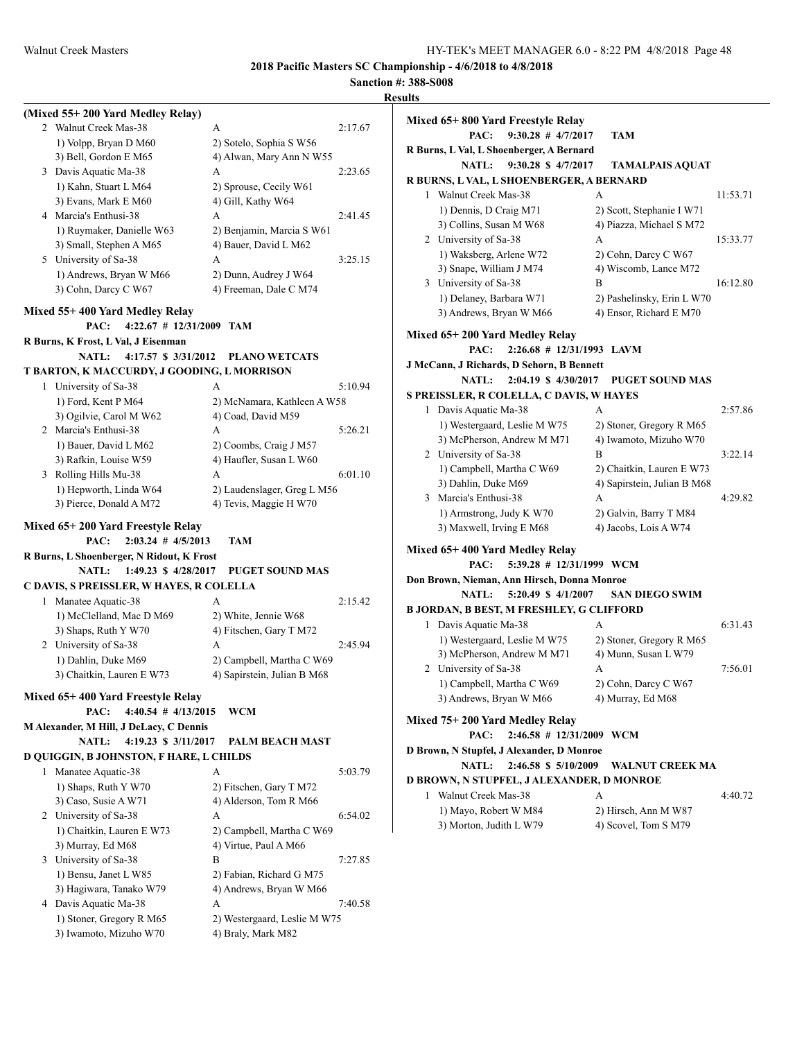**2018 Pacific Masters SC Championship - 4/6/2018 to 4/8/2018**

**Sanction #: 388-S008**

**Results**

**(Mixed 55+ 200 Yard Medley Relay)**

2 Walnut Creek Mas-38 — A — 2:17.67
1) Volpp, Bryan D M60 — 2) Sotelo, Sophia S W56
3) Bell, Gordon E M65 — 4) Alwan, Mary Ann N W55

3 Davis Aquatic Ma-38 — A — 2:23.65
1) Kahn, Stuart L M64 — 2) Sprouse, Cecily W61
3) Evans, Mark E M60 — 4) Gill, Kathy W64

4 Marcia's Enthusi-38 — A — 2:41.45
1) Ruymaker, Danielle W63 — 2) Benjamin, Marcia S W61
3) Small, Stephen A M65 — 4) Bauer, David L M62

5 University of Sa-38 — A — 3:25.15
1) Andrews, Bryan W M66 — 2) Dunn, Audrey J W64
3) Cohn, Darcy C W67 — 4) Freeman, Dale C M74

**Mixed 55+ 400 Yard Medley Relay**

PAC: 4:22.67 # 12/31/2009 TAM
R Burns, K Frost, L Val, J Eisenman
NATL: 4:17.57 $ 3/31/2012 PLANO WETCATS
T BARTON, K MACCURDY, J GOODING, L MORRISON

1 University of Sa-38 — A — 5:10.94
1) Ford, Kent P M64 — 2) McNamara, Kathleen A W58
3) Ogilvie, Carol M W62 — 4) Coad, David M59

2 Marcia's Enthusi-38 — A — 5:26.21
1) Bauer, David L M62 — 2) Coombs, Craig J M57
3) Rafkin, Louise W59 — 4) Haufler, Susan L W60

3 Rolling Hills Mu-38 — A — 6:01.10
1) Hepworth, Linda W64 — 2) Laudenslager, Greg L M56
3) Pierce, Donald A M72 — 4) Tevis, Maggie H W70

**Mixed 65+ 200 Yard Freestyle Relay**

PAC: 2:03.24 # 4/5/2013 TAM
R Burns, L Shoenberger, N Ridout, K Frost
NATL: 1:49.23 $ 4/28/2017 PUGET SOUND MAS
C DAVIS, S PREISSLER, W HAYES, R COLELLA

1 Manatee Aquatic-38 — A — 2:15.42
1) McClelland, Mac D M69 — 2) White, Jennie W68
3) Shaps, Ruth Y W70 — 4) Fitschen, Gary T M72

2 University of Sa-38 — A — 2:45.94
1) Dahlin, Duke M69 — 2) Campbell, Martha C W69
3) Chaitkin, Lauren E W73 — 4) Sapirstein, Julian B M68

**Mixed 65+ 400 Yard Freestyle Relay**

PAC: 4:40.54 # 4/13/2015 WCM
M Alexander, M Hill, J DeLacy, C Dennis
NATL: 4:19.23 $ 3/11/2017 PALM BEACH MAST
D QUIGGIN, B JOHNSTON, F HARE, L CHILDS

1 Manatee Aquatic-38 — A — 5:03.79
1) Shaps, Ruth Y W70 — 2) Fitschen, Gary T M72
3) Caso, Susie A W71 — 4) Alderson, Tom R M66

2 University of Sa-38 — A — 6:54.02
1) Chaitkin, Lauren E W73 — 2) Campbell, Martha C W69
3) Murray, Ed M68 — 4) Virtue, Paul A M66

3 University of Sa-38 — B — 7:27.85
1) Bensu, Janet L W85 — 2) Fabian, Richard G M75
3) Hagiwara, Tanako W79 — 4) Andrews, Bryan W M66

4 Davis Aquatic Ma-38 — A — 7:40.58
1) Stoner, Gregory R M65 — 2) Westergaard, Leslie M W75
3) Iwamoto, Mizuho W70 — 4) Braly, Mark M82

**Mixed 65+ 800 Yard Freestyle Relay**

PAC: 9:30.28 # 4/7/2017 TAM
R Burns, L Val, L Shoenberger, A Bernard
NATL: 9:30.28 $ 4/7/2017 TAMALPAIS AQUAT
R BURNS, L VAL, L SHOENBERGER, A BERNARD

1 Walnut Creek Mas-38 — A — 11:53.71
1) Dennis, D Craig M71 — 2) Scott, Stephanie I W71
3) Collins, Susan M W68 — 4) Piazza, Michael S M72

2 University of Sa-38 — A — 15:33.77
1) Waksberg, Arlene W72 — 2) Cohn, Darcy C W67
3) Snape, William J M74 — 4) Wiscomb, Lance M72

3 University of Sa-38 — B — 16:12.80
1) Delaney, Barbara W71 — 2) Pashelinsky, Erin L W70
3) Andrews, Bryan W M66 — 4) Ensor, Richard E M70

**Mixed 65+ 200 Yard Medley Relay**

PAC: 2:26.68 # 12/31/1993 LAVM
J McCann, J Richards, D Sehorn, B Bennett
NATL: 2:04.19 $ 4/30/2017 PUGET SOUND MAS
S PREISSLER, R COLELLA, C DAVIS, W HAYES

1 Davis Aquatic Ma-38 — A — 2:57.86
1) Westergaard, Leslie M W75 — 2) Stoner, Gregory R M65
3) McPherson, Andrew M M71 — 4) Iwamoto, Mizuho W70

2 University of Sa-38 — B — 3:22.14
1) Campbell, Martha C W69 — 2) Chaitkin, Lauren E W73
3) Dahlin, Duke M69 — 4) Sapirstein, Julian B M68

3 Marcia's Enthusi-38 — A — 4:29.82
1) Armstrong, Judy K W70 — 2) Galvin, Barry T M84
3) Maxwell, Irving E M68 — 4) Jacobs, Lois A W74

**Mixed 65+ 400 Yard Medley Relay**

PAC: 5:39.28 # 12/31/1999 WCM
Don Brown, Nieman, Ann Hirsch, Donna Monroe
NATL: 5:20.49 $ 4/1/2007 SAN DIEGO SWIM
B JORDAN, B BEST, M FRESHLEY, G CLIFFORD

1 Davis Aquatic Ma-38 — A — 6:31.43
1) Westergaard, Leslie M W75 — 2) Stoner, Gregory R M65
3) McPherson, Andrew M M71 — 4) Munn, Susan L W79

2 University of Sa-38 — A — 7:56.01
1) Campbell, Martha C W69 — 2) Cohn, Darcy C W67
3) Andrews, Bryan W M66 — 4) Murray, Ed M68

**Mixed 75+ 200 Yard Medley Relay**

PAC: 2:46.58 # 12/31/2009 WCM
D Brown, N Stupfel, J Alexander, D Monroe
NATL: 2:46.58 $ 5/10/2009 WALNUT CREEK MA
D BROWN, N STUPFEL, J ALEXANDER, D MONROE

1 Walnut Creek Mas-38 — A — 4:40.72
1) Mayo, Robert W M84 — 2) Hirsch, Ann M W87
3) Morton, Judith L W79 — 4) Scovel, Tom S M79